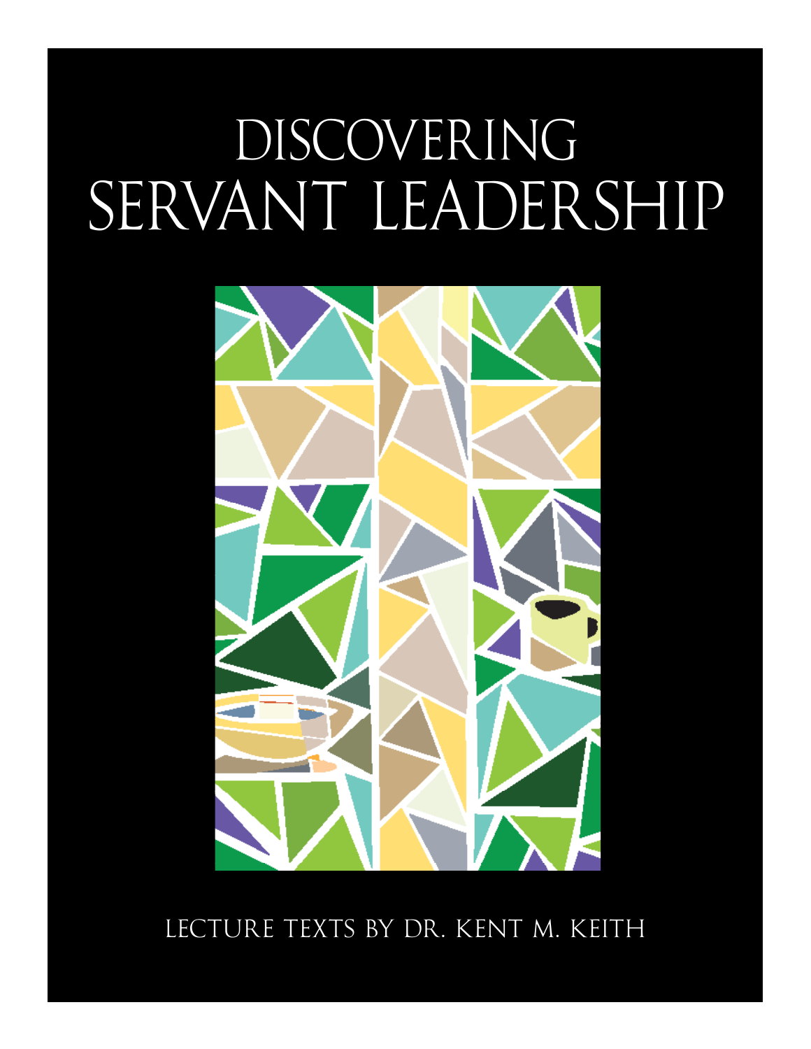# DISCOVERING SERVANT LEADERSHIP

LECTURE TEXTS BY DR. KENT M. KEITH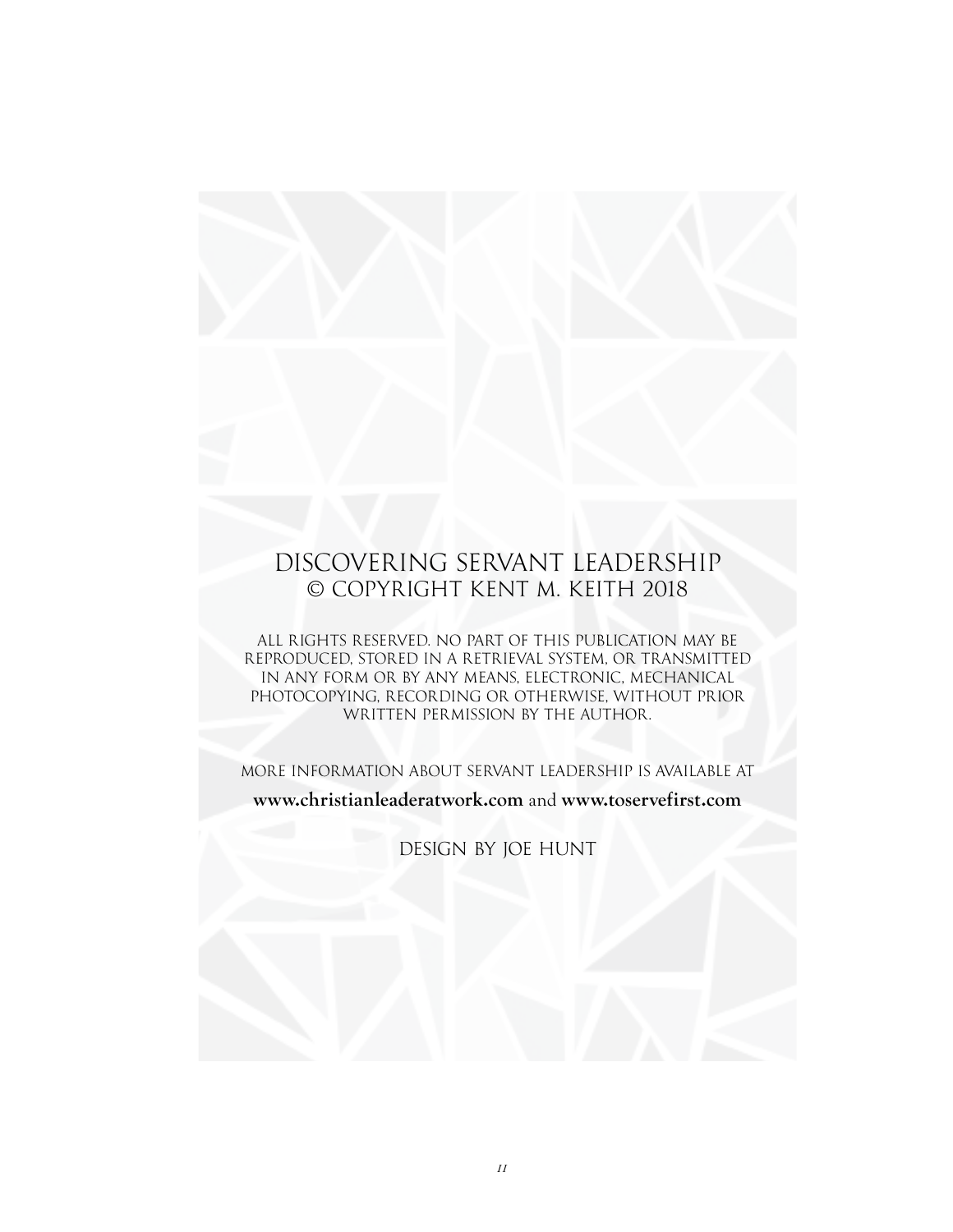DISCOVERING SERVANT LEADERSHIP
© COPYRIGHT KENT M. KEITH 2018

ALL RIGHTS RESERVED. NO PART OF THIS PUBLICATION MAY BE REPRODUCED, STORED IN A RETRIEVAL SYSTEM, OR TRANSMITTED IN ANY FORM OR BY ANY MEANS, ELECTRONIC, MECHANICAL PHOTOCOPYING, RECORDING OR OTHERWISE, WITHOUT PRIOR WRITTEN PERMISSION BY THE AUTHOR.

MORE INFORMATION ABOUT SERVANT LEADERSHIP IS AVAILABLE AT
**www.christianleaderatwork.com** and **www.toservefirst.com**

DESIGN BY JOE HUNT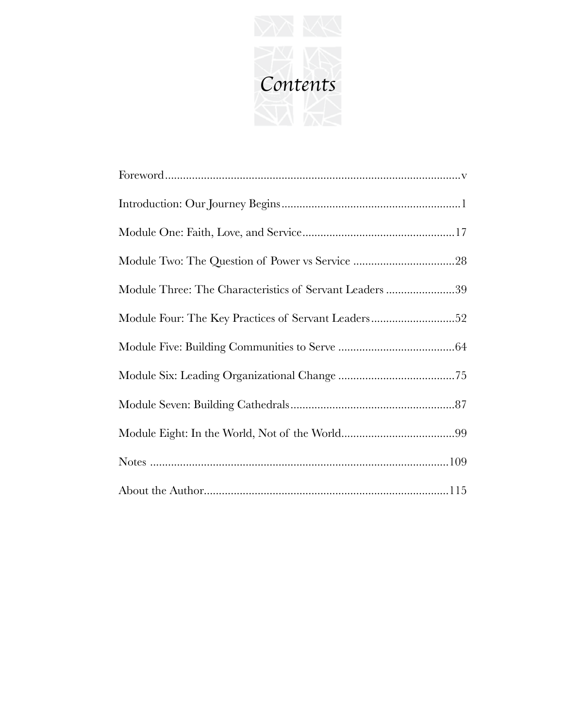# *Contents*

Foreword....................................................................................................v

Introduction: Our Journey Begins...........................................................1

Module One: Faith, Love, and Service..................................................17

Module Two: The Question of Power vs Service .................................28

Module Three: The Characteristics of Servant Leaders .......................39

Module Four: The Key Practices of Servant Leaders............................52

Module Five: Building Communities to Serve ......................................64

Module Six: Leading Organizational Change ......................................75

Module Seven: Building Cathedrals......................................................87

Module Eight: In the World, Not of the World.....................................99

Notes ....................................................................................................109

About the Author..................................................................................115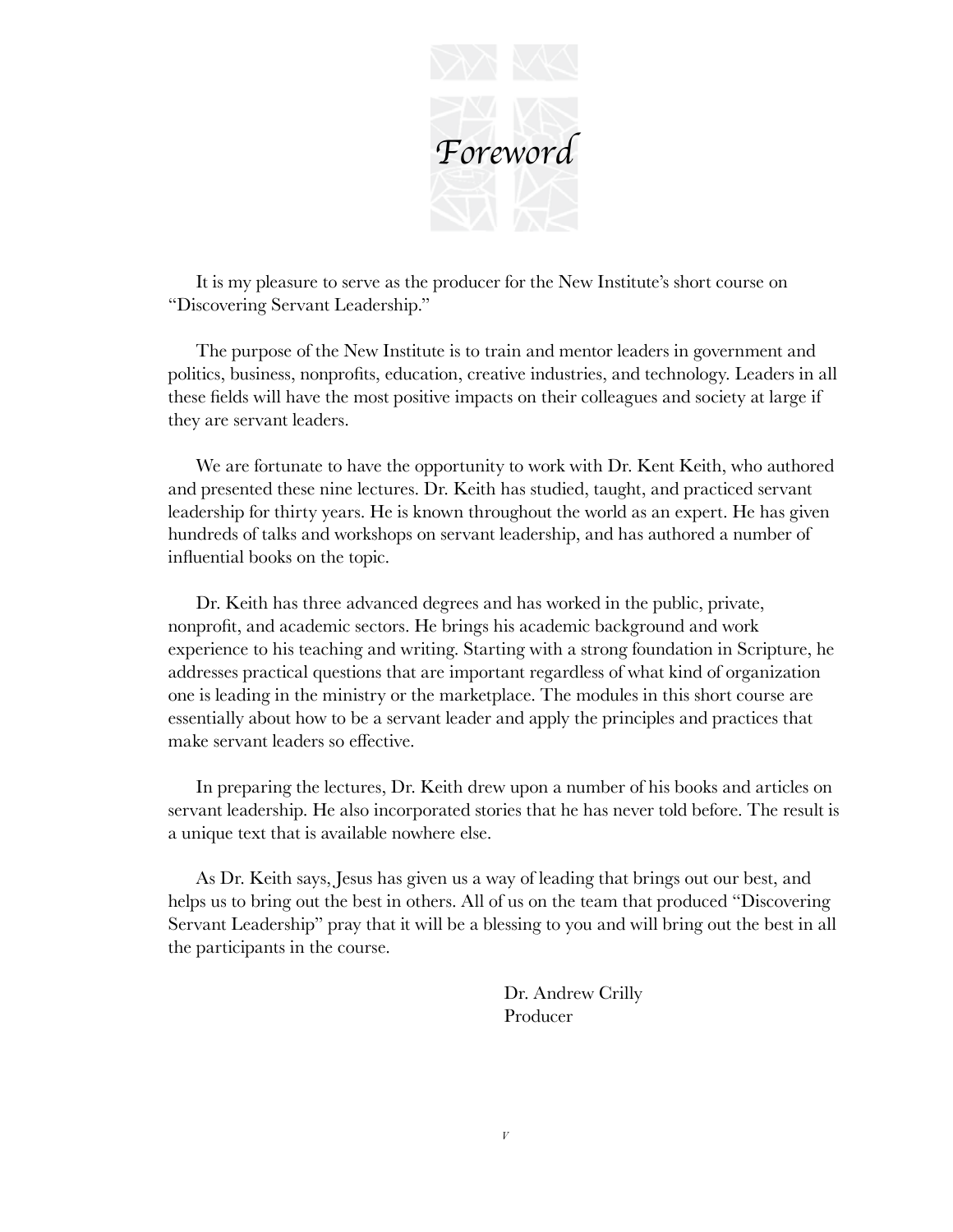# Foreword

It is my pleasure to serve as the producer for the New Institute's short course on "Discovering Servant Leadership."

The purpose of the New Institute is to train and mentor leaders in government and politics, business, nonprofits, education, creative industries, and technology. Leaders in all these fields will have the most positive impacts on their colleagues and society at large if they are servant leaders.

We are fortunate to have the opportunity to work with Dr. Kent Keith, who authored and presented these nine lectures. Dr. Keith has studied, taught, and practiced servant leadership for thirty years. He is known throughout the world as an expert. He has given hundreds of talks and workshops on servant leadership, and has authored a number of influential books on the topic.

Dr. Keith has three advanced degrees and has worked in the public, private, nonprofit, and academic sectors. He brings his academic background and work experience to his teaching and writing. Starting with a strong foundation in Scripture, he addresses practical questions that are important regardless of what kind of organization one is leading in the ministry or the marketplace. The modules in this short course are essentially about how to be a servant leader and apply the principles and practices that make servant leaders so effective.

In preparing the lectures, Dr. Keith drew upon a number of his books and articles on servant leadership. He also incorporated stories that he has never told before. The result is a unique text that is available nowhere else.

As Dr. Keith says, Jesus has given us a way of leading that brings out our best, and helps us to bring out the best in others. All of us on the team that produced "Discovering Servant Leadership" pray that it will be a blessing to you and will bring out the best in all the participants in the course.

Dr. Andrew Crilly
Producer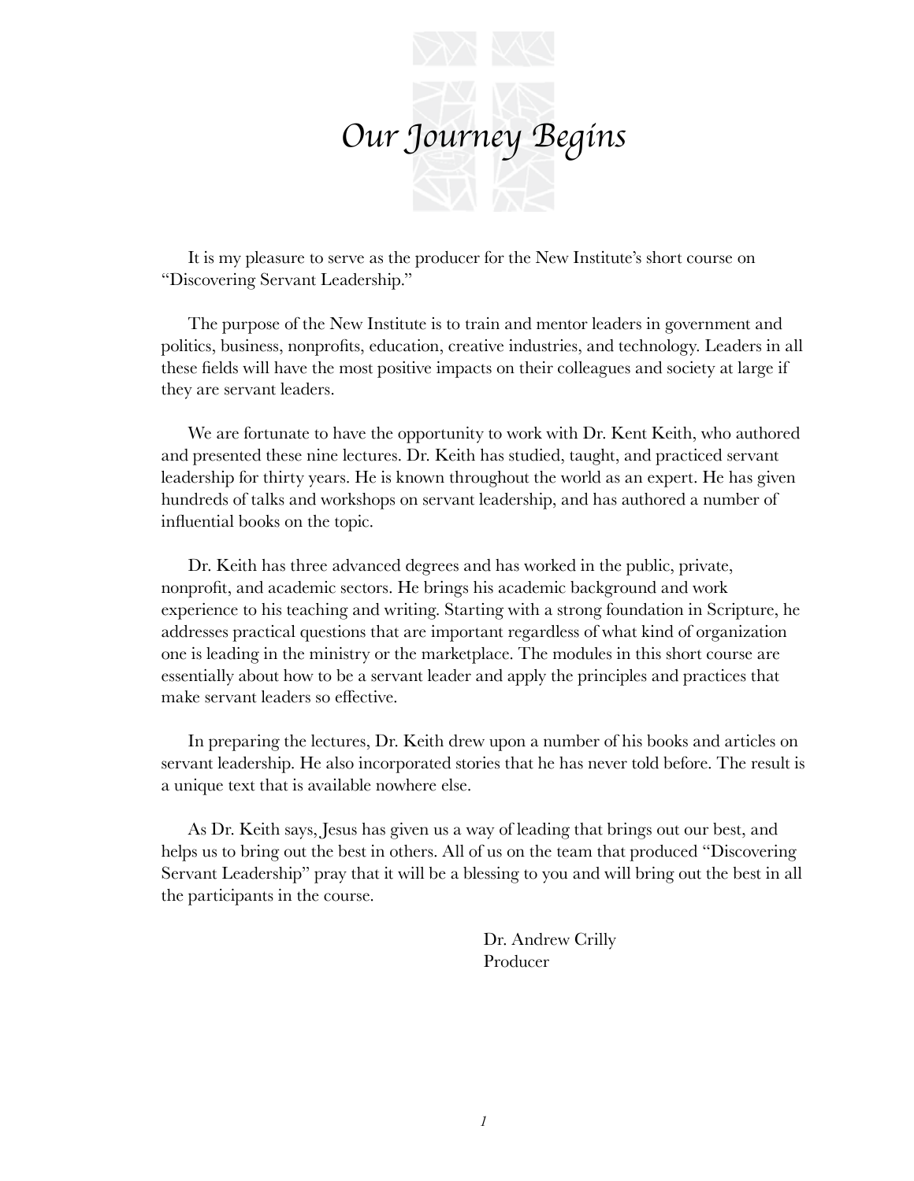# *Our Journey Begins*

It is my pleasure to serve as the producer for the New Institute's short course on "Discovering Servant Leadership."

The purpose of the New Institute is to train and mentor leaders in government and politics, business, nonprofits, education, creative industries, and technology. Leaders in all these fields will have the most positive impacts on their colleagues and society at large if they are servant leaders.

We are fortunate to have the opportunity to work with Dr. Kent Keith, who authored and presented these nine lectures. Dr. Keith has studied, taught, and practiced servant leadership for thirty years. He is known throughout the world as an expert. He has given hundreds of talks and workshops on servant leadership, and has authored a number of influential books on the topic.

Dr. Keith has three advanced degrees and has worked in the public, private, nonprofit, and academic sectors. He brings his academic background and work experience to his teaching and writing. Starting with a strong foundation in Scripture, he addresses practical questions that are important regardless of what kind of organization one is leading in the ministry or the marketplace. The modules in this short course are essentially about how to be a servant leader and apply the principles and practices that make servant leaders so effective.

In preparing the lectures, Dr. Keith drew upon a number of his books and articles on servant leadership. He also incorporated stories that he has never told before. The result is a unique text that is available nowhere else.

As Dr. Keith says, Jesus has given us a way of leading that brings out our best, and helps us to bring out the best in others. All of us on the team that produced "Discovering Servant Leadership" pray that it will be a blessing to you and will bring out the best in all the participants in the course.

Dr. Andrew Crilly
Producer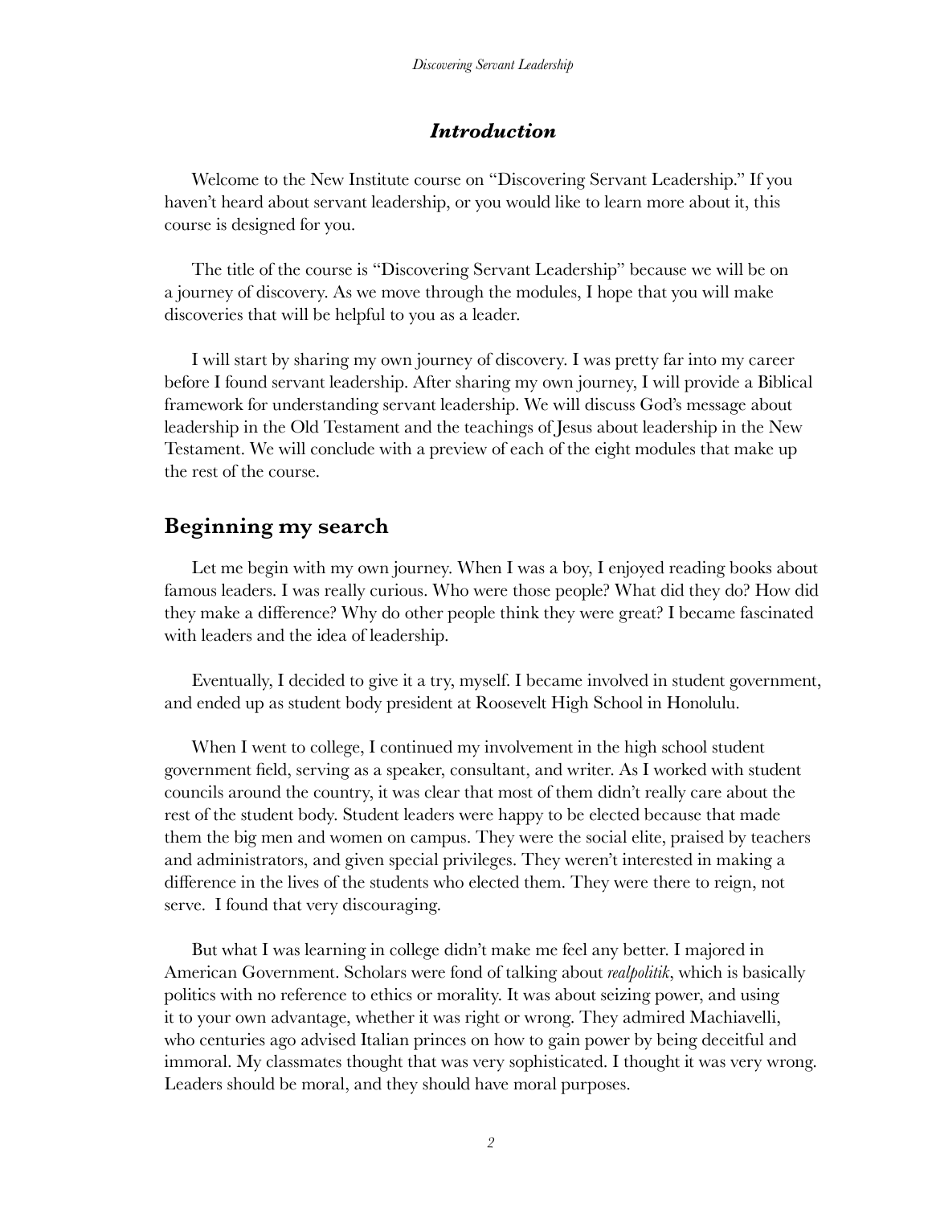## *Introduction*

Welcome to the New Institute course on "Discovering Servant Leadership." If you haven't heard about servant leadership, or you would like to learn more about it, this course is designed for you.

The title of the course is "Discovering Servant Leadership" because we will be on a journey of discovery. As we move through the modules, I hope that you will make discoveries that will be helpful to you as a leader.

I will start by sharing my own journey of discovery. I was pretty far into my career before I found servant leadership. After sharing my own journey, I will provide a Biblical framework for understanding servant leadership. We will discuss God's message about leadership in the Old Testament and the teachings of Jesus about leadership in the New Testament. We will conclude with a preview of each of the eight modules that make up the rest of the course.

## Beginning my search

Let me begin with my own journey. When I was a boy, I enjoyed reading books about famous leaders. I was really curious. Who were those people? What did they do? How did they make a difference? Why do other people think they were great? I became fascinated with leaders and the idea of leadership.

Eventually, I decided to give it a try, myself. I became involved in student government, and ended up as student body president at Roosevelt High School in Honolulu.

When I went to college, I continued my involvement in the high school student government field, serving as a speaker, consultant, and writer. As I worked with student councils around the country, it was clear that most of them didn't really care about the rest of the student body. Student leaders were happy to be elected because that made them the big men and women on campus. They were the social elite, praised by teachers and administrators, and given special privileges. They weren't interested in making a difference in the lives of the students who elected them. They were there to reign, not serve. I found that very discouraging.

But what I was learning in college didn't make me feel any better. I majored in American Government. Scholars were fond of talking about *realpolitik*, which is basically politics with no reference to ethics or morality. It was about seizing power, and using it to your own advantage, whether it was right or wrong. They admired Machiavelli, who centuries ago advised Italian princes on how to gain power by being deceitful and immoral. My classmates thought that was very sophisticated. I thought it was very wrong. Leaders should be moral, and they should have moral purposes.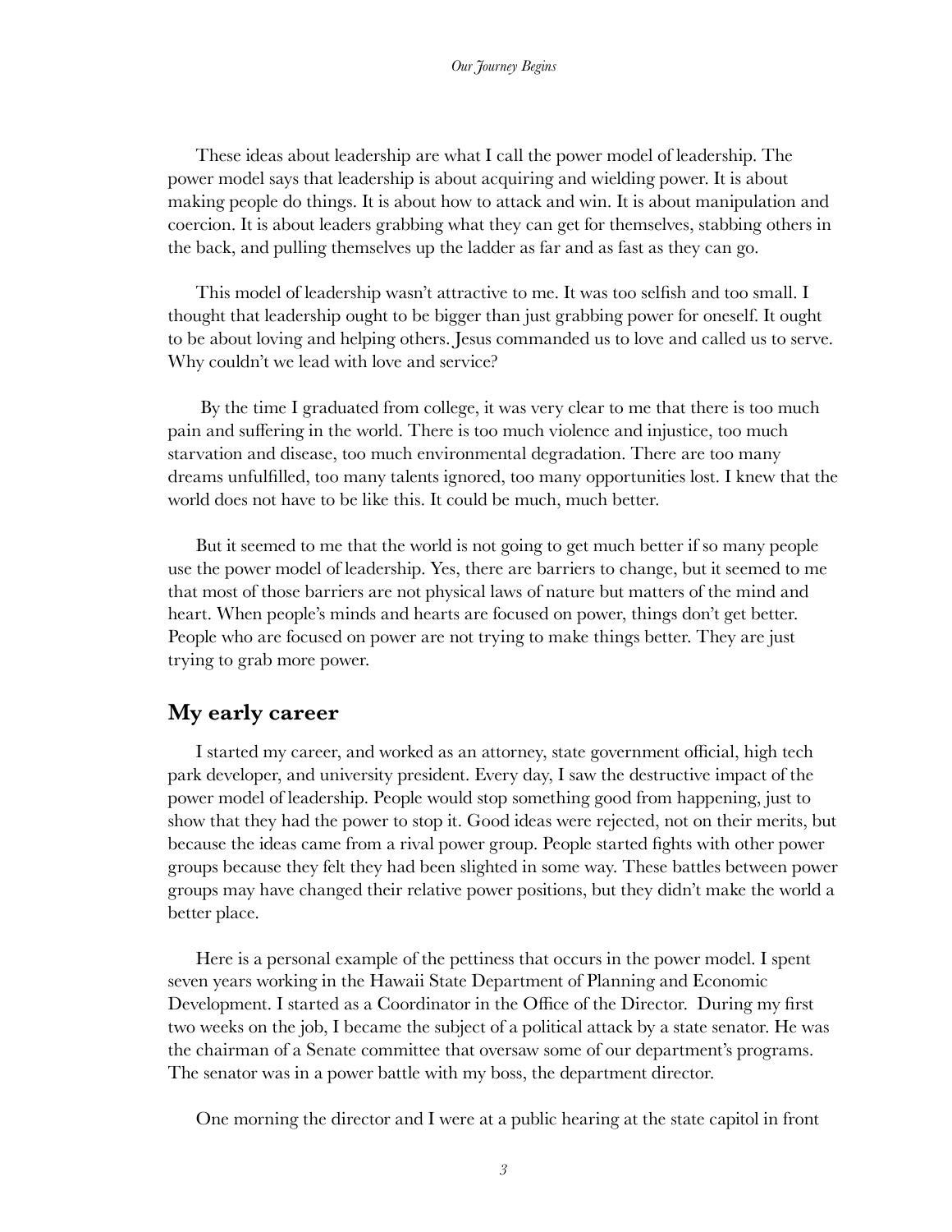These ideas about leadership are what I call the power model of leadership. The power model says that leadership is about acquiring and wielding power. It is about making people do things. It is about how to attack and win. It is about manipulation and coercion. It is about leaders grabbing what they can get for themselves, stabbing others in the back, and pulling themselves up the ladder as far and as fast as they can go.

This model of leadership wasn't attractive to me. It was too selfish and too small. I thought that leadership ought to be bigger than just grabbing power for oneself. It ought to be about loving and helping others. Jesus commanded us to love and called us to serve. Why couldn't we lead with love and service?

By the time I graduated from college, it was very clear to me that there is too much pain and suffering in the world. There is too much violence and injustice, too much starvation and disease, too much environmental degradation. There are too many dreams unfulfilled, too many talents ignored, too many opportunities lost. I knew that the world does not have to be like this. It could be much, much better.

But it seemed to me that the world is not going to get much better if so many people use the power model of leadership. Yes, there are barriers to change, but it seemed to me that most of those barriers are not physical laws of nature but matters of the mind and heart. When people's minds and hearts are focused on power, things don't get better. People who are focused on power are not trying to make things better. They are just trying to grab more power.

## My early career

I started my career, and worked as an attorney, state government official, high tech park developer, and university president. Every day, I saw the destructive impact of the power model of leadership. People would stop something good from happening, just to show that they had the power to stop it. Good ideas were rejected, not on their merits, but because the ideas came from a rival power group. People started fights with other power groups because they felt they had been slighted in some way. These battles between power groups may have changed their relative power positions, but they didn't make the world a better place.

Here is a personal example of the pettiness that occurs in the power model. I spent seven years working in the Hawaii State Department of Planning and Economic Development. I started as a Coordinator in the Office of the Director. During my first two weeks on the job, I became the subject of a political attack by a state senator. He was the chairman of a Senate committee that oversaw some of our department's programs. The senator was in a power battle with my boss, the department director.

One morning the director and I were at a public hearing at the state capitol in front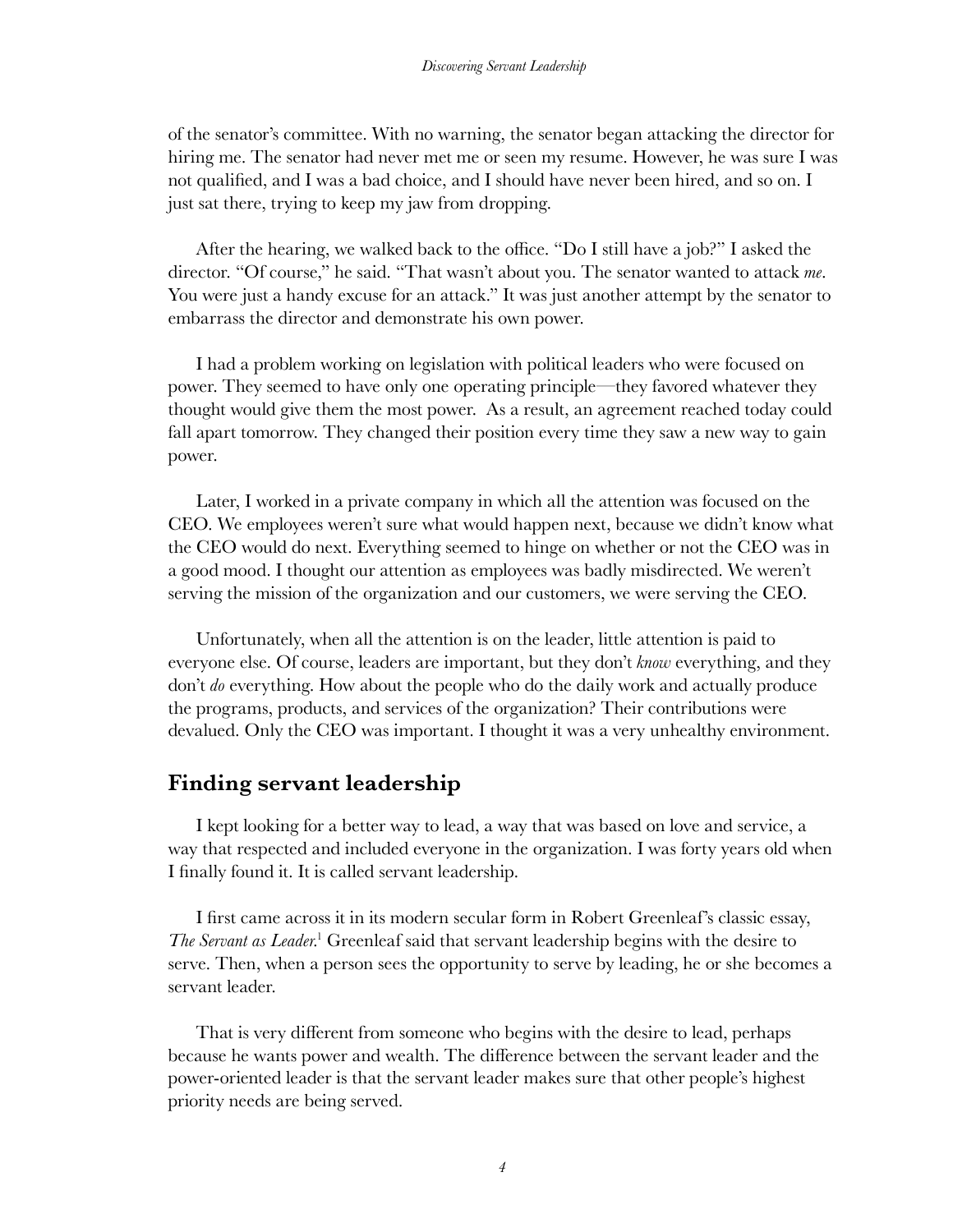of the senator's committee. With no warning, the senator began attacking the director for hiring me. The senator had never met me or seen my resume. However, he was sure I was not qualified, and I was a bad choice, and I should have never been hired, and so on. I just sat there, trying to keep my jaw from dropping.

After the hearing, we walked back to the office. "Do I still have a job?" I asked the director. "Of course," he said. "That wasn't about you. The senator wanted to attack *me*. You were just a handy excuse for an attack." It was just another attempt by the senator to embarrass the director and demonstrate his own power.

I had a problem working on legislation with political leaders who were focused on power. They seemed to have only one operating principle—they favored whatever they thought would give them the most power. As a result, an agreement reached today could fall apart tomorrow. They changed their position every time they saw a new way to gain power.

Later, I worked in a private company in which all the attention was focused on the CEO. We employees weren't sure what would happen next, because we didn't know what the CEO would do next. Everything seemed to hinge on whether or not the CEO was in a good mood. I thought our attention as employees was badly misdirected. We weren't serving the mission of the organization and our customers, we were serving the CEO.

Unfortunately, when all the attention is on the leader, little attention is paid to everyone else. Of course, leaders are important, but they don't *know* everything, and they don't *do* everything. How about the people who do the daily work and actually produce the programs, products, and services of the organization? Their contributions were devalued. Only the CEO was important. I thought it was a very unhealthy environment.

## Finding servant leadership

I kept looking for a better way to lead, a way that was based on love and service, a way that respected and included everyone in the organization. I was forty years old when I finally found it. It is called servant leadership.

I first came across it in its modern secular form in Robert Greenleaf's classic essay, *The Servant as Leader*.[1] Greenleaf said that servant leadership begins with the desire to serve. Then, when a person sees the opportunity to serve by leading, he or she becomes a servant leader.

That is very different from someone who begins with the desire to lead, perhaps because he wants power and wealth. The difference between the servant leader and the power-oriented leader is that the servant leader makes sure that other people's highest priority needs are being served.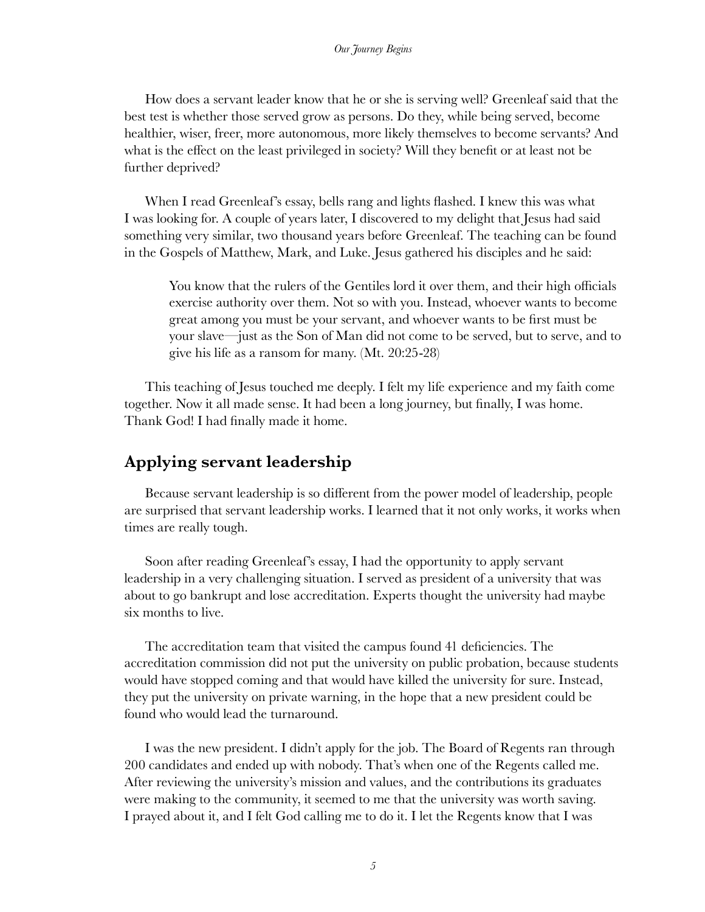How does a servant leader know that he or she is serving well? Greenleaf said that the best test is whether those served grow as persons. Do they, while being served, become healthier, wiser, freer, more autonomous, more likely themselves to become servants? And what is the effect on the least privileged in society? Will they benefit or at least not be further deprived?

When I read Greenleaf's essay, bells rang and lights flashed. I knew this was what I was looking for. A couple of years later, I discovered to my delight that Jesus had said something very similar, two thousand years before Greenleaf. The teaching can be found in the Gospels of Matthew, Mark, and Luke. Jesus gathered his disciples and he said:

> You know that the rulers of the Gentiles lord it over them, and their high officials exercise authority over them. Not so with you. Instead, whoever wants to become great among you must be your servant, and whoever wants to be first must be your slave—just as the Son of Man did not come to be served, but to serve, and to give his life as a ransom for many. (Mt. 20:25-28)

This teaching of Jesus touched me deeply. I felt my life experience and my faith come together. Now it all made sense. It had been a long journey, but finally, I was home. Thank God! I had finally made it home.

## Applying servant leadership

Because servant leadership is so different from the power model of leadership, people are surprised that servant leadership works. I learned that it not only works, it works when times are really tough.

Soon after reading Greenleaf's essay, I had the opportunity to apply servant leadership in a very challenging situation. I served as president of a university that was about to go bankrupt and lose accreditation. Experts thought the university had maybe six months to live.

The accreditation team that visited the campus found 41 deficiencies. The accreditation commission did not put the university on public probation, because students would have stopped coming and that would have killed the university for sure. Instead, they put the university on private warning, in the hope that a new president could be found who would lead the turnaround.

I was the new president. I didn't apply for the job. The Board of Regents ran through 200 candidates and ended up with nobody. That's when one of the Regents called me. After reviewing the university's mission and values, and the contributions its graduates were making to the community, it seemed to me that the university was worth saving. I prayed about it, and I felt God calling me to do it. I let the Regents know that I was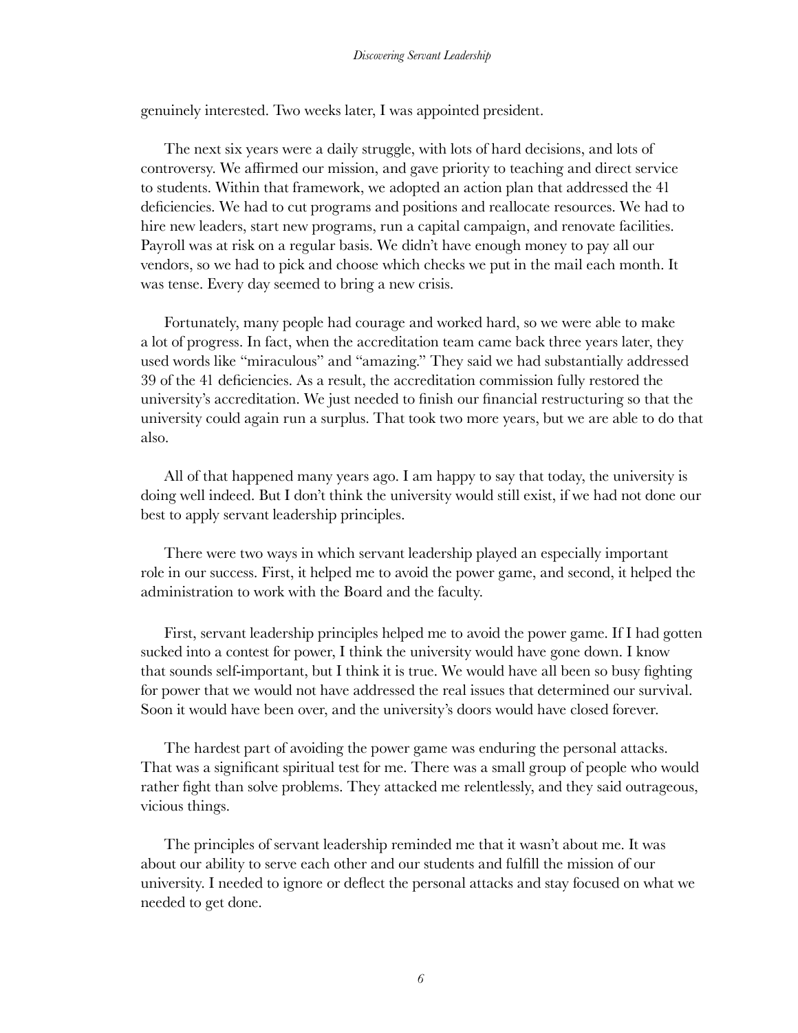genuinely interested. Two weeks later, I was appointed president.

The next six years were a daily struggle, with lots of hard decisions, and lots of controversy. We affirmed our mission, and gave priority to teaching and direct service to students. Within that framework, we adopted an action plan that addressed the 41 deficiencies. We had to cut programs and positions and reallocate resources. We had to hire new leaders, start new programs, run a capital campaign, and renovate facilities. Payroll was at risk on a regular basis. We didn't have enough money to pay all our vendors, so we had to pick and choose which checks we put in the mail each month. It was tense. Every day seemed to bring a new crisis.

Fortunately, many people had courage and worked hard, so we were able to make a lot of progress. In fact, when the accreditation team came back three years later, they used words like "miraculous" and "amazing." They said we had substantially addressed 39 of the 41 deficiencies. As a result, the accreditation commission fully restored the university's accreditation. We just needed to finish our financial restructuring so that the university could again run a surplus. That took two more years, but we are able to do that also.

All of that happened many years ago. I am happy to say that today, the university is doing well indeed. But I don't think the university would still exist, if we had not done our best to apply servant leadership principles.

There were two ways in which servant leadership played an especially important role in our success. First, it helped me to avoid the power game, and second, it helped the administration to work with the Board and the faculty.

First, servant leadership principles helped me to avoid the power game. If I had gotten sucked into a contest for power, I think the university would have gone down. I know that sounds self-important, but I think it is true. We would have all been so busy fighting for power that we would not have addressed the real issues that determined our survival. Soon it would have been over, and the university's doors would have closed forever.

The hardest part of avoiding the power game was enduring the personal attacks. That was a significant spiritual test for me. There was a small group of people who would rather fight than solve problems. They attacked me relentlessly, and they said outrageous, vicious things.

The principles of servant leadership reminded me that it wasn't about me. It was about our ability to serve each other and our students and fulfill the mission of our university. I needed to ignore or deflect the personal attacks and stay focused on what we needed to get done.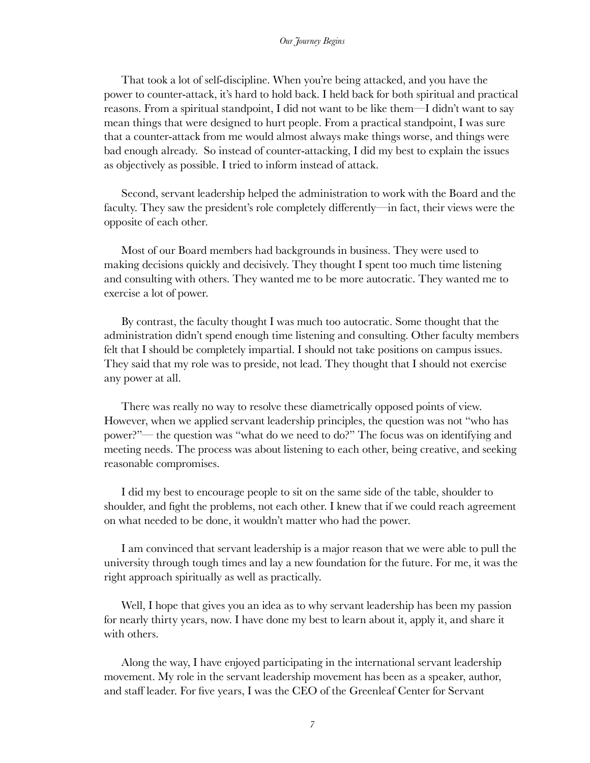That took a lot of self-discipline. When you're being attacked, and you have the power to counter-attack, it's hard to hold back. I held back for both spiritual and practical reasons. From a spiritual standpoint, I did not want to be like them—I didn't want to say mean things that were designed to hurt people. From a practical standpoint, I was sure that a counter-attack from me would almost always make things worse, and things were bad enough already. So instead of counter-attacking, I did my best to explain the issues as objectively as possible. I tried to inform instead of attack.

Second, servant leadership helped the administration to work with the Board and the faculty. They saw the president's role completely differently—in fact, their views were the opposite of each other.

Most of our Board members had backgrounds in business. They were used to making decisions quickly and decisively. They thought I spent too much time listening and consulting with others. They wanted me to be more autocratic. They wanted me to exercise a lot of power.

By contrast, the faculty thought I was much too autocratic. Some thought that the administration didn't spend enough time listening and consulting. Other faculty members felt that I should be completely impartial. I should not take positions on campus issues. They said that my role was to preside, not lead. They thought that I should not exercise any power at all.

There was really no way to resolve these diametrically opposed points of view. However, when we applied servant leadership principles, the question was not "who has power?"— the question was "what do we need to do?" The focus was on identifying and meeting needs. The process was about listening to each other, being creative, and seeking reasonable compromises.

I did my best to encourage people to sit on the same side of the table, shoulder to shoulder, and fight the problems, not each other. I knew that if we could reach agreement on what needed to be done, it wouldn't matter who had the power.

I am convinced that servant leadership is a major reason that we were able to pull the university through tough times and lay a new foundation for the future. For me, it was the right approach spiritually as well as practically.

Well, I hope that gives you an idea as to why servant leadership has been my passion for nearly thirty years, now. I have done my best to learn about it, apply it, and share it with others.

Along the way, I have enjoyed participating in the international servant leadership movement. My role in the servant leadership movement has been as a speaker, author, and staff leader. For five years, I was the CEO of the Greenleaf Center for Servant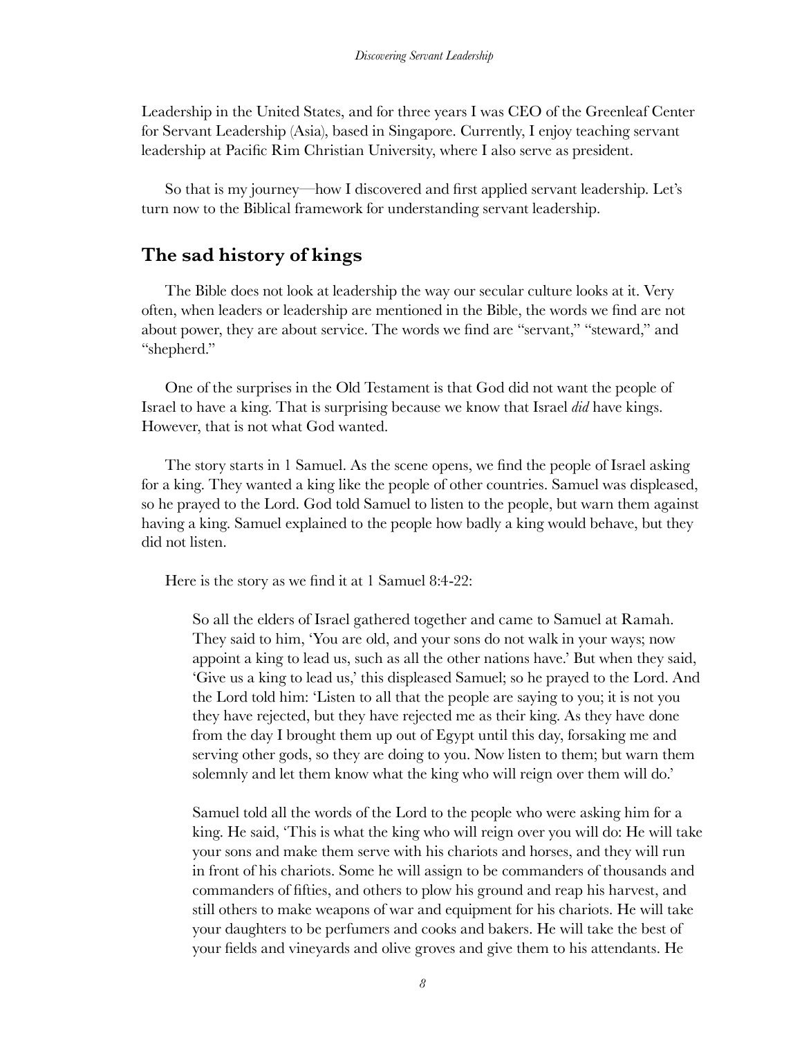Leadership in the United States, and for three years I was CEO of the Greenleaf Center for Servant Leadership (Asia), based in Singapore. Currently, I enjoy teaching servant leadership at Pacific Rim Christian University, where I also serve as president.

So that is my journey—how I discovered and first applied servant leadership. Let's turn now to the Biblical framework for understanding servant leadership.

## The sad history of kings

The Bible does not look at leadership the way our secular culture looks at it. Very often, when leaders or leadership are mentioned in the Bible, the words we find are not about power, they are about service. The words we find are "servant," "steward," and "shepherd."

One of the surprises in the Old Testament is that God did not want the people of Israel to have a king. That is surprising because we know that Israel *did* have kings. However, that is not what God wanted.

The story starts in 1 Samuel. As the scene opens, we find the people of Israel asking for a king. They wanted a king like the people of other countries. Samuel was displeased, so he prayed to the Lord. God told Samuel to listen to the people, but warn them against having a king. Samuel explained to the people how badly a king would behave, but they did not listen.

Here is the story as we find it at 1 Samuel 8:4-22:

> So all the elders of Israel gathered together and came to Samuel at Ramah. They said to him, 'You are old, and your sons do not walk in your ways; now appoint a king to lead us, such as all the other nations have.' But when they said, 'Give us a king to lead us,' this displeased Samuel; so he prayed to the Lord. And the Lord told him: 'Listen to all that the people are saying to you; it is not you they have rejected, but they have rejected me as their king. As they have done from the day I brought them up out of Egypt until this day, forsaking me and serving other gods, so they are doing to you. Now listen to them; but warn them solemnly and let them know what the king who will reign over them will do.'
>
> Samuel told all the words of the Lord to the people who were asking him for a king. He said, 'This is what the king who will reign over you will do: He will take your sons and make them serve with his chariots and horses, and they will run in front of his chariots. Some he will assign to be commanders of thousands and commanders of fifties, and others to plow his ground and reap his harvest, and still others to make weapons of war and equipment for his chariots. He will take your daughters to be perfumers and cooks and bakers. He will take the best of your fields and vineyards and olive groves and give them to his attendants. He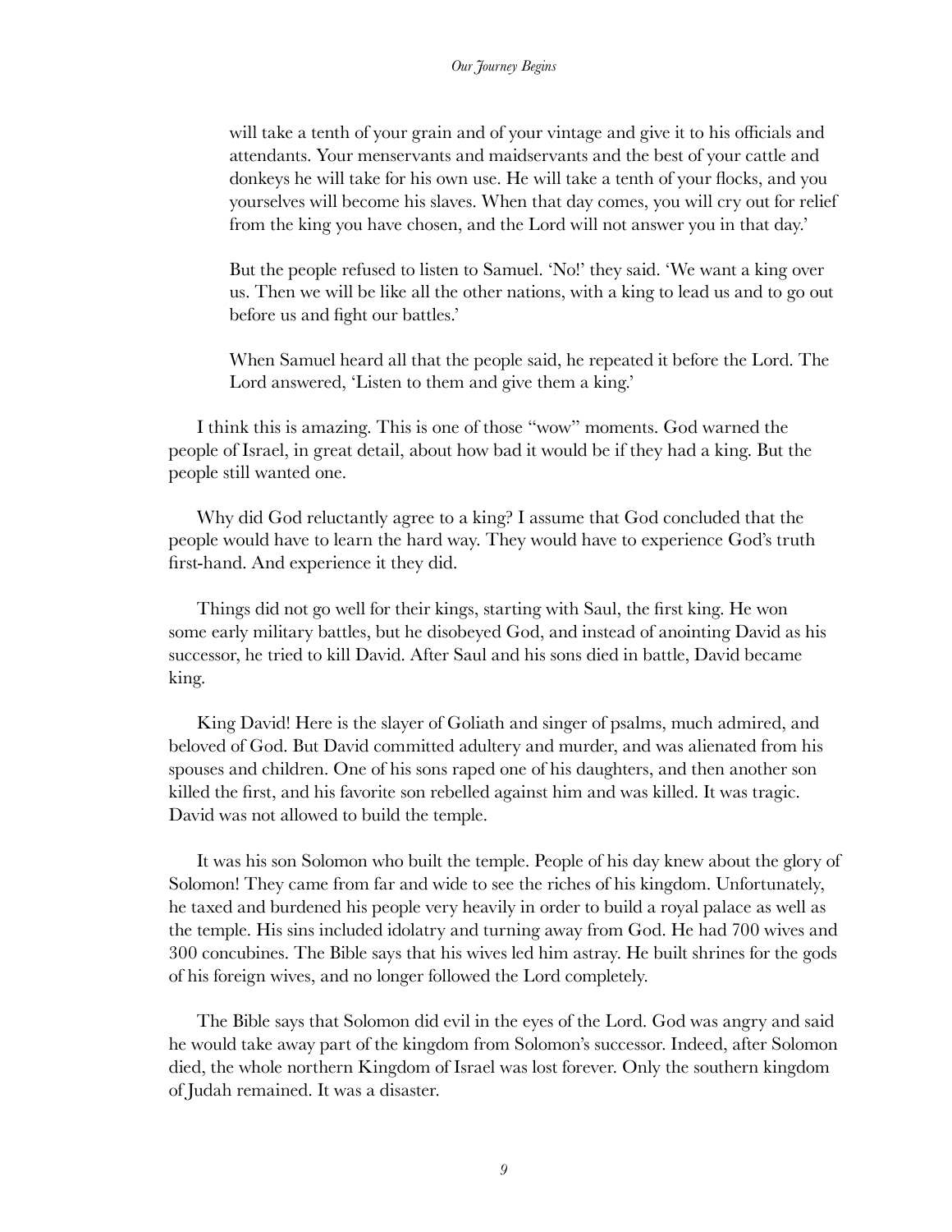> will take a tenth of your grain and of your vintage and give it to his officials and attendants. Your menservants and maidservants and the best of your cattle and donkeys he will take for his own use. He will take a tenth of your flocks, and you yourselves will become his slaves. When that day comes, you will cry out for relief from the king you have chosen, and the Lord will not answer you in that day.'
>
> But the people refused to listen to Samuel. 'No!' they said. 'We want a king over us. Then we will be like all the other nations, with a king to lead us and to go out before us and fight our battles.'
>
> When Samuel heard all that the people said, he repeated it before the Lord. The Lord answered, 'Listen to them and give them a king.'

I think this is amazing. This is one of those "wow" moments. God warned the people of Israel, in great detail, about how bad it would be if they had a king. But the people still wanted one.

Why did God reluctantly agree to a king? I assume that God concluded that the people would have to learn the hard way. They would have to experience God's truth first-hand. And experience it they did.

Things did not go well for their kings, starting with Saul, the first king. He won some early military battles, but he disobeyed God, and instead of anointing David as his successor, he tried to kill David. After Saul and his sons died in battle, David became king.

King David! Here is the slayer of Goliath and singer of psalms, much admired, and beloved of God. But David committed adultery and murder, and was alienated from his spouses and children. One of his sons raped one of his daughters, and then another son killed the first, and his favorite son rebelled against him and was killed. It was tragic. David was not allowed to build the temple.

It was his son Solomon who built the temple. People of his day knew about the glory of Solomon! They came from far and wide to see the riches of his kingdom. Unfortunately, he taxed and burdened his people very heavily in order to build a royal palace as well as the temple. His sins included idolatry and turning away from God. He had 700 wives and 300 concubines. The Bible says that his wives led him astray. He built shrines for the gods of his foreign wives, and no longer followed the Lord completely.

The Bible says that Solomon did evil in the eyes of the Lord. God was angry and said he would take away part of the kingdom from Solomon's successor. Indeed, after Solomon died, the whole northern Kingdom of Israel was lost forever. Only the southern kingdom of Judah remained. It was a disaster.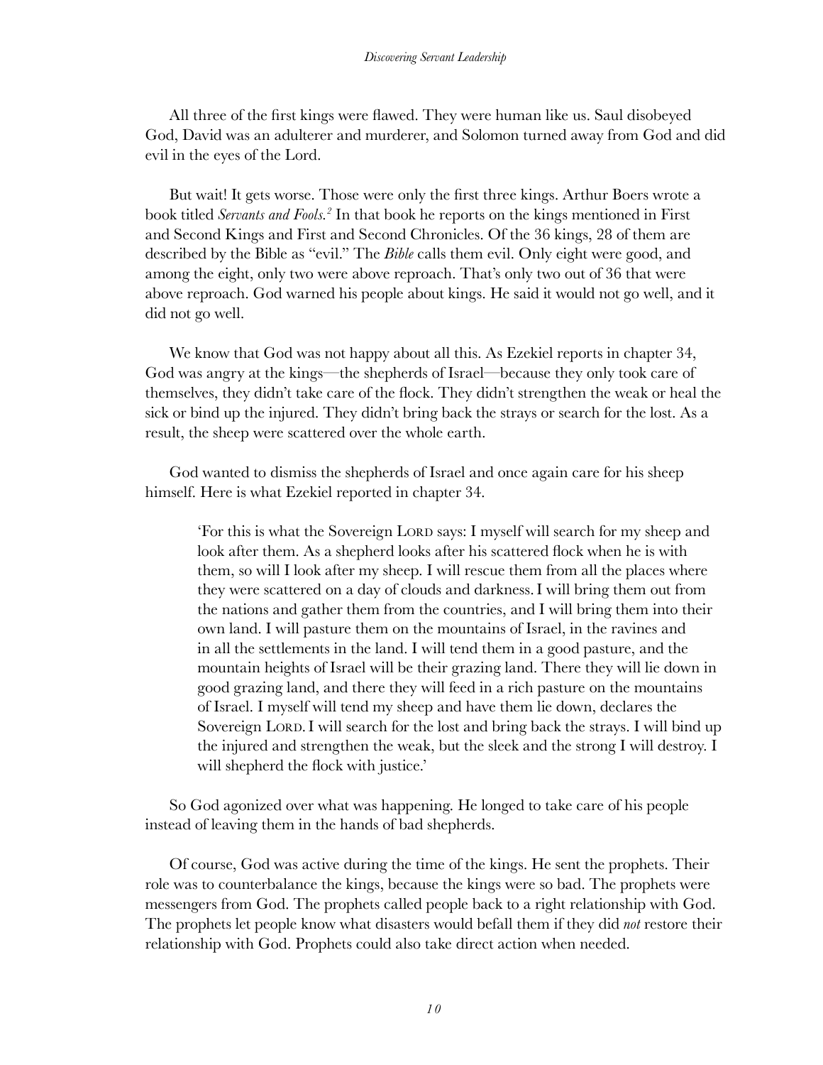All three of the first kings were flawed. They were human like us. Saul disobeyed God, David was an adulterer and murderer, and Solomon turned away from God and did evil in the eyes of the Lord.

But wait! It gets worse. Those were only the first three kings. Arthur Boers wrote a book titled *Servants and Fools.*[2] In that book he reports on the kings mentioned in First and Second Kings and First and Second Chronicles. Of the 36 kings, 28 of them are described by the Bible as "evil." The *Bible* calls them evil. Only eight were good, and among the eight, only two were above reproach. That's only two out of 36 that were above reproach. God warned his people about kings. He said it would not go well, and it did not go well.

We know that God was not happy about all this. As Ezekiel reports in chapter 34, God was angry at the kings—the shepherds of Israel—because they only took care of themselves, they didn't take care of the flock. They didn't strengthen the weak or heal the sick or bind up the injured. They didn't bring back the strays or search for the lost. As a result, the sheep were scattered over the whole earth.

God wanted to dismiss the shepherds of Israel and once again care for his sheep himself. Here is what Ezekiel reported in chapter 34.

> 'For this is what the Sovereign Lord says: I myself will search for my sheep and look after them. As a shepherd looks after his scattered flock when he is with them, so will I look after my sheep. I will rescue them from all the places where they were scattered on a day of clouds and darkness. I will bring them out from the nations and gather them from the countries, and I will bring them into their own land. I will pasture them on the mountains of Israel, in the ravines and in all the settlements in the land. I will tend them in a good pasture, and the mountain heights of Israel will be their grazing land. There they will lie down in good grazing land, and there they will feed in a rich pasture on the mountains of Israel. I myself will tend my sheep and have them lie down, declares the Sovereign Lord. I will search for the lost and bring back the strays. I will bind up the injured and strengthen the weak, but the sleek and the strong I will destroy. I will shepherd the flock with justice.'

So God agonized over what was happening. He longed to take care of his people instead of leaving them in the hands of bad shepherds.

Of course, God was active during the time of the kings. He sent the prophets. Their role was to counterbalance the kings, because the kings were so bad. The prophets were messengers from God. The prophets called people back to a right relationship with God. The prophets let people know what disasters would befall them if they did *not* restore their relationship with God. Prophets could also take direct action when needed.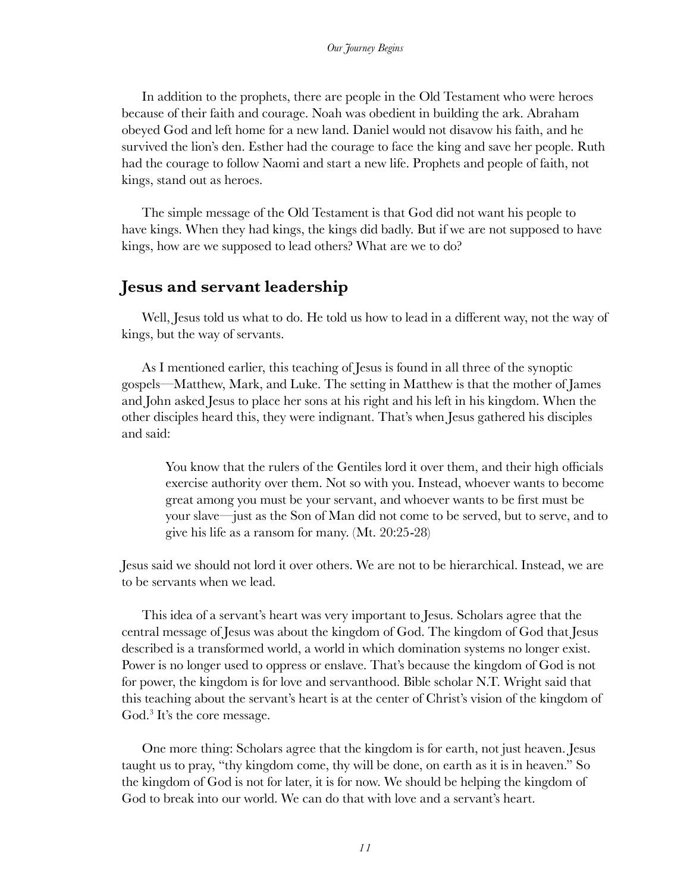In addition to the prophets, there are people in the Old Testament who were heroes because of their faith and courage. Noah was obedient in building the ark. Abraham obeyed God and left home for a new land. Daniel would not disavow his faith, and he survived the lion's den. Esther had the courage to face the king and save her people. Ruth had the courage to follow Naomi and start a new life. Prophets and people of faith, not kings, stand out as heroes.

The simple message of the Old Testament is that God did not want his people to have kings. When they had kings, the kings did badly. But if we are not supposed to have kings, how are we supposed to lead others? What are we to do?

## Jesus and servant leadership

Well, Jesus told us what to do. He told us how to lead in a different way, not the way of kings, but the way of servants.

As I mentioned earlier, this teaching of Jesus is found in all three of the synoptic gospels—Matthew, Mark, and Luke. The setting in Matthew is that the mother of James and John asked Jesus to place her sons at his right and his left in his kingdom. When the other disciples heard this, they were indignant. That's when Jesus gathered his disciples and said:

> You know that the rulers of the Gentiles lord it over them, and their high officials exercise authority over them. Not so with you. Instead, whoever wants to become great among you must be your servant, and whoever wants to be first must be your slave—just as the Son of Man did not come to be served, but to serve, and to give his life as a ransom for many. (Mt. 20:25-28)

Jesus said we should not lord it over others. We are not to be hierarchical. Instead, we are to be servants when we lead.

This idea of a servant's heart was very important to Jesus. Scholars agree that the central message of Jesus was about the kingdom of God. The kingdom of God that Jesus described is a transformed world, a world in which domination systems no longer exist. Power is no longer used to oppress or enslave. That's because the kingdom of God is not for power, the kingdom is for love and servanthood. Bible scholar N.T. Wright said that this teaching about the servant's heart is at the center of Christ's vision of the kingdom of God.[3] It's the core message.

One more thing: Scholars agree that the kingdom is for earth, not just heaven. Jesus taught us to pray, "thy kingdom come, thy will be done, on earth as it is in heaven." So the kingdom of God is not for later, it is for now. We should be helping the kingdom of God to break into our world. We can do that with love and a servant's heart.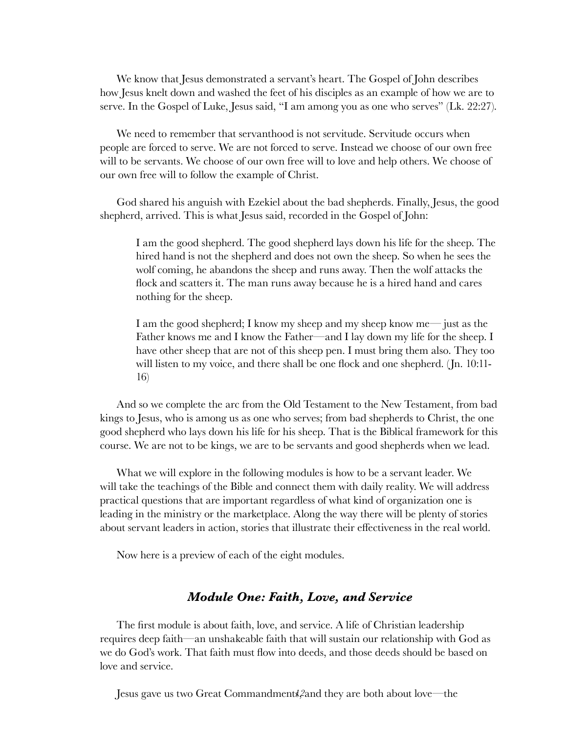We know that Jesus demonstrated a servant's heart. The Gospel of John describes how Jesus knelt down and washed the feet of his disciples as an example of how we are to serve. In the Gospel of Luke, Jesus said, "I am among you as one who serves" (Lk. 22:27).

We need to remember that servanthood is not servitude. Servitude occurs when people are forced to serve. We are not forced to serve. Instead we choose of our own free will to be servants. We choose of our own free will to love and help others. We choose of our own free will to follow the example of Christ.

God shared his anguish with Ezekiel about the bad shepherds. Finally, Jesus, the good shepherd, arrived. This is what Jesus said, recorded in the Gospel of John:

> I am the good shepherd. The good shepherd lays down his life for the sheep. The hired hand is not the shepherd and does not own the sheep. So when he sees the wolf coming, he abandons the sheep and runs away. Then the wolf attacks the flock and scatters it. The man runs away because he is a hired hand and cares nothing for the sheep.
>
> I am the good shepherd; I know my sheep and my sheep know me— just as the Father knows me and I know the Father—and I lay down my life for the sheep. I have other sheep that are not of this sheep pen. I must bring them also. They too will listen to my voice, and there shall be one flock and one shepherd. (Jn. 10:11-16)

And so we complete the arc from the Old Testament to the New Testament, from bad kings to Jesus, who is among us as one who serves; from bad shepherds to Christ, the one good shepherd who lays down his life for his sheep. That is the Biblical framework for this course. We are not to be kings, we are to be servants and good shepherds when we lead.

What we will explore in the following modules is how to be a servant leader. We will take the teachings of the Bible and connect them with daily reality. We will address practical questions that are important regardless of what kind of organization one is leading in the ministry or the marketplace. Along the way there will be plenty of stories about servant leaders in action, stories that illustrate their effectiveness in the real world.

Now here is a preview of each of the eight modules.

### *Module One: Faith, Love, and Service*

The first module is about faith, love, and service. A life of Christian leadership requires deep faith—an unshakeable faith that will sustain our relationship with God as we do God's work. That faith must flow into deeds, and those deeds should be based on love and service.

Jesus gave us two Great Commandments, and they are both about love—the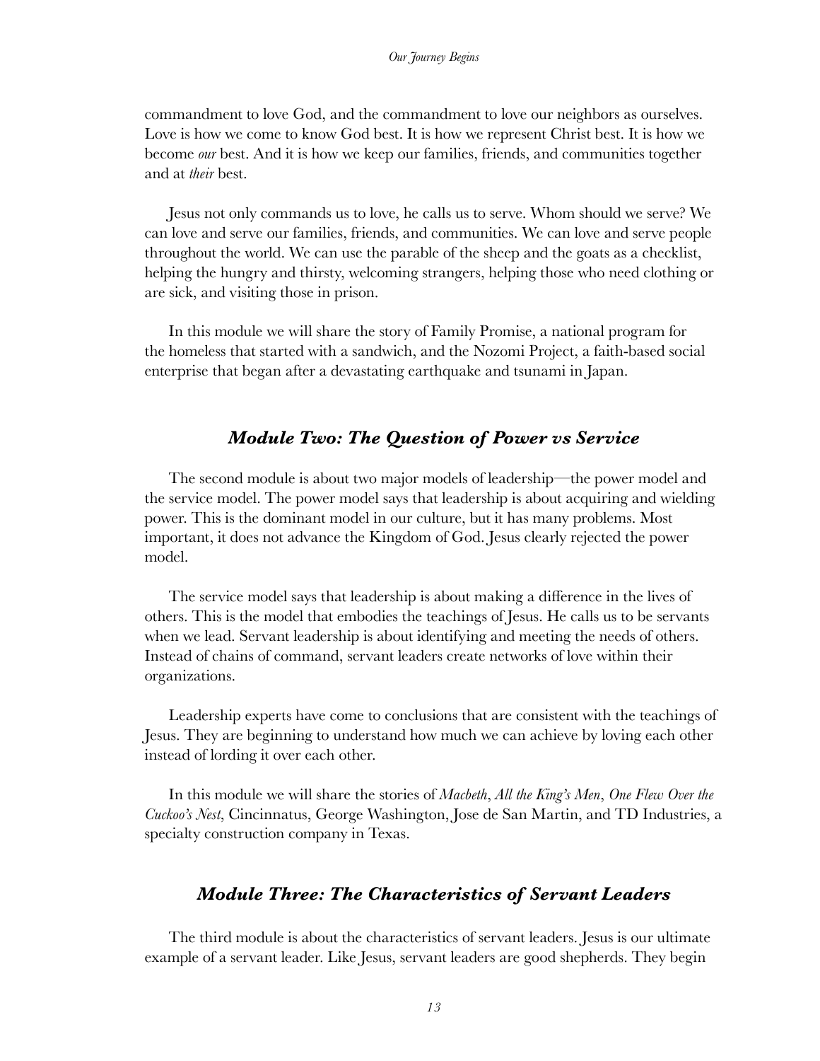commandment to love God, and the commandment to love our neighbors as ourselves. Love is how we come to know God best. It is how we represent Christ best. It is how we become *our* best. And it is how we keep our families, friends, and communities together and at *their* best.

Jesus not only commands us to love, he calls us to serve. Whom should we serve? We can love and serve our families, friends, and communities. We can love and serve people throughout the world. We can use the parable of the sheep and the goats as a checklist, helping the hungry and thirsty, welcoming strangers, helping those who need clothing or are sick, and visiting those in prison.

In this module we will share the story of Family Promise, a national program for the homeless that started with a sandwich, and the Nozomi Project, a faith-based social enterprise that began after a devastating earthquake and tsunami in Japan.

### *Module Two: The Question of Power vs Service*

The second module is about two major models of leadership—the power model and the service model. The power model says that leadership is about acquiring and wielding power. This is the dominant model in our culture, but it has many problems. Most important, it does not advance the Kingdom of God. Jesus clearly rejected the power model.

The service model says that leadership is about making a difference in the lives of others. This is the model that embodies the teachings of Jesus. He calls us to be servants when we lead. Servant leadership is about identifying and meeting the needs of others. Instead of chains of command, servant leaders create networks of love within their organizations.

Leadership experts have come to conclusions that are consistent with the teachings of Jesus. They are beginning to understand how much we can achieve by loving each other instead of lording it over each other.

In this module we will share the stories of *Macbeth*, *All the King's Men*, *One Flew Over the Cuckoo's Nest*, Cincinnatus, George Washington, Jose de San Martin, and TD Industries, a specialty construction company in Texas.

### *Module Three: The Characteristics of Servant Leaders*

The third module is about the characteristics of servant leaders. Jesus is our ultimate example of a servant leader. Like Jesus, servant leaders are good shepherds. They begin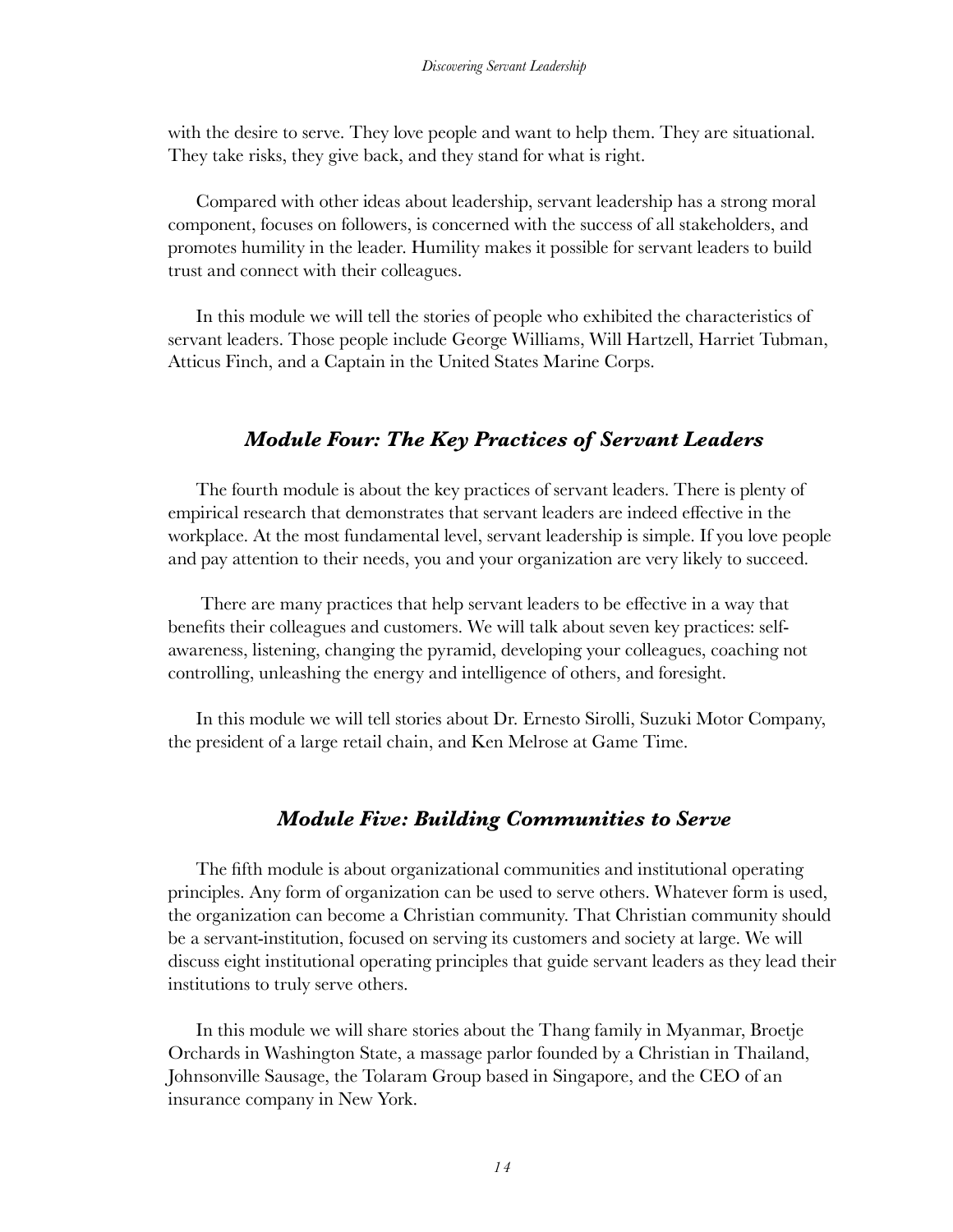with the desire to serve. They love people and want to help them. They are situational. They take risks, they give back, and they stand for what is right.

Compared with other ideas about leadership, servant leadership has a strong moral component, focuses on followers, is concerned with the success of all stakeholders, and promotes humility in the leader. Humility makes it possible for servant leaders to build trust and connect with their colleagues.

In this module we will tell the stories of people who exhibited the characteristics of servant leaders. Those people include George Williams, Will Hartzell, Harriet Tubman, Atticus Finch, and a Captain in the United States Marine Corps.

## *Module Four: The Key Practices of Servant Leaders*

The fourth module is about the key practices of servant leaders. There is plenty of empirical research that demonstrates that servant leaders are indeed effective in the workplace. At the most fundamental level, servant leadership is simple. If you love people and pay attention to their needs, you and your organization are very likely to succeed.

There are many practices that help servant leaders to be effective in a way that benefits their colleagues and customers. We will talk about seven key practices: self-awareness, listening, changing the pyramid, developing your colleagues, coaching not controlling, unleashing the energy and intelligence of others, and foresight.

In this module we will tell stories about Dr. Ernesto Sirolli, Suzuki Motor Company, the president of a large retail chain, and Ken Melrose at Game Time.

## *Module Five: Building Communities to Serve*

The fifth module is about organizational communities and institutional operating principles. Any form of organization can be used to serve others. Whatever form is used, the organization can become a Christian community. That Christian community should be a servant-institution, focused on serving its customers and society at large. We will discuss eight institutional operating principles that guide servant leaders as they lead their institutions to truly serve others.

In this module we will share stories about the Thang family in Myanmar, Broetje Orchards in Washington State, a massage parlor founded by a Christian in Thailand, Johnsonville Sausage, the Tolaram Group based in Singapore, and the CEO of an insurance company in New York.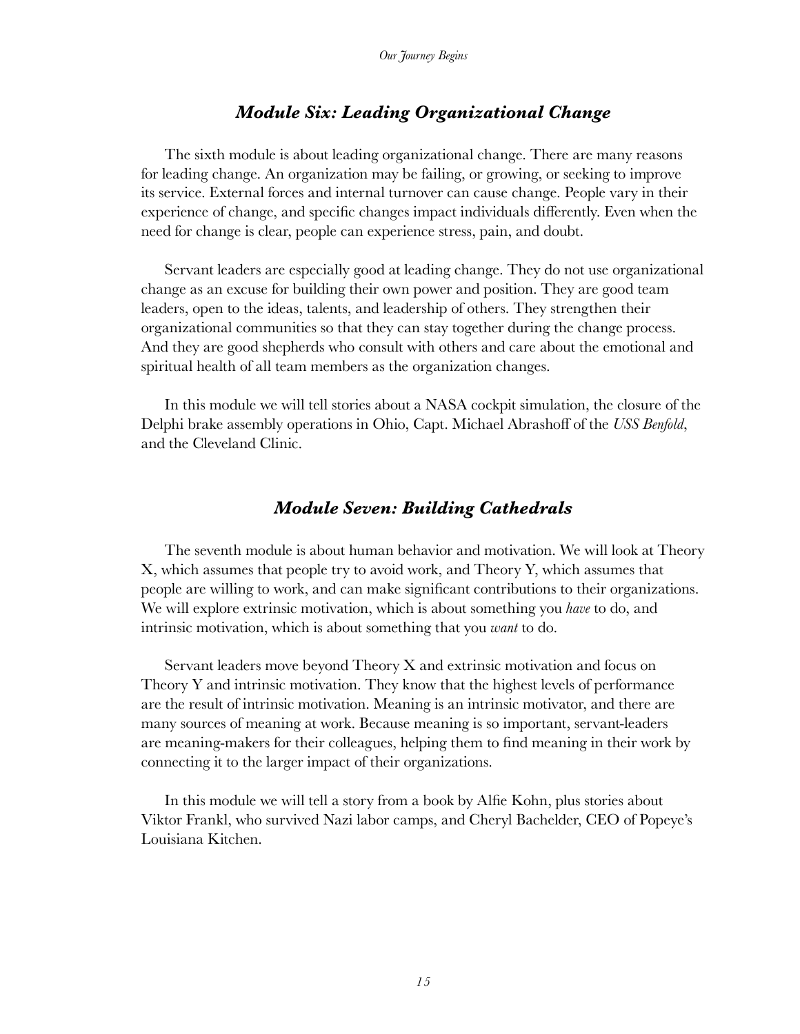## *Module Six: Leading Organizational Change*

The sixth module is about leading organizational change. There are many reasons for leading change. An organization may be failing, or growing, or seeking to improve its service. External forces and internal turnover can cause change. People vary in their experience of change, and specific changes impact individuals differently. Even when the need for change is clear, people can experience stress, pain, and doubt.

Servant leaders are especially good at leading change. They do not use organizational change as an excuse for building their own power and position. They are good team leaders, open to the ideas, talents, and leadership of others. They strengthen their organizational communities so that they can stay together during the change process. And they are good shepherds who consult with others and care about the emotional and spiritual health of all team members as the organization changes.

In this module we will tell stories about a NASA cockpit simulation, the closure of the Delphi brake assembly operations in Ohio, Capt. Michael Abrashoff of the *USS Benfold*, and the Cleveland Clinic.

## *Module Seven: Building Cathedrals*

The seventh module is about human behavior and motivation. We will look at Theory X, which assumes that people try to avoid work, and Theory Y, which assumes that people are willing to work, and can make significant contributions to their organizations. We will explore extrinsic motivation, which is about something you *have* to do, and intrinsic motivation, which is about something that you *want* to do.

Servant leaders move beyond Theory X and extrinsic motivation and focus on Theory Y and intrinsic motivation. They know that the highest levels of performance are the result of intrinsic motivation. Meaning is an intrinsic motivator, and there are many sources of meaning at work. Because meaning is so important, servant-leaders are meaning-makers for their colleagues, helping them to find meaning in their work by connecting it to the larger impact of their organizations.

In this module we will tell a story from a book by Alfie Kohn, plus stories about Viktor Frankl, who survived Nazi labor camps, and Cheryl Bachelder, CEO of Popeye's Louisiana Kitchen.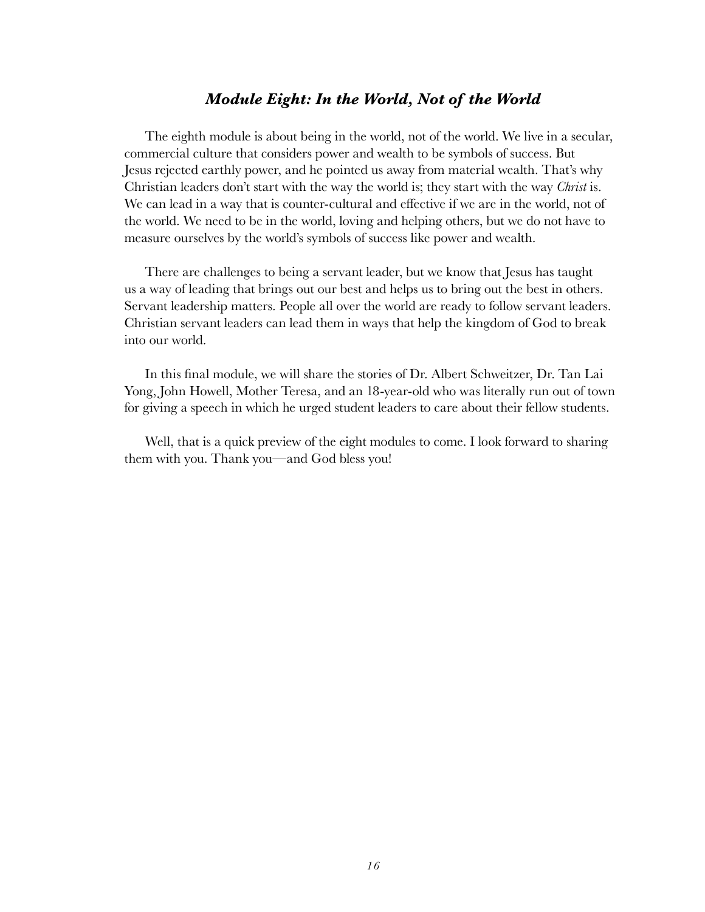### *Module Eight: In the World, Not of the World*

The eighth module is about being in the world, not of the world. We live in a secular, commercial culture that considers power and wealth to be symbols of success. But Jesus rejected earthly power, and he pointed us away from material wealth. That's why Christian leaders don't start with the way the world is; they start with the way *Christ* is. We can lead in a way that is counter-cultural and effective if we are in the world, not of the world. We need to be in the world, loving and helping others, but we do not have to measure ourselves by the world's symbols of success like power and wealth.

There are challenges to being a servant leader, but we know that Jesus has taught us a way of leading that brings out our best and helps us to bring out the best in others. Servant leadership matters. People all over the world are ready to follow servant leaders. Christian servant leaders can lead them in ways that help the kingdom of God to break into our world.

In this final module, we will share the stories of Dr. Albert Schweitzer, Dr. Tan Lai Yong, John Howell, Mother Teresa, and an 18-year-old who was literally run out of town for giving a speech in which he urged student leaders to care about their fellow students.

Well, that is a quick preview of the eight modules to come. I look forward to sharing them with you. Thank you—and God bless you!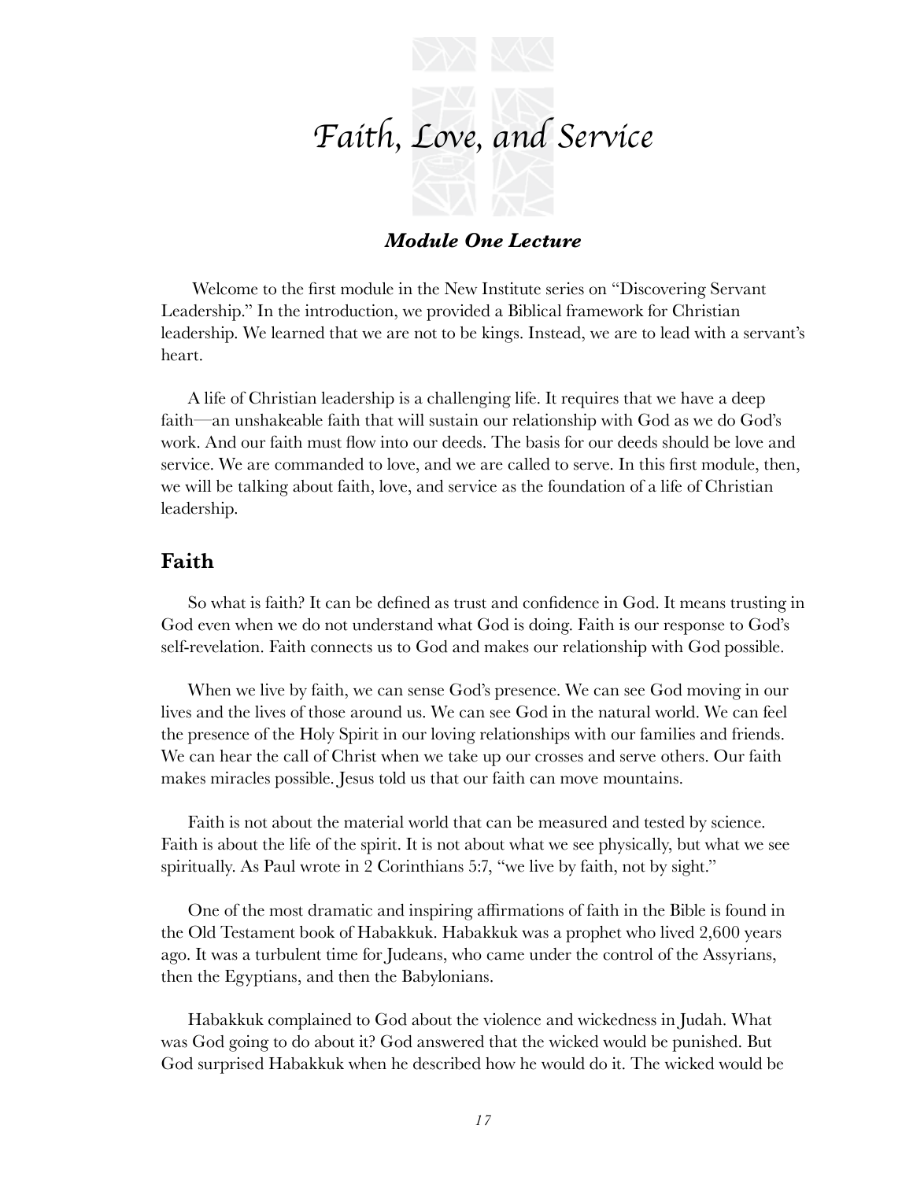# *Faith, Love, and Service*

### *Module One Lecture*

Welcome to the first module in the New Institute series on "Discovering Servant Leadership." In the introduction, we provided a Biblical framework for Christian leadership. We learned that we are not to be kings. Instead, we are to lead with a servant's heart.

A life of Christian leadership is a challenging life. It requires that we have a deep faith—an unshakeable faith that will sustain our relationship with God as we do God's work. And our faith must flow into our deeds. The basis for our deeds should be love and service. We are commanded to love, and we are called to serve. In this first module, then, we will be talking about faith, love, and service as the foundation of a life of Christian leadership.

## Faith

So what is faith? It can be defined as trust and confidence in God. It means trusting in God even when we do not understand what God is doing. Faith is our response to God's self-revelation. Faith connects us to God and makes our relationship with God possible.

When we live by faith, we can sense God's presence. We can see God moving in our lives and the lives of those around us. We can see God in the natural world. We can feel the presence of the Holy Spirit in our loving relationships with our families and friends. We can hear the call of Christ when we take up our crosses and serve others. Our faith makes miracles possible. Jesus told us that our faith can move mountains.

Faith is not about the material world that can be measured and tested by science. Faith is about the life of the spirit. It is not about what we see physically, but what we see spiritually. As Paul wrote in 2 Corinthians 5:7, "we live by faith, not by sight."

One of the most dramatic and inspiring affirmations of faith in the Bible is found in the Old Testament book of Habakkuk. Habakkuk was a prophet who lived 2,600 years ago. It was a turbulent time for Judeans, who came under the control of the Assyrians, then the Egyptians, and then the Babylonians.

Habakkuk complained to God about the violence and wickedness in Judah. What was God going to do about it? God answered that the wicked would be punished. But God surprised Habakkuk when he described how he would do it. The wicked would be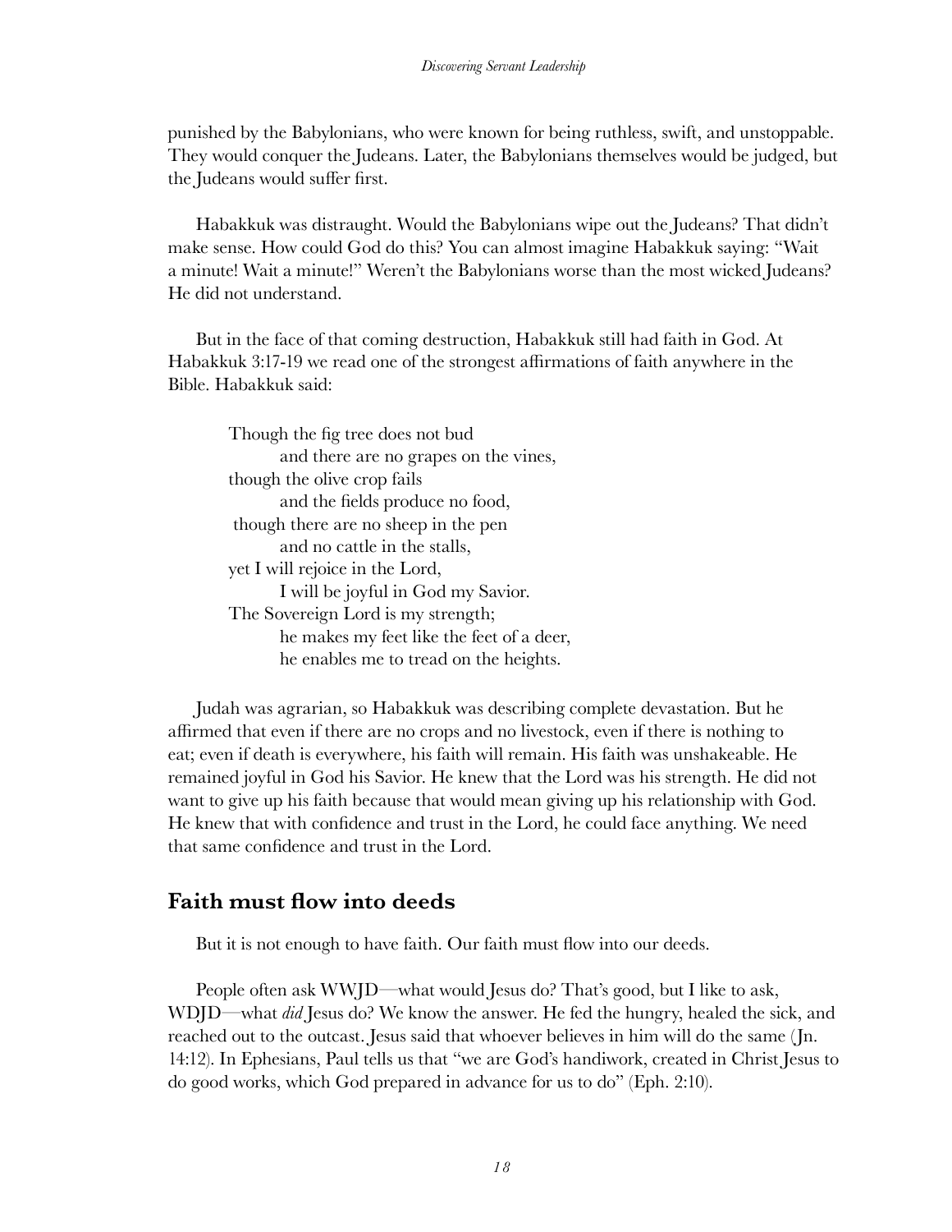punished by the Babylonians, who were known for being ruthless, swift, and unstoppable. They would conquer the Judeans. Later, the Babylonians themselves would be judged, but the Judeans would suffer first.

Habakkuk was distraught. Would the Babylonians wipe out the Judeans? That didn't make sense. How could God do this? You can almost imagine Habakkuk saying: "Wait a minute! Wait a minute!" Weren't the Babylonians worse than the most wicked Judeans? He did not understand.

But in the face of that coming destruction, Habakkuk still had faith in God. At Habakkuk 3:17-19 we read one of the strongest affirmations of faith anywhere in the Bible. Habakkuk said:

> Though the fig tree does not bud
> and there are no grapes on the vines,
> though the olive crop fails
> and the fields produce no food,
> though there are no sheep in the pen
> and no cattle in the stalls,
> yet I will rejoice in the Lord,
> I will be joyful in God my Savior.
> The Sovereign Lord is my strength;
> he makes my feet like the feet of a deer,
> he enables me to tread on the heights.

Judah was agrarian, so Habakkuk was describing complete devastation. But he affirmed that even if there are no crops and no livestock, even if there is nothing to eat; even if death is everywhere, his faith will remain. His faith was unshakeable. He remained joyful in God his Savior. He knew that the Lord was his strength. He did not want to give up his faith because that would mean giving up his relationship with God. He knew that with confidence and trust in the Lord, he could face anything. We need that same confidence and trust in the Lord.

## Faith must flow into deeds

But it is not enough to have faith. Our faith must flow into our deeds.

People often ask WWJD—what would Jesus do? That's good, but I like to ask, WDJD—what *did* Jesus do? We know the answer. He fed the hungry, healed the sick, and reached out to the outcast. Jesus said that whoever believes in him will do the same (Jn. 14:12). In Ephesians, Paul tells us that "we are God's handiwork, created in Christ Jesus to do good works, which God prepared in advance for us to do" (Eph. 2:10).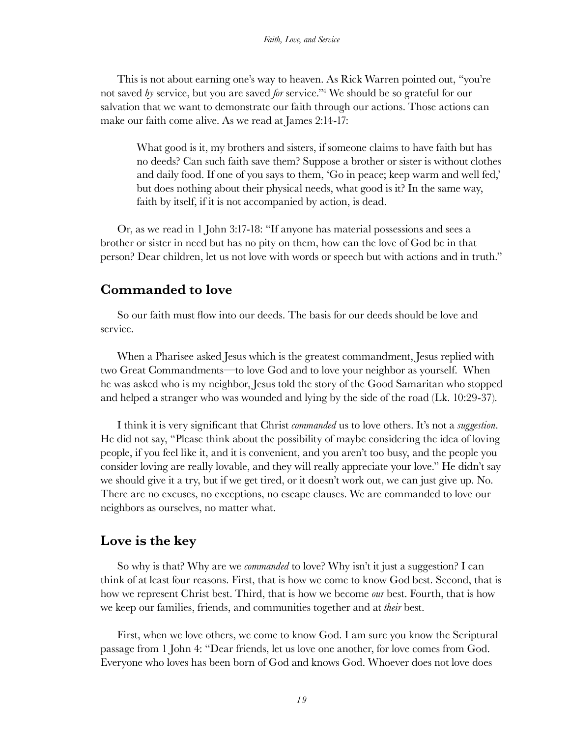This is not about earning one's way to heaven. As Rick Warren pointed out, "you're not saved *by* service, but you are saved *for* service."[4] We should be so grateful for our salvation that we want to demonstrate our faith through our actions. Those actions can make our faith come alive. As we read at James 2:14-17:

> What good is it, my brothers and sisters, if someone claims to have faith but has no deeds? Can such faith save them? Suppose a brother or sister is without clothes and daily food. If one of you says to them, 'Go in peace; keep warm and well fed,' but does nothing about their physical needs, what good is it? In the same way, faith by itself, if it is not accompanied by action, is dead.

Or, as we read in 1 John 3:17-18: "If anyone has material possessions and sees a brother or sister in need but has no pity on them, how can the love of God be in that person? Dear children, let us not love with words or speech but with actions and in truth."

## Commanded to love

So our faith must flow into our deeds. The basis for our deeds should be love and service.

When a Pharisee asked Jesus which is the greatest commandment, Jesus replied with two Great Commandments—to love God and to love your neighbor as yourself. When he was asked who is my neighbor, Jesus told the story of the Good Samaritan who stopped and helped a stranger who was wounded and lying by the side of the road (Lk. 10:29-37).

I think it is very significant that Christ *commanded* us to love others. It's not a *suggestion*. He did not say, "Please think about the possibility of maybe considering the idea of loving people, if you feel like it, and it is convenient, and you aren't too busy, and the people you consider loving are really lovable, and they will really appreciate your love." He didn't say we should give it a try, but if we get tired, or it doesn't work out, we can just give up. No. There are no excuses, no exceptions, no escape clauses. We are commanded to love our neighbors as ourselves, no matter what.

## Love is the key

So why is that? Why are we *commanded* to love? Why isn't it just a suggestion? I can think of at least four reasons. First, that is how we come to know God best. Second, that is how we represent Christ best. Third, that is how we become *our* best. Fourth, that is how we keep our families, friends, and communities together and at *their* best.

First, when we love others, we come to know God. I am sure you know the Scriptural passage from 1 John 4: "Dear friends, let us love one another, for love comes from God. Everyone who loves has been born of God and knows God. Whoever does not love does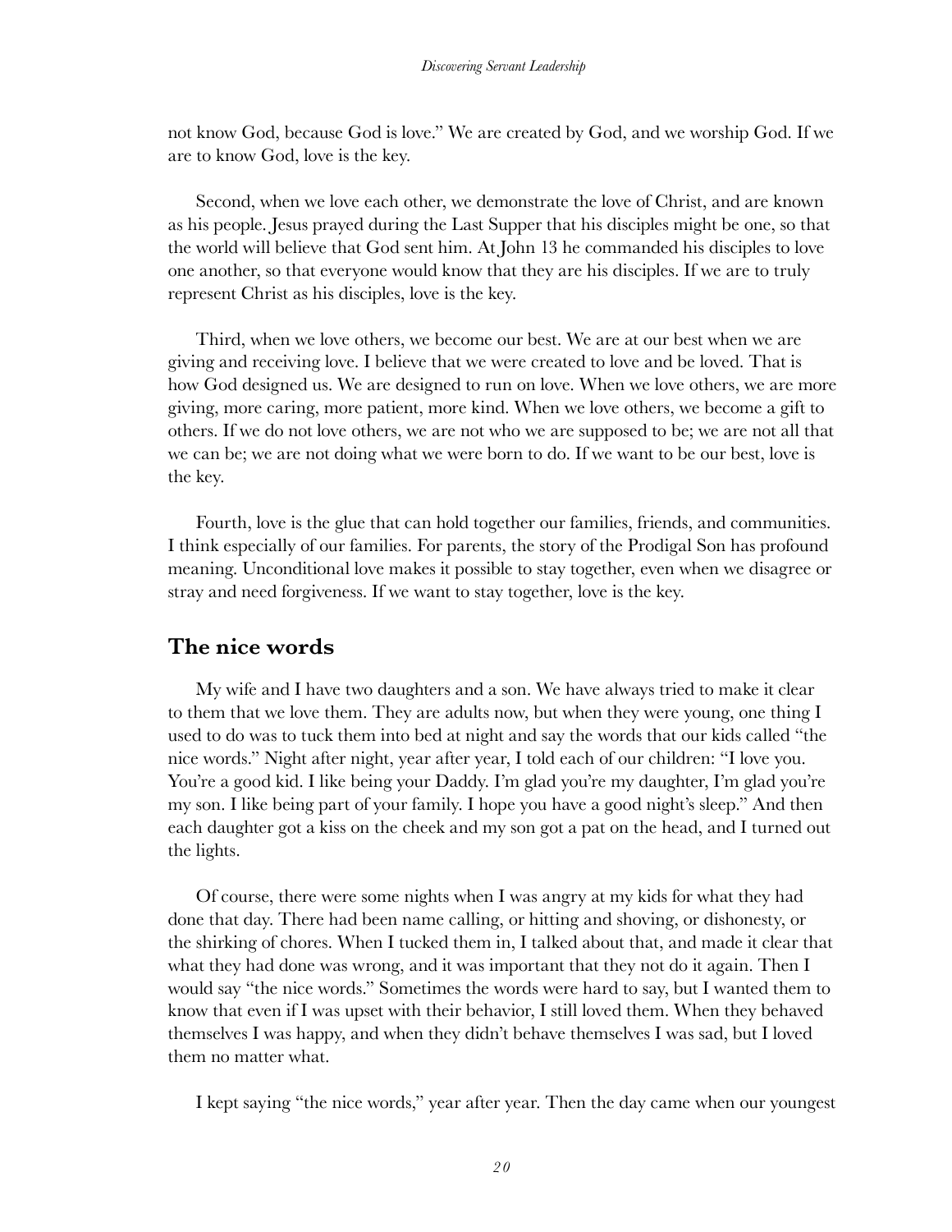not know God, because God is love." We are created by God, and we worship God. If we are to know God, love is the key.

Second, when we love each other, we demonstrate the love of Christ, and are known as his people. Jesus prayed during the Last Supper that his disciples might be one, so that the world will believe that God sent him. At John 13 he commanded his disciples to love one another, so that everyone would know that they are his disciples. If we are to truly represent Christ as his disciples, love is the key.

Third, when we love others, we become our best. We are at our best when we are giving and receiving love. I believe that we were created to love and be loved. That is how God designed us. We are designed to run on love. When we love others, we are more giving, more caring, more patient, more kind. When we love others, we become a gift to others. If we do not love others, we are not who we are supposed to be; we are not all that we can be; we are not doing what we were born to do. If we want to be our best, love is the key.

Fourth, love is the glue that can hold together our families, friends, and communities. I think especially of our families. For parents, the story of the Prodigal Son has profound meaning. Unconditional love makes it possible to stay together, even when we disagree or stray and need forgiveness. If we want to stay together, love is the key.

## The nice words

My wife and I have two daughters and a son. We have always tried to make it clear to them that we love them. They are adults now, but when they were young, one thing I used to do was to tuck them into bed at night and say the words that our kids called "the nice words." Night after night, year after year, I told each of our children: "I love you. You're a good kid. I like being your Daddy. I'm glad you're my daughter, I'm glad you're my son. I like being part of your family. I hope you have a good night's sleep." And then each daughter got a kiss on the cheek and my son got a pat on the head, and I turned out the lights.

Of course, there were some nights when I was angry at my kids for what they had done that day. There had been name calling, or hitting and shoving, or dishonesty, or the shirking of chores. When I tucked them in, I talked about that, and made it clear that what they had done was wrong, and it was important that they not do it again. Then I would say "the nice words." Sometimes the words were hard to say, but I wanted them to know that even if I was upset with their behavior, I still loved them. When they behaved themselves I was happy, and when they didn't behave themselves I was sad, but I loved them no matter what.

I kept saying "the nice words," year after year. Then the day came when our youngest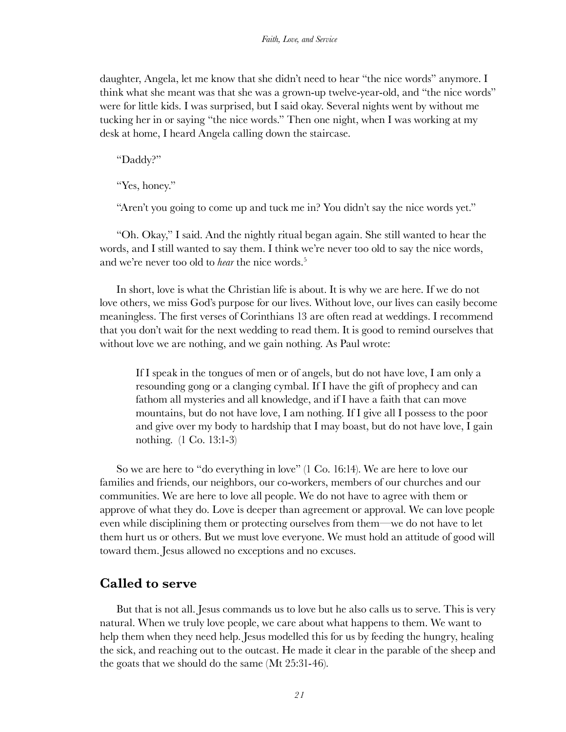daughter, Angela, let me know that she didn't need to hear "the nice words" anymore. I think what she meant was that she was a grown-up twelve-year-old, and "the nice words" were for little kids. I was surprised, but I said okay. Several nights went by without me tucking her in or saying "the nice words." Then one night, when I was working at my desk at home, I heard Angela calling down the staircase.

"Daddy?"

"Yes, honey."

"Aren't you going to come up and tuck me in? You didn't say the nice words yet."

"Oh. Okay," I said. And the nightly ritual began again. She still wanted to hear the words, and I still wanted to say them. I think we're never too old to say the nice words, and we're never too old to *hear* the nice words.[5]

In short, love is what the Christian life is about. It is why we are here. If we do not love others, we miss God's purpose for our lives. Without love, our lives can easily become meaningless. The first verses of Corinthians 13 are often read at weddings. I recommend that you don't wait for the next wedding to read them. It is good to remind ourselves that without love we are nothing, and we gain nothing. As Paul wrote:

> If I speak in the tongues of men or of angels, but do not have love, I am only a resounding gong or a clanging cymbal. If I have the gift of prophecy and can fathom all mysteries and all knowledge, and if I have a faith that can move mountains, but do not have love, I am nothing. If I give all I possess to the poor and give over my body to hardship that I may boast, but do not have love, I gain nothing. (1 Co. 13:1-3)

So we are here to "do everything in love" (1 Co. 16:14). We are here to love our families and friends, our neighbors, our co-workers, members of our churches and our communities. We are here to love all people. We do not have to agree with them or approve of what they do. Love is deeper than agreement or approval. We can love people even while disciplining them or protecting ourselves from them—we do not have to let them hurt us or others. But we must love everyone. We must hold an attitude of good will toward them. Jesus allowed no exceptions and no excuses.

## Called to serve

But that is not all. Jesus commands us to love but he also calls us to serve. This is very natural. When we truly love people, we care about what happens to them. We want to help them when they need help. Jesus modelled this for us by feeding the hungry, healing the sick, and reaching out to the outcast. He made it clear in the parable of the sheep and the goats that we should do the same (Mt 25:31-46).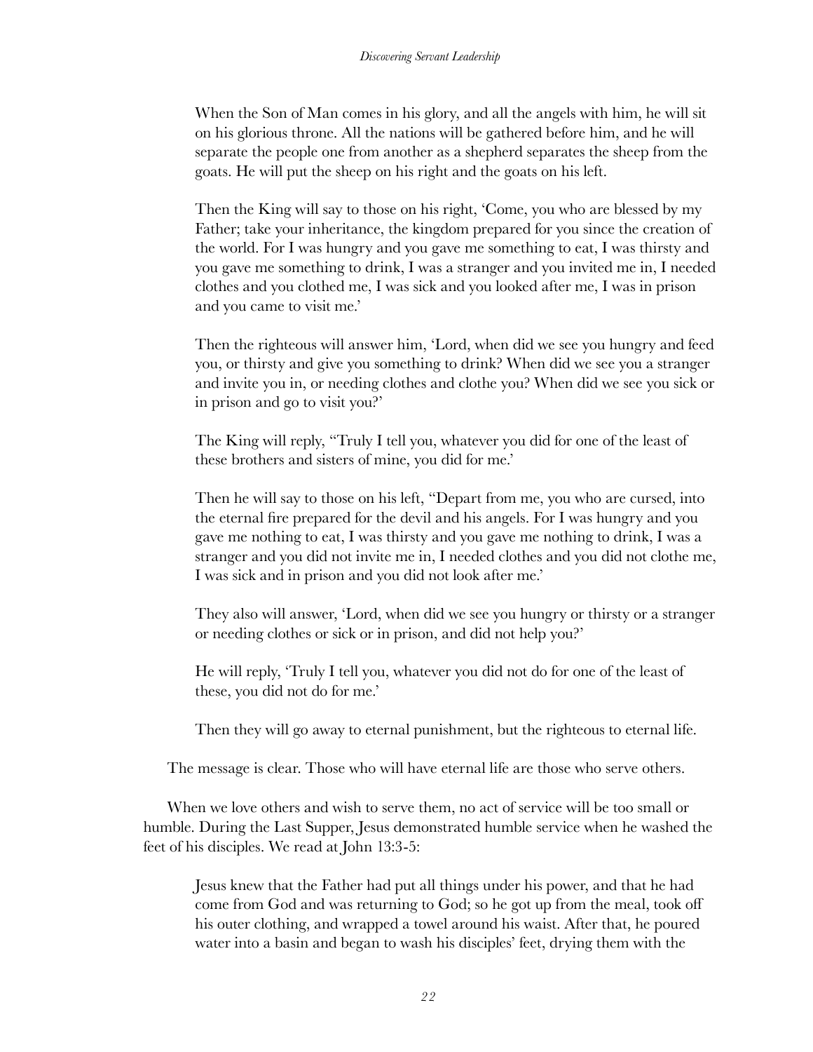> When the Son of Man comes in his glory, and all the angels with him, he will sit on his glorious throne. All the nations will be gathered before him, and he will separate the people one from another as a shepherd separates the sheep from the goats. He will put the sheep on his right and the goats on his left.
>
> Then the King will say to those on his right, 'Come, you who are blessed by my Father; take your inheritance, the kingdom prepared for you since the creation of the world. For I was hungry and you gave me something to eat, I was thirsty and you gave me something to drink, I was a stranger and you invited me in, I needed clothes and you clothed me, I was sick and you looked after me, I was in prison and you came to visit me.'
>
> Then the righteous will answer him, 'Lord, when did we see you hungry and feed you, or thirsty and give you something to drink? When did we see you a stranger and invite you in, or needing clothes and clothe you? When did we see you sick or in prison and go to visit you?'
>
> The King will reply, "Truly I tell you, whatever you did for one of the least of these brothers and sisters of mine, you did for me.'
>
> Then he will say to those on his left, "Depart from me, you who are cursed, into the eternal fire prepared for the devil and his angels. For I was hungry and you gave me nothing to eat, I was thirsty and you gave me nothing to drink, I was a stranger and you did not invite me in, I needed clothes and you did not clothe me, I was sick and in prison and you did not look after me.'
>
> They also will answer, 'Lord, when did we see you hungry or thirsty or a stranger or needing clothes or sick or in prison, and did not help you?'
>
> He will reply, 'Truly I tell you, whatever you did not do for one of the least of these, you did not do for me.'
>
> Then they will go away to eternal punishment, but the righteous to eternal life.

The message is clear. Those who will have eternal life are those who serve others.

When we love others and wish to serve them, no act of service will be too small or humble. During the Last Supper, Jesus demonstrated humble service when he washed the feet of his disciples. We read at John 13:3-5:

> Jesus knew that the Father had put all things under his power, and that he had come from God and was returning to God; so he got up from the meal, took off his outer clothing, and wrapped a towel around his waist. After that, he poured water into a basin and began to wash his disciples' feet, drying them with the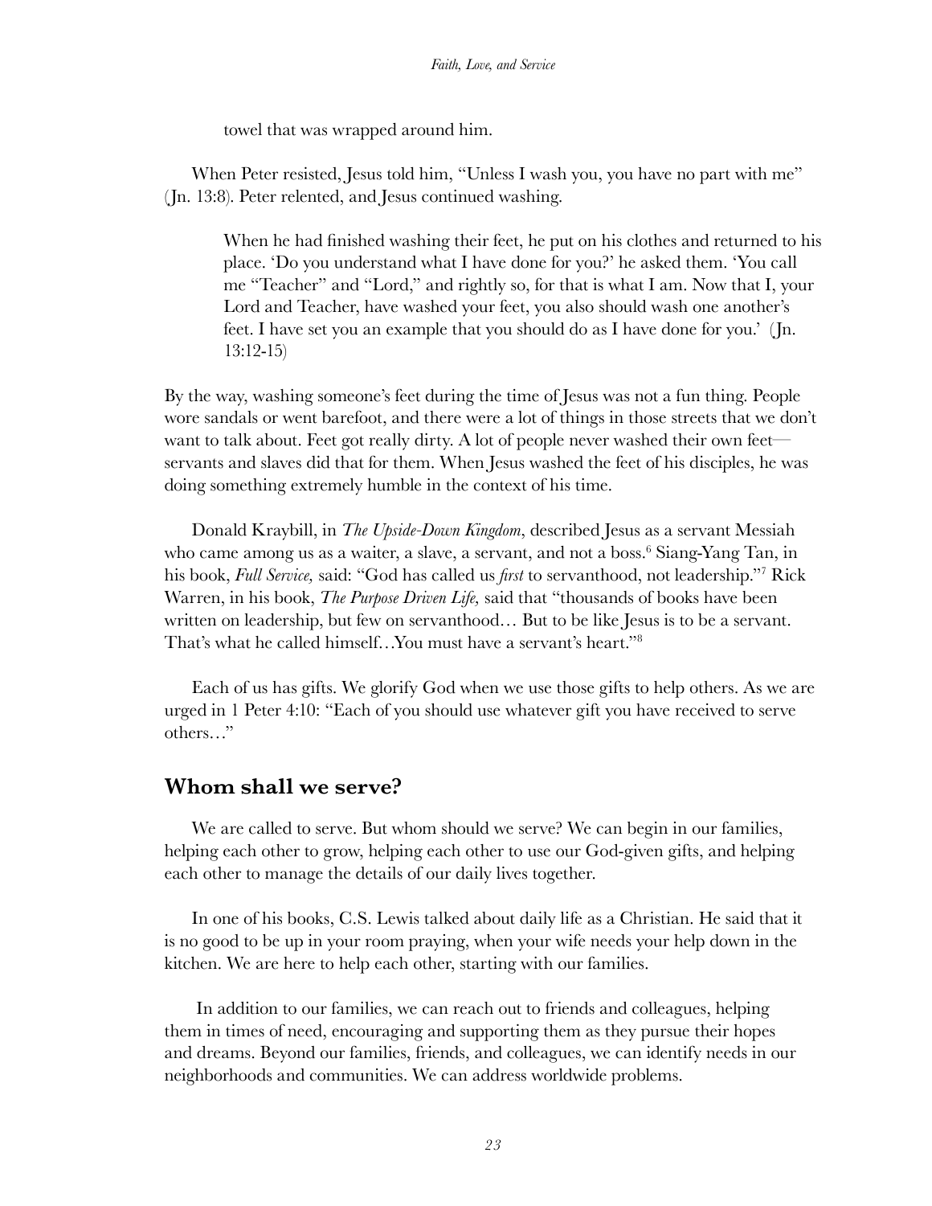towel that was wrapped around him.

When Peter resisted, Jesus told him, "Unless I wash you, you have no part with me" (Jn. 13:8). Peter relented, and Jesus continued washing.

> When he had finished washing their feet, he put on his clothes and returned to his place. 'Do you understand what I have done for you?' he asked them. 'You call me "Teacher" and "Lord," and rightly so, for that is what I am. Now that I, your Lord and Teacher, have washed your feet, you also should wash one another's feet. I have set you an example that you should do as I have done for you.' (Jn. 13:12-15)

By the way, washing someone's feet during the time of Jesus was not a fun thing. People wore sandals or went barefoot, and there were a lot of things in those streets that we don't want to talk about. Feet got really dirty. A lot of people never washed their own feet—servants and slaves did that for them. When Jesus washed the feet of his disciples, he was doing something extremely humble in the context of his time.

Donald Kraybill, in *The Upside-Down Kingdom*, described Jesus as a servant Messiah who came among us as a waiter, a slave, a servant, and not a boss.[6] Siang-Yang Tan, in his book, *Full Service,* said: "God has called us *first* to servanthood, not leadership."[7] Rick Warren, in his book, *The Purpose Driven Life,* said that "thousands of books have been written on leadership, but few on servanthood… But to be like Jesus is to be a servant. That's what he called himself…You must have a servant's heart."[8]

Each of us has gifts. We glorify God when we use those gifts to help others. As we are urged in 1 Peter 4:10: "Each of you should use whatever gift you have received to serve others…"

## Whom shall we serve?

We are called to serve. But whom should we serve? We can begin in our families, helping each other to grow, helping each other to use our God-given gifts, and helping each other to manage the details of our daily lives together.

In one of his books, C.S. Lewis talked about daily life as a Christian. He said that it is no good to be up in your room praying, when your wife needs your help down in the kitchen. We are here to help each other, starting with our families.

In addition to our families, we can reach out to friends and colleagues, helping them in times of need, encouraging and supporting them as they pursue their hopes and dreams. Beyond our families, friends, and colleagues, we can identify needs in our neighborhoods and communities. We can address worldwide problems.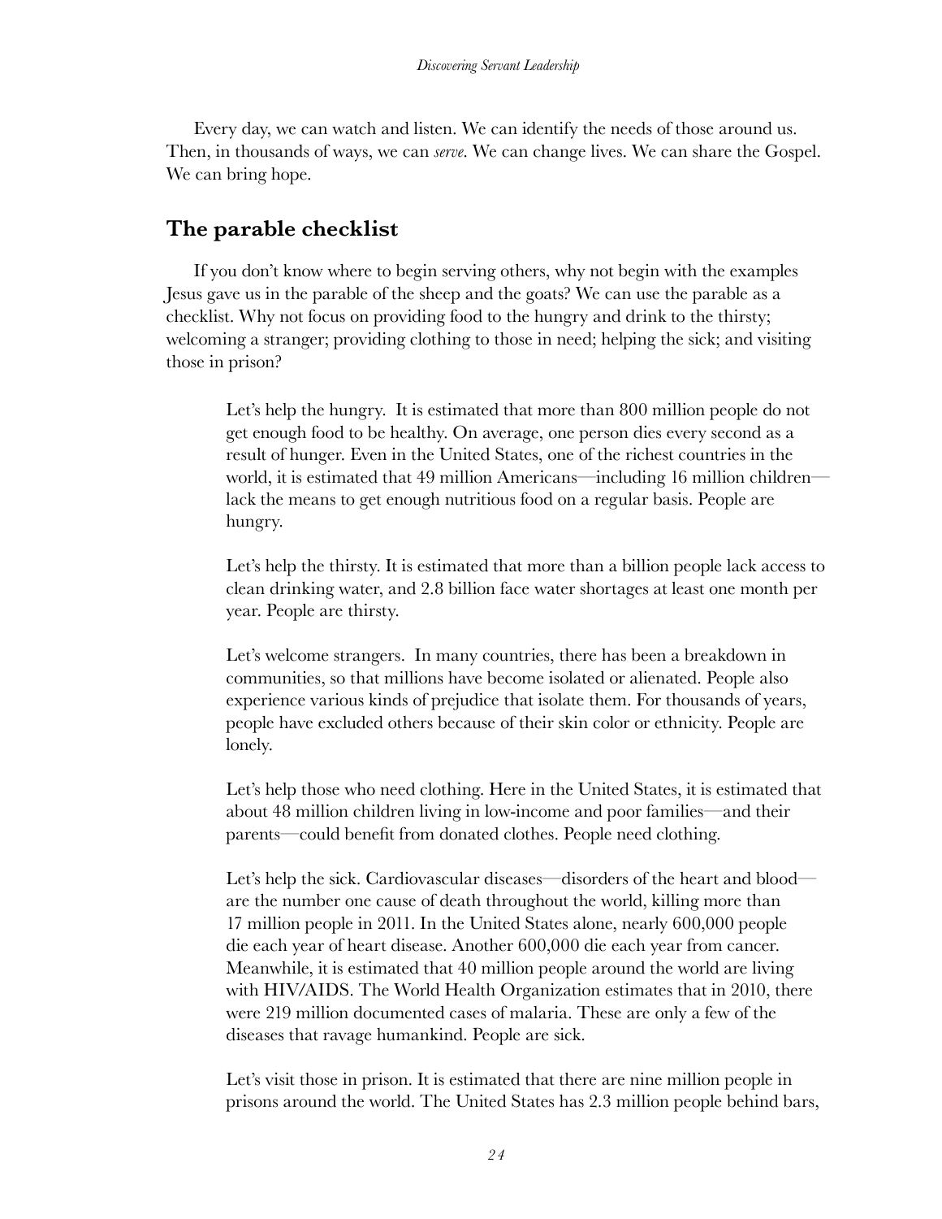Every day, we can watch and listen. We can identify the needs of those around us. Then, in thousands of ways, we can *serve*. We can change lives. We can share the Gospel. We can bring hope.

## The parable checklist

If you don't know where to begin serving others, why not begin with the examples Jesus gave us in the parable of the sheep and the goats? We can use the parable as a checklist. Why not focus on providing food to the hungry and drink to the thirsty; welcoming a stranger; providing clothing to those in need; helping the sick; and visiting those in prison?

> Let's help the hungry. It is estimated that more than 800 million people do not get enough food to be healthy. On average, one person dies every second as a result of hunger. Even in the United States, one of the richest countries in the world, it is estimated that 49 million Americans—including 16 million children—lack the means to get enough nutritious food on a regular basis. People are hungry.
>
> Let's help the thirsty. It is estimated that more than a billion people lack access to clean drinking water, and 2.8 billion face water shortages at least one month per year. People are thirsty.
>
> Let's welcome strangers. In many countries, there has been a breakdown in communities, so that millions have become isolated or alienated. People also experience various kinds of prejudice that isolate them. For thousands of years, people have excluded others because of their skin color or ethnicity. People are lonely.
>
> Let's help those who need clothing. Here in the United States, it is estimated that about 48 million children living in low-income and poor families—and their parents—could benefit from donated clothes. People need clothing.
>
> Let's help the sick. Cardiovascular diseases—disorders of the heart and blood—are the number one cause of death throughout the world, killing more than 17 million people in 2011. In the United States alone, nearly 600,000 people die each year of heart disease. Another 600,000 die each year from cancer. Meanwhile, it is estimated that 40 million people around the world are living with HIV/AIDS. The World Health Organization estimates that in 2010, there were 219 million documented cases of malaria. These are only a few of the diseases that ravage humankind. People are sick.
>
> Let's visit those in prison. It is estimated that there are nine million people in prisons around the world. The United States has 2.3 million people behind bars,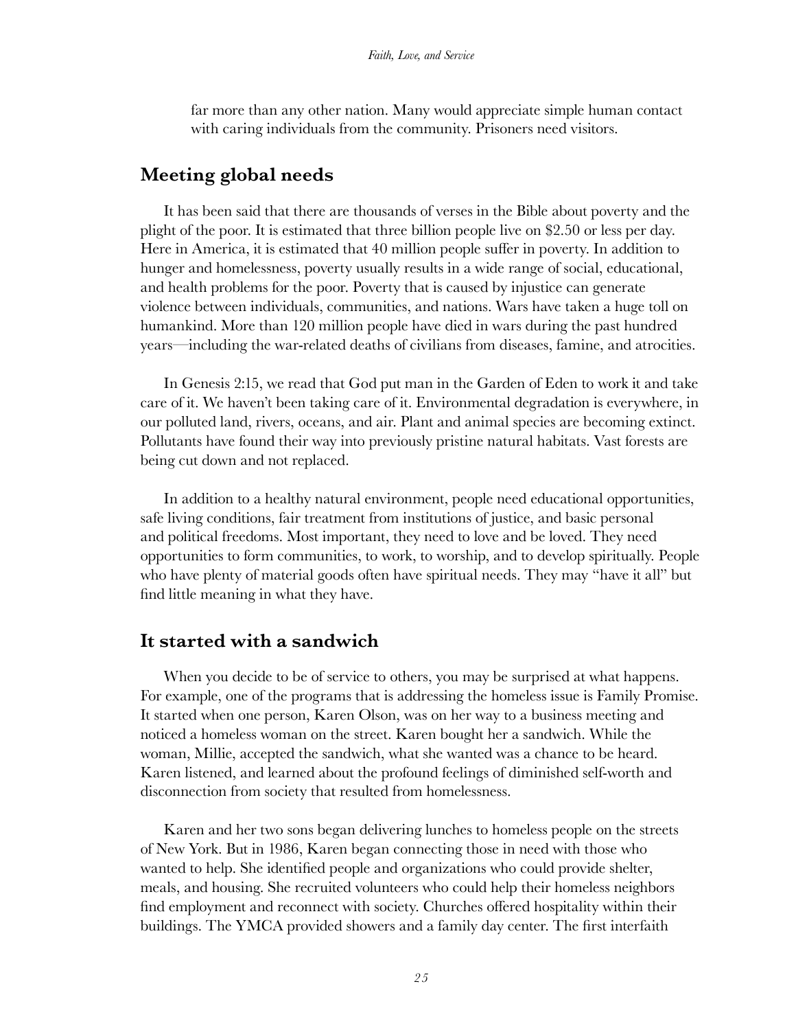far more than any other nation. Many would appreciate simple human contact with caring individuals from the community. Prisoners need visitors.

## Meeting global needs

It has been said that there are thousands of verses in the Bible about poverty and the plight of the poor. It is estimated that three billion people live on $2.50 or less per day. Here in America, it is estimated that 40 million people suffer in poverty. In addition to hunger and homelessness, poverty usually results in a wide range of social, educational, and health problems for the poor. Poverty that is caused by injustice can generate violence between individuals, communities, and nations. Wars have taken a huge toll on humankind. More than 120 million people have died in wars during the past hundred years—including the war-related deaths of civilians from diseases, famine, and atrocities.

In Genesis 2:15, we read that God put man in the Garden of Eden to work it and take care of it. We haven't been taking care of it. Environmental degradation is everywhere, in our polluted land, rivers, oceans, and air. Plant and animal species are becoming extinct. Pollutants have found their way into previously pristine natural habitats. Vast forests are being cut down and not replaced.

In addition to a healthy natural environment, people need educational opportunities, safe living conditions, fair treatment from institutions of justice, and basic personal and political freedoms. Most important, they need to love and be loved. They need opportunities to form communities, to work, to worship, and to develop spiritually. People who have plenty of material goods often have spiritual needs. They may "have it all" but find little meaning in what they have.

## It started with a sandwich

When you decide to be of service to others, you may be surprised at what happens. For example, one of the programs that is addressing the homeless issue is Family Promise. It started when one person, Karen Olson, was on her way to a business meeting and noticed a homeless woman on the street. Karen bought her a sandwich. While the woman, Millie, accepted the sandwich, what she wanted was a chance to be heard. Karen listened, and learned about the profound feelings of diminished self-worth and disconnection from society that resulted from homelessness.

Karen and her two sons began delivering lunches to homeless people on the streets of New York. But in 1986, Karen began connecting those in need with those who wanted to help. She identified people and organizations who could provide shelter, meals, and housing. She recruited volunteers who could help their homeless neighbors find employment and reconnect with society. Churches offered hospitality within their buildings. The YMCA provided showers and a family day center. The first interfaith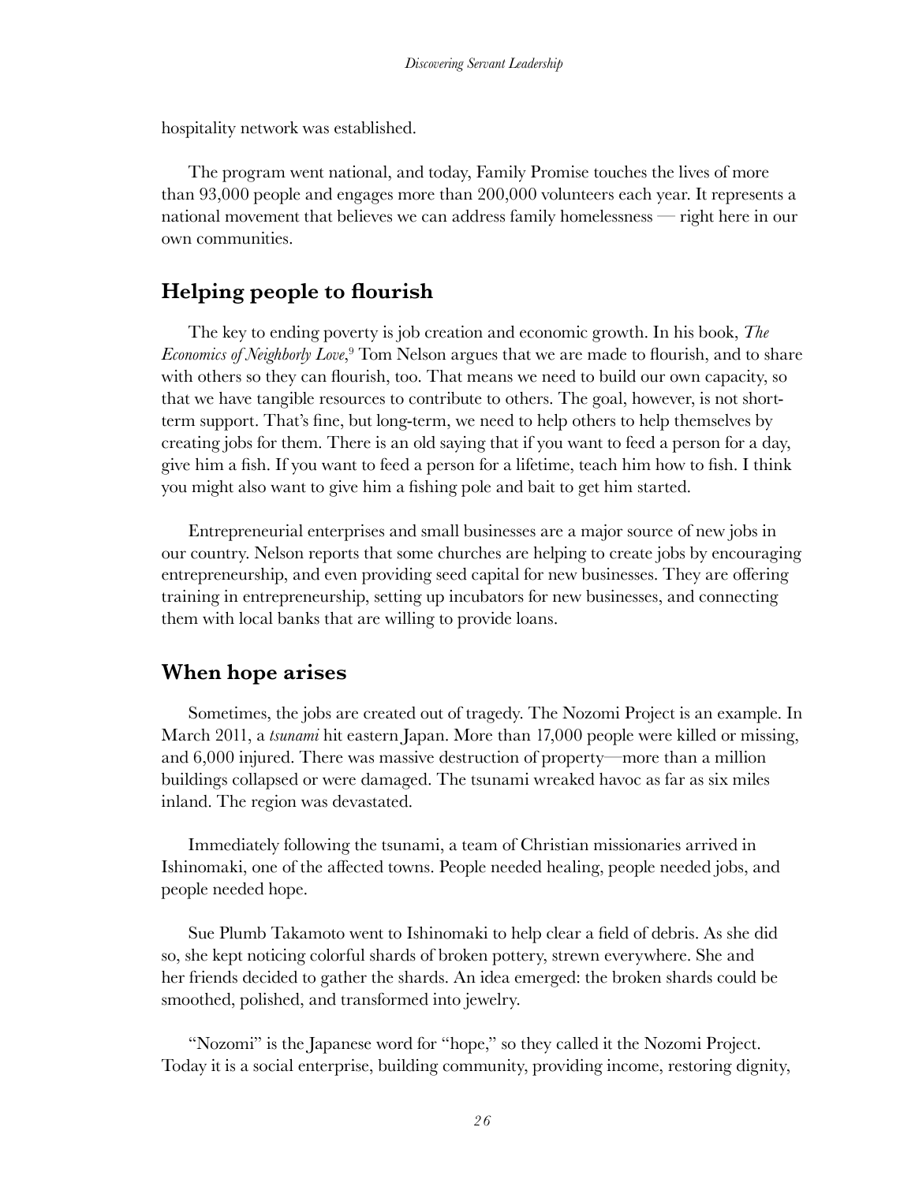hospitality network was established.

The program went national, and today, Family Promise touches the lives of more than 93,000 people and engages more than 200,000 volunteers each year. It represents a national movement that believes we can address family homelessness — right here in our own communities.

## Helping people to flourish

The key to ending poverty is job creation and economic growth. In his book, *The Economics of Neighborly Love*,[9] Tom Nelson argues that we are made to flourish, and to share with others so they can flourish, too. That means we need to build our own capacity, so that we have tangible resources to contribute to others. The goal, however, is not short-term support. That's fine, but long-term, we need to help others to help themselves by creating jobs for them. There is an old saying that if you want to feed a person for a day, give him a fish. If you want to feed a person for a lifetime, teach him how to fish. I think you might also want to give him a fishing pole and bait to get him started.

Entrepreneurial enterprises and small businesses are a major source of new jobs in our country. Nelson reports that some churches are helping to create jobs by encouraging entrepreneurship, and even providing seed capital for new businesses. They are offering training in entrepreneurship, setting up incubators for new businesses, and connecting them with local banks that are willing to provide loans.

## When hope arises

Sometimes, the jobs are created out of tragedy. The Nozomi Project is an example. In March 2011, a *tsunami* hit eastern Japan. More than 17,000 people were killed or missing, and 6,000 injured. There was massive destruction of property—more than a million buildings collapsed or were damaged. The tsunami wreaked havoc as far as six miles inland. The region was devastated.

Immediately following the tsunami, a team of Christian missionaries arrived in Ishinomaki, one of the affected towns. People needed healing, people needed jobs, and people needed hope.

Sue Plumb Takamoto went to Ishinomaki to help clear a field of debris. As she did so, she kept noticing colorful shards of broken pottery, strewn everywhere. She and her friends decided to gather the shards. An idea emerged: the broken shards could be smoothed, polished, and transformed into jewelry.

"Nozomi" is the Japanese word for "hope," so they called it the Nozomi Project. Today it is a social enterprise, building community, providing income, restoring dignity,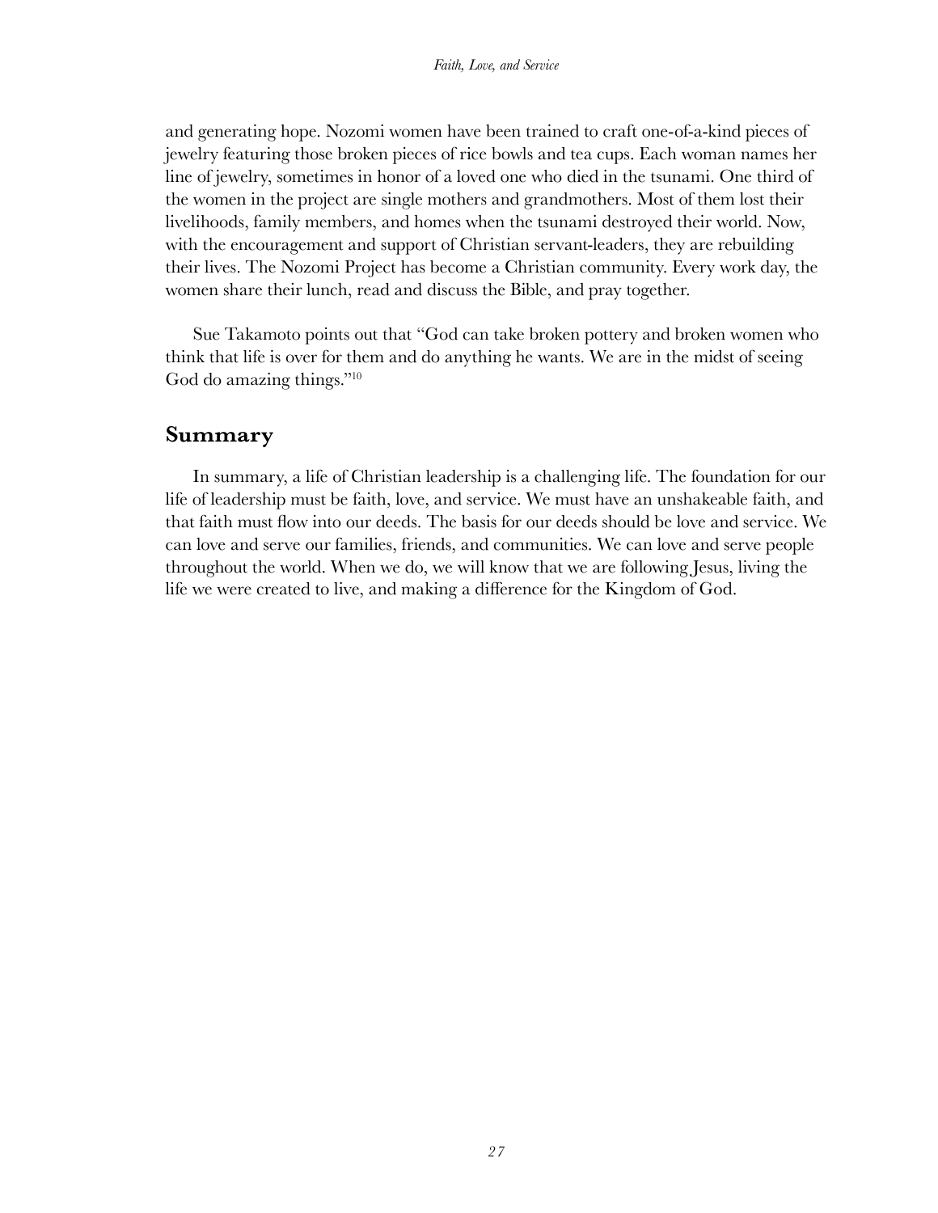and generating hope. Nozomi women have been trained to craft one-of-a-kind pieces of jewelry featuring those broken pieces of rice bowls and tea cups. Each woman names her line of jewelry, sometimes in honor of a loved one who died in the tsunami. One third of the women in the project are single mothers and grandmothers. Most of them lost their livelihoods, family members, and homes when the tsunami destroyed their world. Now, with the encouragement and support of Christian servant-leaders, they are rebuilding their lives. The Nozomi Project has become a Christian community. Every work day, the women share their lunch, read and discuss the Bible, and pray together.

Sue Takamoto points out that "God can take broken pottery and broken women who think that life is over for them and do anything he wants. We are in the midst of seeing God do amazing things."[10]

## Summary

In summary, a life of Christian leadership is a challenging life. The foundation for our life of leadership must be faith, love, and service. We must have an unshakeable faith, and that faith must flow into our deeds. The basis for our deeds should be love and service. We can love and serve our families, friends, and communities. We can love and serve people throughout the world. When we do, we will know that we are following Jesus, living the life we were created to live, and making a difference for the Kingdom of God.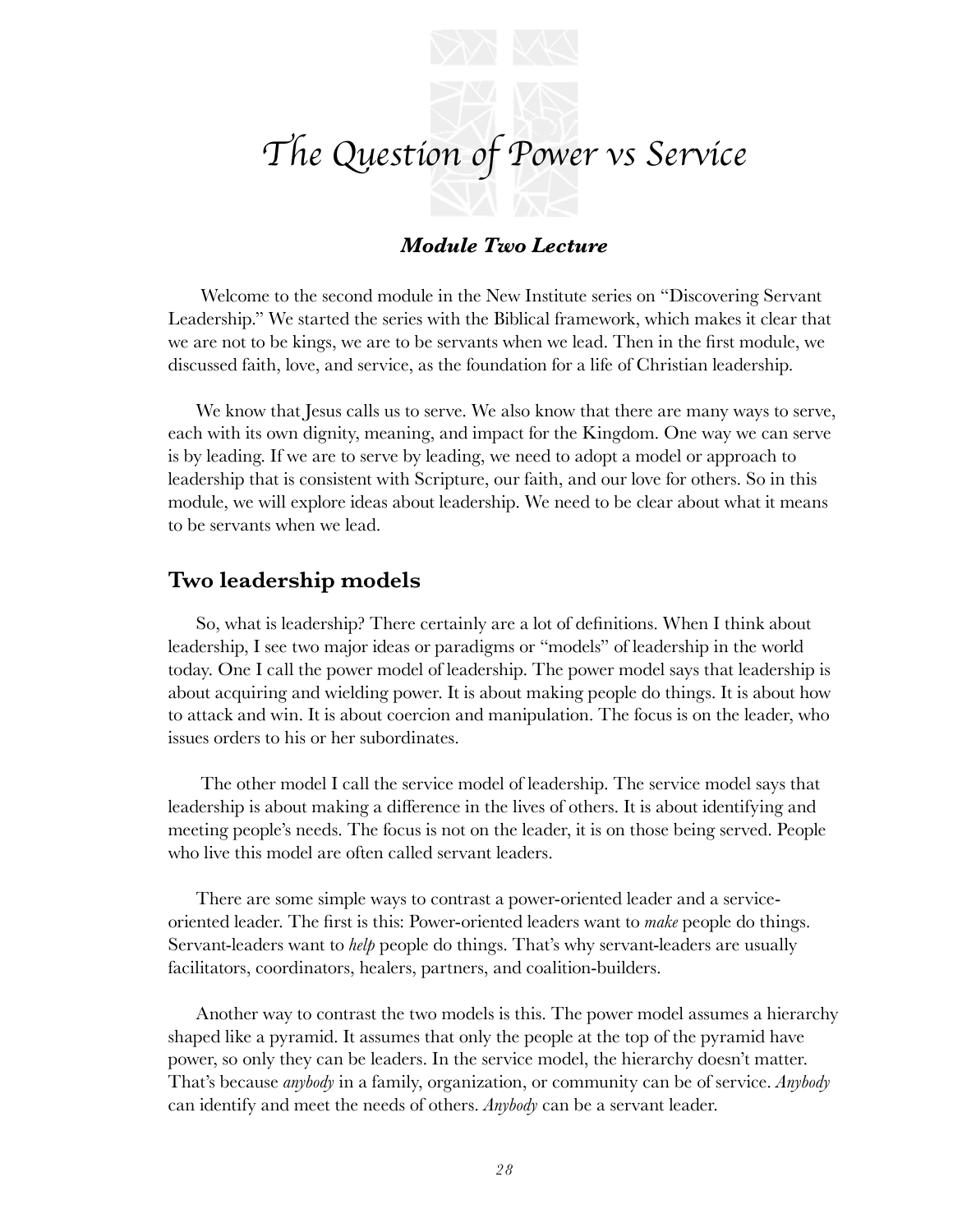# *The Question of Power vs Service*

### ***Module Two Lecture***

Welcome to the second module in the New Institute series on "Discovering Servant Leadership." We started the series with the Biblical framework, which makes it clear that we are not to be kings, we are to be servants when we lead. Then in the first module, we discussed faith, love, and service, as the foundation for a life of Christian leadership.

We know that Jesus calls us to serve. We also know that there are many ways to serve, each with its own dignity, meaning, and impact for the Kingdom. One way we can serve is by leading. If we are to serve by leading, we need to adopt a model or approach to leadership that is consistent with Scripture, our faith, and our love for others. So in this module, we will explore ideas about leadership. We need to be clear about what it means to be servants when we lead.

## Two leadership models

So, what is leadership? There certainly are a lot of definitions. When I think about leadership, I see two major ideas or paradigms or "models" of leadership in the world today. One I call the power model of leadership. The power model says that leadership is about acquiring and wielding power. It is about making people do things. It is about how to attack and win. It is about coercion and manipulation. The focus is on the leader, who issues orders to his or her subordinates.

The other model I call the service model of leadership. The service model says that leadership is about making a difference in the lives of others. It is about identifying and meeting people's needs. The focus is not on the leader, it is on those being served. People who live this model are often called servant leaders.

There are some simple ways to contrast a power-oriented leader and a service-oriented leader. The first is this: Power-oriented leaders want to *make* people do things. Servant-leaders want to *help* people do things. That's why servant-leaders are usually facilitators, coordinators, healers, partners, and coalition-builders.

Another way to contrast the two models is this. The power model assumes a hierarchy shaped like a pyramid. It assumes that only the people at the top of the pyramid have power, so only they can be leaders. In the service model, the hierarchy doesn't matter. That's because *anybody* in a family, organization, or community can be of service. *Anybody* can identify and meet the needs of others. *Anybody* can be a servant leader.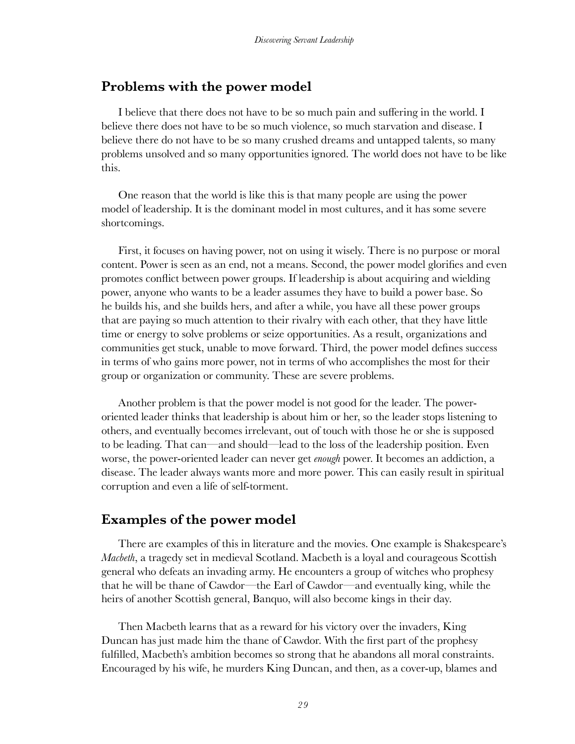## Problems with the power model

I believe that there does not have to be so much pain and suffering in the world. I believe there does not have to be so much violence, so much starvation and disease. I believe there do not have to be so many crushed dreams and untapped talents, so many problems unsolved and so many opportunities ignored. The world does not have to be like this.

One reason that the world is like this is that many people are using the power model of leadership. It is the dominant model in most cultures, and it has some severe shortcomings.

First, it focuses on having power, not on using it wisely. There is no purpose or moral content. Power is seen as an end, not a means. Second, the power model glorifies and even promotes conflict between power groups. If leadership is about acquiring and wielding power, anyone who wants to be a leader assumes they have to build a power base. So he builds his, and she builds hers, and after a while, you have all these power groups that are paying so much attention to their rivalry with each other, that they have little time or energy to solve problems or seize opportunities. As a result, organizations and communities get stuck, unable to move forward. Third, the power model defines success in terms of who gains more power, not in terms of who accomplishes the most for their group or organization or community. These are severe problems.

Another problem is that the power model is not good for the leader. The power-oriented leader thinks that leadership is about him or her, so the leader stops listening to others, and eventually becomes irrelevant, out of touch with those he or she is supposed to be leading. That can—and should—lead to the loss of the leadership position. Even worse, the power-oriented leader can never get *enough* power. It becomes an addiction, a disease. The leader always wants more and more power. This can easily result in spiritual corruption and even a life of self-torment.

## Examples of the power model

There are examples of this in literature and the movies. One example is Shakespeare's *Macbeth*, a tragedy set in medieval Scotland. Macbeth is a loyal and courageous Scottish general who defeats an invading army. He encounters a group of witches who prophesy that he will be thane of Cawdor—the Earl of Cawdor—and eventually king, while the heirs of another Scottish general, Banquo, will also become kings in their day.

Then Macbeth learns that as a reward for his victory over the invaders, King Duncan has just made him the thane of Cawdor. With the first part of the prophesy fulfilled, Macbeth's ambition becomes so strong that he abandons all moral constraints. Encouraged by his wife, he murders King Duncan, and then, as a cover-up, blames and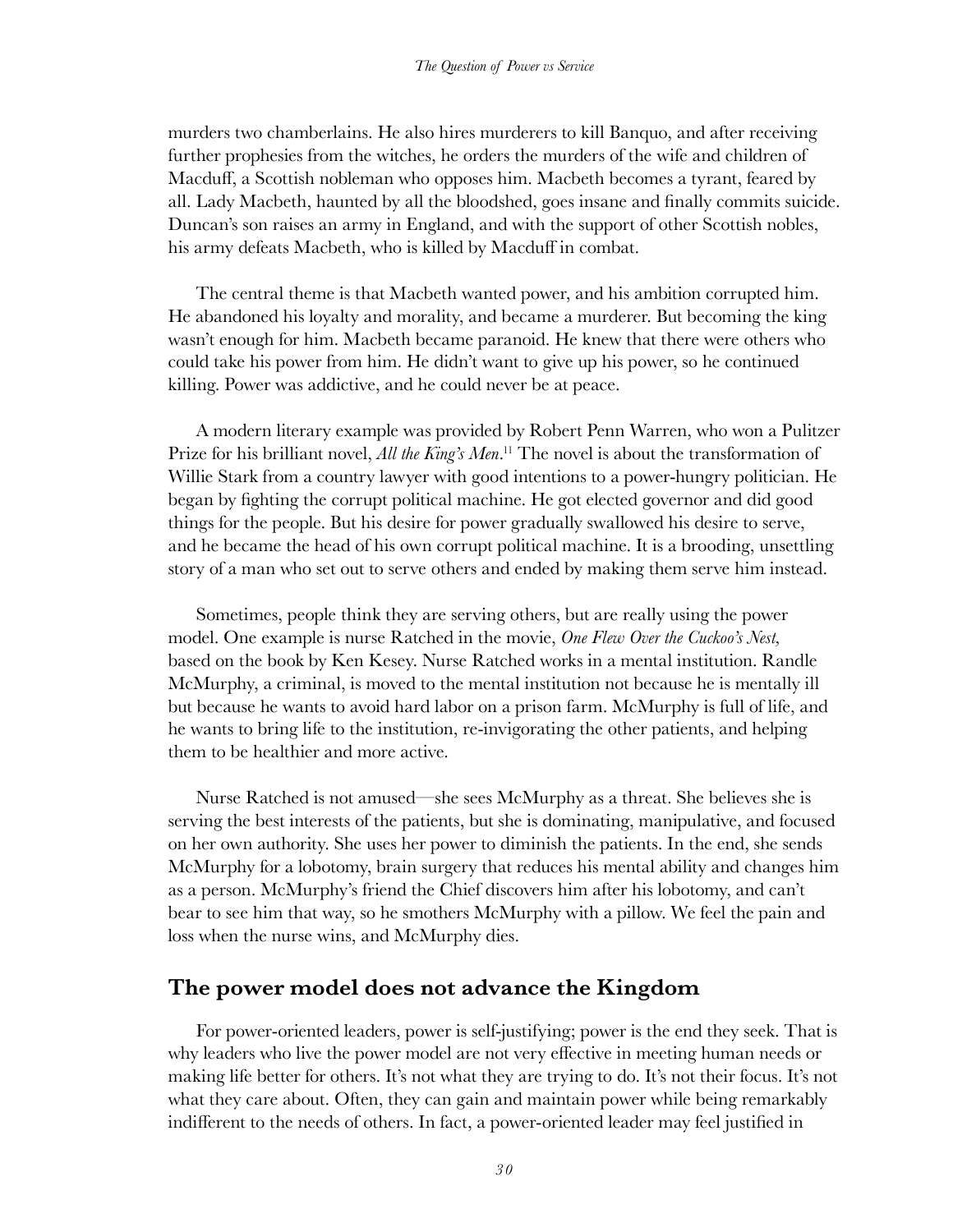murders two chamberlains. He also hires murderers to kill Banquo, and after receiving further prophesies from the witches, he orders the murders of the wife and children of Macduff, a Scottish nobleman who opposes him. Macbeth becomes a tyrant, feared by all. Lady Macbeth, haunted by all the bloodshed, goes insane and finally commits suicide. Duncan's son raises an army in England, and with the support of other Scottish nobles, his army defeats Macbeth, who is killed by Macduff in combat.

The central theme is that Macbeth wanted power, and his ambition corrupted him. He abandoned his loyalty and morality, and became a murderer. But becoming the king wasn't enough for him. Macbeth became paranoid. He knew that there were others who could take his power from him. He didn't want to give up his power, so he continued killing. Power was addictive, and he could never be at peace.

A modern literary example was provided by Robert Penn Warren, who won a Pulitzer Prize for his brilliant novel, *All the King's Men*.[11] The novel is about the transformation of Willie Stark from a country lawyer with good intentions to a power-hungry politician. He began by fighting the corrupt political machine. He got elected governor and did good things for the people. But his desire for power gradually swallowed his desire to serve, and he became the head of his own corrupt political machine. It is a brooding, unsettling story of a man who set out to serve others and ended by making them serve him instead.

Sometimes, people think they are serving others, but are really using the power model. One example is nurse Ratched in the movie, *One Flew Over the Cuckoo's Nest,* based on the book by Ken Kesey. Nurse Ratched works in a mental institution. Randle McMurphy, a criminal, is moved to the mental institution not because he is mentally ill but because he wants to avoid hard labor on a prison farm. McMurphy is full of life, and he wants to bring life to the institution, re-invigorating the other patients, and helping them to be healthier and more active.

Nurse Ratched is not amused—she sees McMurphy as a threat. She believes she is serving the best interests of the patients, but she is dominating, manipulative, and focused on her own authority. She uses her power to diminish the patients. In the end, she sends McMurphy for a lobotomy, brain surgery that reduces his mental ability and changes him as a person. McMurphy's friend the Chief discovers him after his lobotomy, and can't bear to see him that way, so he smothers McMurphy with a pillow. We feel the pain and loss when the nurse wins, and McMurphy dies.

## The power model does not advance the Kingdom

For power-oriented leaders, power is self-justifying; power is the end they seek. That is why leaders who live the power model are not very effective in meeting human needs or making life better for others. It's not what they are trying to do. It's not their focus. It's not what they care about. Often, they can gain and maintain power while being remarkably indifferent to the needs of others. In fact, a power-oriented leader may feel justified in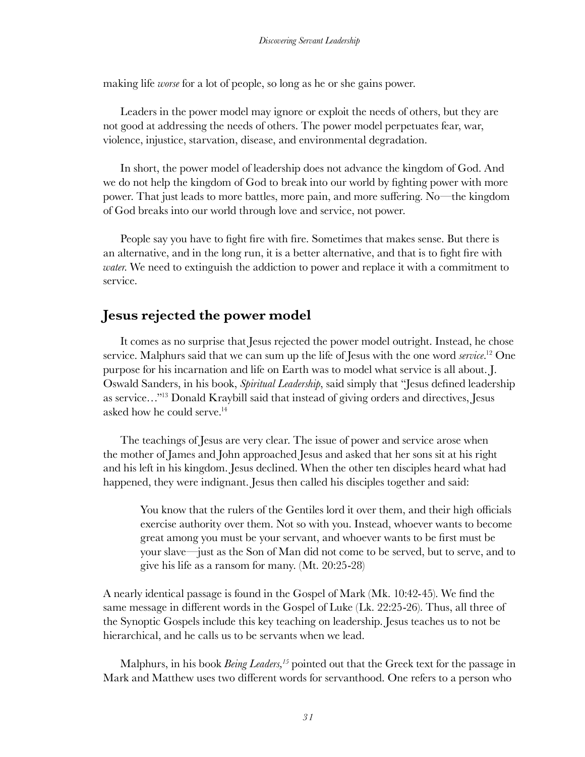making life *worse* for a lot of people, so long as he or she gains power.

Leaders in the power model may ignore or exploit the needs of others, but they are not good at addressing the needs of others. The power model perpetuates fear, war, violence, injustice, starvation, disease, and environmental degradation.

In short, the power model of leadership does not advance the kingdom of God. And we do not help the kingdom of God to break into our world by fighting power with more power. That just leads to more battles, more pain, and more suffering. No—the kingdom of God breaks into our world through love and service, not power.

People say you have to fight fire with fire. Sometimes that makes sense. But there is an alternative, and in the long run, it is a better alternative, and that is to fight fire with *water*. We need to extinguish the addiction to power and replace it with a commitment to service.

## Jesus rejected the power model

It comes as no surprise that Jesus rejected the power model outright. Instead, he chose service. Malphurs said that we can sum up the life of Jesus with the one word *service*.[12] One purpose for his incarnation and life on Earth was to model what service is all about. J. Oswald Sanders, in his book, *Spiritual Leadership*, said simply that "Jesus defined leadership as service…"[13] Donald Kraybill said that instead of giving orders and directives, Jesus asked how he could serve.[14]

The teachings of Jesus are very clear. The issue of power and service arose when the mother of James and John approached Jesus and asked that her sons sit at his right and his left in his kingdom. Jesus declined. When the other ten disciples heard what had happened, they were indignant. Jesus then called his disciples together and said:

> You know that the rulers of the Gentiles lord it over them, and their high officials exercise authority over them. Not so with you. Instead, whoever wants to become great among you must be your servant, and whoever wants to be first must be your slave—just as the Son of Man did not come to be served, but to serve, and to give his life as a ransom for many. (Mt. 20:25-28)

A nearly identical passage is found in the Gospel of Mark (Mk. 10:42-45). We find the same message in different words in the Gospel of Luke (Lk. 22:25-26). Thus, all three of the Synoptic Gospels include this key teaching on leadership. Jesus teaches us to not be hierarchical, and he calls us to be servants when we lead.

Malphurs, in his book *Being Leaders,*[15] pointed out that the Greek text for the passage in Mark and Matthew uses two different words for servanthood. One refers to a person who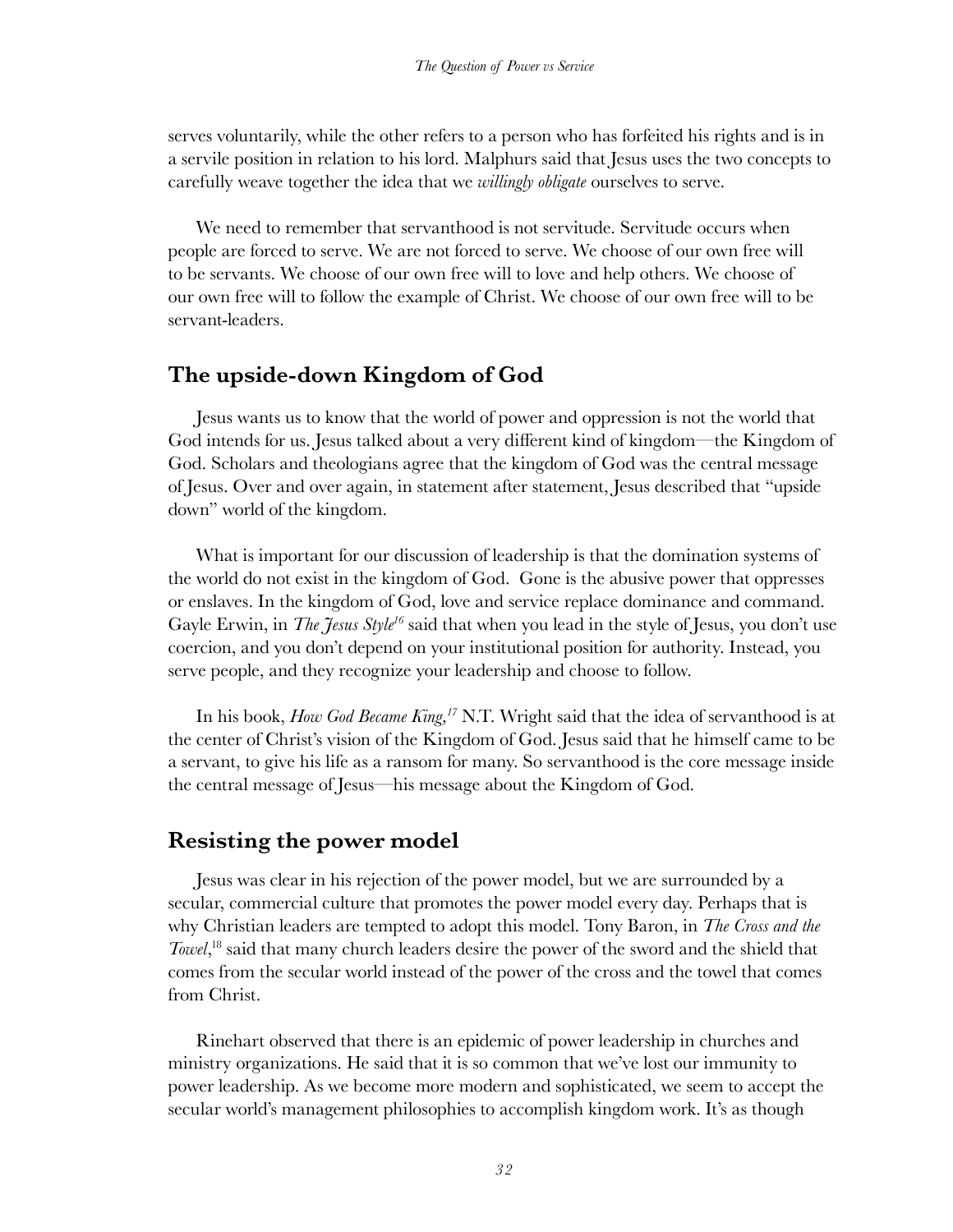serves voluntarily, while the other refers to a person who has forfeited his rights and is in a servile position in relation to his lord. Malphurs said that Jesus uses the two concepts to carefully weave together the idea that we *willingly obligate* ourselves to serve.

We need to remember that servanthood is not servitude. Servitude occurs when people are forced to serve. We are not forced to serve. We choose of our own free will to be servants. We choose of our own free will to love and help others. We choose of our own free will to follow the example of Christ. We choose of our own free will to be servant-leaders.

## The upside-down Kingdom of God

Jesus wants us to know that the world of power and oppression is not the world that God intends for us. Jesus talked about a very different kind of kingdom—the Kingdom of God. Scholars and theologians agree that the kingdom of God was the central message of Jesus. Over and over again, in statement after statement, Jesus described that "upside down" world of the kingdom.

What is important for our discussion of leadership is that the domination systems of the world do not exist in the kingdom of God. Gone is the abusive power that oppresses or enslaves. In the kingdom of God, love and service replace dominance and command. Gayle Erwin, in *The Jesus Style*[16] said that when you lead in the style of Jesus, you don't use coercion, and you don't depend on your institutional position for authority. Instead, you serve people, and they recognize your leadership and choose to follow.

In his book, *How God Became King*,[17] N.T. Wright said that the idea of servanthood is at the center of Christ's vision of the Kingdom of God. Jesus said that he himself came to be a servant, to give his life as a ransom for many. So servanthood is the core message inside the central message of Jesus—his message about the Kingdom of God.

## Resisting the power model

Jesus was clear in his rejection of the power model, but we are surrounded by a secular, commercial culture that promotes the power model every day. Perhaps that is why Christian leaders are tempted to adopt this model. Tony Baron, in *The Cross and the Towel*,[18] said that many church leaders desire the power of the sword and the shield that comes from the secular world instead of the power of the cross and the towel that comes from Christ.

Rinehart observed that there is an epidemic of power leadership in churches and ministry organizations. He said that it is so common that we've lost our immunity to power leadership. As we become more modern and sophisticated, we seem to accept the secular world's management philosophies to accomplish kingdom work. It's as though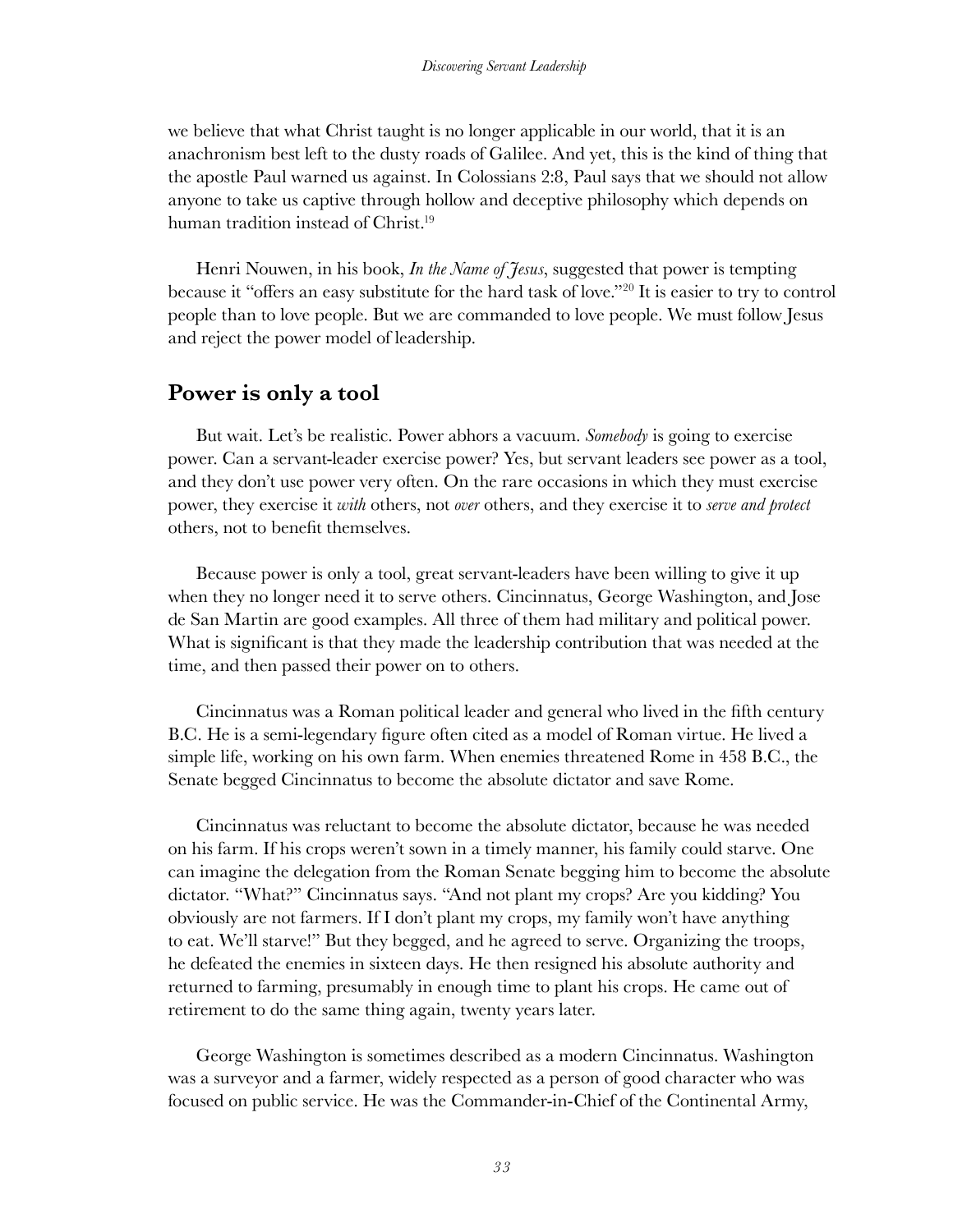we believe that what Christ taught is no longer applicable in our world, that it is an anachronism best left to the dusty roads of Galilee. And yet, this is the kind of thing that the apostle Paul warned us against. In Colossians 2:8, Paul says that we should not allow anyone to take us captive through hollow and deceptive philosophy which depends on human tradition instead of Christ.[19]

Henri Nouwen, in his book, *In the Name of Jesus*, suggested that power is tempting because it "offers an easy substitute for the hard task of love."[20] It is easier to try to control people than to love people. But we are commanded to love people. We must follow Jesus and reject the power model of leadership.

## Power is only a tool

But wait. Let's be realistic. Power abhors a vacuum. *Somebody* is going to exercise power. Can a servant-leader exercise power? Yes, but servant leaders see power as a tool, and they don't use power very often. On the rare occasions in which they must exercise power, they exercise it *with* others, not *over* others, and they exercise it to *serve and protect* others, not to benefit themselves.

Because power is only a tool, great servant-leaders have been willing to give it up when they no longer need it to serve others. Cincinnatus, George Washington, and Jose de San Martin are good examples. All three of them had military and political power. What is significant is that they made the leadership contribution that was needed at the time, and then passed their power on to others.

Cincinnatus was a Roman political leader and general who lived in the fifth century B.C. He is a semi-legendary figure often cited as a model of Roman virtue. He lived a simple life, working on his own farm. When enemies threatened Rome in 458 B.C., the Senate begged Cincinnatus to become the absolute dictator and save Rome.

Cincinnatus was reluctant to become the absolute dictator, because he was needed on his farm. If his crops weren't sown in a timely manner, his family could starve. One can imagine the delegation from the Roman Senate begging him to become the absolute dictator. "What?" Cincinnatus says. "And not plant my crops? Are you kidding? You obviously are not farmers. If I don't plant my crops, my family won't have anything to eat. We'll starve!" But they begged, and he agreed to serve. Organizing the troops, he defeated the enemies in sixteen days. He then resigned his absolute authority and returned to farming, presumably in enough time to plant his crops. He came out of retirement to do the same thing again, twenty years later.

George Washington is sometimes described as a modern Cincinnatus. Washington was a surveyor and a farmer, widely respected as a person of good character who was focused on public service. He was the Commander-in-Chief of the Continental Army,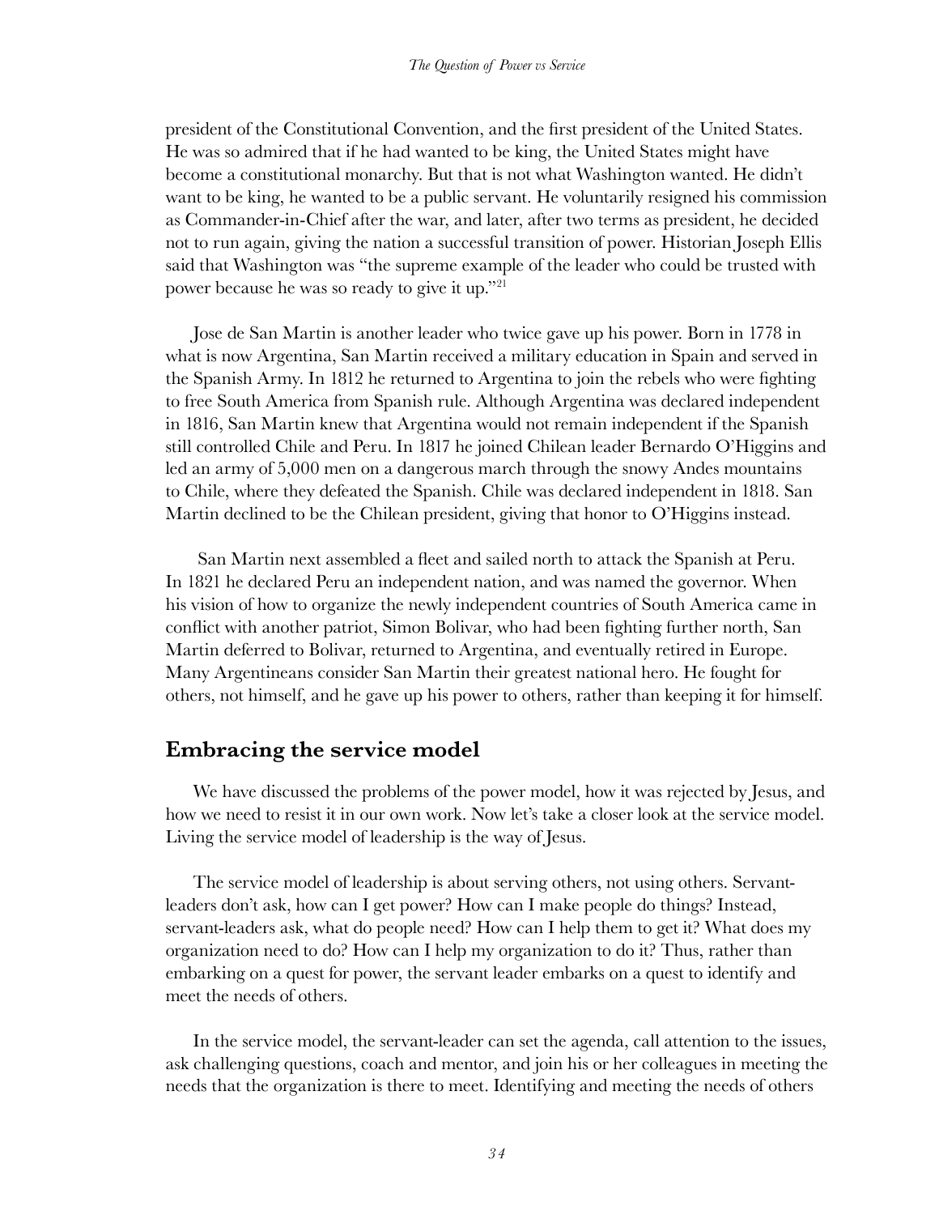president of the Constitutional Convention, and the first president of the United States. He was so admired that if he had wanted to be king, the United States might have become a constitutional monarchy. But that is not what Washington wanted. He didn't want to be king, he wanted to be a public servant. He voluntarily resigned his commission as Commander-in-Chief after the war, and later, after two terms as president, he decided not to run again, giving the nation a successful transition of power. Historian Joseph Ellis said that Washington was "the supreme example of the leader who could be trusted with power because he was so ready to give it up."[21]

Jose de San Martin is another leader who twice gave up his power. Born in 1778 in what is now Argentina, San Martin received a military education in Spain and served in the Spanish Army. In 1812 he returned to Argentina to join the rebels who were fighting to free South America from Spanish rule. Although Argentina was declared independent in 1816, San Martin knew that Argentina would not remain independent if the Spanish still controlled Chile and Peru. In 1817 he joined Chilean leader Bernardo O'Higgins and led an army of 5,000 men on a dangerous march through the snowy Andes mountains to Chile, where they defeated the Spanish. Chile was declared independent in 1818. San Martin declined to be the Chilean president, giving that honor to O'Higgins instead.

San Martin next assembled a fleet and sailed north to attack the Spanish at Peru. In 1821 he declared Peru an independent nation, and was named the governor. When his vision of how to organize the newly independent countries of South America came in conflict with another patriot, Simon Bolivar, who had been fighting further north, San Martin deferred to Bolivar, returned to Argentina, and eventually retired in Europe. Many Argentineans consider San Martin their greatest national hero. He fought for others, not himself, and he gave up his power to others, rather than keeping it for himself.

## Embracing the service model

We have discussed the problems of the power model, how it was rejected by Jesus, and how we need to resist it in our own work. Now let's take a closer look at the service model. Living the service model of leadership is the way of Jesus.

The service model of leadership is about serving others, not using others. Servant-leaders don't ask, how can I get power? How can I make people do things? Instead, servant-leaders ask, what do people need? How can I help them to get it? What does my organization need to do? How can I help my organization to do it? Thus, rather than embarking on a quest for power, the servant leader embarks on a quest to identify and meet the needs of others.

In the service model, the servant-leader can set the agenda, call attention to the issues, ask challenging questions, coach and mentor, and join his or her colleagues in meeting the needs that the organization is there to meet. Identifying and meeting the needs of others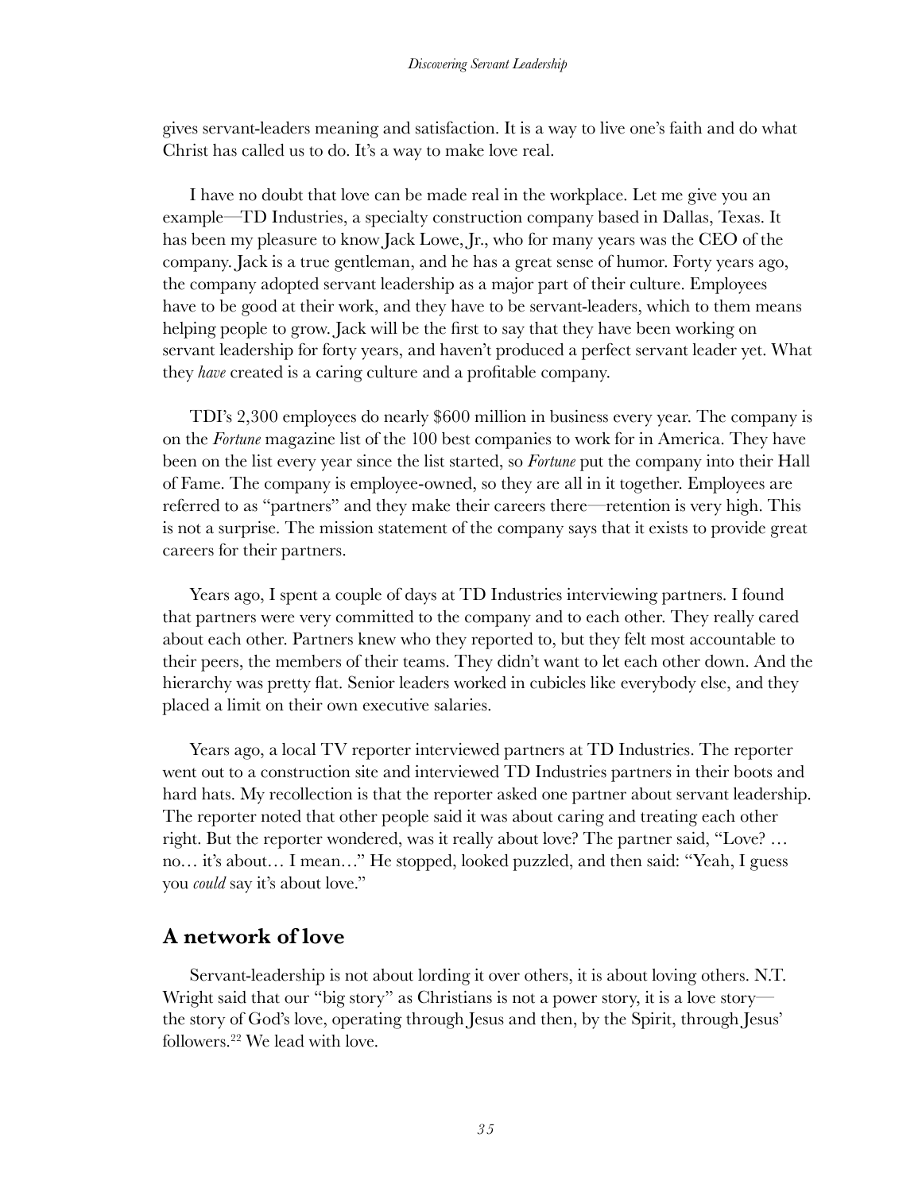gives servant-leaders meaning and satisfaction. It is a way to live one's faith and do what Christ has called us to do. It's a way to make love real.

I have no doubt that love can be made real in the workplace. Let me give you an example—TD Industries, a specialty construction company based in Dallas, Texas. It has been my pleasure to know Jack Lowe, Jr., who for many years was the CEO of the company. Jack is a true gentleman, and he has a great sense of humor. Forty years ago, the company adopted servant leadership as a major part of their culture. Employees have to be good at their work, and they have to be servant-leaders, which to them means helping people to grow. Jack will be the first to say that they have been working on servant leadership for forty years, and haven't produced a perfect servant leader yet. What they *have* created is a caring culture and a profitable company.

TDI's 2,300 employees do nearly $600 million in business every year. The company is on the *Fortune* magazine list of the 100 best companies to work for in America. They have been on the list every year since the list started, so *Fortune* put the company into their Hall of Fame. The company is employee-owned, so they are all in it together. Employees are referred to as "partners" and they make their careers there—retention is very high. This is not a surprise. The mission statement of the company says that it exists to provide great careers for their partners.

Years ago, I spent a couple of days at TD Industries interviewing partners. I found that partners were very committed to the company and to each other. They really cared about each other. Partners knew who they reported to, but they felt most accountable to their peers, the members of their teams. They didn't want to let each other down. And the hierarchy was pretty flat. Senior leaders worked in cubicles like everybody else, and they placed a limit on their own executive salaries.

Years ago, a local TV reporter interviewed partners at TD Industries. The reporter went out to a construction site and interviewed TD Industries partners in their boots and hard hats. My recollection is that the reporter asked one partner about servant leadership. The reporter noted that other people said it was about caring and treating each other right. But the reporter wondered, was it really about love? The partner said, "Love? … no… it's about… I mean…" He stopped, looked puzzled, and then said: "Yeah, I guess you *could* say it's about love."

## A network of love

Servant-leadership is not about lording it over others, it is about loving others. N.T. Wright said that our "big story" as Christians is not a power story, it is a love story—the story of God's love, operating through Jesus and then, by the Spirit, through Jesus' followers.[22] We lead with love.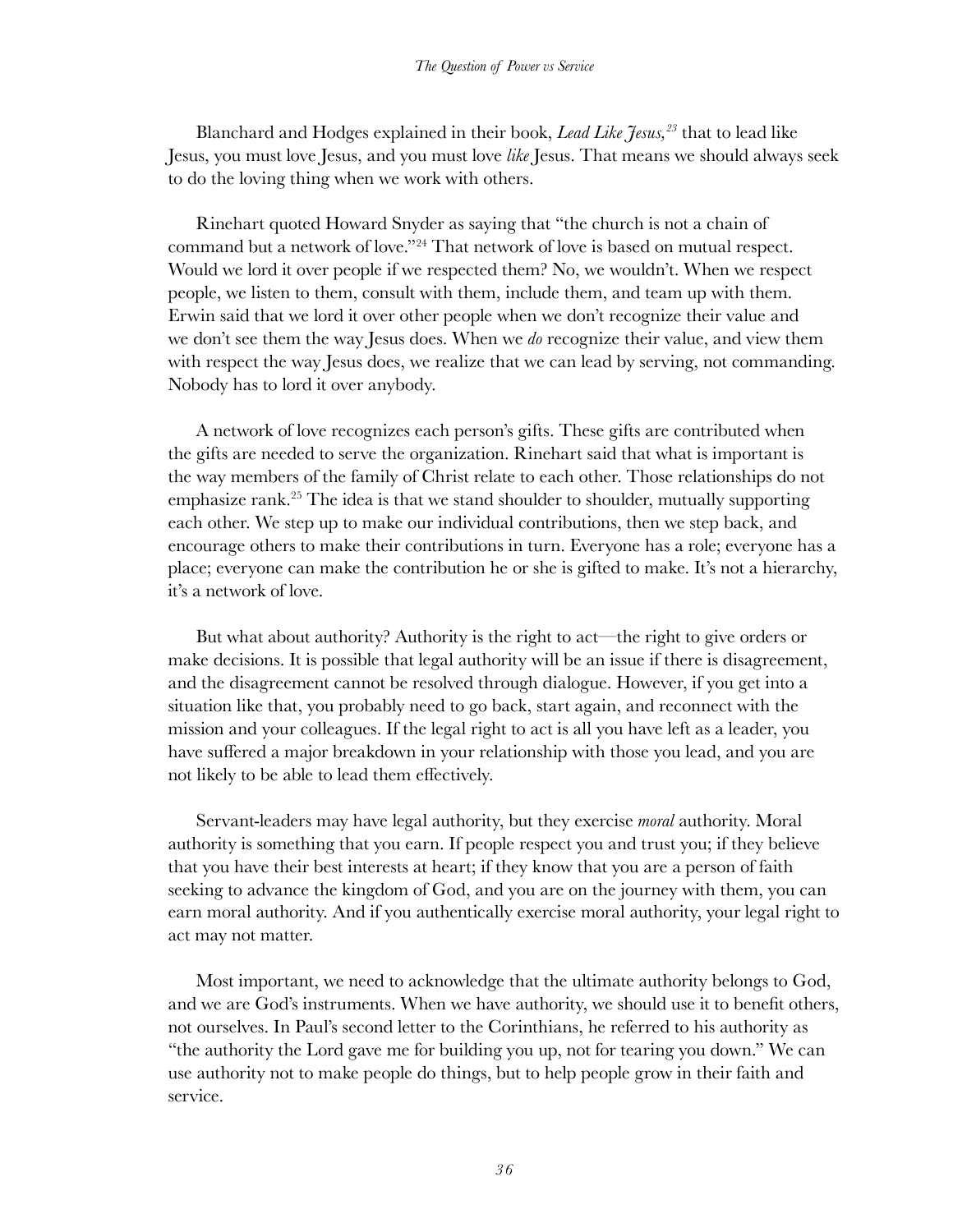Blanchard and Hodges explained in their book, *Lead Like Jesus,*[23] that to lead like Jesus, you must love Jesus, and you must love *like* Jesus. That means we should always seek to do the loving thing when we work with others.

Rinehart quoted Howard Snyder as saying that "the church is not a chain of command but a network of love."[24] That network of love is based on mutual respect. Would we lord it over people if we respected them? No, we wouldn't. When we respect people, we listen to them, consult with them, include them, and team up with them. Erwin said that we lord it over other people when we don't recognize their value and we don't see them the way Jesus does. When we *do* recognize their value, and view them with respect the way Jesus does, we realize that we can lead by serving, not commanding. Nobody has to lord it over anybody.

A network of love recognizes each person's gifts. These gifts are contributed when the gifts are needed to serve the organization. Rinehart said that what is important is the way members of the family of Christ relate to each other. Those relationships do not emphasize rank.[25] The idea is that we stand shoulder to shoulder, mutually supporting each other. We step up to make our individual contributions, then we step back, and encourage others to make their contributions in turn. Everyone has a role; everyone has a place; everyone can make the contribution he or she is gifted to make. It's not a hierarchy, it's a network of love.

But what about authority? Authority is the right to act—the right to give orders or make decisions. It is possible that legal authority will be an issue if there is disagreement, and the disagreement cannot be resolved through dialogue. However, if you get into a situation like that, you probably need to go back, start again, and reconnect with the mission and your colleagues. If the legal right to act is all you have left as a leader, you have suffered a major breakdown in your relationship with those you lead, and you are not likely to be able to lead them effectively.

Servant-leaders may have legal authority, but they exercise *moral* authority. Moral authority is something that you earn. If people respect you and trust you; if they believe that you have their best interests at heart; if they know that you are a person of faith seeking to advance the kingdom of God, and you are on the journey with them, you can earn moral authority. And if you authentically exercise moral authority, your legal right to act may not matter.

Most important, we need to acknowledge that the ultimate authority belongs to God, and we are God's instruments. When we have authority, we should use it to benefit others, not ourselves. In Paul's second letter to the Corinthians, he referred to his authority as "the authority the Lord gave me for building you up, not for tearing you down." We can use authority not to make people do things, but to help people grow in their faith and service.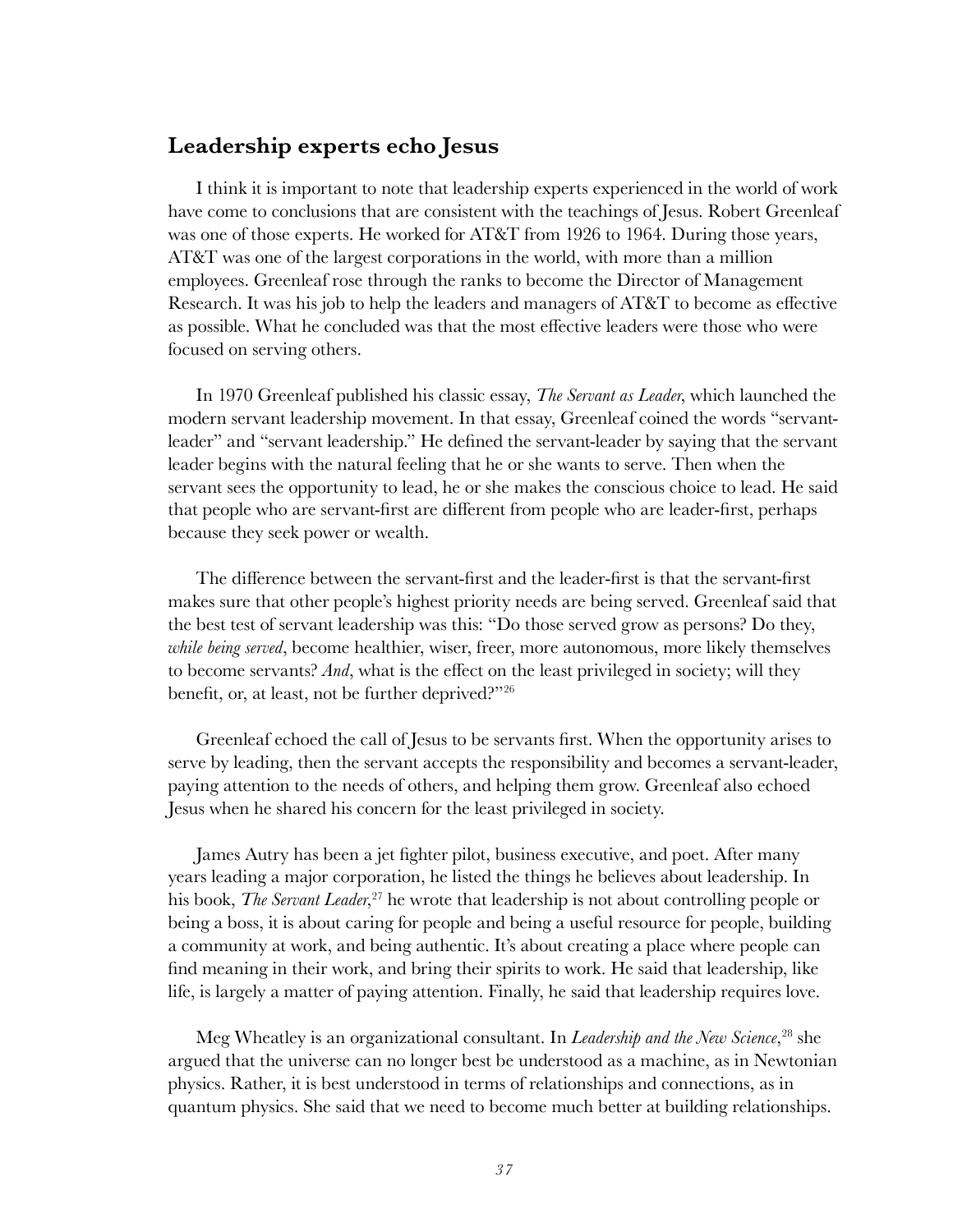## Leadership experts echo Jesus

I think it is important to note that leadership experts experienced in the world of work have come to conclusions that are consistent with the teachings of Jesus. Robert Greenleaf was one of those experts. He worked for AT&T from 1926 to 1964. During those years, AT&T was one of the largest corporations in the world, with more than a million employees. Greenleaf rose through the ranks to become the Director of Management Research. It was his job to help the leaders and managers of AT&T to become as effective as possible. What he concluded was that the most effective leaders were those who were focused on serving others.

In 1970 Greenleaf published his classic essay, *The Servant as Leader*, which launched the modern servant leadership movement. In that essay, Greenleaf coined the words "servant-leader" and "servant leadership." He defined the servant-leader by saying that the servant leader begins with the natural feeling that he or she wants to serve. Then when the servant sees the opportunity to lead, he or she makes the conscious choice to lead. He said that people who are servant-first are different from people who are leader-first, perhaps because they seek power or wealth.

The difference between the servant-first and the leader-first is that the servant-first makes sure that other people's highest priority needs are being served. Greenleaf said that the best test of servant leadership was this: "Do those served grow as persons? Do they, *while being served*, become healthier, wiser, freer, more autonomous, more likely themselves to become servants? *And*, what is the effect on the least privileged in society; will they benefit, or, at least, not be further deprived?"[26]

Greenleaf echoed the call of Jesus to be servants first. When the opportunity arises to serve by leading, then the servant accepts the responsibility and becomes a servant-leader, paying attention to the needs of others, and helping them grow. Greenleaf also echoed Jesus when he shared his concern for the least privileged in society.

James Autry has been a jet fighter pilot, business executive, and poet. After many years leading a major corporation, he listed the things he believes about leadership. In his book, *The Servant Leader*,[27] he wrote that leadership is not about controlling people or being a boss, it is about caring for people and being a useful resource for people, building a community at work, and being authentic. It's about creating a place where people can find meaning in their work, and bring their spirits to work. He said that leadership, like life, is largely a matter of paying attention. Finally, he said that leadership requires love.

Meg Wheatley is an organizational consultant. In *Leadership and the New Science*,[28] she argued that the universe can no longer best be understood as a machine, as in Newtonian physics. Rather, it is best understood in terms of relationships and connections, as in quantum physics. She said that we need to become much better at building relationships.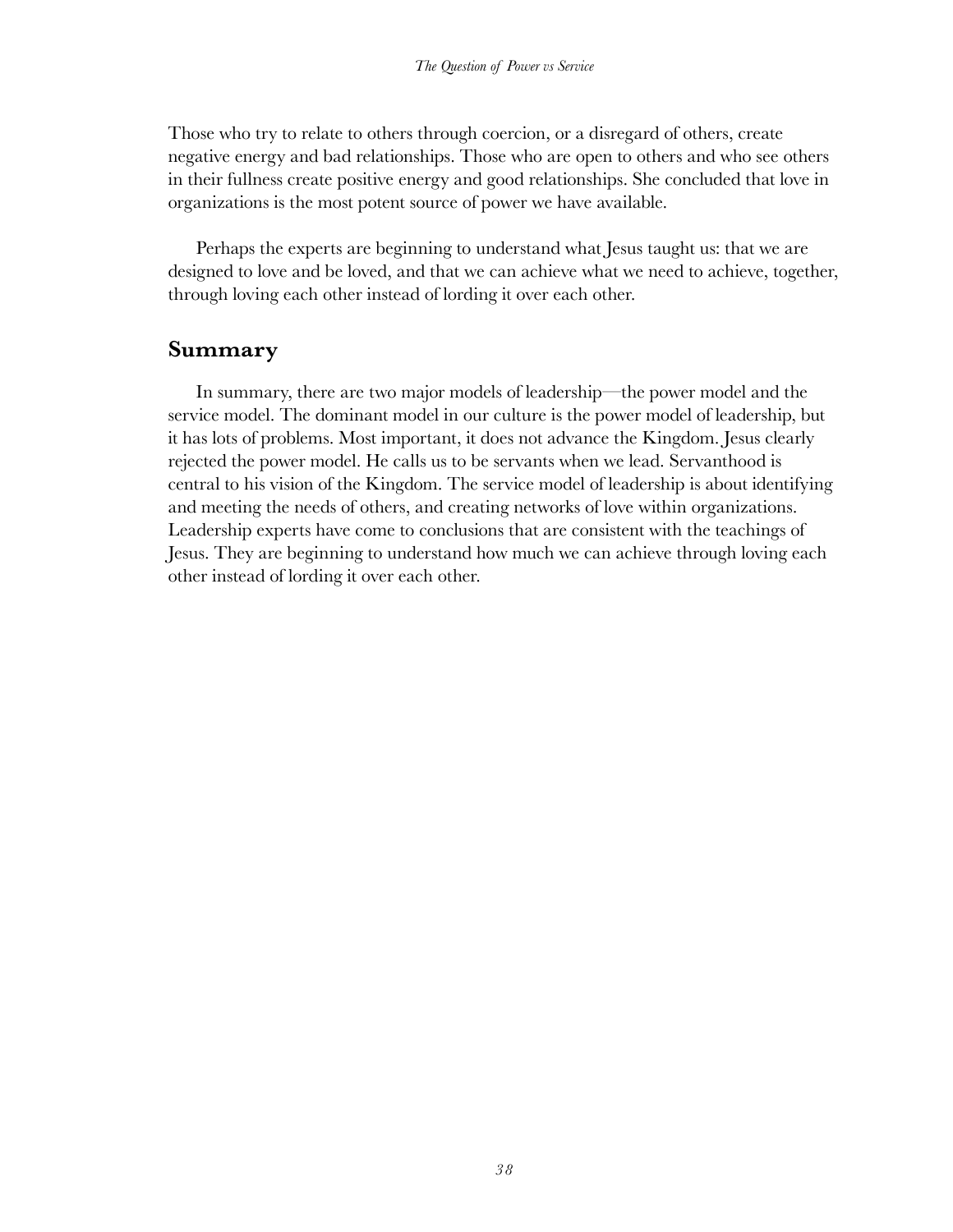Those who try to relate to others through coercion, or a disregard of others, create negative energy and bad relationships. Those who are open to others and who see others in their fullness create positive energy and good relationships. She concluded that love in organizations is the most potent source of power we have available.

Perhaps the experts are beginning to understand what Jesus taught us: that we are designed to love and be loved, and that we can achieve what we need to achieve, together, through loving each other instead of lording it over each other.

## Summary

In summary, there are two major models of leadership—the power model and the service model. The dominant model in our culture is the power model of leadership, but it has lots of problems. Most important, it does not advance the Kingdom. Jesus clearly rejected the power model. He calls us to be servants when we lead. Servanthood is central to his vision of the Kingdom. The service model of leadership is about identifying and meeting the needs of others, and creating networks of love within organizations. Leadership experts have come to conclusions that are consistent with the teachings of Jesus. They are beginning to understand how much we can achieve through loving each other instead of lording it over each other.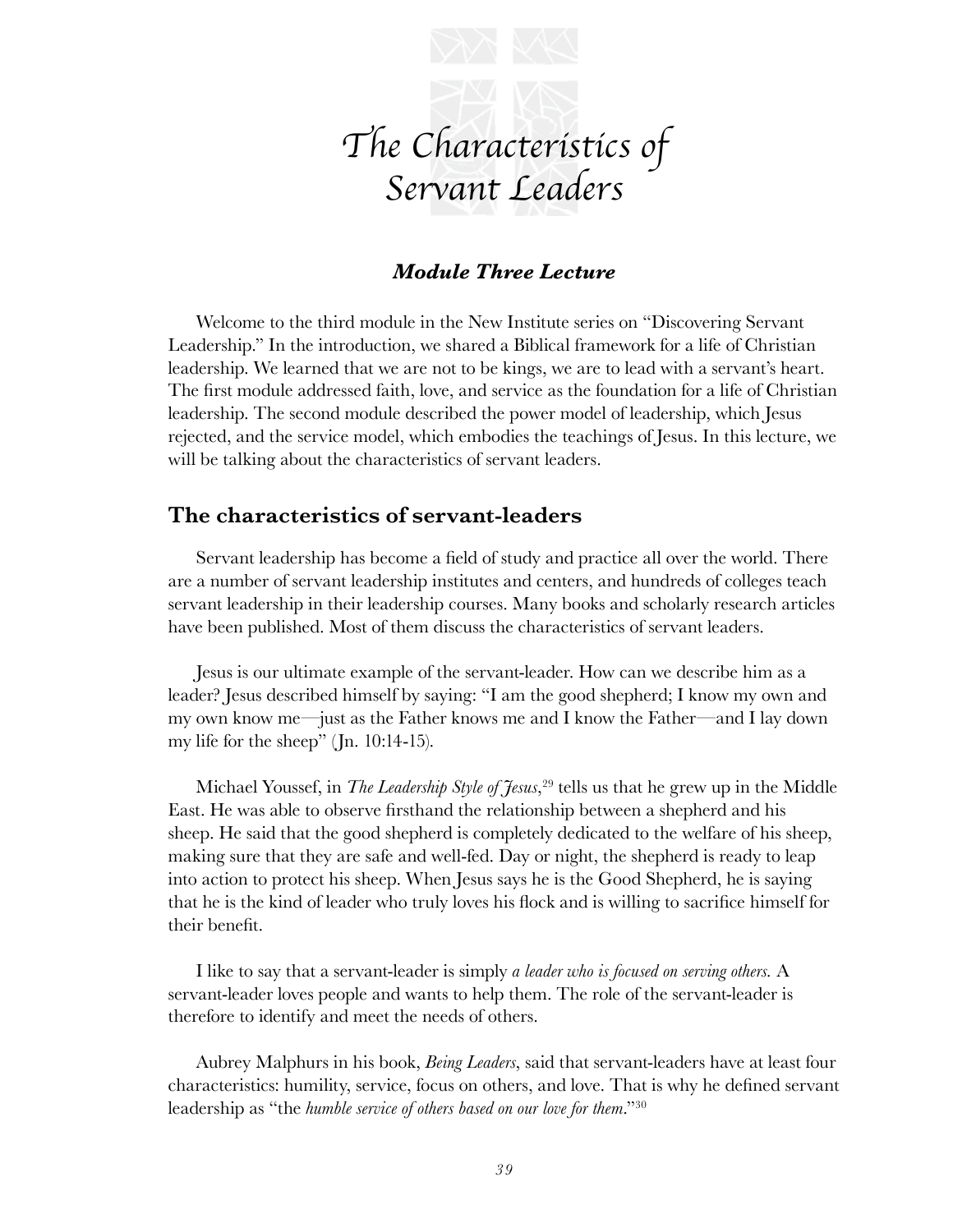# *The Characteristics of Servant Leaders*

### ***Module Three Lecture***

Welcome to the third module in the New Institute series on "Discovering Servant Leadership." In the introduction, we shared a Biblical framework for a life of Christian leadership. We learned that we are not to be kings, we are to lead with a servant's heart. The first module addressed faith, love, and service as the foundation for a life of Christian leadership. The second module described the power model of leadership, which Jesus rejected, and the service model, which embodies the teachings of Jesus. In this lecture, we will be talking about the characteristics of servant leaders.

## The characteristics of servant-leaders

Servant leadership has become a field of study and practice all over the world. There are a number of servant leadership institutes and centers, and hundreds of colleges teach servant leadership in their leadership courses. Many books and scholarly research articles have been published. Most of them discuss the characteristics of servant leaders.

Jesus is our ultimate example of the servant-leader. How can we describe him as a leader? Jesus described himself by saying: "I am the good shepherd; I know my own and my own know me—just as the Father knows me and I know the Father—and I lay down my life for the sheep" (Jn. 10:14-15).

Michael Youssef, in *The Leadership Style of Jesus*,[29] tells us that he grew up in the Middle East. He was able to observe firsthand the relationship between a shepherd and his sheep. He said that the good shepherd is completely dedicated to the welfare of his sheep, making sure that they are safe and well-fed. Day or night, the shepherd is ready to leap into action to protect his sheep. When Jesus says he is the Good Shepherd, he is saying that he is the kind of leader who truly loves his flock and is willing to sacrifice himself for their benefit.

I like to say that a servant-leader is simply *a leader who is focused on serving others.* A servant-leader loves people and wants to help them. The role of the servant-leader is therefore to identify and meet the needs of others.

Aubrey Malphurs in his book, *Being Leaders*, said that servant-leaders have at least four characteristics: humility, service, focus on others, and love. That is why he defined servant leadership as "the *humble service of others based on our love for them*."[30]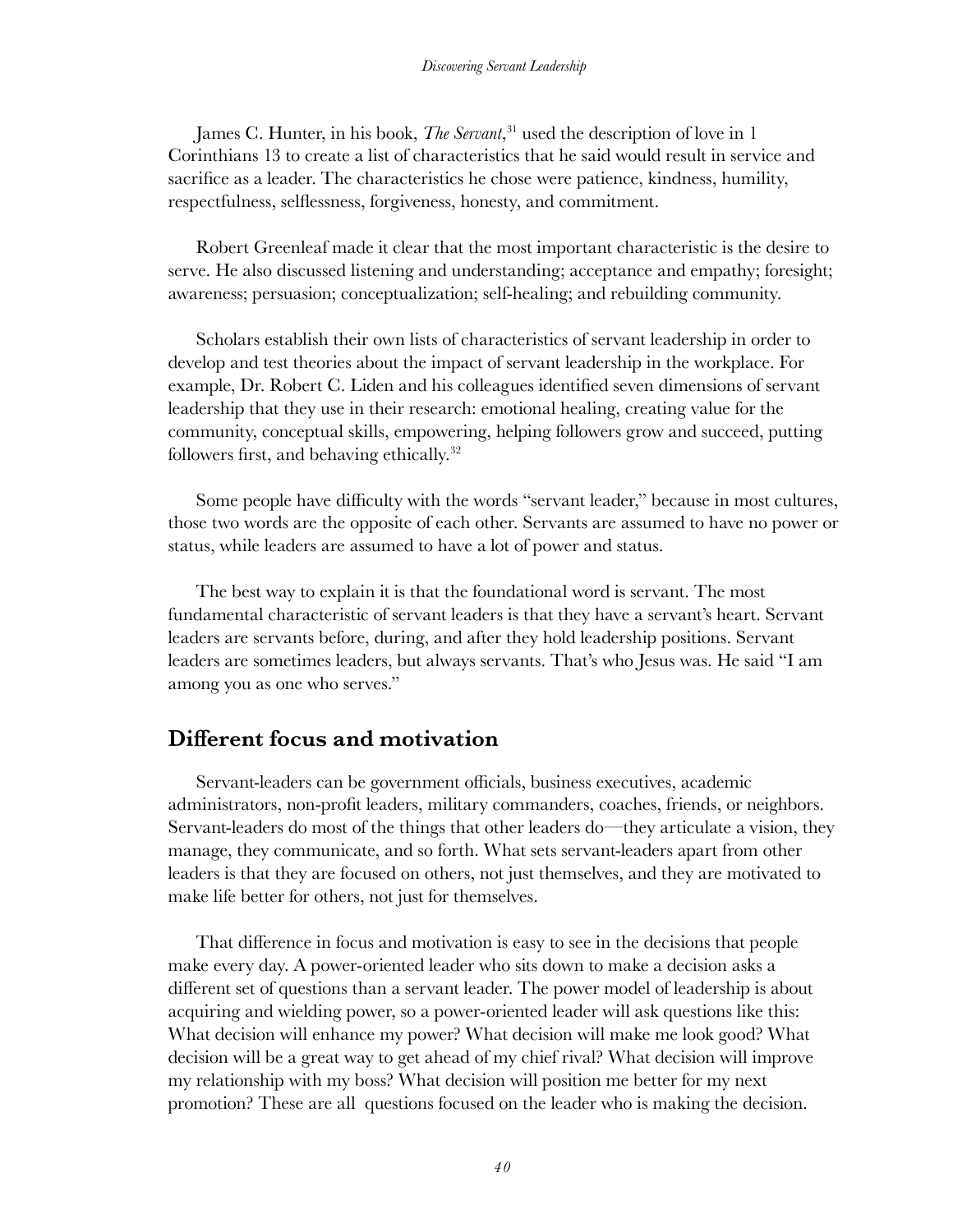James C. Hunter, in his book, *The Servant*,[31] used the description of love in 1 Corinthians 13 to create a list of characteristics that he said would result in service and sacrifice as a leader. The characteristics he chose were patience, kindness, humility, respectfulness, selflessness, forgiveness, honesty, and commitment.

Robert Greenleaf made it clear that the most important characteristic is the desire to serve. He also discussed listening and understanding; acceptance and empathy; foresight; awareness; persuasion; conceptualization; self-healing; and rebuilding community.

Scholars establish their own lists of characteristics of servant leadership in order to develop and test theories about the impact of servant leadership in the workplace. For example, Dr. Robert C. Liden and his colleagues identified seven dimensions of servant leadership that they use in their research: emotional healing, creating value for the community, conceptual skills, empowering, helping followers grow and succeed, putting followers first, and behaving ethically.[32]

Some people have difficulty with the words "servant leader," because in most cultures, those two words are the opposite of each other. Servants are assumed to have no power or status, while leaders are assumed to have a lot of power and status.

The best way to explain it is that the foundational word is servant. The most fundamental characteristic of servant leaders is that they have a servant's heart. Servant leaders are servants before, during, and after they hold leadership positions. Servant leaders are sometimes leaders, but always servants. That's who Jesus was. He said "I am among you as one who serves."

## Different focus and motivation

Servant-leaders can be government officials, business executives, academic administrators, non-profit leaders, military commanders, coaches, friends, or neighbors. Servant-leaders do most of the things that other leaders do—they articulate a vision, they manage, they communicate, and so forth. What sets servant-leaders apart from other leaders is that they are focused on others, not just themselves, and they are motivated to make life better for others, not just for themselves.

That difference in focus and motivation is easy to see in the decisions that people make every day. A power-oriented leader who sits down to make a decision asks a different set of questions than a servant leader. The power model of leadership is about acquiring and wielding power, so a power-oriented leader will ask questions like this: What decision will enhance my power? What decision will make me look good? What decision will be a great way to get ahead of my chief rival? What decision will improve my relationship with my boss? What decision will position me better for my next promotion? These are all questions focused on the leader who is making the decision.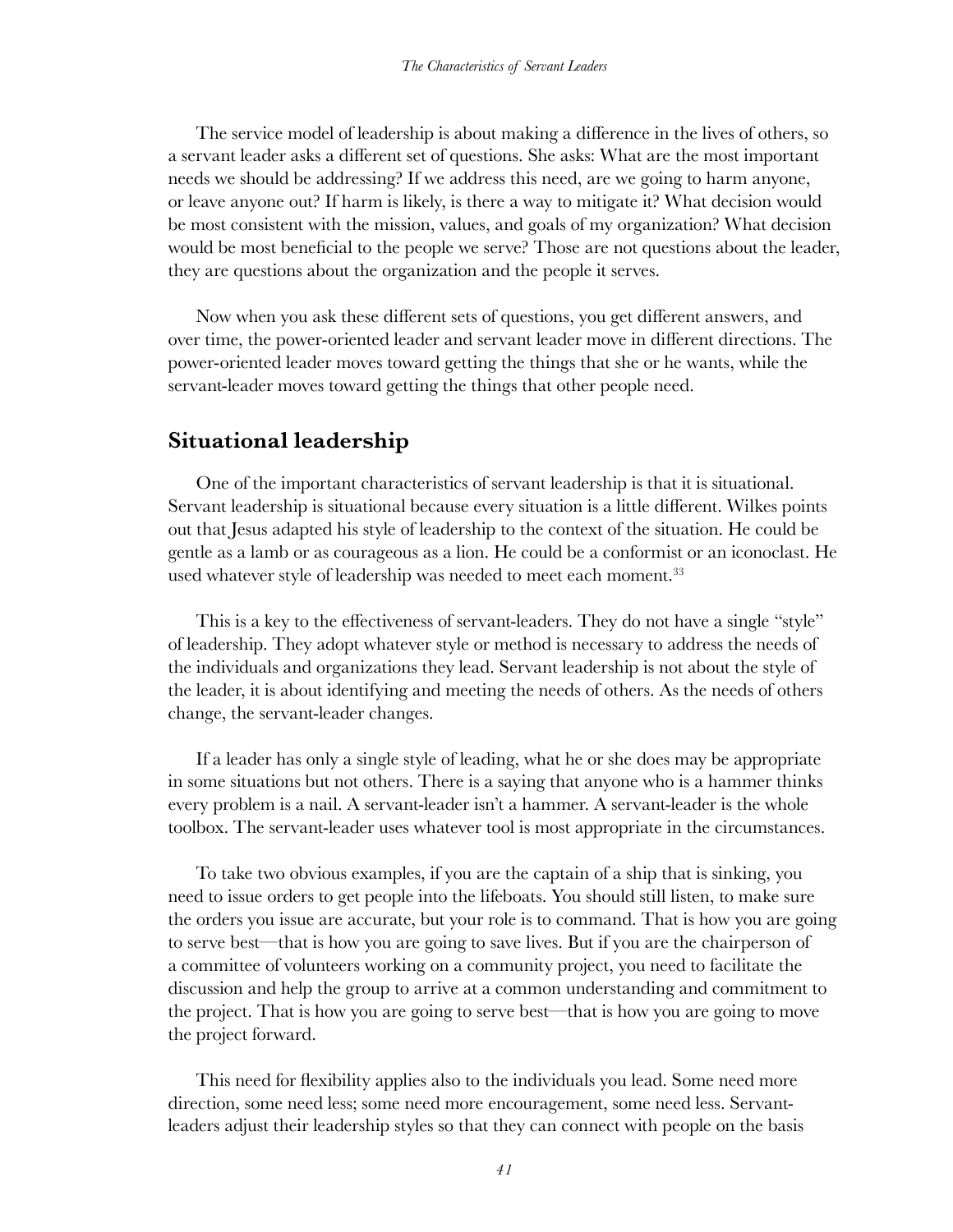The service model of leadership is about making a difference in the lives of others, so a servant leader asks a different set of questions. She asks: What are the most important needs we should be addressing? If we address this need, are we going to harm anyone, or leave anyone out? If harm is likely, is there a way to mitigate it? What decision would be most consistent with the mission, values, and goals of my organization? What decision would be most beneficial to the people we serve? Those are not questions about the leader, they are questions about the organization and the people it serves.

Now when you ask these different sets of questions, you get different answers, and over time, the power-oriented leader and servant leader move in different directions. The power-oriented leader moves toward getting the things that she or he wants, while the servant-leader moves toward getting the things that other people need.

## Situational leadership

One of the important characteristics of servant leadership is that it is situational. Servant leadership is situational because every situation is a little different. Wilkes points out that Jesus adapted his style of leadership to the context of the situation. He could be gentle as a lamb or as courageous as a lion. He could be a conformist or an iconoclast. He used whatever style of leadership was needed to meet each moment.[33]

This is a key to the effectiveness of servant-leaders. They do not have a single "style" of leadership. They adopt whatever style or method is necessary to address the needs of the individuals and organizations they lead. Servant leadership is not about the style of the leader, it is about identifying and meeting the needs of others. As the needs of others change, the servant-leader changes.

If a leader has only a single style of leading, what he or she does may be appropriate in some situations but not others. There is a saying that anyone who is a hammer thinks every problem is a nail. A servant-leader isn't a hammer. A servant-leader is the whole toolbox. The servant-leader uses whatever tool is most appropriate in the circumstances.

To take two obvious examples, if you are the captain of a ship that is sinking, you need to issue orders to get people into the lifeboats. You should still listen, to make sure the orders you issue are accurate, but your role is to command. That is how you are going to serve best—that is how you are going to save lives. But if you are the chairperson of a committee of volunteers working on a community project, you need to facilitate the discussion and help the group to arrive at a common understanding and commitment to the project. That is how you are going to serve best—that is how you are going to move the project forward.

This need for flexibility applies also to the individuals you lead. Some need more direction, some need less; some need more encouragement, some need less. Servant-leaders adjust their leadership styles so that they can connect with people on the basis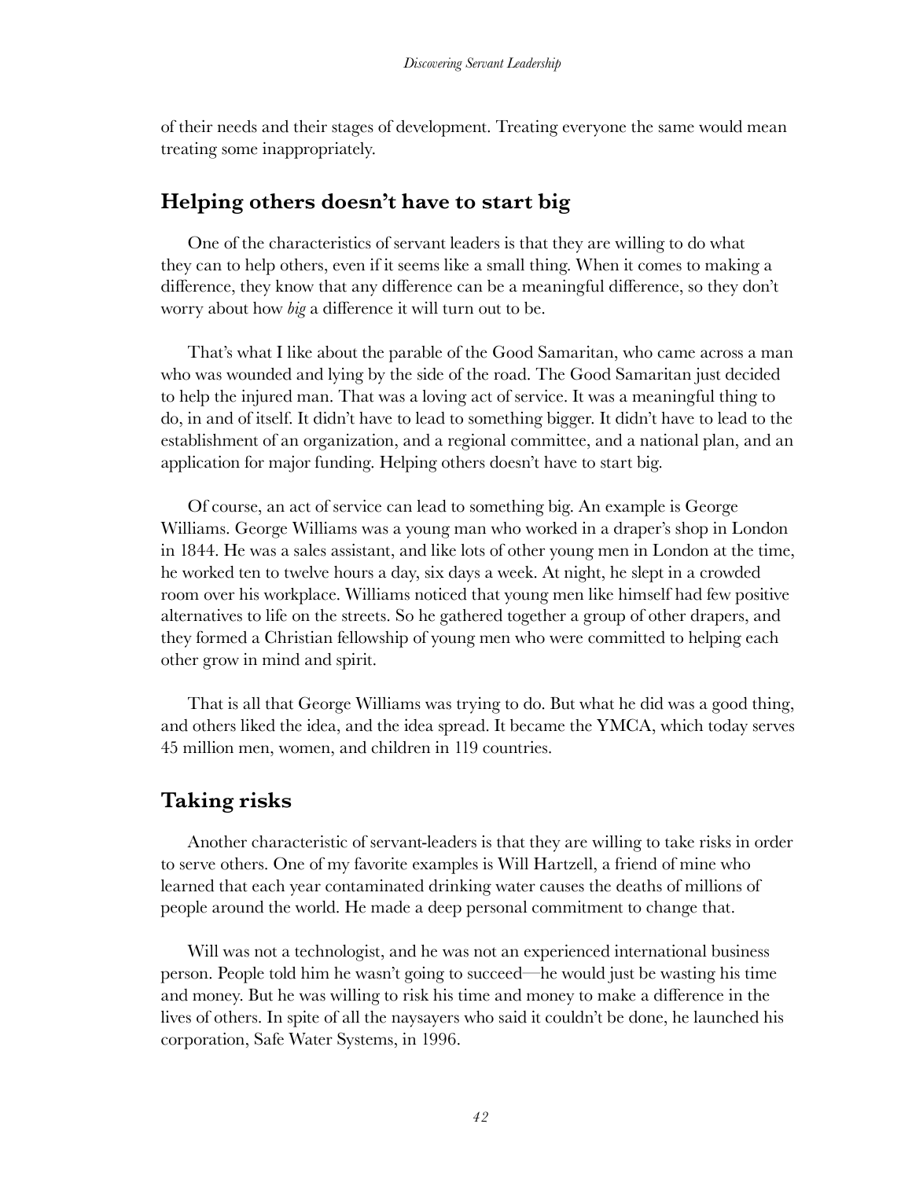of their needs and their stages of development. Treating everyone the same would mean treating some inappropriately.

## Helping others doesn't have to start big

One of the characteristics of servant leaders is that they are willing to do what they can to help others, even if it seems like a small thing. When it comes to making a difference, they know that any difference can be a meaningful difference, so they don't worry about how *big* a difference it will turn out to be.

That's what I like about the parable of the Good Samaritan, who came across a man who was wounded and lying by the side of the road. The Good Samaritan just decided to help the injured man. That was a loving act of service. It was a meaningful thing to do, in and of itself. It didn't have to lead to something bigger. It didn't have to lead to the establishment of an organization, and a regional committee, and a national plan, and an application for major funding. Helping others doesn't have to start big.

Of course, an act of service can lead to something big. An example is George Williams. George Williams was a young man who worked in a draper's shop in London in 1844. He was a sales assistant, and like lots of other young men in London at the time, he worked ten to twelve hours a day, six days a week. At night, he slept in a crowded room over his workplace. Williams noticed that young men like himself had few positive alternatives to life on the streets. So he gathered together a group of other drapers, and they formed a Christian fellowship of young men who were committed to helping each other grow in mind and spirit.

That is all that George Williams was trying to do. But what he did was a good thing, and others liked the idea, and the idea spread. It became the YMCA, which today serves 45 million men, women, and children in 119 countries.

## Taking risks

Another characteristic of servant-leaders is that they are willing to take risks in order to serve others. One of my favorite examples is Will Hartzell, a friend of mine who learned that each year contaminated drinking water causes the deaths of millions of people around the world. He made a deep personal commitment to change that.

Will was not a technologist, and he was not an experienced international business person. People told him he wasn't going to succeed—he would just be wasting his time and money. But he was willing to risk his time and money to make a difference in the lives of others. In spite of all the naysayers who said it couldn't be done, he launched his corporation, Safe Water Systems, in 1996.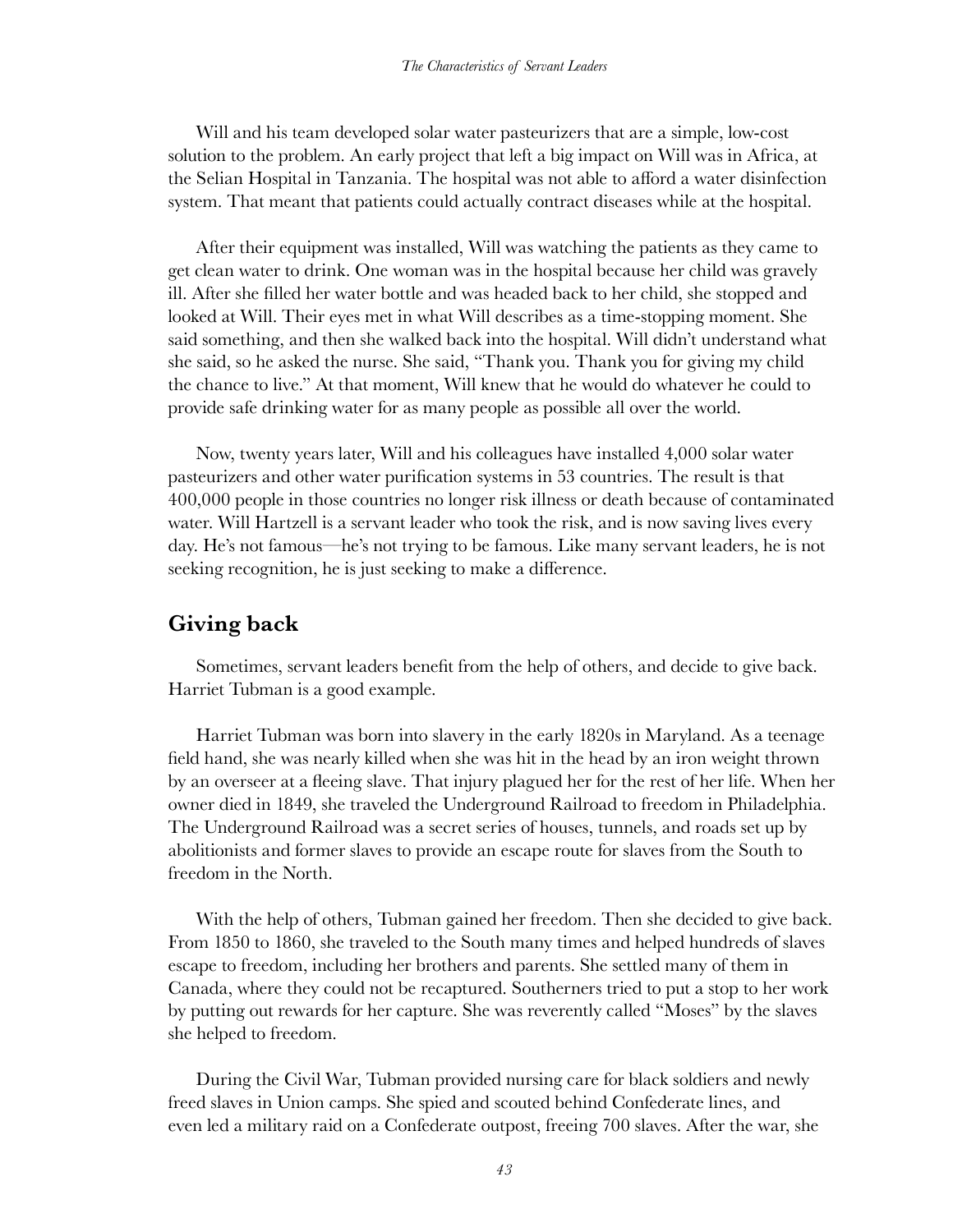Will and his team developed solar water pasteurizers that are a simple, low-cost solution to the problem. An early project that left a big impact on Will was in Africa, at the Selian Hospital in Tanzania. The hospital was not able to afford a water disinfection system. That meant that patients could actually contract diseases while at the hospital.

After their equipment was installed, Will was watching the patients as they came to get clean water to drink. One woman was in the hospital because her child was gravely ill. After she filled her water bottle and was headed back to her child, she stopped and looked at Will. Their eyes met in what Will describes as a time-stopping moment. She said something, and then she walked back into the hospital. Will didn't understand what she said, so he asked the nurse. She said, "Thank you. Thank you for giving my child the chance to live." At that moment, Will knew that he would do whatever he could to provide safe drinking water for as many people as possible all over the world.

Now, twenty years later, Will and his colleagues have installed 4,000 solar water pasteurizers and other water purification systems in 53 countries. The result is that 400,000 people in those countries no longer risk illness or death because of contaminated water. Will Hartzell is a servant leader who took the risk, and is now saving lives every day. He's not famous—he's not trying to be famous. Like many servant leaders, he is not seeking recognition, he is just seeking to make a difference.

## Giving back

Sometimes, servant leaders benefit from the help of others, and decide to give back. Harriet Tubman is a good example.

Harriet Tubman was born into slavery in the early 1820s in Maryland. As a teenage field hand, she was nearly killed when she was hit in the head by an iron weight thrown by an overseer at a fleeing slave. That injury plagued her for the rest of her life. When her owner died in 1849, she traveled the Underground Railroad to freedom in Philadelphia. The Underground Railroad was a secret series of houses, tunnels, and roads set up by abolitionists and former slaves to provide an escape route for slaves from the South to freedom in the North.

With the help of others, Tubman gained her freedom. Then she decided to give back. From 1850 to 1860, she traveled to the South many times and helped hundreds of slaves escape to freedom, including her brothers and parents. She settled many of them in Canada, where they could not be recaptured. Southerners tried to put a stop to her work by putting out rewards for her capture. She was reverently called "Moses" by the slaves she helped to freedom.

During the Civil War, Tubman provided nursing care for black soldiers and newly freed slaves in Union camps. She spied and scouted behind Confederate lines, and even led a military raid on a Confederate outpost, freeing 700 slaves. After the war, she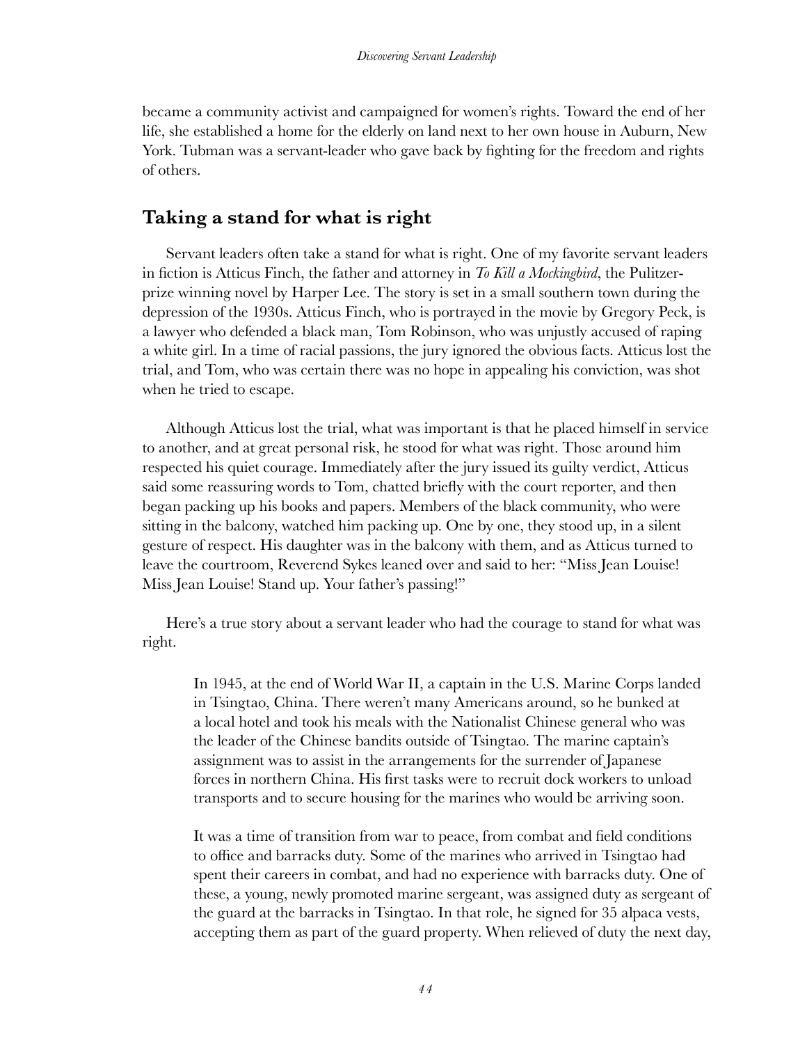became a community activist and campaigned for women's rights. Toward the end of her life, she established a home for the elderly on land next to her own house in Auburn, New York. Tubman was a servant-leader who gave back by fighting for the freedom and rights of others.

## Taking a stand for what is right

Servant leaders often take a stand for what is right. One of my favorite servant leaders in fiction is Atticus Finch, the father and attorney in *To Kill a Mockingbird*, the Pulitzer-prize winning novel by Harper Lee. The story is set in a small southern town during the depression of the 1930s. Atticus Finch, who is portrayed in the movie by Gregory Peck, is a lawyer who defended a black man, Tom Robinson, who was unjustly accused of raping a white girl. In a time of racial passions, the jury ignored the obvious facts. Atticus lost the trial, and Tom, who was certain there was no hope in appealing his conviction, was shot when he tried to escape.

Although Atticus lost the trial, what was important is that he placed himself in service to another, and at great personal risk, he stood for what was right. Those around him respected his quiet courage. Immediately after the jury issued its guilty verdict, Atticus said some reassuring words to Tom, chatted briefly with the court reporter, and then began packing up his books and papers. Members of the black community, who were sitting in the balcony, watched him packing up. One by one, they stood up, in a silent gesture of respect. His daughter was in the balcony with them, and as Atticus turned to leave the courtroom, Reverend Sykes leaned over and said to her: "Miss Jean Louise! Miss Jean Louise! Stand up. Your father's passing!"

Here's a true story about a servant leader who had the courage to stand for what was right.

> In 1945, at the end of World War II, a captain in the U.S. Marine Corps landed in Tsingtao, China. There weren't many Americans around, so he bunked at a local hotel and took his meals with the Nationalist Chinese general who was the leader of the Chinese bandits outside of Tsingtao. The marine captain's assignment was to assist in the arrangements for the surrender of Japanese forces in northern China. His first tasks were to recruit dock workers to unload transports and to secure housing for the marines who would be arriving soon.
>
> It was a time of transition from war to peace, from combat and field conditions to office and barracks duty. Some of the marines who arrived in Tsingtao had spent their careers in combat, and had no experience with barracks duty. One of these, a young, newly promoted marine sergeant, was assigned duty as sergeant of the guard at the barracks in Tsingtao. In that role, he signed for 35 alpaca vests, accepting them as part of the guard property. When relieved of duty the next day,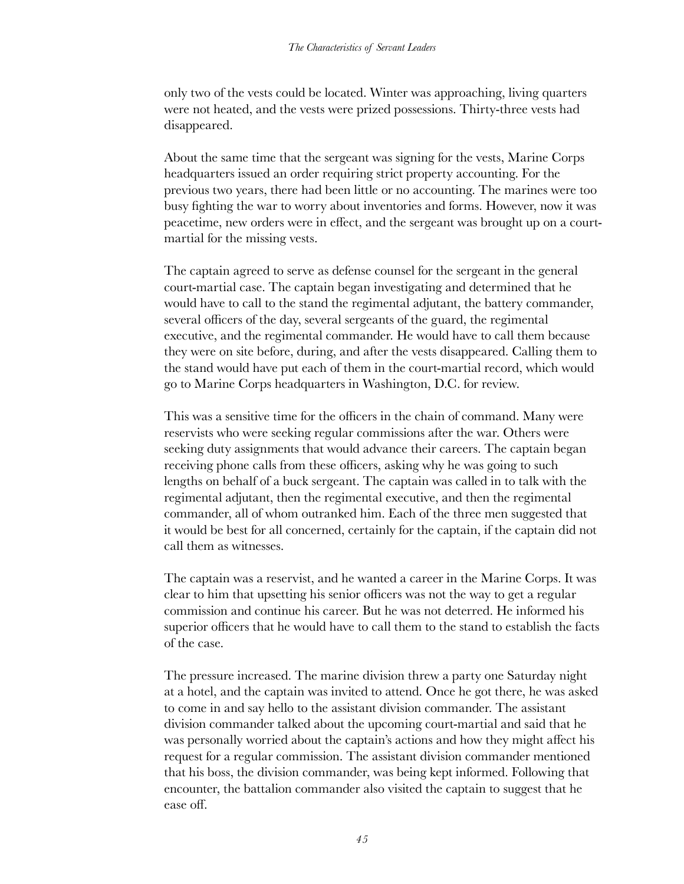only two of the vests could be located. Winter was approaching, living quarters were not heated, and the vests were prized possessions. Thirty-three vests had disappeared.

About the same time that the sergeant was signing for the vests, Marine Corps headquarters issued an order requiring strict property accounting. For the previous two years, there had been little or no accounting. The marines were too busy fighting the war to worry about inventories and forms. However, now it was peacetime, new orders were in effect, and the sergeant was brought up on a court-martial for the missing vests.

The captain agreed to serve as defense counsel for the sergeant in the general court-martial case. The captain began investigating and determined that he would have to call to the stand the regimental adjutant, the battery commander, several officers of the day, several sergeants of the guard, the regimental executive, and the regimental commander. He would have to call them because they were on site before, during, and after the vests disappeared. Calling them to the stand would have put each of them in the court-martial record, which would go to Marine Corps headquarters in Washington, D.C. for review.

This was a sensitive time for the officers in the chain of command. Many were reservists who were seeking regular commissions after the war. Others were seeking duty assignments that would advance their careers. The captain began receiving phone calls from these officers, asking why he was going to such lengths on behalf of a buck sergeant. The captain was called in to talk with the regimental adjutant, then the regimental executive, and then the regimental commander, all of whom outranked him. Each of the three men suggested that it would be best for all concerned, certainly for the captain, if the captain did not call them as witnesses.

The captain was a reservist, and he wanted a career in the Marine Corps. It was clear to him that upsetting his senior officers was not the way to get a regular commission and continue his career. But he was not deterred. He informed his superior officers that he would have to call them to the stand to establish the facts of the case.

The pressure increased. The marine division threw a party one Saturday night at a hotel, and the captain was invited to attend. Once he got there, he was asked to come in and say hello to the assistant division commander. The assistant division commander talked about the upcoming court-martial and said that he was personally worried about the captain's actions and how they might affect his request for a regular commission. The assistant division commander mentioned that his boss, the division commander, was being kept informed. Following that encounter, the battalion commander also visited the captain to suggest that he ease off.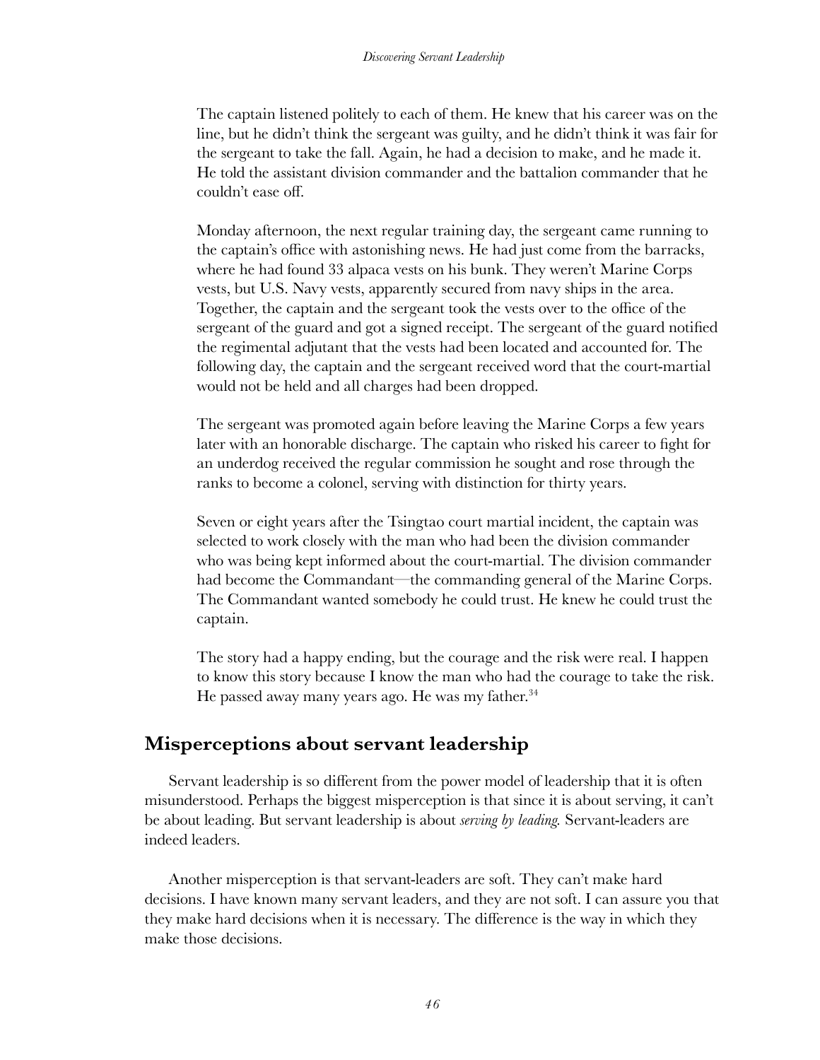The captain listened politely to each of them. He knew that his career was on the line, but he didn't think the sergeant was guilty, and he didn't think it was fair for the sergeant to take the fall. Again, he had a decision to make, and he made it. He told the assistant division commander and the battalion commander that he couldn't ease off.

Monday afternoon, the next regular training day, the sergeant came running to the captain's office with astonishing news. He had just come from the barracks, where he had found 33 alpaca vests on his bunk. They weren't Marine Corps vests, but U.S. Navy vests, apparently secured from navy ships in the area. Together, the captain and the sergeant took the vests over to the office of the sergeant of the guard and got a signed receipt. The sergeant of the guard notified the regimental adjutant that the vests had been located and accounted for. The following day, the captain and the sergeant received word that the court-martial would not be held and all charges had been dropped.

The sergeant was promoted again before leaving the Marine Corps a few years later with an honorable discharge. The captain who risked his career to fight for an underdog received the regular commission he sought and rose through the ranks to become a colonel, serving with distinction for thirty years.

Seven or eight years after the Tsingtao court martial incident, the captain was selected to work closely with the man who had been the division commander who was being kept informed about the court-martial. The division commander had become the Commandant—the commanding general of the Marine Corps. The Commandant wanted somebody he could trust. He knew he could trust the captain.

The story had a happy ending, but the courage and the risk were real. I happen to know this story because I know the man who had the courage to take the risk. He passed away many years ago. He was my father.[34]

## Misperceptions about servant leadership

Servant leadership is so different from the power model of leadership that it is often misunderstood. Perhaps the biggest misperception is that since it is about serving, it can't be about leading. But servant leadership is about *serving by leading*. Servant-leaders are indeed leaders.

Another misperception is that servant-leaders are soft. They can't make hard decisions. I have known many servant leaders, and they are not soft. I can assure you that they make hard decisions when it is necessary. The difference is the way in which they make those decisions.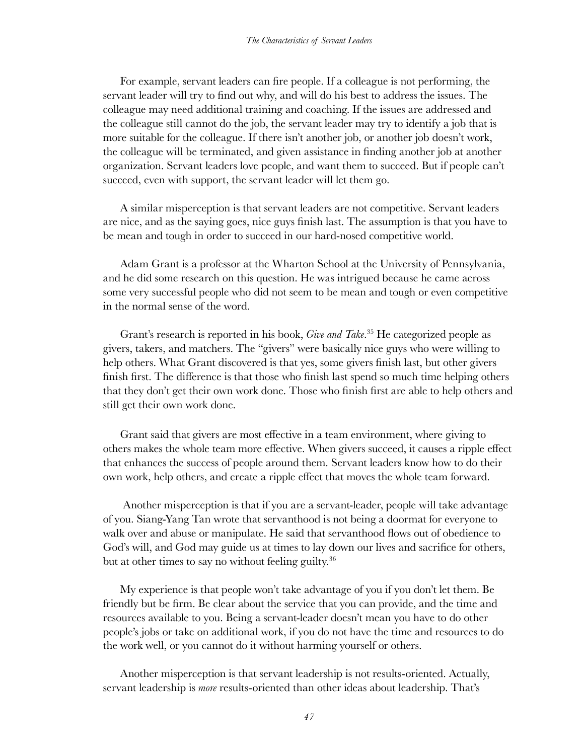For example, servant leaders can fire people. If a colleague is not performing, the servant leader will try to find out why, and will do his best to address the issues. The colleague may need additional training and coaching. If the issues are addressed and the colleague still cannot do the job, the servant leader may try to identify a job that is more suitable for the colleague. If there isn't another job, or another job doesn't work, the colleague will be terminated, and given assistance in finding another job at another organization. Servant leaders love people, and want them to succeed. But if people can't succeed, even with support, the servant leader will let them go.

A similar misperception is that servant leaders are not competitive. Servant leaders are nice, and as the saying goes, nice guys finish last. The assumption is that you have to be mean and tough in order to succeed in our hard-nosed competitive world.

Adam Grant is a professor at the Wharton School at the University of Pennsylvania, and he did some research on this question. He was intrigued because he came across some very successful people who did not seem to be mean and tough or even competitive in the normal sense of the word.

Grant's research is reported in his book, *Give and Take*.[35] He categorized people as givers, takers, and matchers. The "givers" were basically nice guys who were willing to help others. What Grant discovered is that yes, some givers finish last, but other givers finish first. The difference is that those who finish last spend so much time helping others that they don't get their own work done. Those who finish first are able to help others and still get their own work done.

Grant said that givers are most effective in a team environment, where giving to others makes the whole team more effective. When givers succeed, it causes a ripple effect that enhances the success of people around them. Servant leaders know how to do their own work, help others, and create a ripple effect that moves the whole team forward.

Another misperception is that if you are a servant-leader, people will take advantage of you. Siang-Yang Tan wrote that servanthood is not being a doormat for everyone to walk over and abuse or manipulate. He said that servanthood flows out of obedience to God's will, and God may guide us at times to lay down our lives and sacrifice for others, but at other times to say no without feeling guilty.[36]

My experience is that people won't take advantage of you if you don't let them. Be friendly but be firm. Be clear about the service that you can provide, and the time and resources available to you. Being a servant-leader doesn't mean you have to do other people's jobs or take on additional work, if you do not have the time and resources to do the work well, or you cannot do it without harming yourself or others.

Another misperception is that servant leadership is not results-oriented. Actually, servant leadership is *more* results-oriented than other ideas about leadership. That's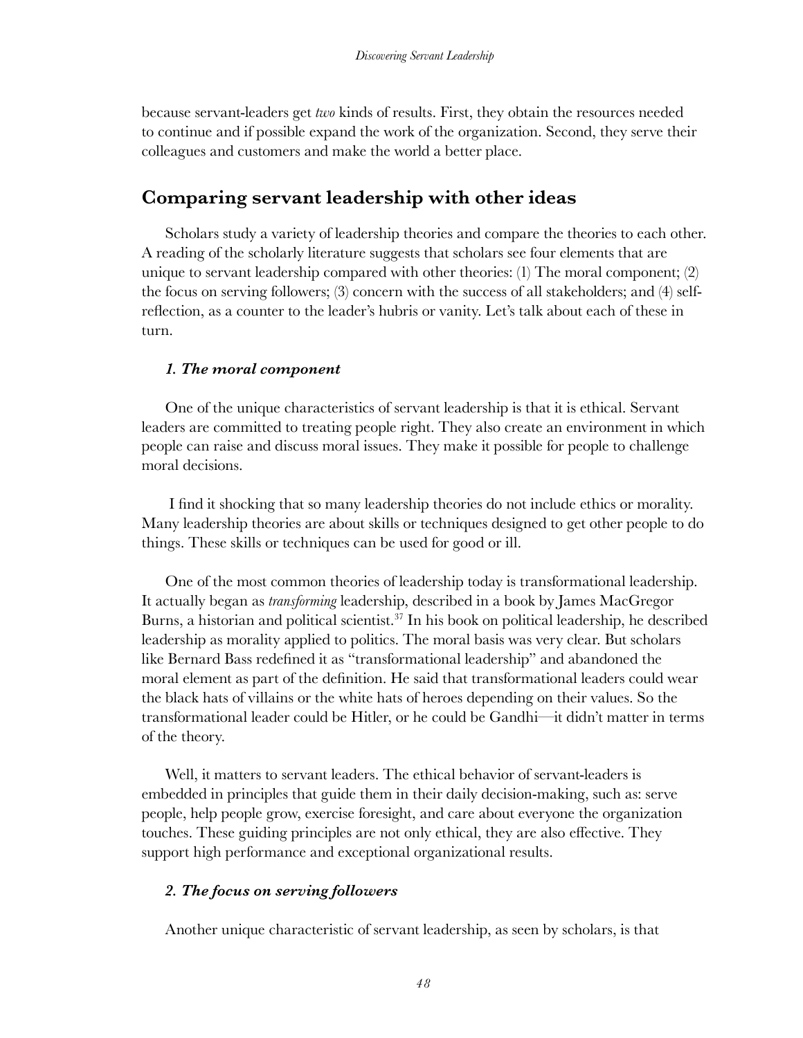because servant-leaders get *two* kinds of results. First, they obtain the resources needed to continue and if possible expand the work of the organization. Second, they serve their colleagues and customers and make the world a better place.

## Comparing servant leadership with other ideas

Scholars study a variety of leadership theories and compare the theories to each other. A reading of the scholarly literature suggests that scholars see four elements that are unique to servant leadership compared with other theories: (1) The moral component; (2) the focus on serving followers; (3) concern with the success of all stakeholders; and (4) self-reflection, as a counter to the leader's hubris or vanity. Let's talk about each of these in turn.

### *1. The moral component*

One of the unique characteristics of servant leadership is that it is ethical. Servant leaders are committed to treating people right. They also create an environment in which people can raise and discuss moral issues. They make it possible for people to challenge moral decisions.

I find it shocking that so many leadership theories do not include ethics or morality. Many leadership theories are about skills or techniques designed to get other people to do things. These skills or techniques can be used for good or ill.

One of the most common theories of leadership today is transformational leadership. It actually began as *transforming* leadership, described in a book by James MacGregor Burns, a historian and political scientist.[37] In his book on political leadership, he described leadership as morality applied to politics. The moral basis was very clear. But scholars like Bernard Bass redefined it as "transformational leadership" and abandoned the moral element as part of the definition. He said that transformational leaders could wear the black hats of villains or the white hats of heroes depending on their values. So the transformational leader could be Hitler, or he could be Gandhi—it didn't matter in terms of the theory.

Well, it matters to servant leaders. The ethical behavior of servant-leaders is embedded in principles that guide them in their daily decision-making, such as: serve people, help people grow, exercise foresight, and care about everyone the organization touches. These guiding principles are not only ethical, they are also effective. They support high performance and exceptional organizational results.

### *2. The focus on serving followers*

Another unique characteristic of servant leadership, as seen by scholars, is that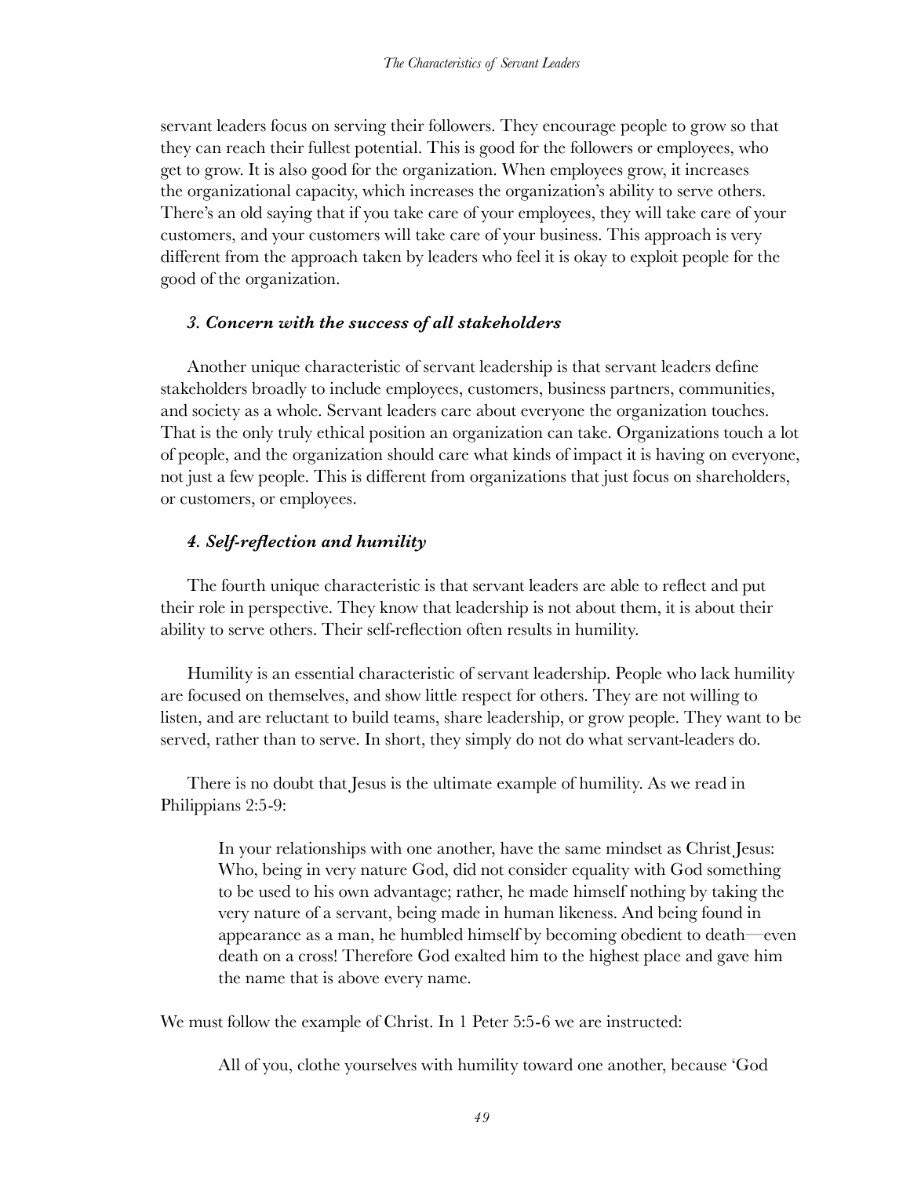servant leaders focus on serving their followers. They encourage people to grow so that they can reach their fullest potential. This is good for the followers or employees, who get to grow. It is also good for the organization. When employees grow, it increases the organizational capacity, which increases the organization's ability to serve others. There's an old saying that if you take care of your employees, they will take care of your customers, and your customers will take care of your business. This approach is very different from the approach taken by leaders who feel it is okay to exploit people for the good of the organization.

### *3. Concern with the success of all stakeholders*

Another unique characteristic of servant leadership is that servant leaders define stakeholders broadly to include employees, customers, business partners, communities, and society as a whole. Servant leaders care about everyone the organization touches. That is the only truly ethical position an organization can take. Organizations touch a lot of people, and the organization should care what kinds of impact it is having on everyone, not just a few people. This is different from organizations that just focus on shareholders, or customers, or employees.

### *4. Self-reflection and humility*

The fourth unique characteristic is that servant leaders are able to reflect and put their role in perspective. They know that leadership is not about them, it is about their ability to serve others. Their self-reflection often results in humility.

Humility is an essential characteristic of servant leadership. People who lack humility are focused on themselves, and show little respect for others. They are not willing to listen, and are reluctant to build teams, share leadership, or grow people. They want to be served, rather than to serve. In short, they simply do not do what servant-leaders do.

There is no doubt that Jesus is the ultimate example of humility. As we read in Philippians 2:5-9:

> In your relationships with one another, have the same mindset as Christ Jesus: Who, being in very nature God, did not consider equality with God something to be used to his own advantage; rather, he made himself nothing by taking the very nature of a servant, being made in human likeness. And being found in appearance as a man, he humbled himself by becoming obedient to death—even death on a cross! Therefore God exalted him to the highest place and gave him the name that is above every name.

We must follow the example of Christ. In 1 Peter 5:5-6 we are instructed:

> All of you, clothe yourselves with humility toward one another, because 'God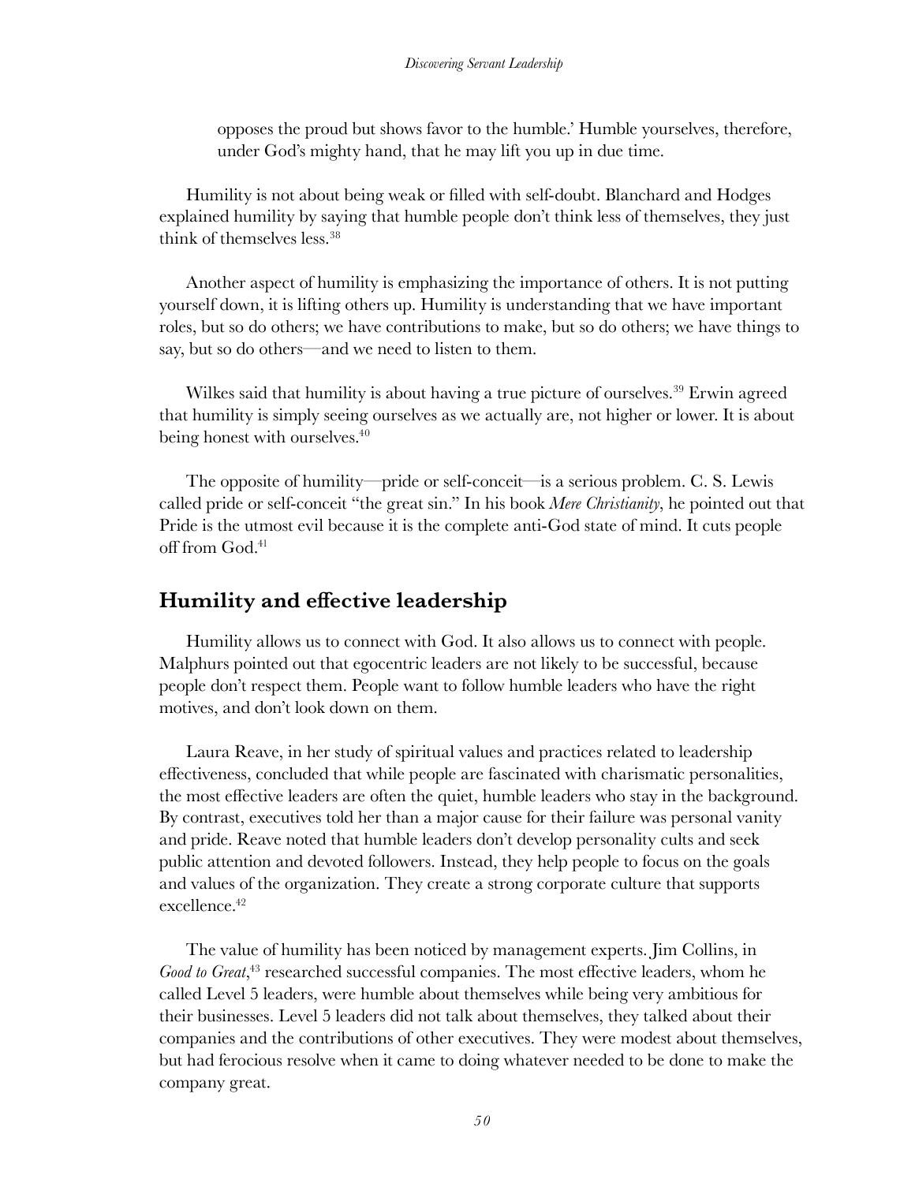> opposes the proud but shows favor to the humble.' Humble yourselves, therefore, under God's mighty hand, that he may lift you up in due time.

Humility is not about being weak or filled with self-doubt. Blanchard and Hodges explained humility by saying that humble people don't think less of themselves, they just think of themselves less.[38]

Another aspect of humility is emphasizing the importance of others. It is not putting yourself down, it is lifting others up. Humility is understanding that we have important roles, but so do others; we have contributions to make, but so do others; we have things to say, but so do others—and we need to listen to them.

Wilkes said that humility is about having a true picture of ourselves.[39] Erwin agreed that humility is simply seeing ourselves as we actually are, not higher or lower. It is about being honest with ourselves.[40]

The opposite of humility—pride or self-conceit—is a serious problem. C. S. Lewis called pride or self-conceit "the great sin." In his book *Mere Christianity*, he pointed out that Pride is the utmost evil because it is the complete anti-God state of mind. It cuts people off from God.[41]

## Humility and effective leadership

Humility allows us to connect with God. It also allows us to connect with people. Malphurs pointed out that egocentric leaders are not likely to be successful, because people don't respect them. People want to follow humble leaders who have the right motives, and don't look down on them.

Laura Reave, in her study of spiritual values and practices related to leadership effectiveness, concluded that while people are fascinated with charismatic personalities, the most effective leaders are often the quiet, humble leaders who stay in the background. By contrast, executives told her than a major cause for their failure was personal vanity and pride. Reave noted that humble leaders don't develop personality cults and seek public attention and devoted followers. Instead, they help people to focus on the goals and values of the organization. They create a strong corporate culture that supports excellence.[42]

The value of humility has been noticed by management experts. Jim Collins, in *Good to Great*,[43] researched successful companies. The most effective leaders, whom he called Level 5 leaders, were humble about themselves while being very ambitious for their businesses. Level 5 leaders did not talk about themselves, they talked about their companies and the contributions of other executives. They were modest about themselves, but had ferocious resolve when it came to doing whatever needed to be done to make the company great.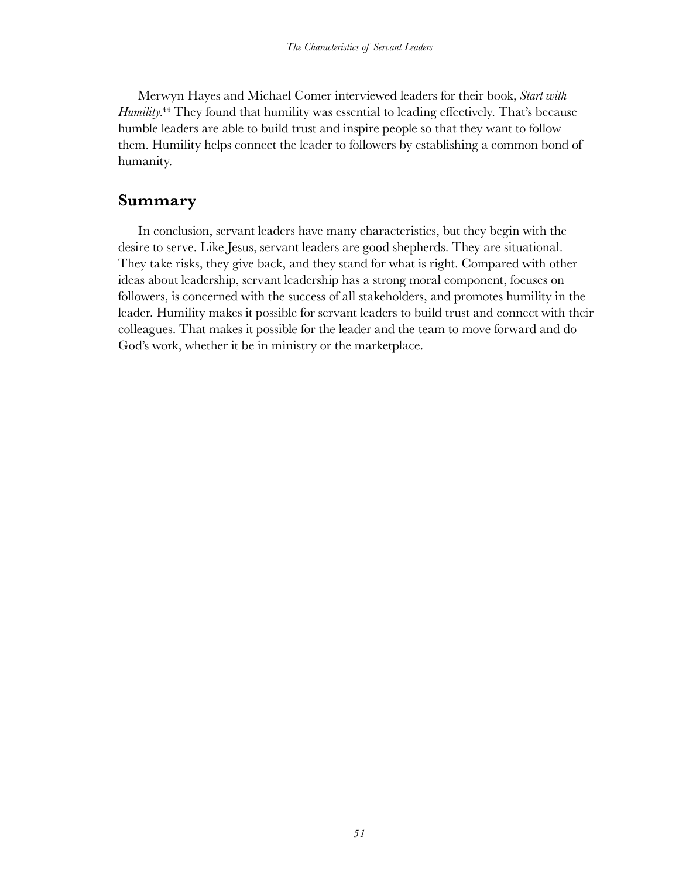Merwyn Hayes and Michael Comer interviewed leaders for their book, *Start with Humility*.[44] They found that humility was essential to leading effectively. That's because humble leaders are able to build trust and inspire people so that they want to follow them. Humility helps connect the leader to followers by establishing a common bond of humanity.

## Summary

In conclusion, servant leaders have many characteristics, but they begin with the desire to serve. Like Jesus, servant leaders are good shepherds. They are situational. They take risks, they give back, and they stand for what is right. Compared with other ideas about leadership, servant leadership has a strong moral component, focuses on followers, is concerned with the success of all stakeholders, and promotes humility in the leader. Humility makes it possible for servant leaders to build trust and connect with their colleagues. That makes it possible for the leader and the team to move forward and do God's work, whether it be in ministry or the marketplace.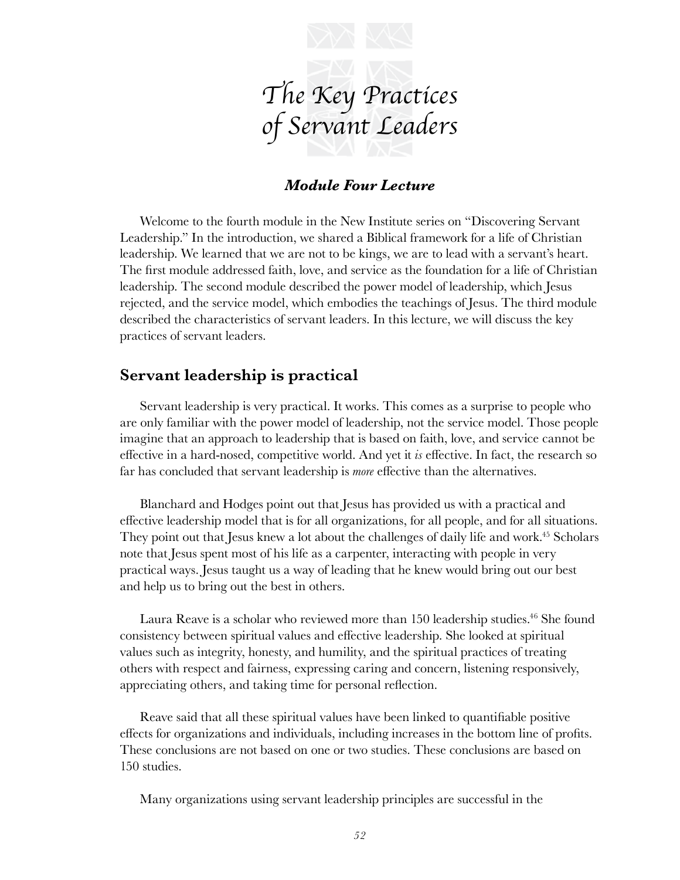# The Key Practices of Servant Leaders

### *Module Four Lecture*

Welcome to the fourth module in the New Institute series on "Discovering Servant Leadership." In the introduction, we shared a Biblical framework for a life of Christian leadership. We learned that we are not to be kings, we are to lead with a servant's heart. The first module addressed faith, love, and service as the foundation for a life of Christian leadership. The second module described the power model of leadership, which Jesus rejected, and the service model, which embodies the teachings of Jesus. The third module described the characteristics of servant leaders. In this lecture, we will discuss the key practices of servant leaders.

## Servant leadership is practical

Servant leadership is very practical. It works. This comes as a surprise to people who are only familiar with the power model of leadership, not the service model. Those people imagine that an approach to leadership that is based on faith, love, and service cannot be effective in a hard-nosed, competitive world. And yet it *is* effective. In fact, the research so far has concluded that servant leadership is *more* effective than the alternatives.

Blanchard and Hodges point out that Jesus has provided us with a practical and effective leadership model that is for all organizations, for all people, and for all situations. They point out that Jesus knew a lot about the challenges of daily life and work.[45] Scholars note that Jesus spent most of his life as a carpenter, interacting with people in very practical ways. Jesus taught us a way of leading that he knew would bring out our best and help us to bring out the best in others.

Laura Reave is a scholar who reviewed more than 150 leadership studies.[46] She found consistency between spiritual values and effective leadership. She looked at spiritual values such as integrity, honesty, and humility, and the spiritual practices of treating others with respect and fairness, expressing caring and concern, listening responsively, appreciating others, and taking time for personal reflection.

Reave said that all these spiritual values have been linked to quantifiable positive effects for organizations and individuals, including increases in the bottom line of profits. These conclusions are not based on one or two studies. These conclusions are based on 150 studies.

Many organizations using servant leadership principles are successful in the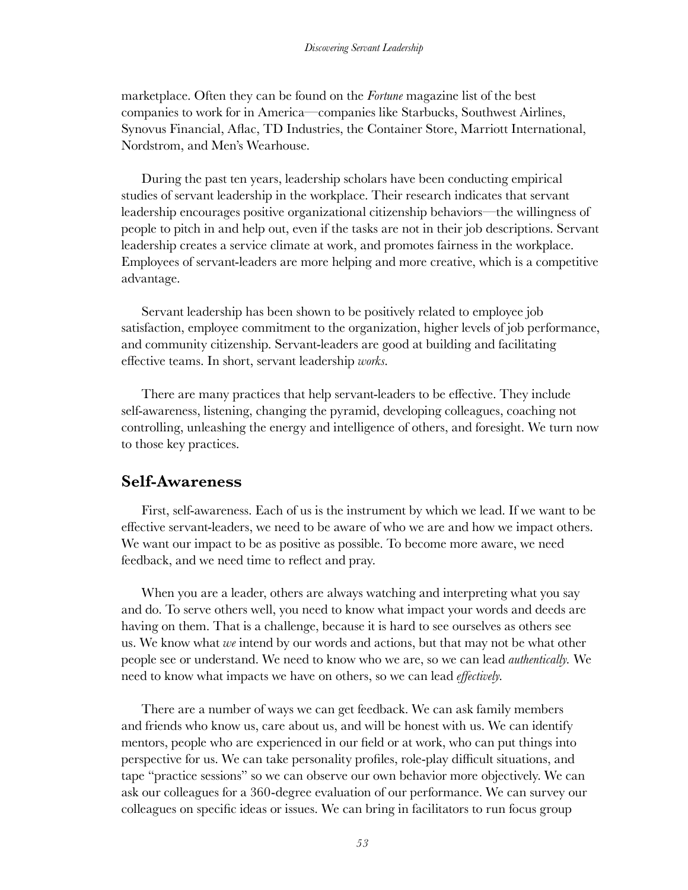marketplace. Often they can be found on the *Fortune* magazine list of the best companies to work for in America—companies like Starbucks, Southwest Airlines, Synovus Financial, Aflac, TD Industries, the Container Store, Marriott International, Nordstrom, and Men's Wearhouse.

During the past ten years, leadership scholars have been conducting empirical studies of servant leadership in the workplace. Their research indicates that servant leadership encourages positive organizational citizenship behaviors—the willingness of people to pitch in and help out, even if the tasks are not in their job descriptions. Servant leadership creates a service climate at work, and promotes fairness in the workplace. Employees of servant-leaders are more helping and more creative, which is a competitive advantage.

Servant leadership has been shown to be positively related to employee job satisfaction, employee commitment to the organization, higher levels of job performance, and community citizenship. Servant-leaders are good at building and facilitating effective teams. In short, servant leadership *works*.

There are many practices that help servant-leaders to be effective. They include self-awareness, listening, changing the pyramid, developing colleagues, coaching not controlling, unleashing the energy and intelligence of others, and foresight. We turn now to those key practices.

## Self-Awareness

First, self-awareness. Each of us is the instrument by which we lead. If we want to be effective servant-leaders, we need to be aware of who we are and how we impact others. We want our impact to be as positive as possible. To become more aware, we need feedback, and we need time to reflect and pray.

When you are a leader, others are always watching and interpreting what you say and do. To serve others well, you need to know what impact your words and deeds are having on them. That is a challenge, because it is hard to see ourselves as others see us. We know what *we* intend by our words and actions, but that may not be what other people see or understand. We need to know who we are, so we can lead *authentically*. We need to know what impacts we have on others, so we can lead *effectively*.

There are a number of ways we can get feedback. We can ask family members and friends who know us, care about us, and will be honest with us. We can identify mentors, people who are experienced in our field or at work, who can put things into perspective for us. We can take personality profiles, role-play difficult situations, and tape "practice sessions" so we can observe our own behavior more objectively. We can ask our colleagues for a 360-degree evaluation of our performance. We can survey our colleagues on specific ideas or issues. We can bring in facilitators to run focus group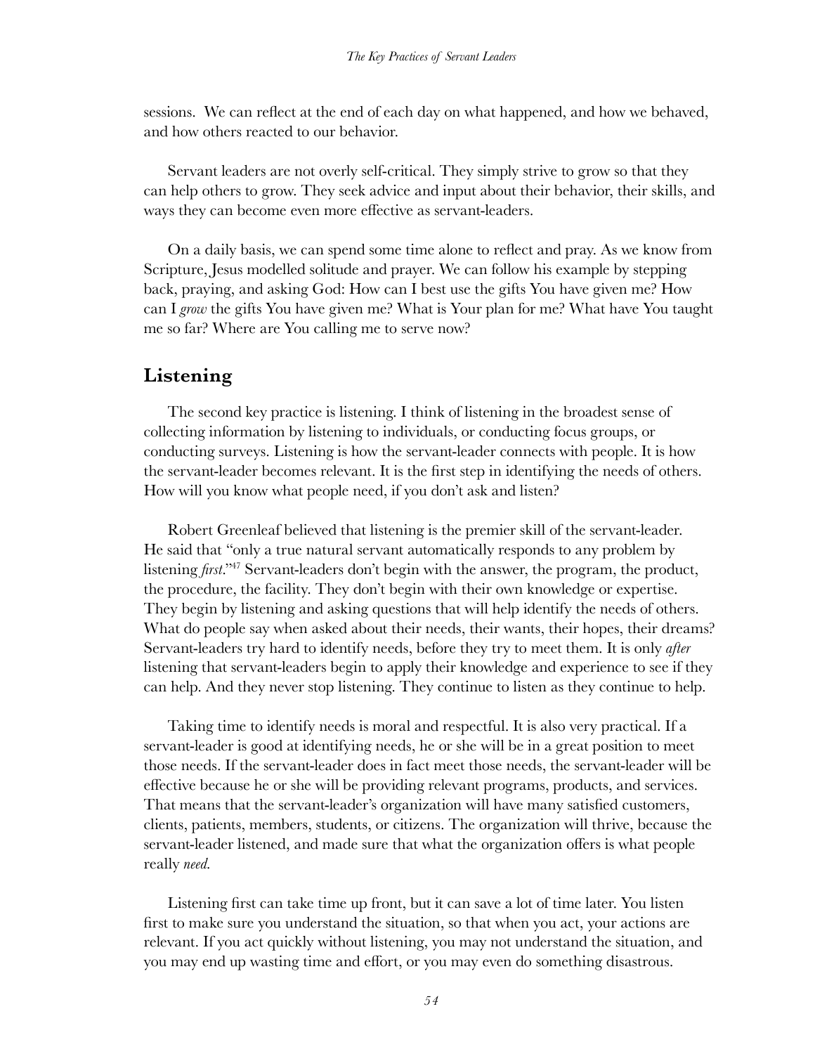sessions. We can reflect at the end of each day on what happened, and how we behaved, and how others reacted to our behavior.

Servant leaders are not overly self-critical. They simply strive to grow so that they can help others to grow. They seek advice and input about their behavior, their skills, and ways they can become even more effective as servant-leaders.

On a daily basis, we can spend some time alone to reflect and pray. As we know from Scripture, Jesus modelled solitude and prayer. We can follow his example by stepping back, praying, and asking God: How can I best use the gifts You have given me? How can I *grow* the gifts You have given me? What is Your plan for me? What have You taught me so far? Where are You calling me to serve now?

## Listening

The second key practice is listening. I think of listening in the broadest sense of collecting information by listening to individuals, or conducting focus groups, or conducting surveys. Listening is how the servant-leader connects with people. It is how the servant-leader becomes relevant. It is the first step in identifying the needs of others. How will you know what people need, if you don't ask and listen?

Robert Greenleaf believed that listening is the premier skill of the servant-leader. He said that "only a true natural servant automatically responds to any problem by listening *first*."[47] Servant-leaders don't begin with the answer, the program, the product, the procedure, the facility. They don't begin with their own knowledge or expertise. They begin by listening and asking questions that will help identify the needs of others. What do people say when asked about their needs, their wants, their hopes, their dreams? Servant-leaders try hard to identify needs, before they try to meet them. It is only *after* listening that servant-leaders begin to apply their knowledge and experience to see if they can help. And they never stop listening. They continue to listen as they continue to help.

Taking time to identify needs is moral and respectful. It is also very practical. If a servant-leader is good at identifying needs, he or she will be in a great position to meet those needs. If the servant-leader does in fact meet those needs, the servant-leader will be effective because he or she will be providing relevant programs, products, and services. That means that the servant-leader's organization will have many satisfied customers, clients, patients, members, students, or citizens. The organization will thrive, because the servant-leader listened, and made sure that what the organization offers is what people really *need*.

Listening first can take time up front, but it can save a lot of time later. You listen first to make sure you understand the situation, so that when you act, your actions are relevant. If you act quickly without listening, you may not understand the situation, and you may end up wasting time and effort, or you may even do something disastrous.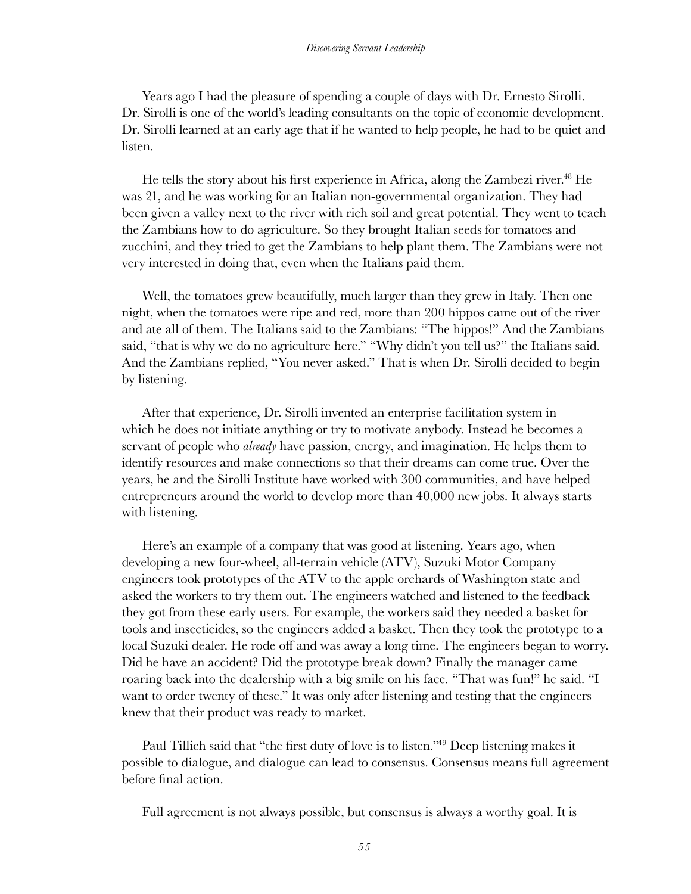Years ago I had the pleasure of spending a couple of days with Dr. Ernesto Sirolli. Dr. Sirolli is one of the world's leading consultants on the topic of economic development. Dr. Sirolli learned at an early age that if he wanted to help people, he had to be quiet and listen.

He tells the story about his first experience in Africa, along the Zambezi river.[48] He was 21, and he was working for an Italian non-governmental organization. They had been given a valley next to the river with rich soil and great potential. They went to teach the Zambians how to do agriculture. So they brought Italian seeds for tomatoes and zucchini, and they tried to get the Zambians to help plant them. The Zambians were not very interested in doing that, even when the Italians paid them.

Well, the tomatoes grew beautifully, much larger than they grew in Italy. Then one night, when the tomatoes were ripe and red, more than 200 hippos came out of the river and ate all of them. The Italians said to the Zambians: "The hippos!" And the Zambians said, "that is why we do no agriculture here." "Why didn't you tell us?" the Italians said. And the Zambians replied, "You never asked." That is when Dr. Sirolli decided to begin by listening.

After that experience, Dr. Sirolli invented an enterprise facilitation system in which he does not initiate anything or try to motivate anybody. Instead he becomes a servant of people who *already* have passion, energy, and imagination. He helps them to identify resources and make connections so that their dreams can come true. Over the years, he and the Sirolli Institute have worked with 300 communities, and have helped entrepreneurs around the world to develop more than 40,000 new jobs. It always starts with listening.

Here's an example of a company that was good at listening. Years ago, when developing a new four-wheel, all-terrain vehicle (ATV), Suzuki Motor Company engineers took prototypes of the ATV to the apple orchards of Washington state and asked the workers to try them out. The engineers watched and listened to the feedback they got from these early users. For example, the workers said they needed a basket for tools and insecticides, so the engineers added a basket. Then they took the prototype to a local Suzuki dealer. He rode off and was away a long time. The engineers began to worry. Did he have an accident? Did the prototype break down? Finally the manager came roaring back into the dealership with a big smile on his face. "That was fun!" he said. "I want to order twenty of these." It was only after listening and testing that the engineers knew that their product was ready to market.

Paul Tillich said that "the first duty of love is to listen."[49] Deep listening makes it possible to dialogue, and dialogue can lead to consensus. Consensus means full agreement before final action.

Full agreement is not always possible, but consensus is always a worthy goal. It is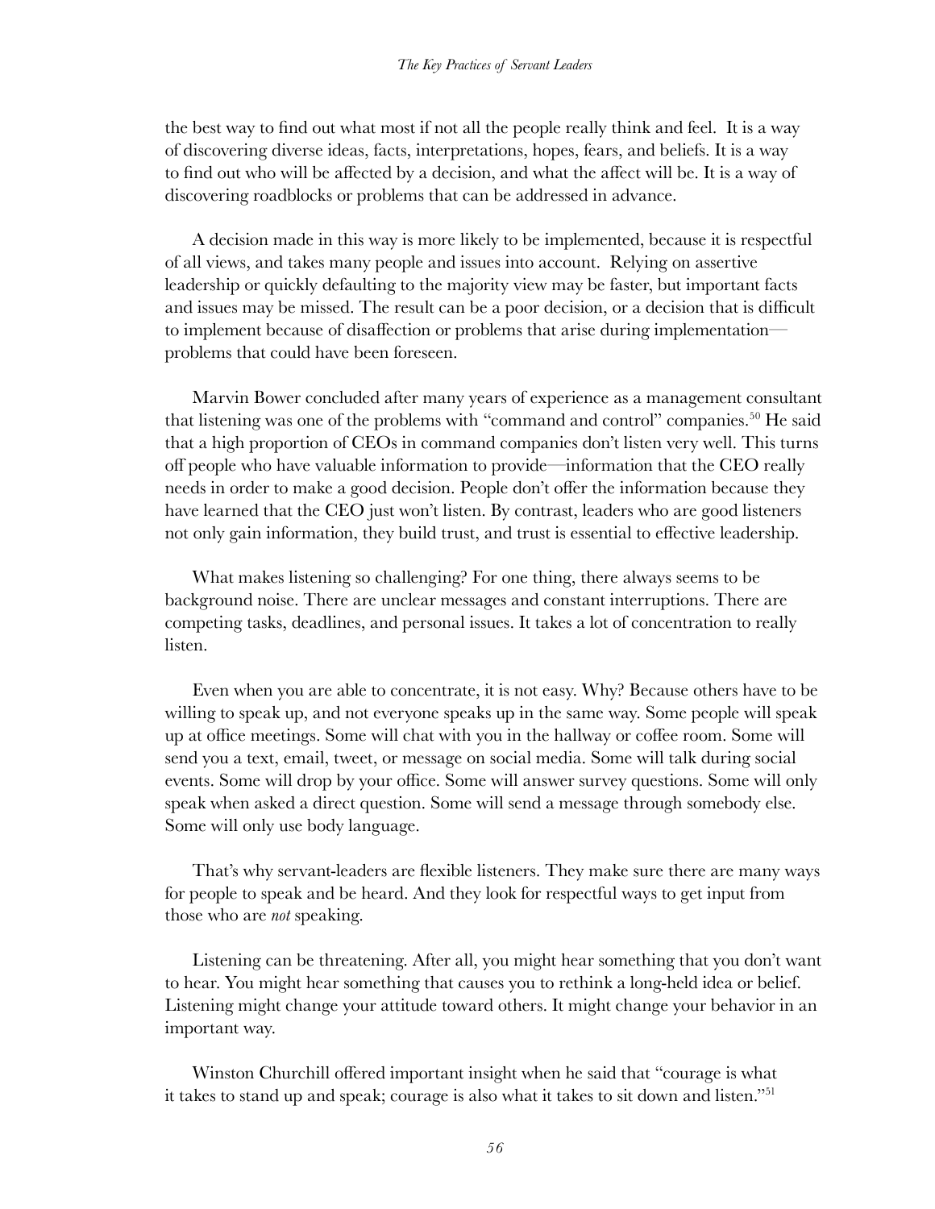the best way to find out what most if not all the people really think and feel. It is a way of discovering diverse ideas, facts, interpretations, hopes, fears, and beliefs. It is a way to find out who will be affected by a decision, and what the affect will be. It is a way of discovering roadblocks or problems that can be addressed in advance.

A decision made in this way is more likely to be implemented, because it is respectful of all views, and takes many people and issues into account. Relying on assertive leadership or quickly defaulting to the majority view may be faster, but important facts and issues may be missed. The result can be a poor decision, or a decision that is difficult to implement because of disaffection or problems that arise during implementation—problems that could have been foreseen.

Marvin Bower concluded after many years of experience as a management consultant that listening was one of the problems with "command and control" companies.[50] He said that a high proportion of CEOs in command companies don't listen very well. This turns off people who have valuable information to provide—information that the CEO really needs in order to make a good decision. People don't offer the information because they have learned that the CEO just won't listen. By contrast, leaders who are good listeners not only gain information, they build trust, and trust is essential to effective leadership.

What makes listening so challenging? For one thing, there always seems to be background noise. There are unclear messages and constant interruptions. There are competing tasks, deadlines, and personal issues. It takes a lot of concentration to really listen.

Even when you are able to concentrate, it is not easy. Why? Because others have to be willing to speak up, and not everyone speaks up in the same way. Some people will speak up at office meetings. Some will chat with you in the hallway or coffee room. Some will send you a text, email, tweet, or message on social media. Some will talk during social events. Some will drop by your office. Some will answer survey questions. Some will only speak when asked a direct question. Some will send a message through somebody else. Some will only use body language.

That's why servant-leaders are flexible listeners. They make sure there are many ways for people to speak and be heard. And they look for respectful ways to get input from those who are *not* speaking.

Listening can be threatening. After all, you might hear something that you don't want to hear. You might hear something that causes you to rethink a long-held idea or belief. Listening might change your attitude toward others. It might change your behavior in an important way.

Winston Churchill offered important insight when he said that "courage is what it takes to stand up and speak; courage is also what it takes to sit down and listen."[51]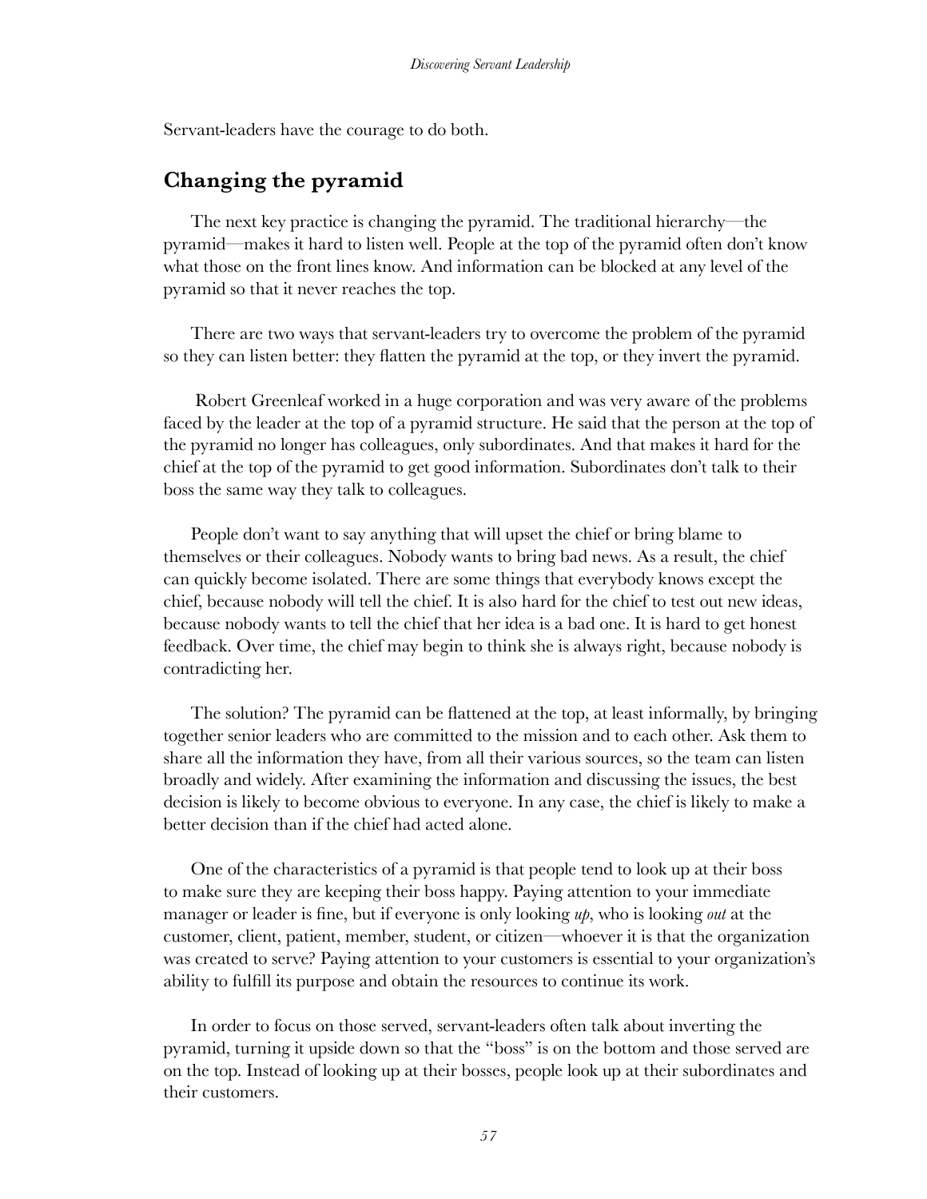Servant-leaders have the courage to do both.

## Changing the pyramid

The next key practice is changing the pyramid. The traditional hierarchy—the pyramid—makes it hard to listen well. People at the top of the pyramid often don't know what those on the front lines know. And information can be blocked at any level of the pyramid so that it never reaches the top.

There are two ways that servant-leaders try to overcome the problem of the pyramid so they can listen better: they flatten the pyramid at the top, or they invert the pyramid.

Robert Greenleaf worked in a huge corporation and was very aware of the problems faced by the leader at the top of a pyramid structure. He said that the person at the top of the pyramid no longer has colleagues, only subordinates. And that makes it hard for the chief at the top of the pyramid to get good information. Subordinates don't talk to their boss the same way they talk to colleagues.

People don't want to say anything that will upset the chief or bring blame to themselves or their colleagues. Nobody wants to bring bad news. As a result, the chief can quickly become isolated. There are some things that everybody knows except the chief, because nobody will tell the chief. It is also hard for the chief to test out new ideas, because nobody wants to tell the chief that her idea is a bad one. It is hard to get honest feedback. Over time, the chief may begin to think she is always right, because nobody is contradicting her.

The solution? The pyramid can be flattened at the top, at least informally, by bringing together senior leaders who are committed to the mission and to each other. Ask them to share all the information they have, from all their various sources, so the team can listen broadly and widely. After examining the information and discussing the issues, the best decision is likely to become obvious to everyone. In any case, the chief is likely to make a better decision than if the chief had acted alone.

One of the characteristics of a pyramid is that people tend to look up at their boss to make sure they are keeping their boss happy. Paying attention to your immediate manager or leader is fine, but if everyone is only looking *up*, who is looking *out* at the customer, client, patient, member, student, or citizen—whoever it is that the organization was created to serve? Paying attention to your customers is essential to your organization's ability to fulfill its purpose and obtain the resources to continue its work.

In order to focus on those served, servant-leaders often talk about inverting the pyramid, turning it upside down so that the "boss" is on the bottom and those served are on the top. Instead of looking up at their bosses, people look up at their subordinates and their customers.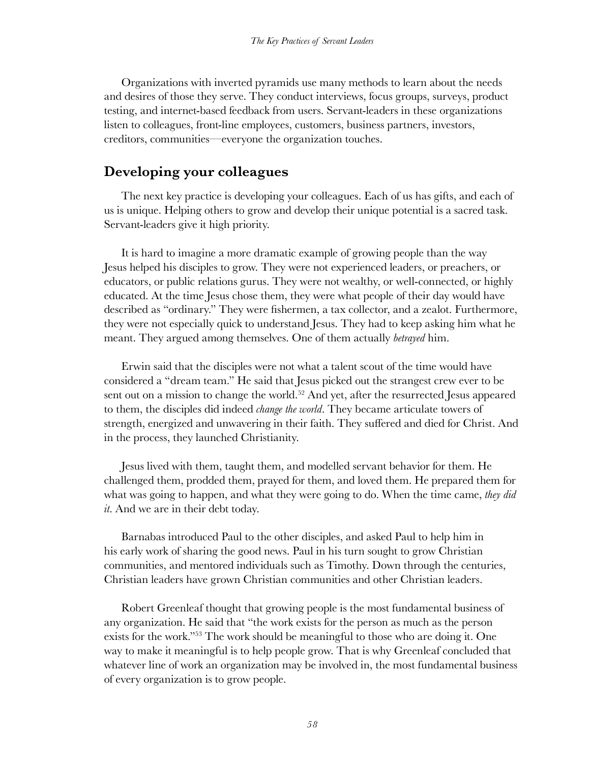Organizations with inverted pyramids use many methods to learn about the needs and desires of those they serve. They conduct interviews, focus groups, surveys, product testing, and internet-based feedback from users. Servant-leaders in these organizations listen to colleagues, front-line employees, customers, business partners, investors, creditors, communities—everyone the organization touches.

## Developing your colleagues

The next key practice is developing your colleagues. Each of us has gifts, and each of us is unique. Helping others to grow and develop their unique potential is a sacred task. Servant-leaders give it high priority.

It is hard to imagine a more dramatic example of growing people than the way Jesus helped his disciples to grow. They were not experienced leaders, or preachers, or educators, or public relations gurus. They were not wealthy, or well-connected, or highly educated. At the time Jesus chose them, they were what people of their day would have described as "ordinary." They were fishermen, a tax collector, and a zealot. Furthermore, they were not especially quick to understand Jesus. They had to keep asking him what he meant. They argued among themselves. One of them actually *betrayed* him.

Erwin said that the disciples were not what a talent scout of the time would have considered a "dream team." He said that Jesus picked out the strangest crew ever to be sent out on a mission to change the world.[52] And yet, after the resurrected Jesus appeared to them, the disciples did indeed *change the world*. They became articulate towers of strength, energized and unwavering in their faith. They suffered and died for Christ. And in the process, they launched Christianity.

Jesus lived with them, taught them, and modelled servant behavior for them. He challenged them, prodded them, prayed for them, and loved them. He prepared them for what was going to happen, and what they were going to do. When the time came, *they did it*. And we are in their debt today.

Barnabas introduced Paul to the other disciples, and asked Paul to help him in his early work of sharing the good news. Paul in his turn sought to grow Christian communities, and mentored individuals such as Timothy. Down through the centuries, Christian leaders have grown Christian communities and other Christian leaders.

Robert Greenleaf thought that growing people is the most fundamental business of any organization. He said that "the work exists for the person as much as the person exists for the work."[53] The work should be meaningful to those who are doing it. One way to make it meaningful is to help people grow. That is why Greenleaf concluded that whatever line of work an organization may be involved in, the most fundamental business of every organization is to grow people.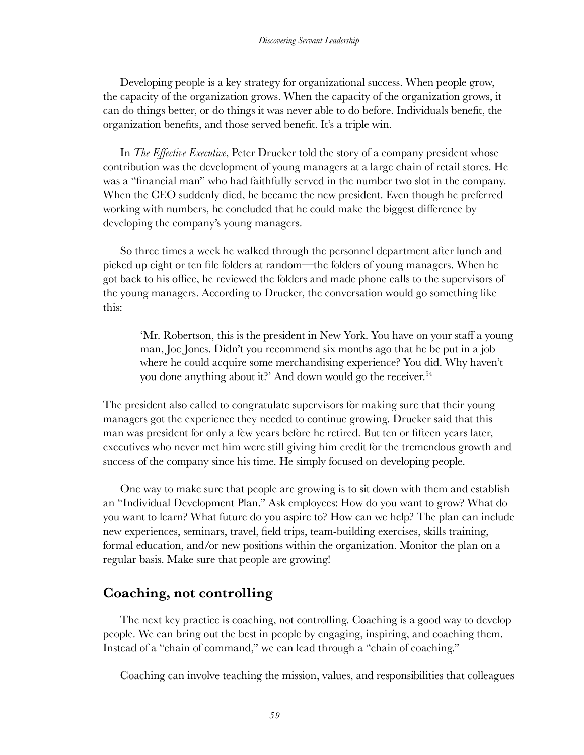Developing people is a key strategy for organizational success. When people grow, the capacity of the organization grows. When the capacity of the organization grows, it can do things better, or do things it was never able to do before. Individuals benefit, the organization benefits, and those served benefit. It's a triple win.

In *The Effective Executive*, Peter Drucker told the story of a company president whose contribution was the development of young managers at a large chain of retail stores. He was a "financial man" who had faithfully served in the number two slot in the company. When the CEO suddenly died, he became the new president. Even though he preferred working with numbers, he concluded that he could make the biggest difference by developing the company's young managers.

So three times a week he walked through the personnel department after lunch and picked up eight or ten file folders at random—the folders of young managers. When he got back to his office, he reviewed the folders and made phone calls to the supervisors of the young managers. According to Drucker, the conversation would go something like this:

> 'Mr. Robertson, this is the president in New York. You have on your staff a young man, Joe Jones. Didn't you recommend six months ago that he be put in a job where he could acquire some merchandising experience? You did. Why haven't you done anything about it?' And down would go the receiver.[54]

The president also called to congratulate supervisors for making sure that their young managers got the experience they needed to continue growing. Drucker said that this man was president for only a few years before he retired. But ten or fifteen years later, executives who never met him were still giving him credit for the tremendous growth and success of the company since his time. He simply focused on developing people.

One way to make sure that people are growing is to sit down with them and establish an "Individual Development Plan." Ask employees: How do you want to grow? What do you want to learn? What future do you aspire to? How can we help? The plan can include new experiences, seminars, travel, field trips, team-building exercises, skills training, formal education, and/or new positions within the organization. Monitor the plan on a regular basis. Make sure that people are growing!

## Coaching, not controlling

The next key practice is coaching, not controlling. Coaching is a good way to develop people. We can bring out the best in people by engaging, inspiring, and coaching them. Instead of a "chain of command," we can lead through a "chain of coaching."

Coaching can involve teaching the mission, values, and responsibilities that colleagues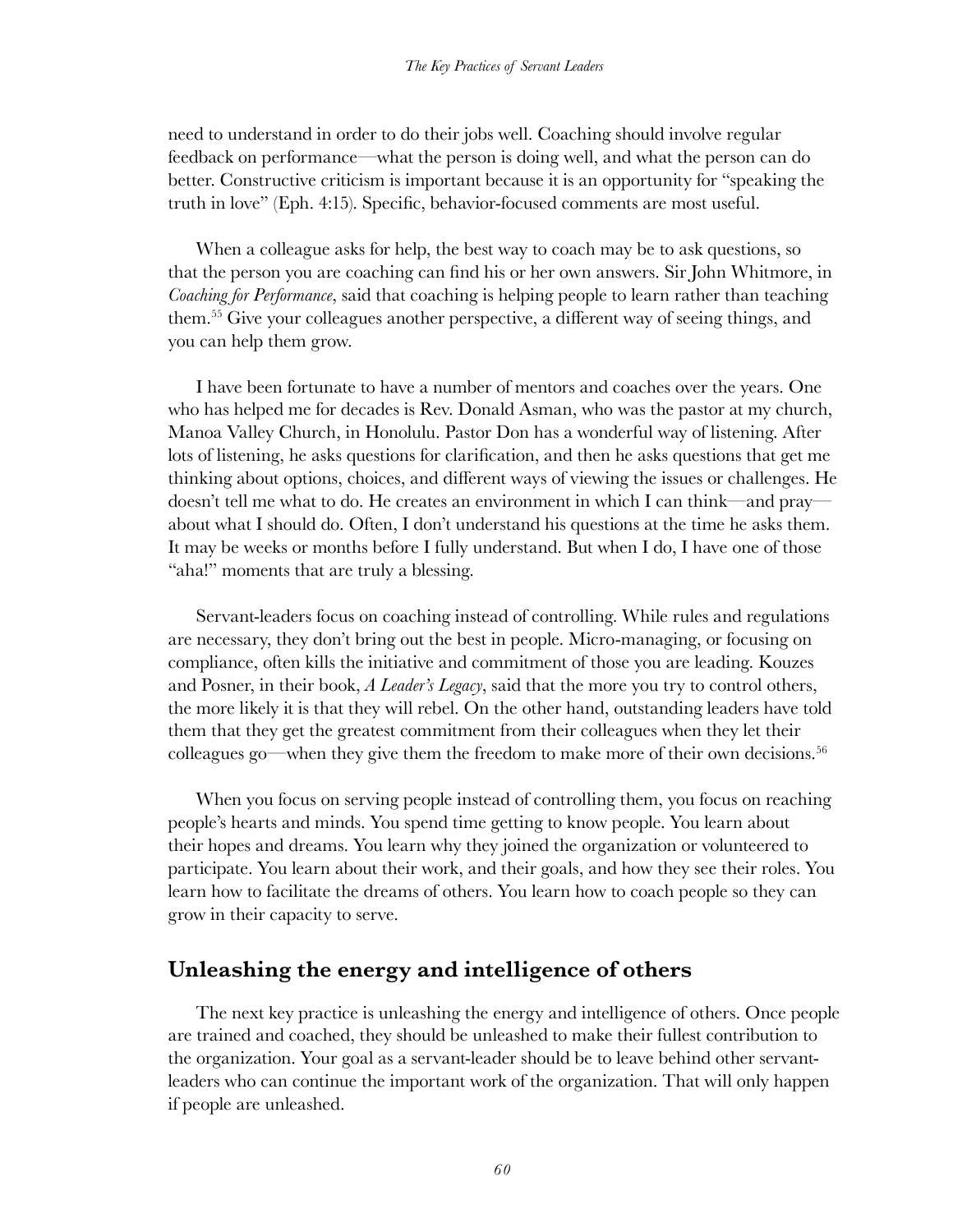need to understand in order to do their jobs well. Coaching should involve regular feedback on performance—what the person is doing well, and what the person can do better. Constructive criticism is important because it is an opportunity for "speaking the truth in love" (Eph. 4:15). Specific, behavior-focused comments are most useful.

When a colleague asks for help, the best way to coach may be to ask questions, so that the person you are coaching can find his or her own answers. Sir John Whitmore, in *Coaching for Performance*, said that coaching is helping people to learn rather than teaching them.[55] Give your colleagues another perspective, a different way of seeing things, and you can help them grow.

I have been fortunate to have a number of mentors and coaches over the years. One who has helped me for decades is Rev. Donald Asman, who was the pastor at my church, Manoa Valley Church, in Honolulu. Pastor Don has a wonderful way of listening. After lots of listening, he asks questions for clarification, and then he asks questions that get me thinking about options, choices, and different ways of viewing the issues or challenges. He doesn't tell me what to do. He creates an environment in which I can think—and pray—about what I should do. Often, I don't understand his questions at the time he asks them. It may be weeks or months before I fully understand. But when I do, I have one of those "aha!" moments that are truly a blessing.

Servant-leaders focus on coaching instead of controlling. While rules and regulations are necessary, they don't bring out the best in people. Micro-managing, or focusing on compliance, often kills the initiative and commitment of those you are leading. Kouzes and Posner, in their book, *A Leader's Legacy*, said that the more you try to control others, the more likely it is that they will rebel. On the other hand, outstanding leaders have told them that they get the greatest commitment from their colleagues when they let their colleagues go—when they give them the freedom to make more of their own decisions.[56]

When you focus on serving people instead of controlling them, you focus on reaching people's hearts and minds. You spend time getting to know people. You learn about their hopes and dreams. You learn why they joined the organization or volunteered to participate. You learn about their work, and their goals, and how they see their roles. You learn how to facilitate the dreams of others. You learn how to coach people so they can grow in their capacity to serve.

## Unleashing the energy and intelligence of others

The next key practice is unleashing the energy and intelligence of others. Once people are trained and coached, they should be unleashed to make their fullest contribution to the organization. Your goal as a servant-leader should be to leave behind other servant-leaders who can continue the important work of the organization. That will only happen if people are unleashed.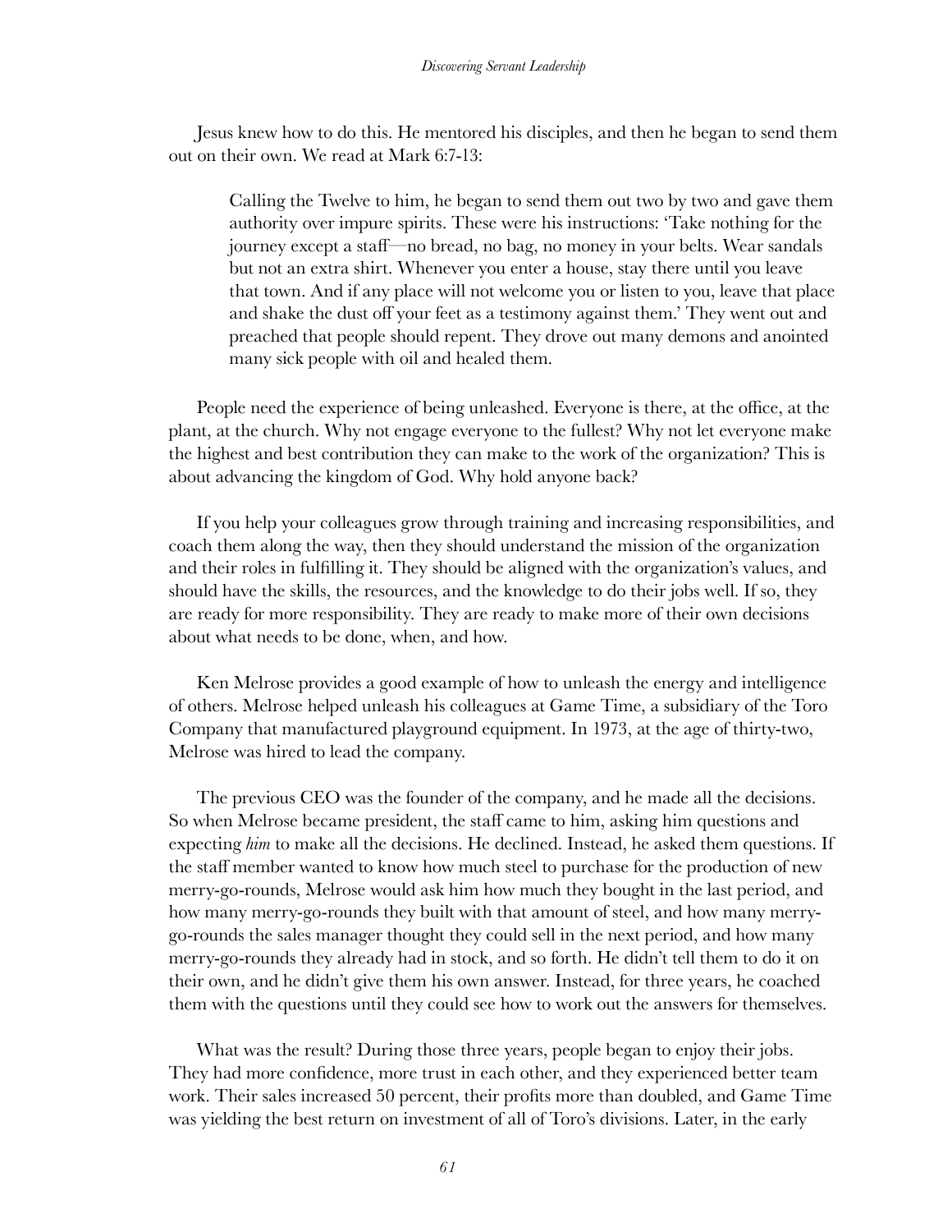Jesus knew how to do this. He mentored his disciples, and then he began to send them out on their own. We read at Mark 6:7-13:

> Calling the Twelve to him, he began to send them out two by two and gave them authority over impure spirits. These were his instructions: 'Take nothing for the journey except a staff—no bread, no bag, no money in your belts. Wear sandals but not an extra shirt. Whenever you enter a house, stay there until you leave that town. And if any place will not welcome you or listen to you, leave that place and shake the dust off your feet as a testimony against them.' They went out and preached that people should repent. They drove out many demons and anointed many sick people with oil and healed them.

People need the experience of being unleashed. Everyone is there, at the office, at the plant, at the church. Why not engage everyone to the fullest? Why not let everyone make the highest and best contribution they can make to the work of the organization? This is about advancing the kingdom of God. Why hold anyone back?

If you help your colleagues grow through training and increasing responsibilities, and coach them along the way, then they should understand the mission of the organization and their roles in fulfilling it. They should be aligned with the organization's values, and should have the skills, the resources, and the knowledge to do their jobs well. If so, they are ready for more responsibility. They are ready to make more of their own decisions about what needs to be done, when, and how.

Ken Melrose provides a good example of how to unleash the energy and intelligence of others. Melrose helped unleash his colleagues at Game Time, a subsidiary of the Toro Company that manufactured playground equipment. In 1973, at the age of thirty-two, Melrose was hired to lead the company.

The previous CEO was the founder of the company, and he made all the decisions. So when Melrose became president, the staff came to him, asking him questions and expecting *him* to make all the decisions. He declined. Instead, he asked them questions. If the staff member wanted to know how much steel to purchase for the production of new merry-go-rounds, Melrose would ask him how much they bought in the last period, and how many merry-go-rounds they built with that amount of steel, and how many merry-go-rounds the sales manager thought they could sell in the next period, and how many merry-go-rounds they already had in stock, and so forth. He didn't tell them to do it on their own, and he didn't give them his own answer. Instead, for three years, he coached them with the questions until they could see how to work out the answers for themselves.

What was the result? During those three years, people began to enjoy their jobs. They had more confidence, more trust in each other, and they experienced better team work. Their sales increased 50 percent, their profits more than doubled, and Game Time was yielding the best return on investment of all of Toro's divisions. Later, in the early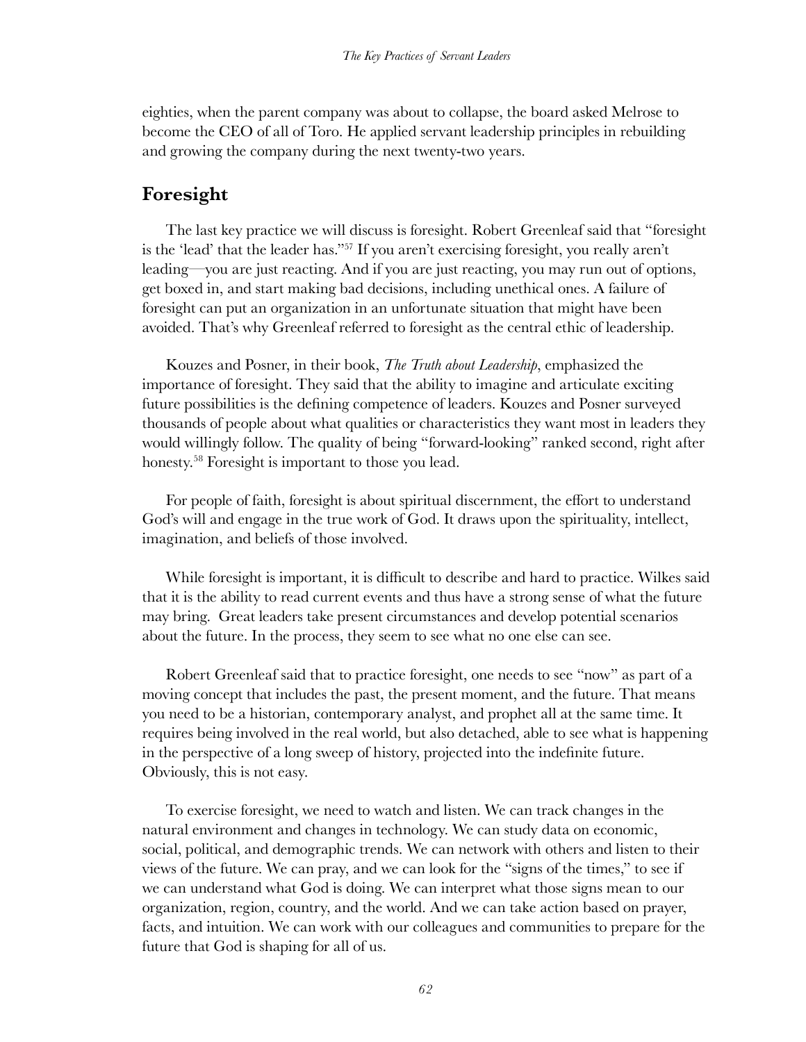eighties, when the parent company was about to collapse, the board asked Melrose to become the CEO of all of Toro. He applied servant leadership principles in rebuilding and growing the company during the next twenty-two years.

## Foresight

The last key practice we will discuss is foresight. Robert Greenleaf said that "foresight is the 'lead' that the leader has."[57] If you aren't exercising foresight, you really aren't leading—you are just reacting. And if you are just reacting, you may run out of options, get boxed in, and start making bad decisions, including unethical ones. A failure of foresight can put an organization in an unfortunate situation that might have been avoided. That's why Greenleaf referred to foresight as the central ethic of leadership.

Kouzes and Posner, in their book, *The Truth about Leadership*, emphasized the importance of foresight. They said that the ability to imagine and articulate exciting future possibilities is the defining competence of leaders. Kouzes and Posner surveyed thousands of people about what qualities or characteristics they want most in leaders they would willingly follow. The quality of being "forward-looking" ranked second, right after honesty.[58] Foresight is important to those you lead.

For people of faith, foresight is about spiritual discernment, the effort to understand God's will and engage in the true work of God. It draws upon the spirituality, intellect, imagination, and beliefs of those involved.

While foresight is important, it is difficult to describe and hard to practice. Wilkes said that it is the ability to read current events and thus have a strong sense of what the future may bring. Great leaders take present circumstances and develop potential scenarios about the future. In the process, they seem to see what no one else can see.

Robert Greenleaf said that to practice foresight, one needs to see "now" as part of a moving concept that includes the past, the present moment, and the future. That means you need to be a historian, contemporary analyst, and prophet all at the same time. It requires being involved in the real world, but also detached, able to see what is happening in the perspective of a long sweep of history, projected into the indefinite future. Obviously, this is not easy.

To exercise foresight, we need to watch and listen. We can track changes in the natural environment and changes in technology. We can study data on economic, social, political, and demographic trends. We can network with others and listen to their views of the future. We can pray, and we can look for the "signs of the times," to see if we can understand what God is doing. We can interpret what those signs mean to our organization, region, country, and the world. And we can take action based on prayer, facts, and intuition. We can work with our colleagues and communities to prepare for the future that God is shaping for all of us.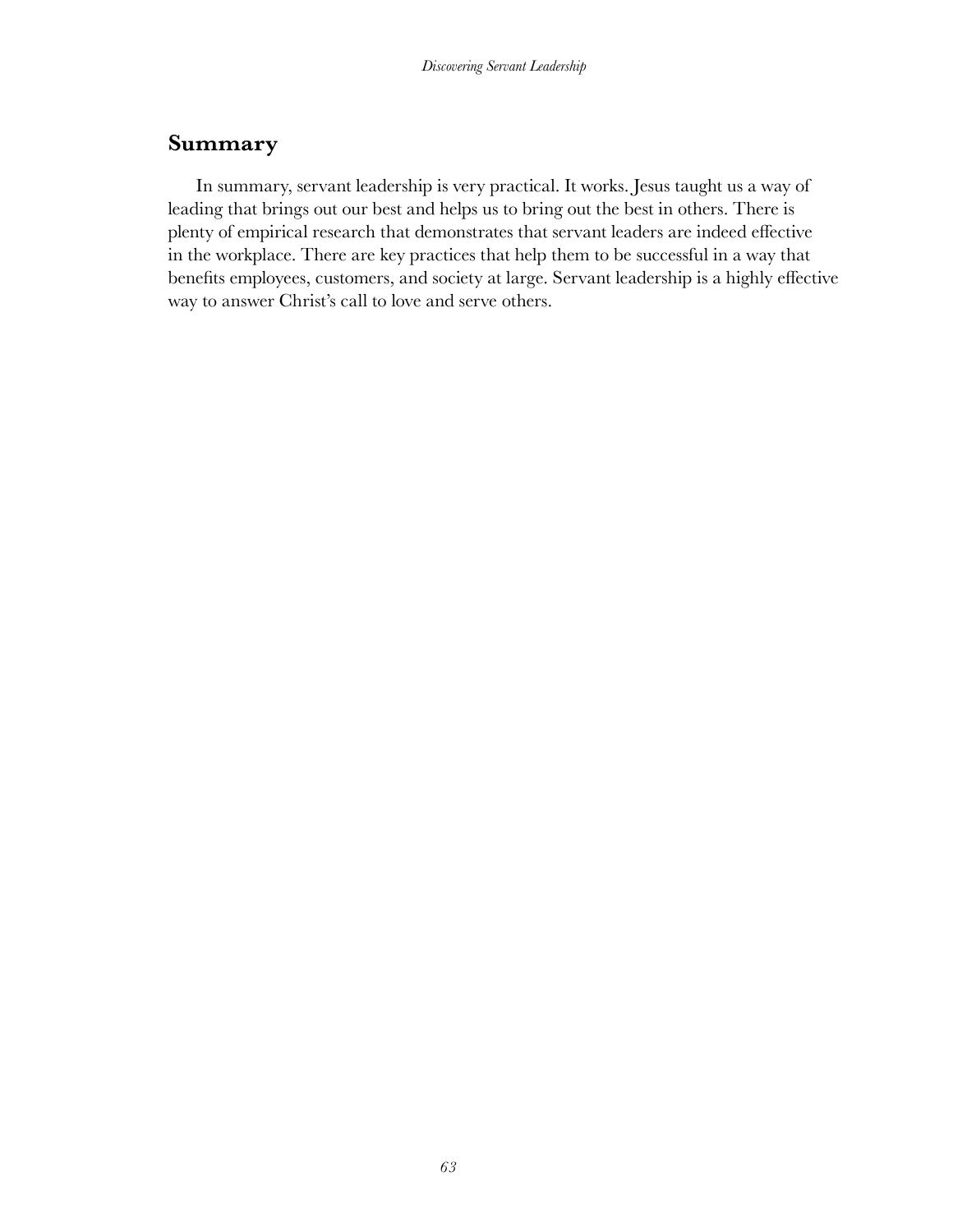## Summary

In summary, servant leadership is very practical. It works. Jesus taught us a way of leading that brings out our best and helps us to bring out the best in others. There is plenty of empirical research that demonstrates that servant leaders are indeed effective in the workplace. There are key practices that help them to be successful in a way that benefits employees, customers, and society at large. Servant leadership is a highly effective way to answer Christ's call to love and serve others.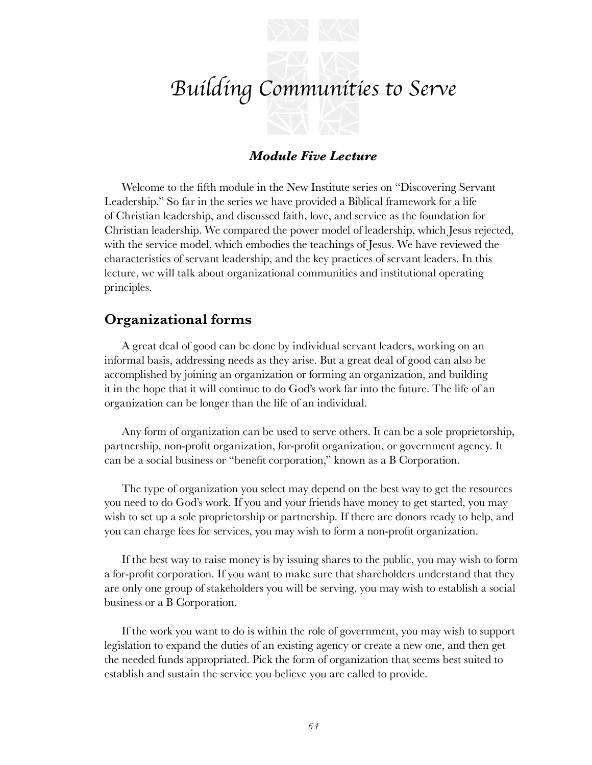# *Building Communities to Serve*

***Module Five Lecture***

Welcome to the fifth module in the New Institute series on "Discovering Servant Leadership." So far in the series we have provided a Biblical framework for a life of Christian leadership, and discussed faith, love, and service as the foundation for Christian leadership. We compared the power model of leadership, which Jesus rejected, with the service model, which embodies the teachings of Jesus. We have reviewed the characteristics of servant leadership, and the key practices of servant leaders. In this lecture, we will talk about organizational communities and institutional operating principles.

## Organizational forms

A great deal of good can be done by individual servant leaders, working on an informal basis, addressing needs as they arise. But a great deal of good can also be accomplished by joining an organization or forming an organization, and building it in the hope that it will continue to do God's work far into the future. The life of an organization can be longer than the life of an individual.

Any form of organization can be used to serve others. It can be a sole proprietorship, partnership, non-profit organization, for-profit organization, or government agency. It can be a social business or "benefit corporation," known as a B Corporation.

The type of organization you select may depend on the best way to get the resources you need to do God's work. If you and your friends have money to get started, you may wish to set up a sole proprietorship or partnership. If there are donors ready to help, and you can charge fees for services, you may wish to form a non-profit organization.

If the best way to raise money is by issuing shares to the public, you may wish to form a for-profit corporation. If you want to make sure that shareholders understand that they are only one group of stakeholders you will be serving, you may wish to establish a social business or a B Corporation.

If the work you want to do is within the role of government, you may wish to support legislation to expand the duties of an existing agency or create a new one, and then get the needed funds appropriated. Pick the form of organization that seems best suited to establish and sustain the service you believe you are called to provide.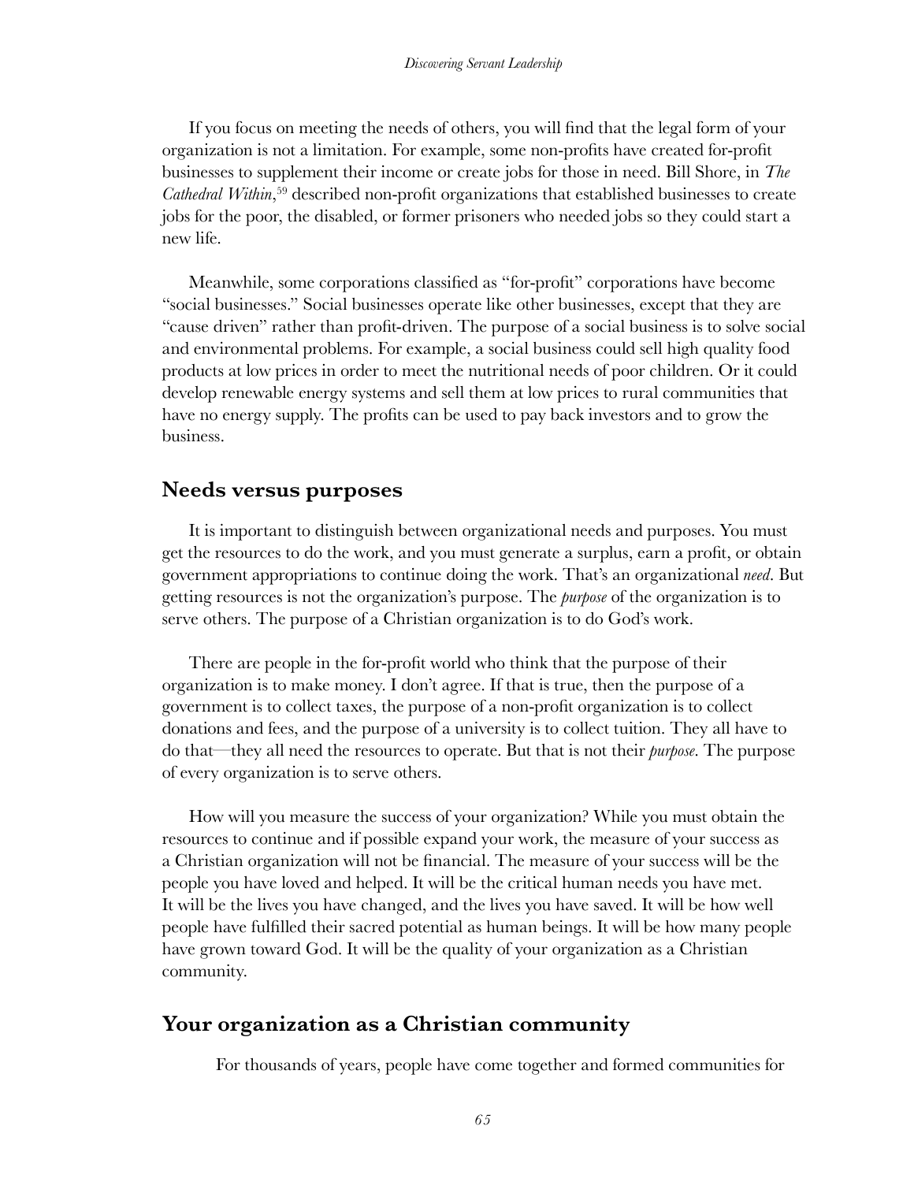If you focus on meeting the needs of others, you will find that the legal form of your organization is not a limitation. For example, some non-profits have created for-profit businesses to supplement their income or create jobs for those in need. Bill Shore, in *The Cathedral Within*,[59] described non-profit organizations that established businesses to create jobs for the poor, the disabled, or former prisoners who needed jobs so they could start a new life.

Meanwhile, some corporations classified as "for-profit" corporations have become "social businesses." Social businesses operate like other businesses, except that they are "cause driven" rather than profit-driven. The purpose of a social business is to solve social and environmental problems. For example, a social business could sell high quality food products at low prices in order to meet the nutritional needs of poor children. Or it could develop renewable energy systems and sell them at low prices to rural communities that have no energy supply. The profits can be used to pay back investors and to grow the business.

## Needs versus purposes

It is important to distinguish between organizational needs and purposes. You must get the resources to do the work, and you must generate a surplus, earn a profit, or obtain government appropriations to continue doing the work. That's an organizational *need*. But getting resources is not the organization's purpose. The *purpose* of the organization is to serve others. The purpose of a Christian organization is to do God's work.

There are people in the for-profit world who think that the purpose of their organization is to make money. I don't agree. If that is true, then the purpose of a government is to collect taxes, the purpose of a non-profit organization is to collect donations and fees, and the purpose of a university is to collect tuition. They all have to do that—they all need the resources to operate. But that is not their *purpose*. The purpose of every organization is to serve others.

How will you measure the success of your organization? While you must obtain the resources to continue and if possible expand your work, the measure of your success as a Christian organization will not be financial. The measure of your success will be the people you have loved and helped. It will be the critical human needs you have met. It will be the lives you have changed, and the lives you have saved. It will be how well people have fulfilled their sacred potential as human beings. It will be how many people have grown toward God. It will be the quality of your organization as a Christian community.

## Your organization as a Christian community

For thousands of years, people have come together and formed communities for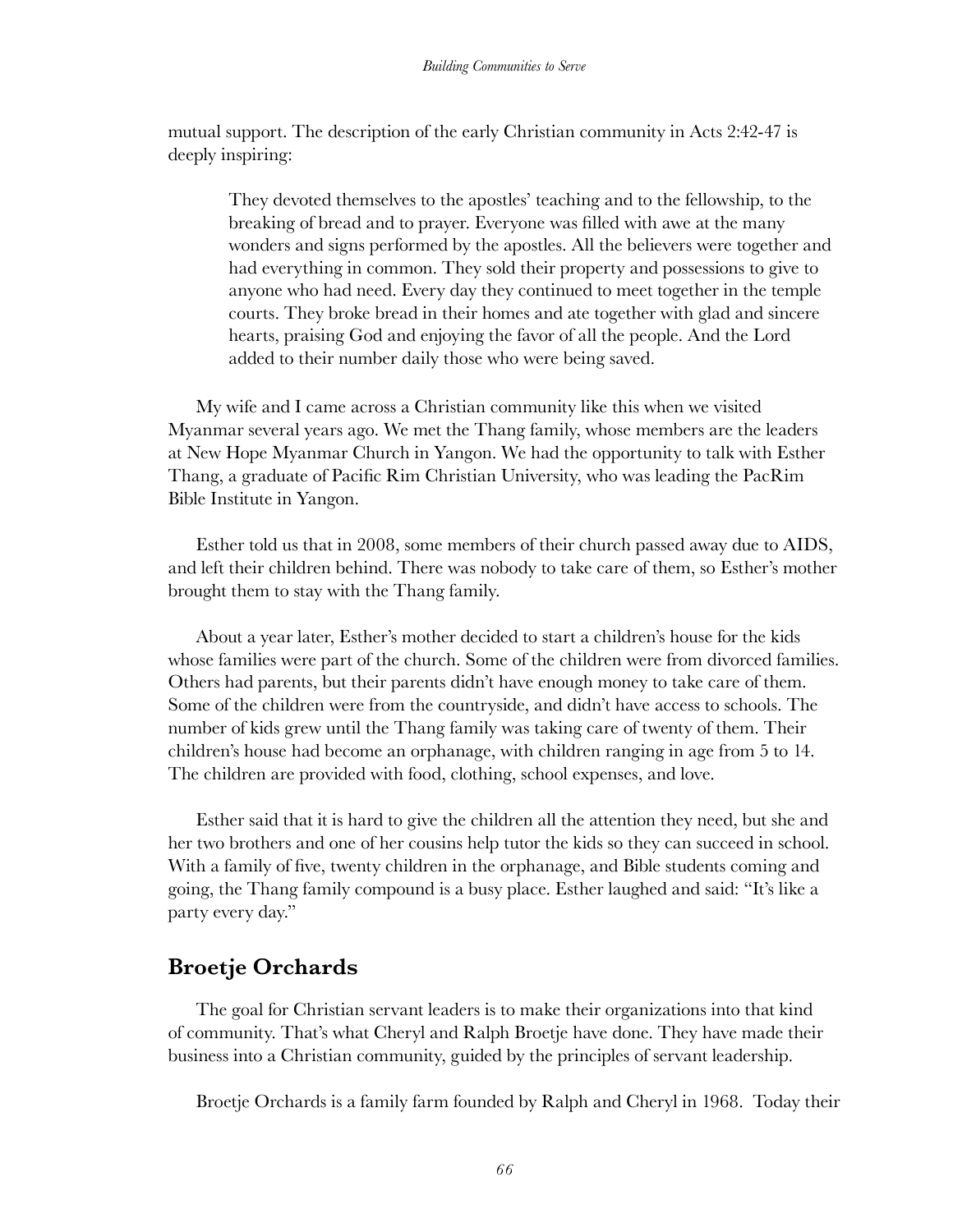mutual support. The description of the early Christian community in Acts 2:42-47 is deeply inspiring:

> They devoted themselves to the apostles' teaching and to the fellowship, to the breaking of bread and to prayer. Everyone was filled with awe at the many wonders and signs performed by the apostles. All the believers were together and had everything in common. They sold their property and possessions to give to anyone who had need. Every day they continued to meet together in the temple courts. They broke bread in their homes and ate together with glad and sincere hearts, praising God and enjoying the favor of all the people. And the Lord added to their number daily those who were being saved.

My wife and I came across a Christian community like this when we visited Myanmar several years ago. We met the Thang family, whose members are the leaders at New Hope Myanmar Church in Yangon. We had the opportunity to talk with Esther Thang, a graduate of Pacific Rim Christian University, who was leading the PacRim Bible Institute in Yangon.

Esther told us that in 2008, some members of their church passed away due to AIDS, and left their children behind. There was nobody to take care of them, so Esther's mother brought them to stay with the Thang family.

About a year later, Esther's mother decided to start a children's house for the kids whose families were part of the church. Some of the children were from divorced families. Others had parents, but their parents didn't have enough money to take care of them. Some of the children were from the countryside, and didn't have access to schools. The number of kids grew until the Thang family was taking care of twenty of them. Their children's house had become an orphanage, with children ranging in age from 5 to 14. The children are provided with food, clothing, school expenses, and love.

Esther said that it is hard to give the children all the attention they need, but she and her two brothers and one of her cousins help tutor the kids so they can succeed in school. With a family of five, twenty children in the orphanage, and Bible students coming and going, the Thang family compound is a busy place. Esther laughed and said: "It's like a party every day."

## Broetje Orchards

The goal for Christian servant leaders is to make their organizations into that kind of community. That's what Cheryl and Ralph Broetje have done. They have made their business into a Christian community, guided by the principles of servant leadership.

Broetje Orchards is a family farm founded by Ralph and Cheryl in 1968. Today their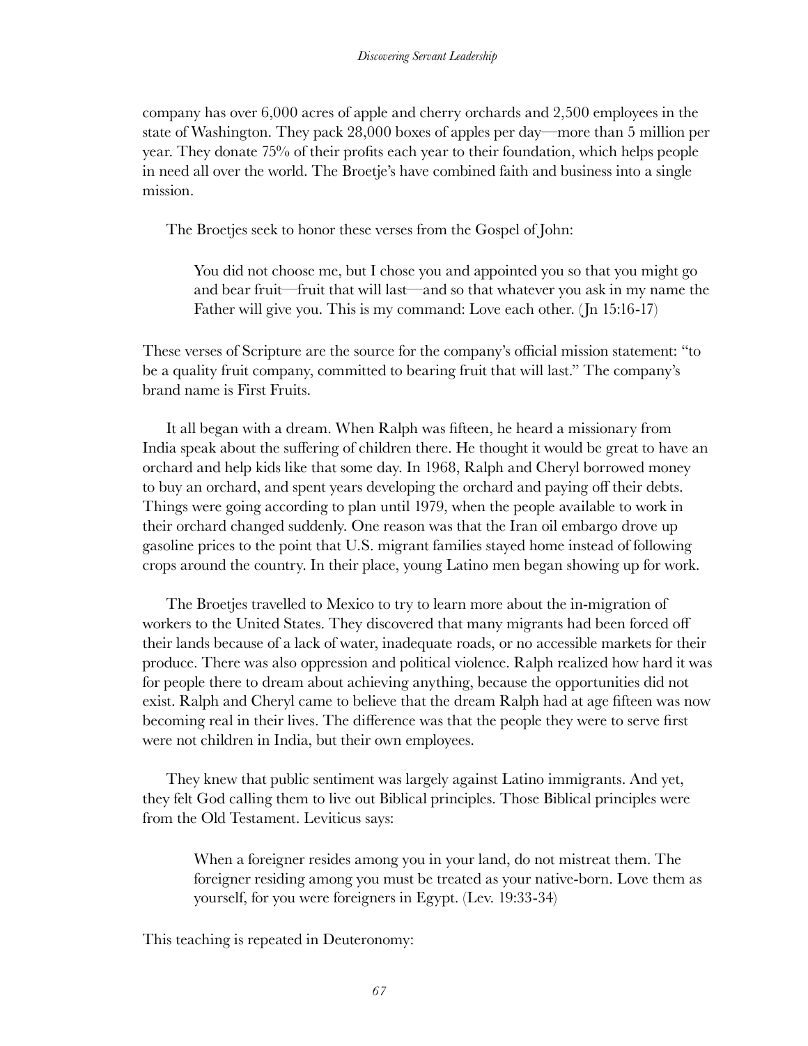company has over 6,000 acres of apple and cherry orchards and 2,500 employees in the state of Washington. They pack 28,000 boxes of apples per day—more than 5 million per year. They donate 75% of their profits each year to their foundation, which helps people in need all over the world. The Broetje's have combined faith and business into a single mission.

The Broetjes seek to honor these verses from the Gospel of John:

> You did not choose me, but I chose you and appointed you so that you might go and bear fruit—fruit that will last—and so that whatever you ask in my name the Father will give you. This is my command: Love each other. (Jn 15:16-17)

These verses of Scripture are the source for the company's official mission statement: "to be a quality fruit company, committed to bearing fruit that will last." The company's brand name is First Fruits.

It all began with a dream. When Ralph was fifteen, he heard a missionary from India speak about the suffering of children there. He thought it would be great to have an orchard and help kids like that some day. In 1968, Ralph and Cheryl borrowed money to buy an orchard, and spent years developing the orchard and paying off their debts. Things were going according to plan until 1979, when the people available to work in their orchard changed suddenly. One reason was that the Iran oil embargo drove up gasoline prices to the point that U.S. migrant families stayed home instead of following crops around the country. In their place, young Latino men began showing up for work.

The Broetjes travelled to Mexico to try to learn more about the in-migration of workers to the United States. They discovered that many migrants had been forced off their lands because of a lack of water, inadequate roads, or no accessible markets for their produce. There was also oppression and political violence. Ralph realized how hard it was for people there to dream about achieving anything, because the opportunities did not exist. Ralph and Cheryl came to believe that the dream Ralph had at age fifteen was now becoming real in their lives. The difference was that the people they were to serve first were not children in India, but their own employees.

They knew that public sentiment was largely against Latino immigrants. And yet, they felt God calling them to live out Biblical principles. Those Biblical principles were from the Old Testament. Leviticus says:

> When a foreigner resides among you in your land, do not mistreat them. The foreigner residing among you must be treated as your native-born. Love them as yourself, for you were foreigners in Egypt. (Lev. 19:33-34)

This teaching is repeated in Deuteronomy: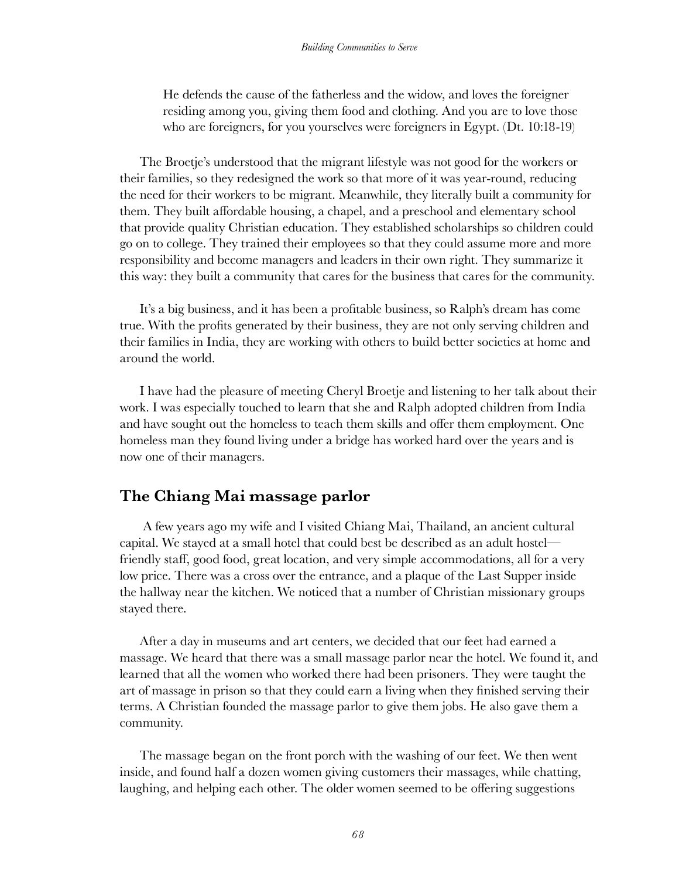> He defends the cause of the fatherless and the widow, and loves the foreigner residing among you, giving them food and clothing. And you are to love those who are foreigners, for you yourselves were foreigners in Egypt. (Dt. 10:18-19)

The Broetje's understood that the migrant lifestyle was not good for the workers or their families, so they redesigned the work so that more of it was year-round, reducing the need for their workers to be migrant. Meanwhile, they literally built a community for them. They built affordable housing, a chapel, and a preschool and elementary school that provide quality Christian education. They established scholarships so children could go on to college. They trained their employees so that they could assume more and more responsibility and become managers and leaders in their own right. They summarize it this way: they built a community that cares for the business that cares for the community.

It's a big business, and it has been a profitable business, so Ralph's dream has come true. With the profits generated by their business, they are not only serving children and their families in India, they are working with others to build better societies at home and around the world.

I have had the pleasure of meeting Cheryl Broetje and listening to her talk about their work. I was especially touched to learn that she and Ralph adopted children from India and have sought out the homeless to teach them skills and offer them employment. One homeless man they found living under a bridge has worked hard over the years and is now one of their managers.

## The Chiang Mai massage parlor

A few years ago my wife and I visited Chiang Mai, Thailand, an ancient cultural capital. We stayed at a small hotel that could best be described as an adult hostel—friendly staff, good food, great location, and very simple accommodations, all for a very low price. There was a cross over the entrance, and a plaque of the Last Supper inside the hallway near the kitchen. We noticed that a number of Christian missionary groups stayed there.

After a day in museums and art centers, we decided that our feet had earned a massage. We heard that there was a small massage parlor near the hotel. We found it, and learned that all the women who worked there had been prisoners. They were taught the art of massage in prison so that they could earn a living when they finished serving their terms. A Christian founded the massage parlor to give them jobs. He also gave them a community.

The massage began on the front porch with the washing of our feet. We then went inside, and found half a dozen women giving customers their massages, while chatting, laughing, and helping each other. The older women seemed to be offering suggestions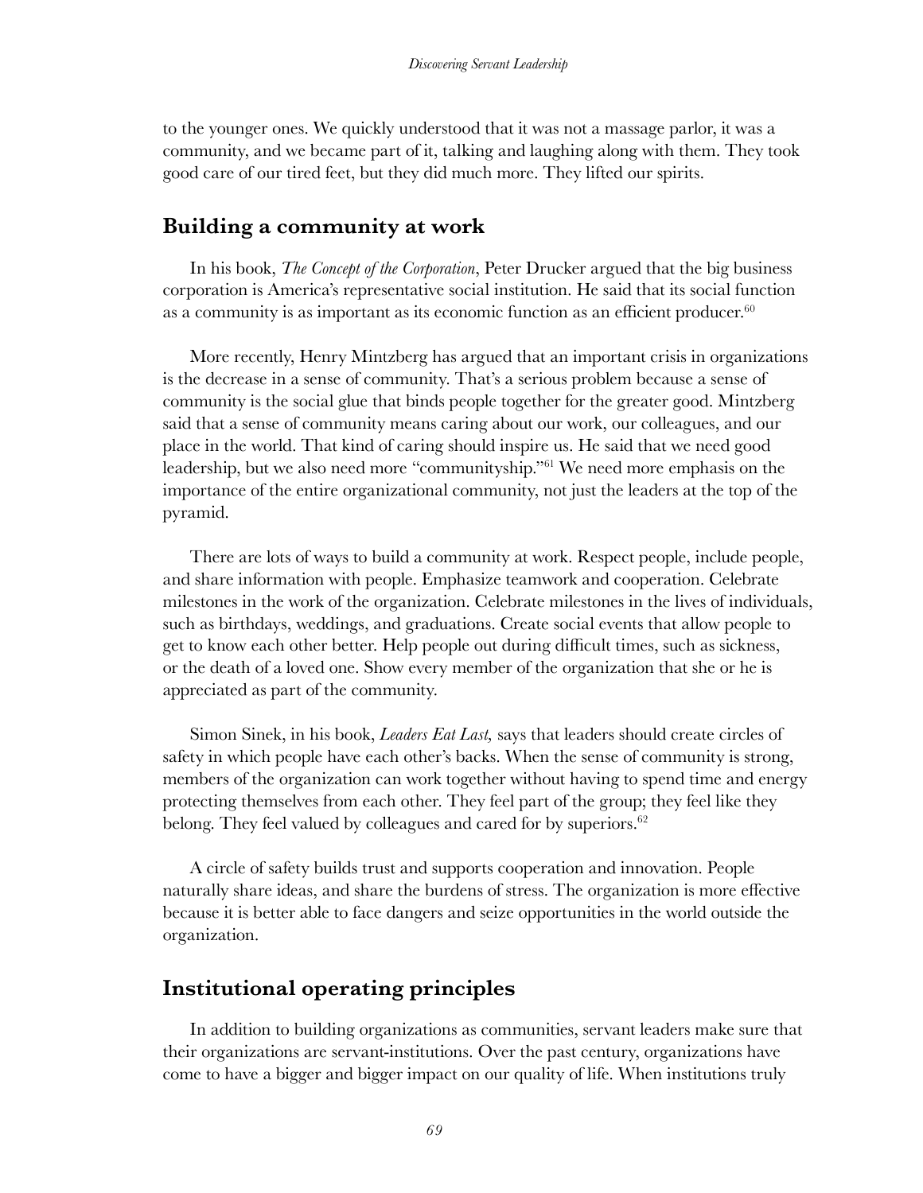to the younger ones. We quickly understood that it was not a massage parlor, it was a community, and we became part of it, talking and laughing along with them. They took good care of our tired feet, but they did much more. They lifted our spirits.

## Building a community at work

In his book, *The Concept of the Corporation*, Peter Drucker argued that the big business corporation is America's representative social institution. He said that its social function as a community is as important as its economic function as an efficient producer.[60]

More recently, Henry Mintzberg has argued that an important crisis in organizations is the decrease in a sense of community. That's a serious problem because a sense of community is the social glue that binds people together for the greater good. Mintzberg said that a sense of community means caring about our work, our colleagues, and our place in the world. That kind of caring should inspire us. He said that we need good leadership, but we also need more "communityship."[61] We need more emphasis on the importance of the entire organizational community, not just the leaders at the top of the pyramid.

There are lots of ways to build a community at work. Respect people, include people, and share information with people. Emphasize teamwork and cooperation. Celebrate milestones in the work of the organization. Celebrate milestones in the lives of individuals, such as birthdays, weddings, and graduations. Create social events that allow people to get to know each other better. Help people out during difficult times, such as sickness, or the death of a loved one. Show every member of the organization that she or he is appreciated as part of the community.

Simon Sinek, in his book, *Leaders Eat Last,* says that leaders should create circles of safety in which people have each other's backs. When the sense of community is strong, members of the organization can work together without having to spend time and energy protecting themselves from each other. They feel part of the group; they feel like they belong. They feel valued by colleagues and cared for by superiors.[62]

A circle of safety builds trust and supports cooperation and innovation. People naturally share ideas, and share the burdens of stress. The organization is more effective because it is better able to face dangers and seize opportunities in the world outside the organization.

## Institutional operating principles

In addition to building organizations as communities, servant leaders make sure that their organizations are servant-institutions. Over the past century, organizations have come to have a bigger and bigger impact on our quality of life. When institutions truly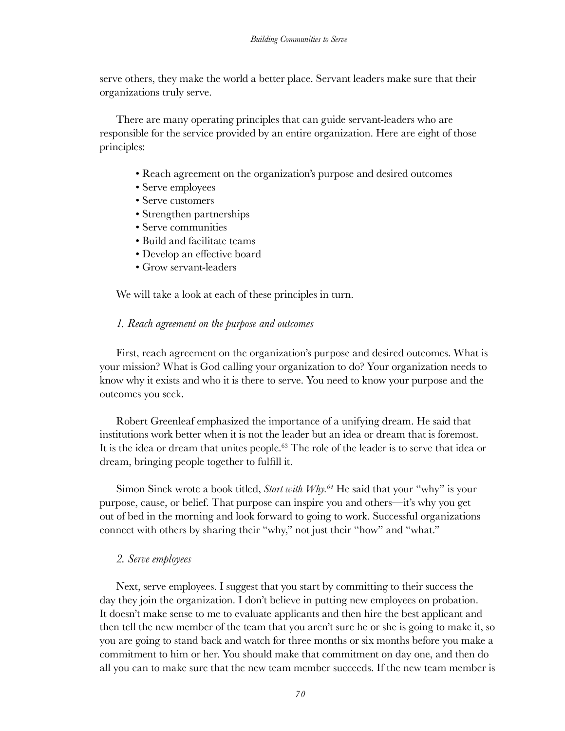serve others, they make the world a better place. Servant leaders make sure that their organizations truly serve.

There are many operating principles that can guide servant-leaders who are responsible for the service provided by an entire organization. Here are eight of those principles:

- Reach agreement on the organization's purpose and desired outcomes
- Serve employees
- Serve customers
- Strengthen partnerships
- Serve communities
- Build and facilitate teams
- Develop an effective board
- Grow servant-leaders

We will take a look at each of these principles in turn.

*1. Reach agreement on the purpose and outcomes*

First, reach agreement on the organization's purpose and desired outcomes. What is your mission? What is God calling your organization to do? Your organization needs to know why it exists and who it is there to serve. You need to know your purpose and the outcomes you seek.

Robert Greenleaf emphasized the importance of a unifying dream. He said that institutions work better when it is not the leader but an idea or dream that is foremost. It is the idea or dream that unites people.[63] The role of the leader is to serve that idea or dream, bringing people together to fulfill it.

Simon Sinek wrote a book titled, *Start with Why.*[64] He said that your "why" is your purpose, cause, or belief. That purpose can inspire you and others—it's why you get out of bed in the morning and look forward to going to work. Successful organizations connect with others by sharing their "why," not just their "how" and "what."

*2. Serve employees*

Next, serve employees. I suggest that you start by committing to their success the day they join the organization. I don't believe in putting new employees on probation. It doesn't make sense to me to evaluate applicants and then hire the best applicant and then tell the new member of the team that you aren't sure he or she is going to make it, so you are going to stand back and watch for three months or six months before you make a commitment to him or her. You should make that commitment on day one, and then do all you can to make sure that the new team member succeeds. If the new team member is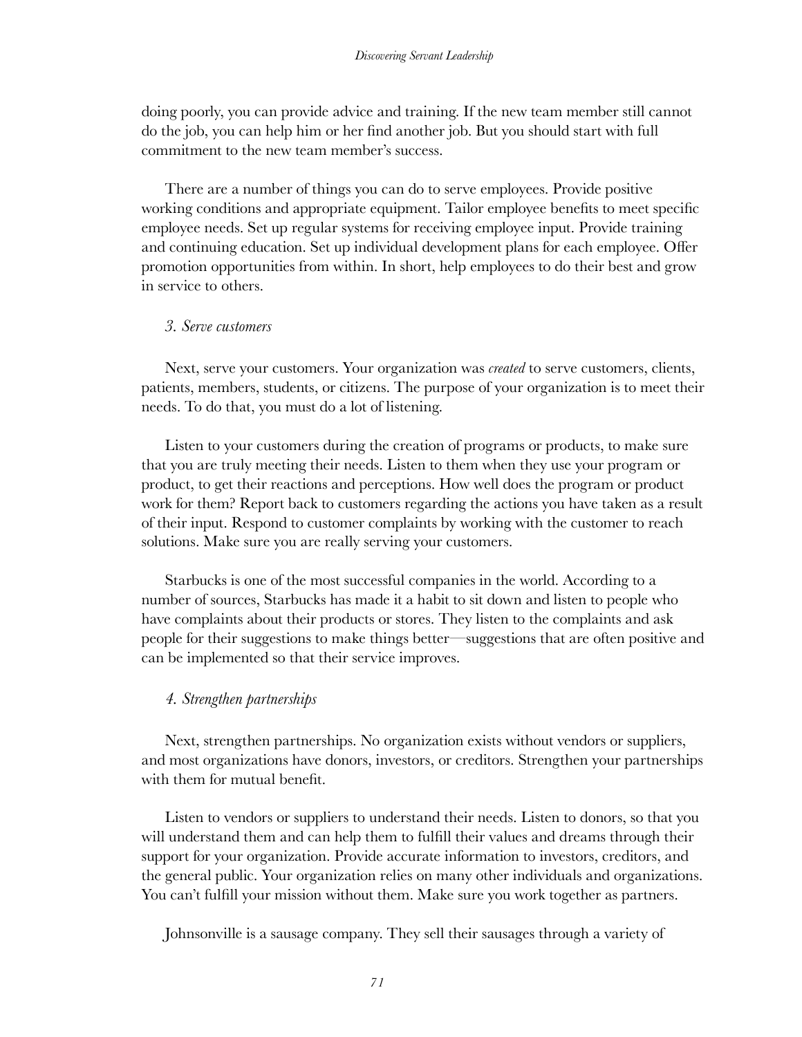doing poorly, you can provide advice and training. If the new team member still cannot do the job, you can help him or her find another job. But you should start with full commitment to the new team member's success.

There are a number of things you can do to serve employees. Provide positive working conditions and appropriate equipment. Tailor employee benefits to meet specific employee needs. Set up regular systems for receiving employee input. Provide training and continuing education. Set up individual development plans for each employee. Offer promotion opportunities from within. In short, help employees to do their best and grow in service to others.

### *3. Serve customers*

Next, serve your customers. Your organization was *created* to serve customers, clients, patients, members, students, or citizens. The purpose of your organization is to meet their needs. To do that, you must do a lot of listening.

Listen to your customers during the creation of programs or products, to make sure that you are truly meeting their needs. Listen to them when they use your program or product, to get their reactions and perceptions. How well does the program or product work for them? Report back to customers regarding the actions you have taken as a result of their input. Respond to customer complaints by working with the customer to reach solutions. Make sure you are really serving your customers.

Starbucks is one of the most successful companies in the world. According to a number of sources, Starbucks has made it a habit to sit down and listen to people who have complaints about their products or stores. They listen to the complaints and ask people for their suggestions to make things better—suggestions that are often positive and can be implemented so that their service improves.

### *4. Strengthen partnerships*

Next, strengthen partnerships. No organization exists without vendors or suppliers, and most organizations have donors, investors, or creditors. Strengthen your partnerships with them for mutual benefit.

Listen to vendors or suppliers to understand their needs. Listen to donors, so that you will understand them and can help them to fulfill their values and dreams through their support for your organization. Provide accurate information to investors, creditors, and the general public. Your organization relies on many other individuals and organizations. You can't fulfill your mission without them. Make sure you work together as partners.

Johnsonville is a sausage company. They sell their sausages through a variety of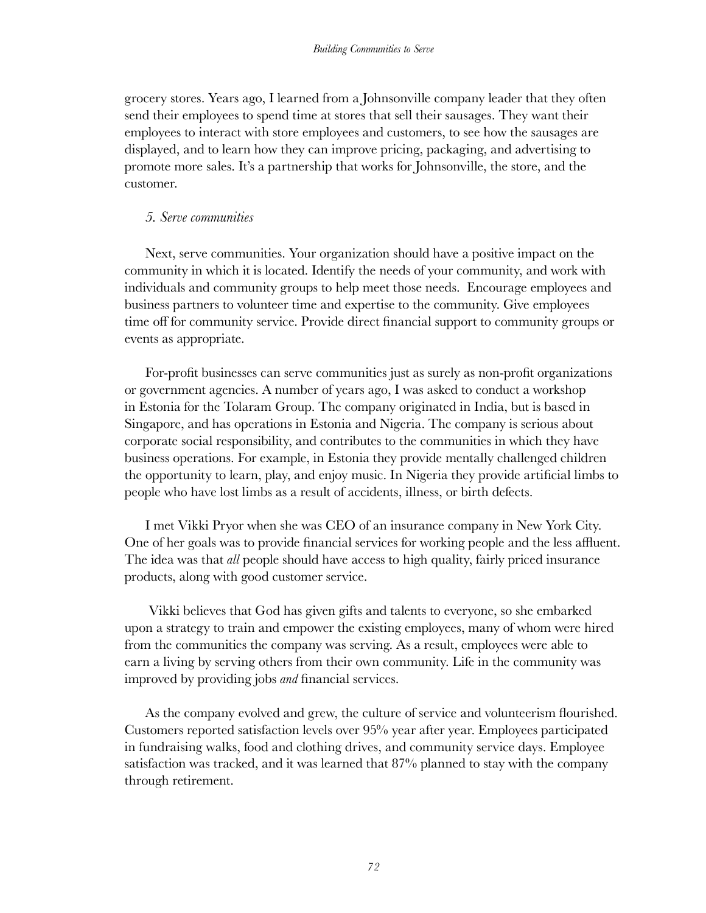grocery stores. Years ago, I learned from a Johnsonville company leader that they often send their employees to spend time at stores that sell their sausages. They want their employees to interact with store employees and customers, to see how the sausages are displayed, and to learn how they can improve pricing, packaging, and advertising to promote more sales. It's a partnership that works for Johnsonville, the store, and the customer.

*5. Serve communities*

Next, serve communities. Your organization should have a positive impact on the community in which it is located. Identify the needs of your community, and work with individuals and community groups to help meet those needs. Encourage employees and business partners to volunteer time and expertise to the community. Give employees time off for community service. Provide direct financial support to community groups or events as appropriate.

For-profit businesses can serve communities just as surely as non-profit organizations or government agencies. A number of years ago, I was asked to conduct a workshop in Estonia for the Tolaram Group. The company originated in India, but is based in Singapore, and has operations in Estonia and Nigeria. The company is serious about corporate social responsibility, and contributes to the communities in which they have business operations. For example, in Estonia they provide mentally challenged children the opportunity to learn, play, and enjoy music. In Nigeria they provide artificial limbs to people who have lost limbs as a result of accidents, illness, or birth defects.

I met Vikki Pryor when she was CEO of an insurance company in New York City. One of her goals was to provide financial services for working people and the less affluent. The idea was that *all* people should have access to high quality, fairly priced insurance products, along with good customer service.

Vikki believes that God has given gifts and talents to everyone, so she embarked upon a strategy to train and empower the existing employees, many of whom were hired from the communities the company was serving. As a result, employees were able to earn a living by serving others from their own community. Life in the community was improved by providing jobs *and* financial services.

As the company evolved and grew, the culture of service and volunteerism flourished. Customers reported satisfaction levels over 95% year after year. Employees participated in fundraising walks, food and clothing drives, and community service days. Employee satisfaction was tracked, and it was learned that 87% planned to stay with the company through retirement.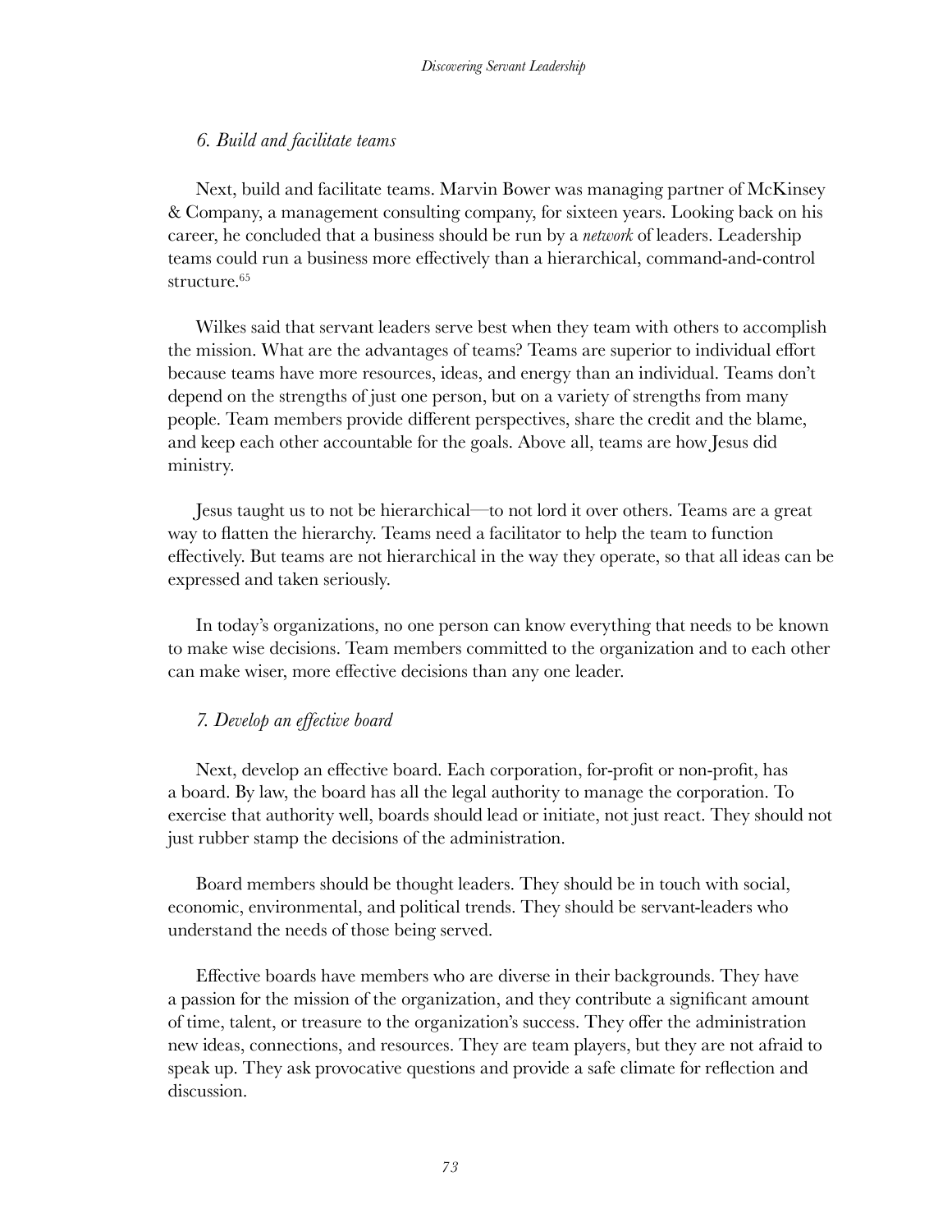### *6. Build and facilitate teams*

Next, build and facilitate teams. Marvin Bower was managing partner of McKinsey & Company, a management consulting company, for sixteen years. Looking back on his career, he concluded that a business should be run by a *network* of leaders. Leadership teams could run a business more effectively than a hierarchical, command-and-control structure.[65]

Wilkes said that servant leaders serve best when they team with others to accomplish the mission. What are the advantages of teams? Teams are superior to individual effort because teams have more resources, ideas, and energy than an individual. Teams don't depend on the strengths of just one person, but on a variety of strengths from many people. Team members provide different perspectives, share the credit and the blame, and keep each other accountable for the goals. Above all, teams are how Jesus did ministry.

Jesus taught us to not be hierarchical—to not lord it over others. Teams are a great way to flatten the hierarchy. Teams need a facilitator to help the team to function effectively. But teams are not hierarchical in the way they operate, so that all ideas can be expressed and taken seriously.

In today's organizations, no one person can know everything that needs to be known to make wise decisions. Team members committed to the organization and to each other can make wiser, more effective decisions than any one leader.

### *7. Develop an effective board*

Next, develop an effective board. Each corporation, for-profit or non-profit, has a board. By law, the board has all the legal authority to manage the corporation. To exercise that authority well, boards should lead or initiate, not just react. They should not just rubber stamp the decisions of the administration.

Board members should be thought leaders. They should be in touch with social, economic, environmental, and political trends. They should be servant-leaders who understand the needs of those being served.

Effective boards have members who are diverse in their backgrounds. They have a passion for the mission of the organization, and they contribute a significant amount of time, talent, or treasure to the organization's success. They offer the administration new ideas, connections, and resources. They are team players, but they are not afraid to speak up. They ask provocative questions and provide a safe climate for reflection and discussion.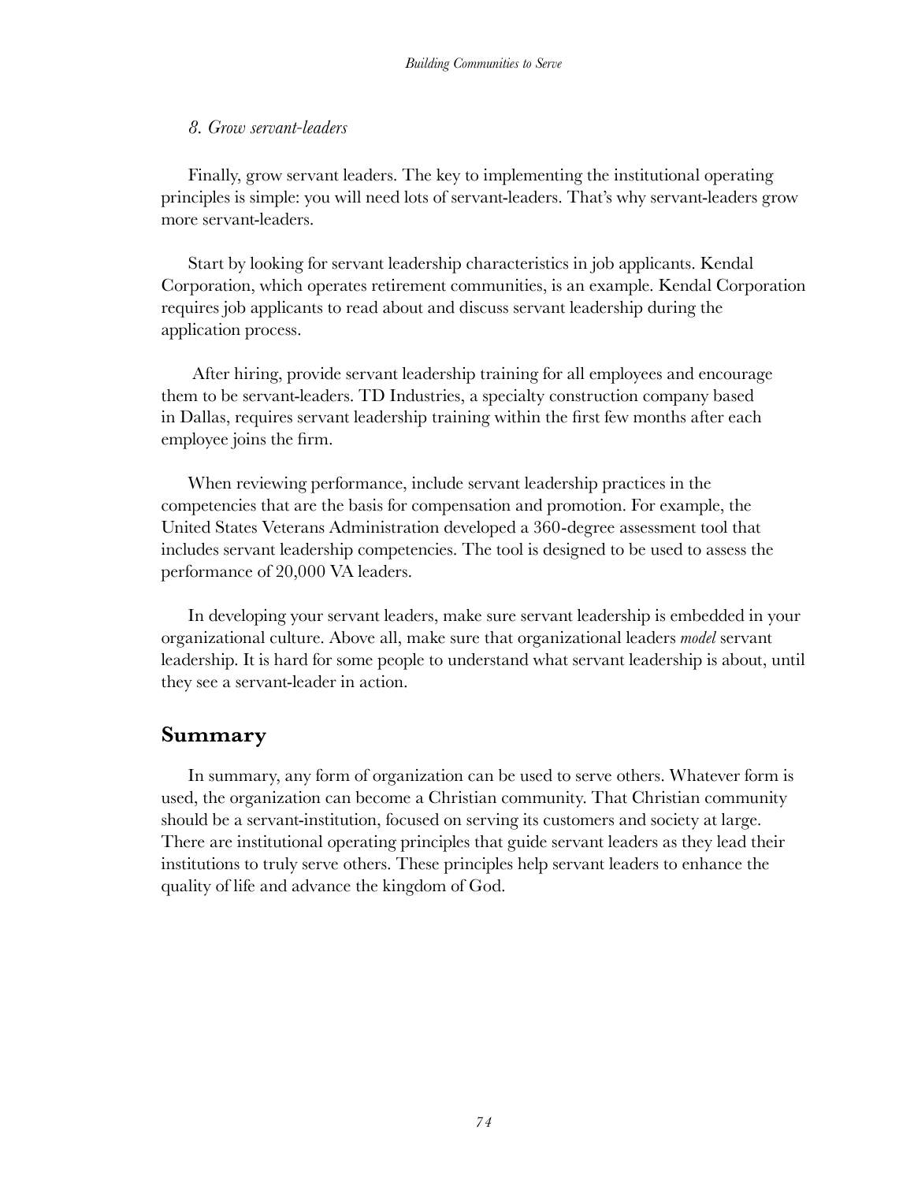*8. Grow servant-leaders*

Finally, grow servant leaders. The key to implementing the institutional operating principles is simple: you will need lots of servant-leaders. That's why servant-leaders grow more servant-leaders.

Start by looking for servant leadership characteristics in job applicants. Kendal Corporation, which operates retirement communities, is an example. Kendal Corporation requires job applicants to read about and discuss servant leadership during the application process.

After hiring, provide servant leadership training for all employees and encourage them to be servant-leaders. TD Industries, a specialty construction company based in Dallas, requires servant leadership training within the first few months after each employee joins the firm.

When reviewing performance, include servant leadership practices in the competencies that are the basis for compensation and promotion. For example, the United States Veterans Administration developed a 360-degree assessment tool that includes servant leadership competencies. The tool is designed to be used to assess the performance of 20,000 VA leaders.

In developing your servant leaders, make sure servant leadership is embedded in your organizational culture. Above all, make sure that organizational leaders *model* servant leadership. It is hard for some people to understand what servant leadership is about, until they see a servant-leader in action.

## Summary

In summary, any form of organization can be used to serve others. Whatever form is used, the organization can become a Christian community. That Christian community should be a servant-institution, focused on serving its customers and society at large. There are institutional operating principles that guide servant leaders as they lead their institutions to truly serve others. These principles help servant leaders to enhance the quality of life and advance the kingdom of God.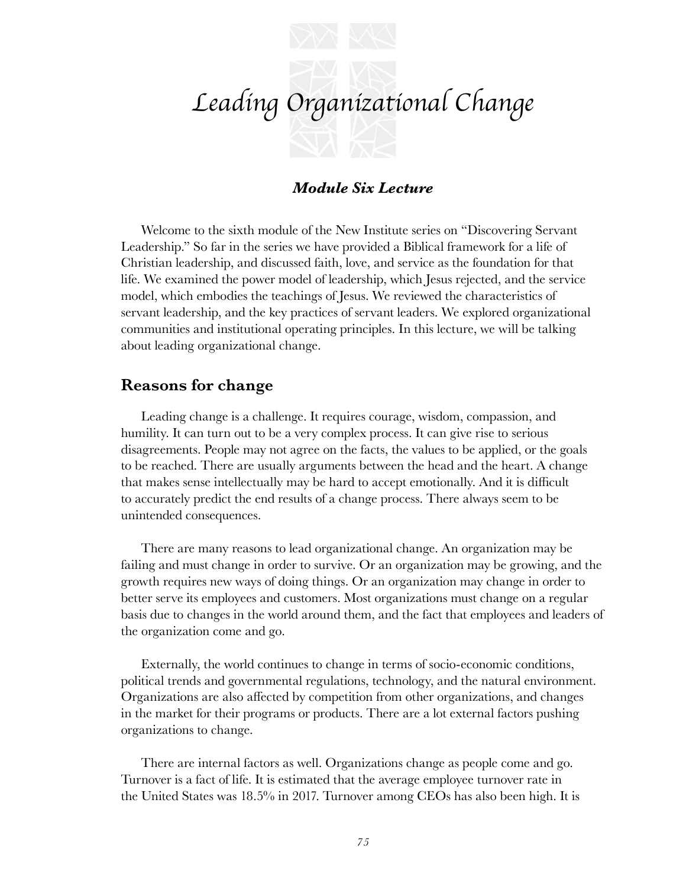# Leading Organizational Change

### *Module Six Lecture*

Welcome to the sixth module of the New Institute series on "Discovering Servant Leadership." So far in the series we have provided a Biblical framework for a life of Christian leadership, and discussed faith, love, and service as the foundation for that life. We examined the power model of leadership, which Jesus rejected, and the service model, which embodies the teachings of Jesus. We reviewed the characteristics of servant leadership, and the key practices of servant leaders. We explored organizational communities and institutional operating principles. In this lecture, we will be talking about leading organizational change.

## Reasons for change

Leading change is a challenge. It requires courage, wisdom, compassion, and humility. It can turn out to be a very complex process. It can give rise to serious disagreements. People may not agree on the facts, the values to be applied, or the goals to be reached. There are usually arguments between the head and the heart. A change that makes sense intellectually may be hard to accept emotionally. And it is difficult to accurately predict the end results of a change process. There always seem to be unintended consequences.

There are many reasons to lead organizational change. An organization may be failing and must change in order to survive. Or an organization may be growing, and the growth requires new ways of doing things. Or an organization may change in order to better serve its employees and customers. Most organizations must change on a regular basis due to changes in the world around them, and the fact that employees and leaders of the organization come and go.

Externally, the world continues to change in terms of socio-economic conditions, political trends and governmental regulations, technology, and the natural environment. Organizations are also affected by competition from other organizations, and changes in the market for their programs or products. There are a lot external factors pushing organizations to change.

There are internal factors as well. Organizations change as people come and go. Turnover is a fact of life. It is estimated that the average employee turnover rate in the United States was 18.5% in 2017. Turnover among CEOs has also been high. It is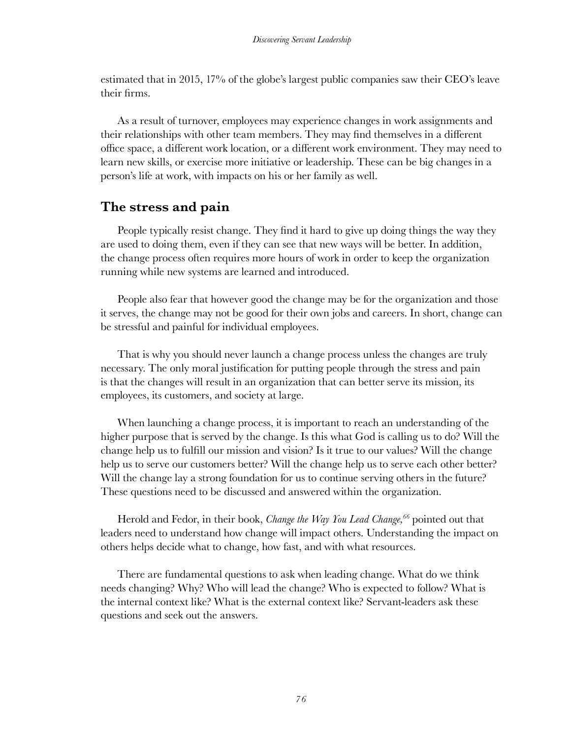estimated that in 2015, 17% of the globe's largest public companies saw their CEO's leave their firms.

As a result of turnover, employees may experience changes in work assignments and their relationships with other team members. They may find themselves in a different office space, a different work location, or a different work environment. They may need to learn new skills, or exercise more initiative or leadership. These can be big changes in a person's life at work, with impacts on his or her family as well.

## The stress and pain

People typically resist change. They find it hard to give up doing things the way they are used to doing them, even if they can see that new ways will be better. In addition, the change process often requires more hours of work in order to keep the organization running while new systems are learned and introduced.

People also fear that however good the change may be for the organization and those it serves, the change may not be good for their own jobs and careers. In short, change can be stressful and painful for individual employees.

That is why you should never launch a change process unless the changes are truly necessary. The only moral justification for putting people through the stress and pain is that the changes will result in an organization that can better serve its mission, its employees, its customers, and society at large.

When launching a change process, it is important to reach an understanding of the higher purpose that is served by the change. Is this what God is calling us to do? Will the change help us to fulfill our mission and vision? Is it true to our values? Will the change help us to serve our customers better? Will the change help us to serve each other better? Will the change lay a strong foundation for us to continue serving others in the future? These questions need to be discussed and answered within the organization.

Herold and Fedor, in their book, *Change the Way You Lead Change,*[66] pointed out that leaders need to understand how change will impact others. Understanding the impact on others helps decide what to change, how fast, and with what resources.

There are fundamental questions to ask when leading change. What do we think needs changing? Why? Who will lead the change? Who is expected to follow? What is the internal context like? What is the external context like? Servant-leaders ask these questions and seek out the answers.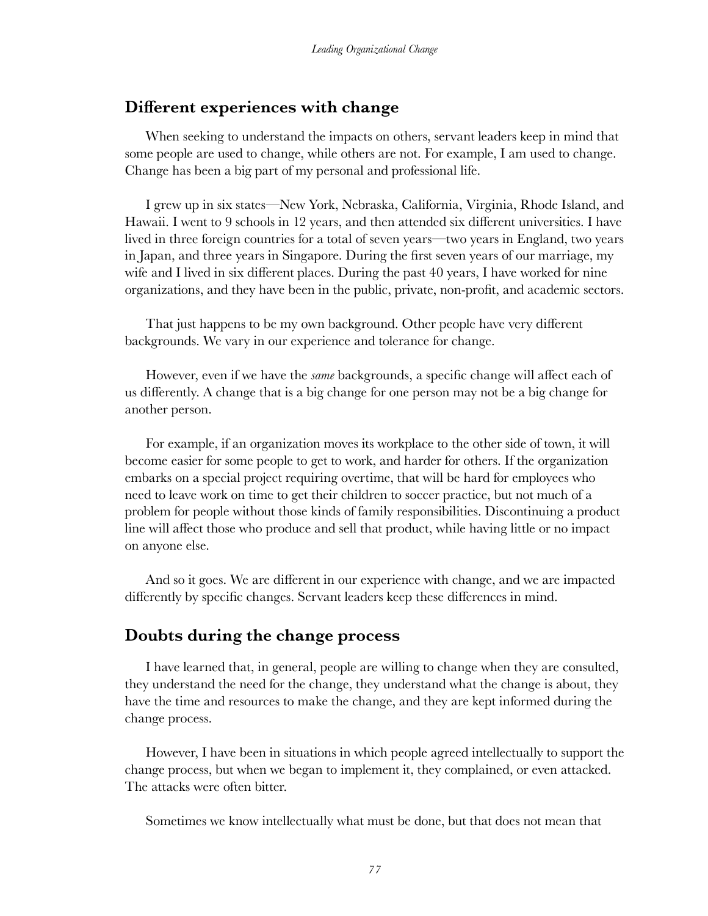## Different experiences with change

When seeking to understand the impacts on others, servant leaders keep in mind that some people are used to change, while others are not. For example, I am used to change. Change has been a big part of my personal and professional life.

I grew up in six states—New York, Nebraska, California, Virginia, Rhode Island, and Hawaii. I went to 9 schools in 12 years, and then attended six different universities. I have lived in three foreign countries for a total of seven years—two years in England, two years in Japan, and three years in Singapore. During the first seven years of our marriage, my wife and I lived in six different places. During the past 40 years, I have worked for nine organizations, and they have been in the public, private, non-profit, and academic sectors.

That just happens to be my own background. Other people have very different backgrounds. We vary in our experience and tolerance for change.

However, even if we have the *same* backgrounds, a specific change will affect each of us differently. A change that is a big change for one person may not be a big change for another person.

For example, if an organization moves its workplace to the other side of town, it will become easier for some people to get to work, and harder for others. If the organization embarks on a special project requiring overtime, that will be hard for employees who need to leave work on time to get their children to soccer practice, but not much of a problem for people without those kinds of family responsibilities. Discontinuing a product line will affect those who produce and sell that product, while having little or no impact on anyone else.

And so it goes. We are different in our experience with change, and we are impacted differently by specific changes. Servant leaders keep these differences in mind.

## Doubts during the change process

I have learned that, in general, people are willing to change when they are consulted, they understand the need for the change, they understand what the change is about, they have the time and resources to make the change, and they are kept informed during the change process.

However, I have been in situations in which people agreed intellectually to support the change process, but when we began to implement it, they complained, or even attacked. The attacks were often bitter.

Sometimes we know intellectually what must be done, but that does not mean that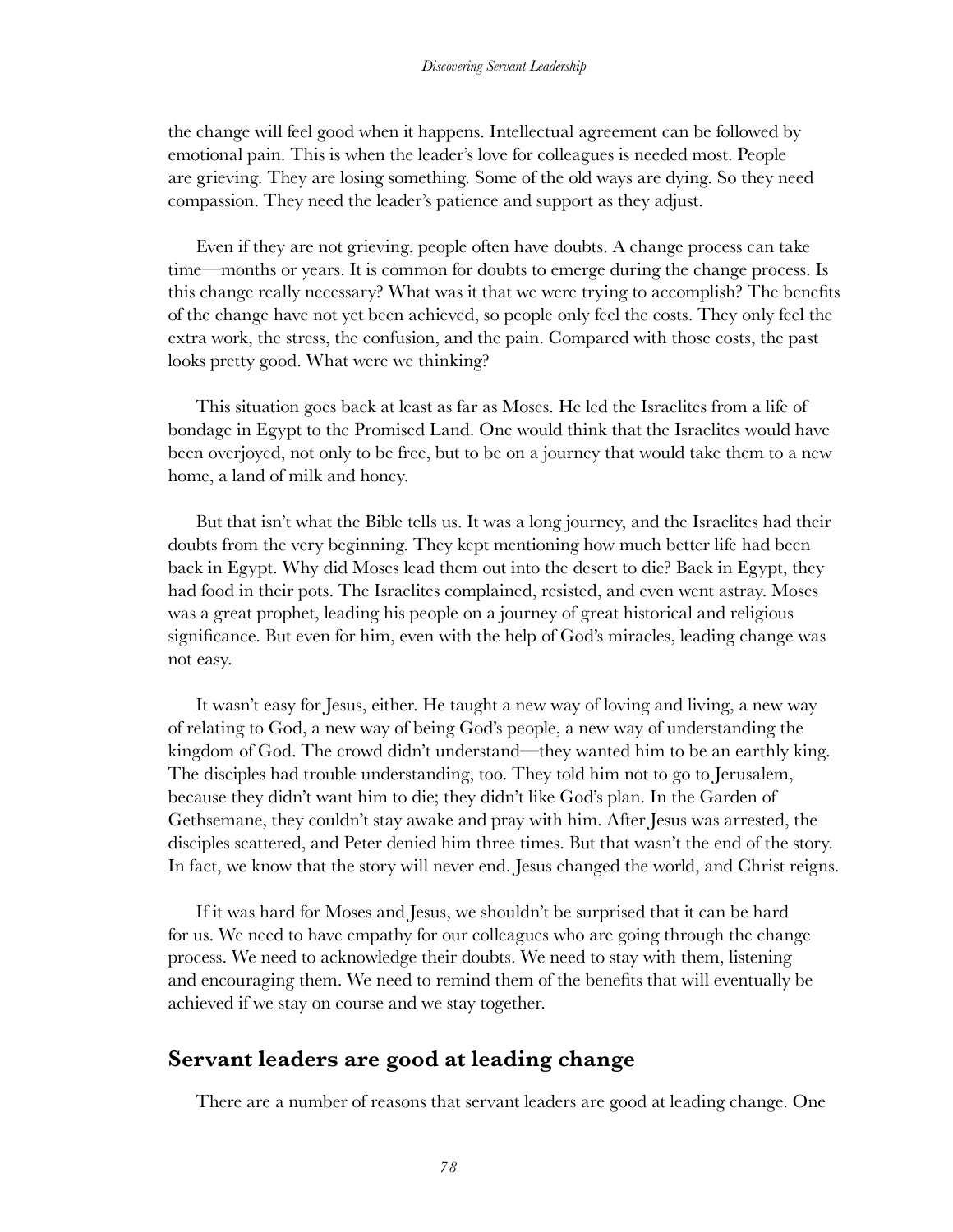the change will feel good when it happens. Intellectual agreement can be followed by emotional pain. This is when the leader's love for colleagues is needed most. People are grieving. They are losing something. Some of the old ways are dying. So they need compassion. They need the leader's patience and support as they adjust.

Even if they are not grieving, people often have doubts. A change process can take time—months or years. It is common for doubts to emerge during the change process. Is this change really necessary? What was it that we were trying to accomplish? The benefits of the change have not yet been achieved, so people only feel the costs. They only feel the extra work, the stress, the confusion, and the pain. Compared with those costs, the past looks pretty good. What were we thinking?

This situation goes back at least as far as Moses. He led the Israelites from a life of bondage in Egypt to the Promised Land. One would think that the Israelites would have been overjoyed, not only to be free, but to be on a journey that would take them to a new home, a land of milk and honey.

But that isn't what the Bible tells us. It was a long journey, and the Israelites had their doubts from the very beginning. They kept mentioning how much better life had been back in Egypt. Why did Moses lead them out into the desert to die? Back in Egypt, they had food in their pots. The Israelites complained, resisted, and even went astray. Moses was a great prophet, leading his people on a journey of great historical and religious significance. But even for him, even with the help of God's miracles, leading change was not easy.

It wasn't easy for Jesus, either. He taught a new way of loving and living, a new way of relating to God, a new way of being God's people, a new way of understanding the kingdom of God. The crowd didn't understand—they wanted him to be an earthly king. The disciples had trouble understanding, too. They told him not to go to Jerusalem, because they didn't want him to die; they didn't like God's plan. In the Garden of Gethsemane, they couldn't stay awake and pray with him. After Jesus was arrested, the disciples scattered, and Peter denied him three times. But that wasn't the end of the story. In fact, we know that the story will never end. Jesus changed the world, and Christ reigns.

If it was hard for Moses and Jesus, we shouldn't be surprised that it can be hard for us. We need to have empathy for our colleagues who are going through the change process. We need to acknowledge their doubts. We need to stay with them, listening and encouraging them. We need to remind them of the benefits that will eventually be achieved if we stay on course and we stay together.

## Servant leaders are good at leading change

There are a number of reasons that servant leaders are good at leading change. One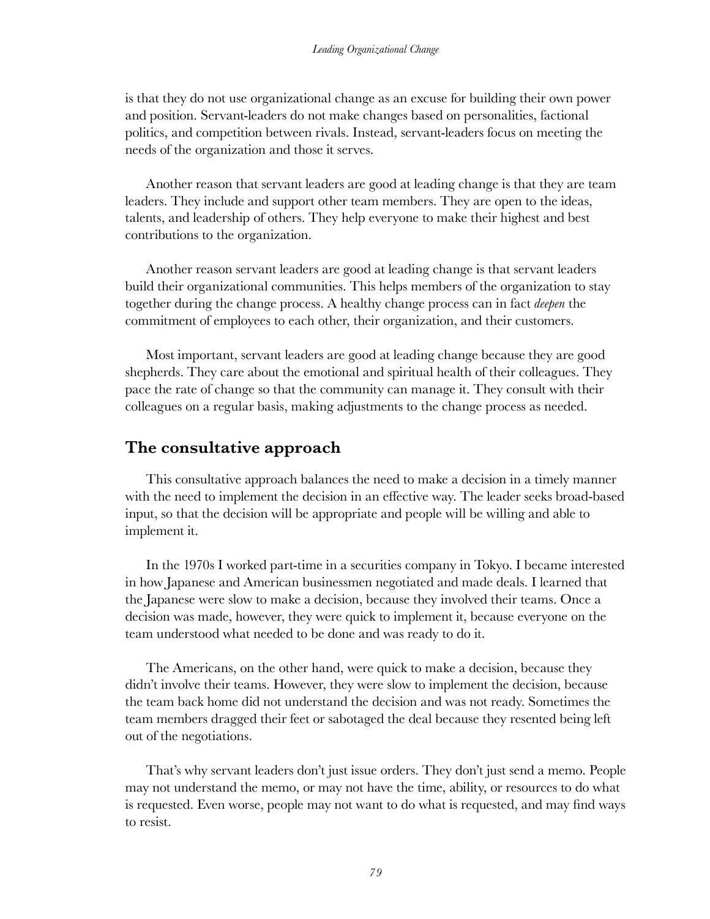is that they do not use organizational change as an excuse for building their own power and position. Servant-leaders do not make changes based on personalities, factional politics, and competition between rivals. Instead, servant-leaders focus on meeting the needs of the organization and those it serves.

Another reason that servant leaders are good at leading change is that they are team leaders. They include and support other team members. They are open to the ideas, talents, and leadership of others. They help everyone to make their highest and best contributions to the organization.

Another reason servant leaders are good at leading change is that servant leaders build their organizational communities. This helps members of the organization to stay together during the change process. A healthy change process can in fact *deepen* the commitment of employees to each other, their organization, and their customers.

Most important, servant leaders are good at leading change because they are good shepherds. They care about the emotional and spiritual health of their colleagues. They pace the rate of change so that the community can manage it. They consult with their colleagues on a regular basis, making adjustments to the change process as needed.

## The consultative approach

This consultative approach balances the need to make a decision in a timely manner with the need to implement the decision in an effective way. The leader seeks broad-based input, so that the decision will be appropriate and people will be willing and able to implement it.

In the 1970s I worked part-time in a securities company in Tokyo. I became interested in how Japanese and American businessmen negotiated and made deals. I learned that the Japanese were slow to make a decision, because they involved their teams. Once a decision was made, however, they were quick to implement it, because everyone on the team understood what needed to be done and was ready to do it.

The Americans, on the other hand, were quick to make a decision, because they didn't involve their teams. However, they were slow to implement the decision, because the team back home did not understand the decision and was not ready. Sometimes the team members dragged their feet or sabotaged the deal because they resented being left out of the negotiations.

That's why servant leaders don't just issue orders. They don't just send a memo. People may not understand the memo, or may not have the time, ability, or resources to do what is requested. Even worse, people may not want to do what is requested, and may find ways to resist.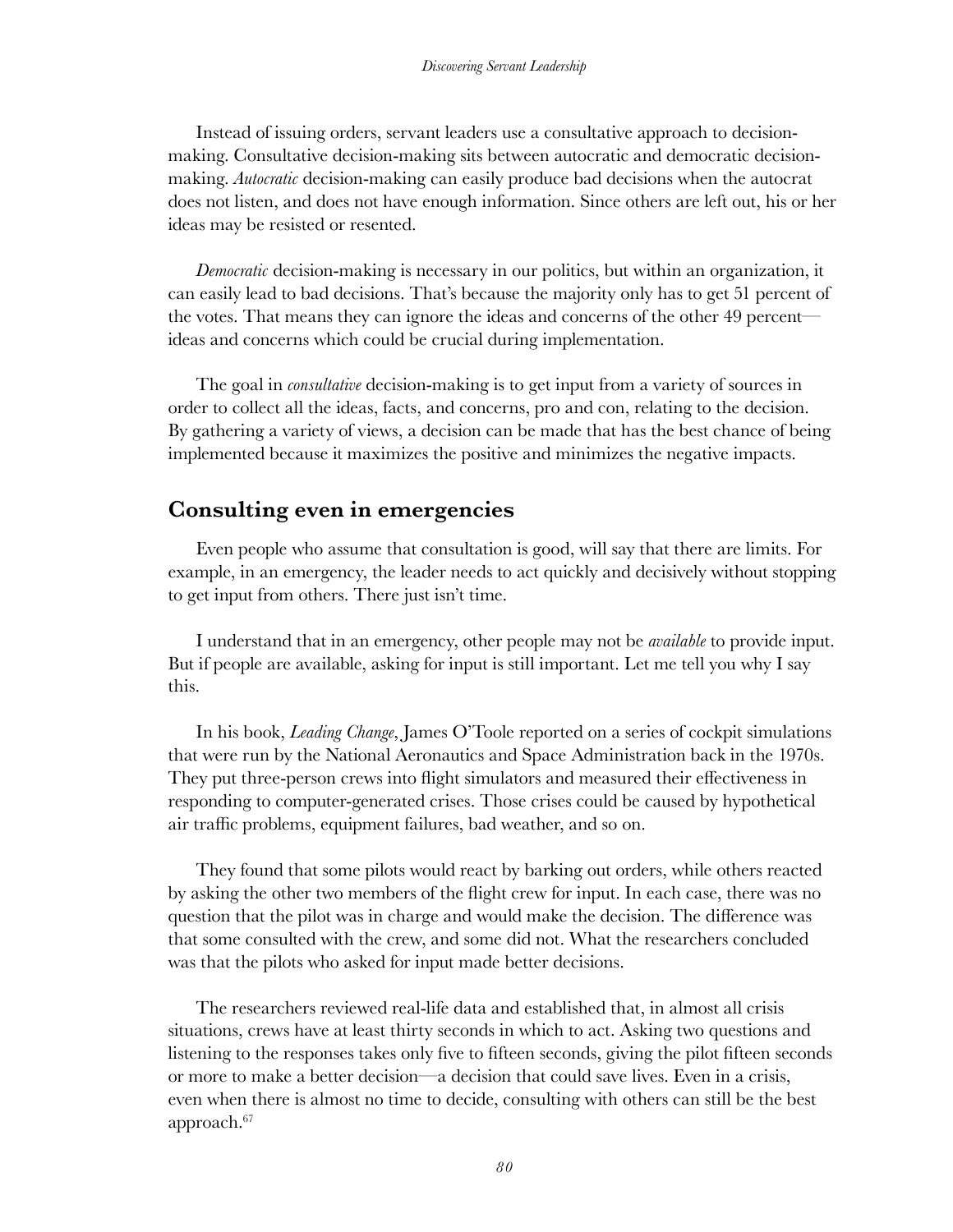Instead of issuing orders, servant leaders use a consultative approach to decision-making. Consultative decision-making sits between autocratic and democratic decision-making. *Autocratic* decision-making can easily produce bad decisions when the autocrat does not listen, and does not have enough information. Since others are left out, his or her ideas may be resisted or resented.

*Democratic* decision-making is necessary in our politics, but within an organization, it can easily lead to bad decisions. That's because the majority only has to get 51 percent of the votes. That means they can ignore the ideas and concerns of the other 49 percent—ideas and concerns which could be crucial during implementation.

The goal in *consultative* decision-making is to get input from a variety of sources in order to collect all the ideas, facts, and concerns, pro and con, relating to the decision. By gathering a variety of views, a decision can be made that has the best chance of being implemented because it maximizes the positive and minimizes the negative impacts.

## Consulting even in emergencies

Even people who assume that consultation is good, will say that there are limits. For example, in an emergency, the leader needs to act quickly and decisively without stopping to get input from others. There just isn't time.

I understand that in an emergency, other people may not be *available* to provide input. But if people are available, asking for input is still important. Let me tell you why I say this.

In his book, *Leading Change*, James O'Toole reported on a series of cockpit simulations that were run by the National Aeronautics and Space Administration back in the 1970s. They put three-person crews into flight simulators and measured their effectiveness in responding to computer-generated crises. Those crises could be caused by hypothetical air traffic problems, equipment failures, bad weather, and so on.

They found that some pilots would react by barking out orders, while others reacted by asking the other two members of the flight crew for input. In each case, there was no question that the pilot was in charge and would make the decision. The difference was that some consulted with the crew, and some did not. What the researchers concluded was that the pilots who asked for input made better decisions.

The researchers reviewed real-life data and established that, in almost all crisis situations, crews have at least thirty seconds in which to act. Asking two questions and listening to the responses takes only five to fifteen seconds, giving the pilot fifteen seconds or more to make a better decision—a decision that could save lives. Even in a crisis, even when there is almost no time to decide, consulting with others can still be the best approach.[67]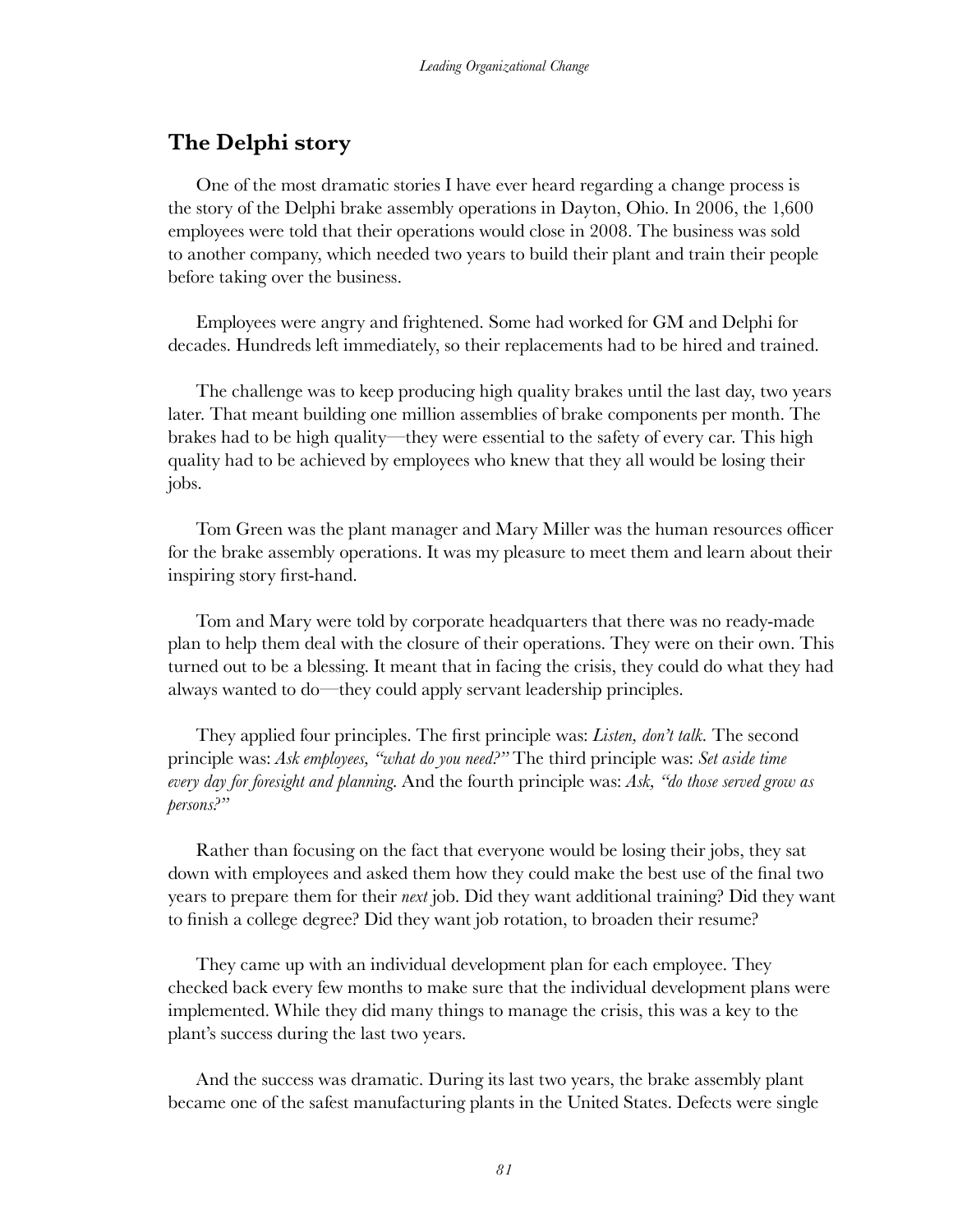## The Delphi story

One of the most dramatic stories I have ever heard regarding a change process is the story of the Delphi brake assembly operations in Dayton, Ohio. In 2006, the 1,600 employees were told that their operations would close in 2008. The business was sold to another company, which needed two years to build their plant and train their people before taking over the business.

Employees were angry and frightened. Some had worked for GM and Delphi for decades. Hundreds left immediately, so their replacements had to be hired and trained.

The challenge was to keep producing high quality brakes until the last day, two years later. That meant building one million assemblies of brake components per month. The brakes had to be high quality—they were essential to the safety of every car. This high quality had to be achieved by employees who knew that they all would be losing their jobs.

Tom Green was the plant manager and Mary Miller was the human resources officer for the brake assembly operations. It was my pleasure to meet them and learn about their inspiring story first-hand.

Tom and Mary were told by corporate headquarters that there was no ready-made plan to help them deal with the closure of their operations. They were on their own. This turned out to be a blessing. It meant that in facing the crisis, they could do what they had always wanted to do—they could apply servant leadership principles.

They applied four principles. The first principle was: *Listen, don't talk.* The second principle was: *Ask employees, "what do you need?"* The third principle was: *Set aside time every day for foresight and planning.* And the fourth principle was: *Ask, "do those served grow as persons?"*

Rather than focusing on the fact that everyone would be losing their jobs, they sat down with employees and asked them how they could make the best use of the final two years to prepare them for their *next* job. Did they want additional training? Did they want to finish a college degree? Did they want job rotation, to broaden their resume?

They came up with an individual development plan for each employee. They checked back every few months to make sure that the individual development plans were implemented. While they did many things to manage the crisis, this was a key to the plant's success during the last two years.

And the success was dramatic. During its last two years, the brake assembly plant became one of the safest manufacturing plants in the United States. Defects were single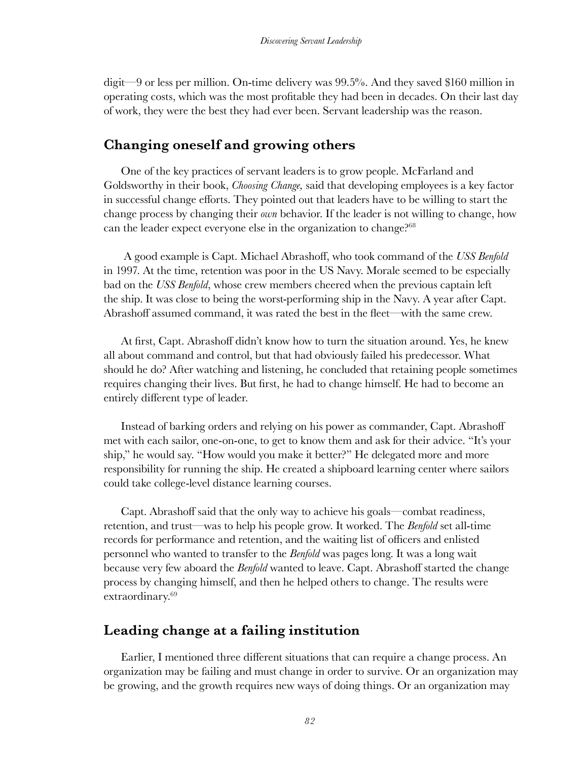digit—9 or less per million. On-time delivery was 99.5%. And they saved $160 million in operating costs, which was the most profitable they had been in decades. On their last day of work, they were the best they had ever been. Servant leadership was the reason.

## Changing oneself and growing others

One of the key practices of servant leaders is to grow people. McFarland and Goldsworthy in their book, *Choosing Change,* said that developing employees is a key factor in successful change efforts. They pointed out that leaders have to be willing to start the change process by changing their *own* behavior. If the leader is not willing to change, how can the leader expect everyone else in the organization to change?[68]

A good example is Capt. Michael Abrashoff, who took command of the *USS Benfold* in 1997. At the time, retention was poor in the US Navy. Morale seemed to be especially bad on the *USS Benfold*, whose crew members cheered when the previous captain left the ship. It was close to being the worst-performing ship in the Navy. A year after Capt. Abrashoff assumed command, it was rated the best in the fleet—with the same crew.

At first, Capt. Abrashoff didn't know how to turn the situation around. Yes, he knew all about command and control, but that had obviously failed his predecessor. What should he do? After watching and listening, he concluded that retaining people sometimes requires changing their lives. But first, he had to change himself. He had to become an entirely different type of leader.

Instead of barking orders and relying on his power as commander, Capt. Abrashoff met with each sailor, one-on-one, to get to know them and ask for their advice. "It's your ship," he would say. "How would you make it better?" He delegated more and more responsibility for running the ship. He created a shipboard learning center where sailors could take college-level distance learning courses.

Capt. Abrashoff said that the only way to achieve his goals—combat readiness, retention, and trust—was to help his people grow. It worked. The *Benfold* set all-time records for performance and retention, and the waiting list of officers and enlisted personnel who wanted to transfer to the *Benfold* was pages long. It was a long wait because very few aboard the *Benfold* wanted to leave. Capt. Abrashoff started the change process by changing himself, and then he helped others to change. The results were extraordinary.[69]

## Leading change at a failing institution

Earlier, I mentioned three different situations that can require a change process. An organization may be failing and must change in order to survive. Or an organization may be growing, and the growth requires new ways of doing things. Or an organization may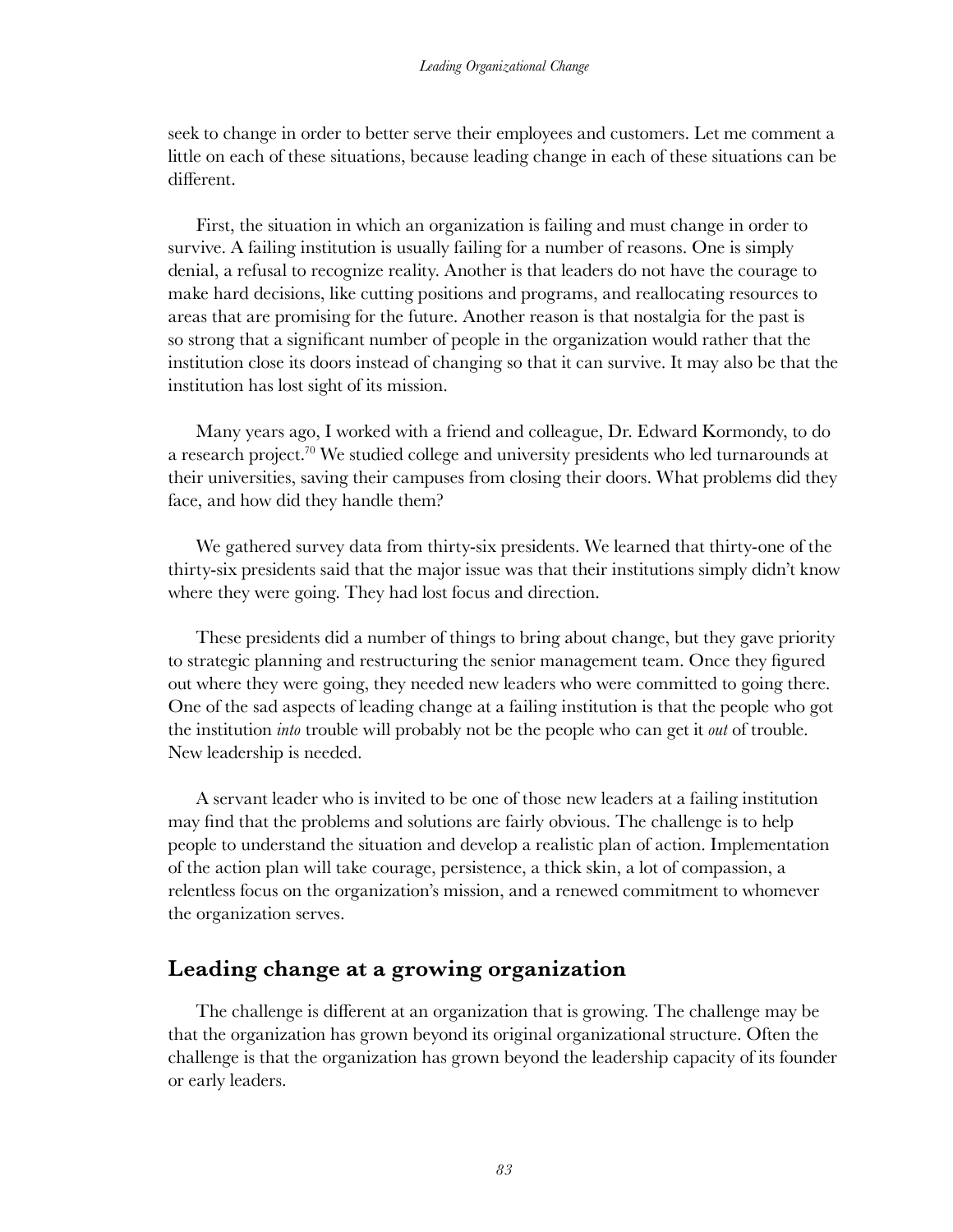seek to change in order to better serve their employees and customers. Let me comment a little on each of these situations, because leading change in each of these situations can be different.

First, the situation in which an organization is failing and must change in order to survive. A failing institution is usually failing for a number of reasons. One is simply denial, a refusal to recognize reality. Another is that leaders do not have the courage to make hard decisions, like cutting positions and programs, and reallocating resources to areas that are promising for the future. Another reason is that nostalgia for the past is so strong that a significant number of people in the organization would rather that the institution close its doors instead of changing so that it can survive. It may also be that the institution has lost sight of its mission.

Many years ago, I worked with a friend and colleague, Dr. Edward Kormondy, to do a research project.[70] We studied college and university presidents who led turnarounds at their universities, saving their campuses from closing their doors. What problems did they face, and how did they handle them?

We gathered survey data from thirty-six presidents. We learned that thirty-one of the thirty-six presidents said that the major issue was that their institutions simply didn't know where they were going. They had lost focus and direction.

These presidents did a number of things to bring about change, but they gave priority to strategic planning and restructuring the senior management team. Once they figured out where they were going, they needed new leaders who were committed to going there. One of the sad aspects of leading change at a failing institution is that the people who got the institution *into* trouble will probably not be the people who can get it *out* of trouble. New leadership is needed.

A servant leader who is invited to be one of those new leaders at a failing institution may find that the problems and solutions are fairly obvious. The challenge is to help people to understand the situation and develop a realistic plan of action. Implementation of the action plan will take courage, persistence, a thick skin, a lot of compassion, a relentless focus on the organization's mission, and a renewed commitment to whomever the organization serves.

## Leading change at a growing organization

The challenge is different at an organization that is growing. The challenge may be that the organization has grown beyond its original organizational structure. Often the challenge is that the organization has grown beyond the leadership capacity of its founder or early leaders.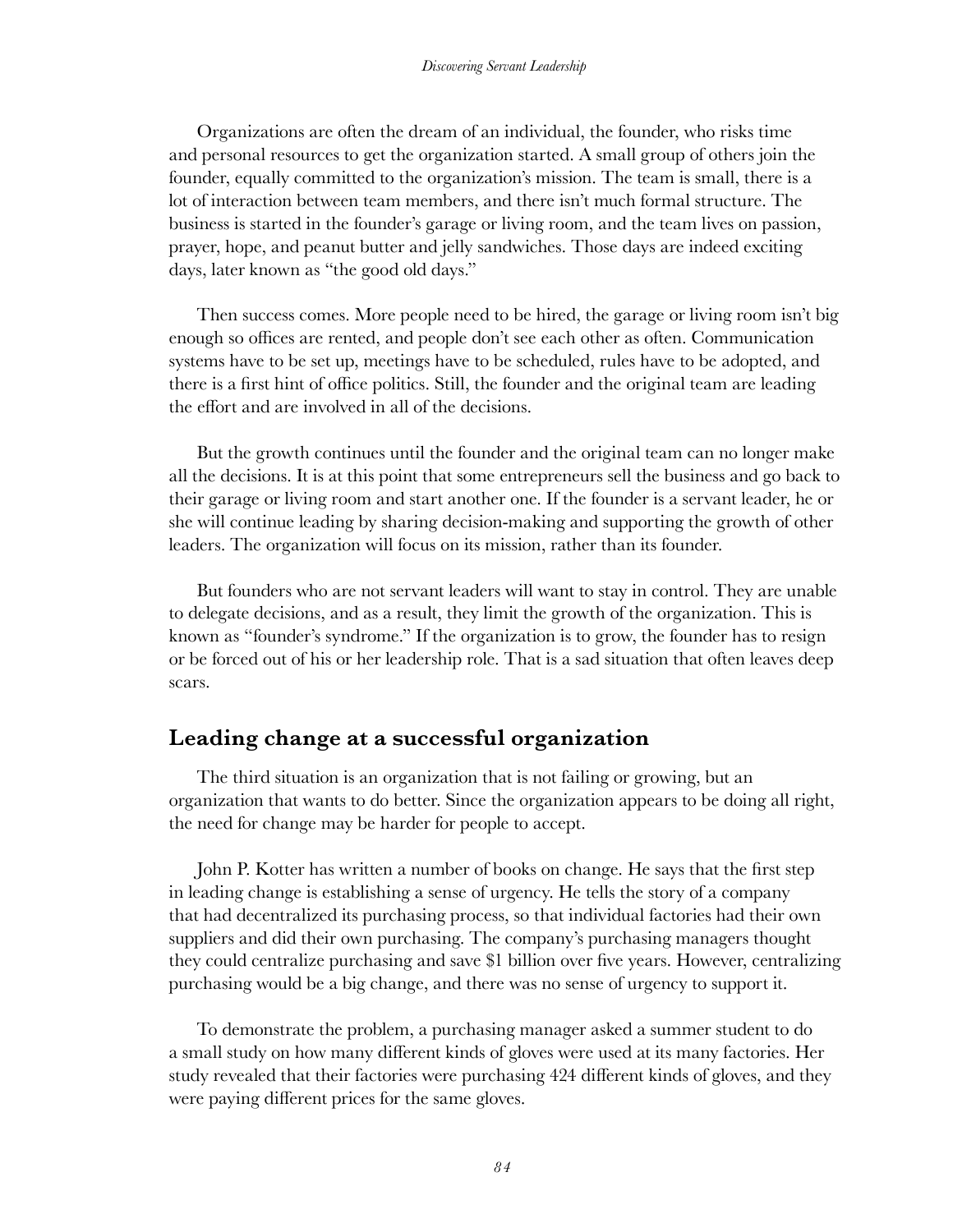Organizations are often the dream of an individual, the founder, who risks time and personal resources to get the organization started. A small group of others join the founder, equally committed to the organization's mission. The team is small, there is a lot of interaction between team members, and there isn't much formal structure. The business is started in the founder's garage or living room, and the team lives on passion, prayer, hope, and peanut butter and jelly sandwiches. Those days are indeed exciting days, later known as "the good old days."

Then success comes. More people need to be hired, the garage or living room isn't big enough so offices are rented, and people don't see each other as often. Communication systems have to be set up, meetings have to be scheduled, rules have to be adopted, and there is a first hint of office politics. Still, the founder and the original team are leading the effort and are involved in all of the decisions.

But the growth continues until the founder and the original team can no longer make all the decisions. It is at this point that some entrepreneurs sell the business and go back to their garage or living room and start another one. If the founder is a servant leader, he or she will continue leading by sharing decision-making and supporting the growth of other leaders. The organization will focus on its mission, rather than its founder.

But founders who are not servant leaders will want to stay in control. They are unable to delegate decisions, and as a result, they limit the growth of the organization. This is known as "founder's syndrome." If the organization is to grow, the founder has to resign or be forced out of his or her leadership role. That is a sad situation that often leaves deep scars.

## Leading change at a successful organization

The third situation is an organization that is not failing or growing, but an organization that wants to do better. Since the organization appears to be doing all right, the need for change may be harder for people to accept.

John P. Kotter has written a number of books on change. He says that the first step in leading change is establishing a sense of urgency. He tells the story of a company that had decentralized its purchasing process, so that individual factories had their own suppliers and did their own purchasing. The company's purchasing managers thought they could centralize purchasing and save $1 billion over five years. However, centralizing purchasing would be a big change, and there was no sense of urgency to support it.

To demonstrate the problem, a purchasing manager asked a summer student to do a small study on how many different kinds of gloves were used at its many factories. Her study revealed that their factories were purchasing 424 different kinds of gloves, and they were paying different prices for the same gloves.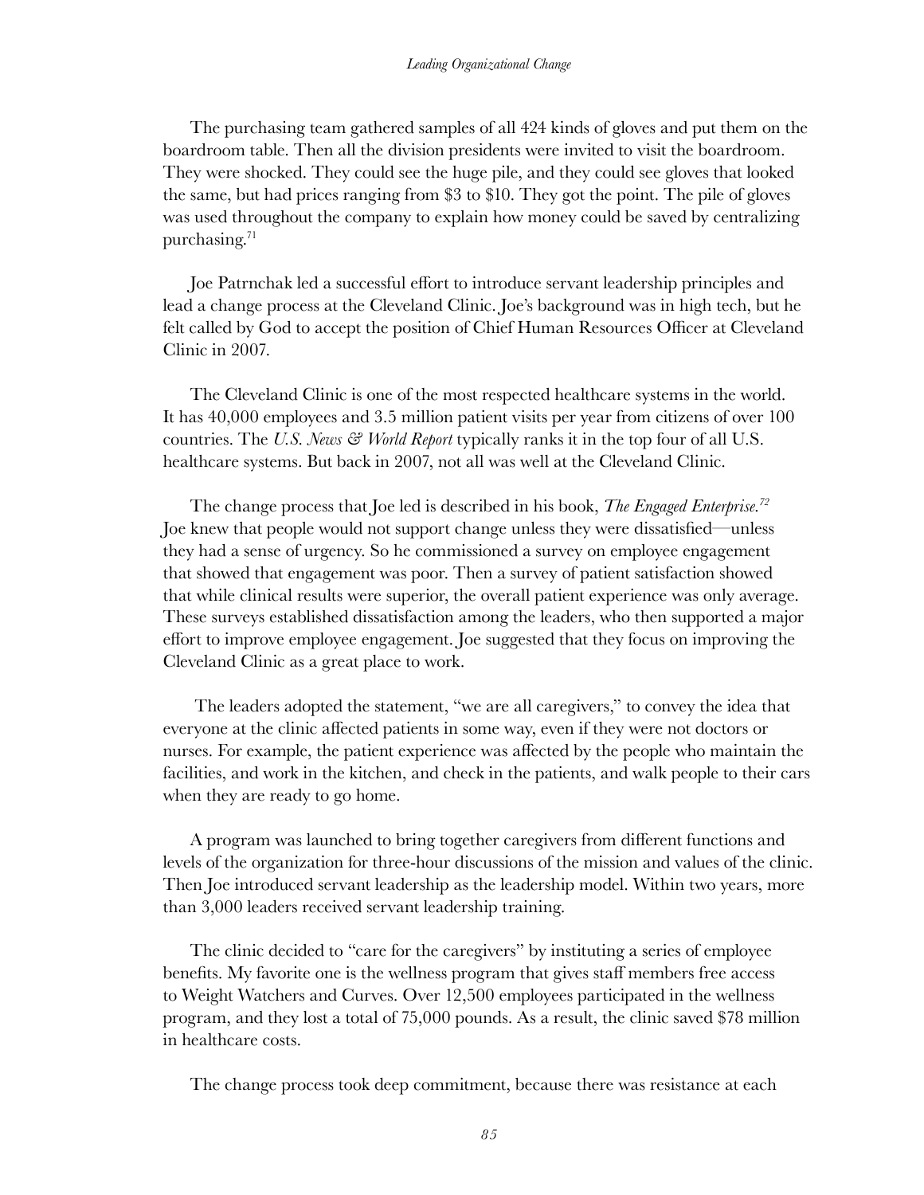The purchasing team gathered samples of all 424 kinds of gloves and put them on the boardroom table. Then all the division presidents were invited to visit the boardroom. They were shocked. They could see the huge pile, and they could see gloves that looked the same, but had prices ranging from $3 to $10. They got the point. The pile of gloves was used throughout the company to explain how money could be saved by centralizing purchasing.[71]

Joe Patrnchak led a successful effort to introduce servant leadership principles and lead a change process at the Cleveland Clinic. Joe's background was in high tech, but he felt called by God to accept the position of Chief Human Resources Officer at Cleveland Clinic in 2007.

The Cleveland Clinic is one of the most respected healthcare systems in the world. It has 40,000 employees and 3.5 million patient visits per year from citizens of over 100 countries. The *U.S. News & World Report* typically ranks it in the top four of all U.S. healthcare systems. But back in 2007, not all was well at the Cleveland Clinic.

The change process that Joe led is described in his book, *The Engaged Enterprise.*[72] Joe knew that people would not support change unless they were dissatisfied—unless they had a sense of urgency. So he commissioned a survey on employee engagement that showed that engagement was poor. Then a survey of patient satisfaction showed that while clinical results were superior, the overall patient experience was only average. These surveys established dissatisfaction among the leaders, who then supported a major effort to improve employee engagement. Joe suggested that they focus on improving the Cleveland Clinic as a great place to work.

The leaders adopted the statement, "we are all caregivers," to convey the idea that everyone at the clinic affected patients in some way, even if they were not doctors or nurses. For example, the patient experience was affected by the people who maintain the facilities, and work in the kitchen, and check in the patients, and walk people to their cars when they are ready to go home.

A program was launched to bring together caregivers from different functions and levels of the organization for three-hour discussions of the mission and values of the clinic. Then Joe introduced servant leadership as the leadership model. Within two years, more than 3,000 leaders received servant leadership training.

The clinic decided to "care for the caregivers" by instituting a series of employee benefits. My favorite one is the wellness program that gives staff members free access to Weight Watchers and Curves. Over 12,500 employees participated in the wellness program, and they lost a total of 75,000 pounds. As a result, the clinic saved $78 million in healthcare costs.

The change process took deep commitment, because there was resistance at each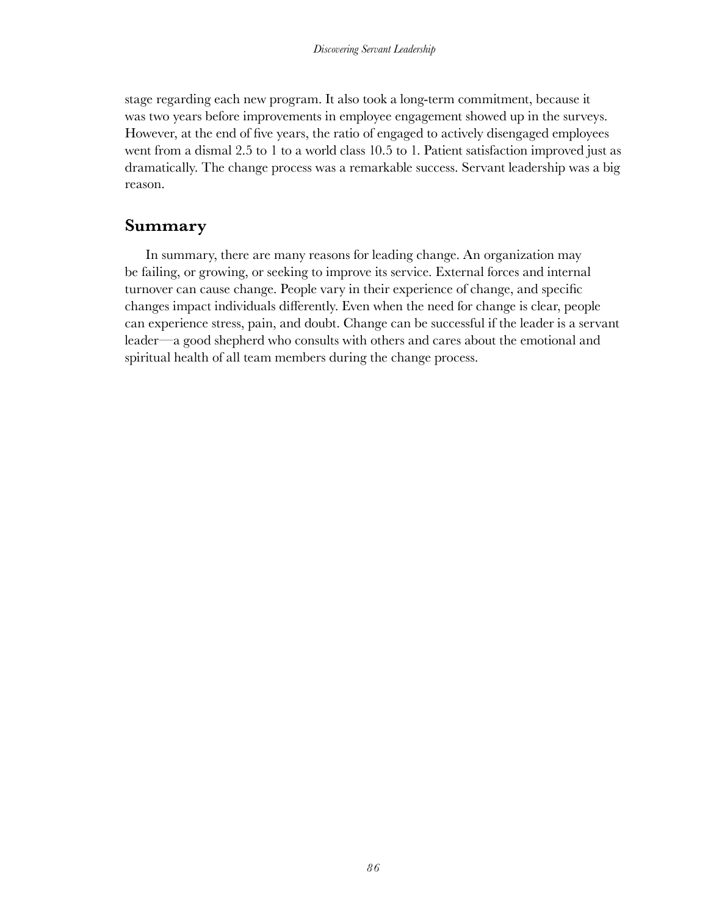stage regarding each new program. It also took a long-term commitment, because it was two years before improvements in employee engagement showed up in the surveys. However, at the end of five years, the ratio of engaged to actively disengaged employees went from a dismal 2.5 to 1 to a world class 10.5 to 1. Patient satisfaction improved just as dramatically. The change process was a remarkable success. Servant leadership was a big reason.

## Summary

In summary, there are many reasons for leading change. An organization may be failing, or growing, or seeking to improve its service. External forces and internal turnover can cause change. People vary in their experience of change, and specific changes impact individuals differently. Even when the need for change is clear, people can experience stress, pain, and doubt. Change can be successful if the leader is a servant leader—a good shepherd who consults with others and cares about the emotional and spiritual health of all team members during the change process.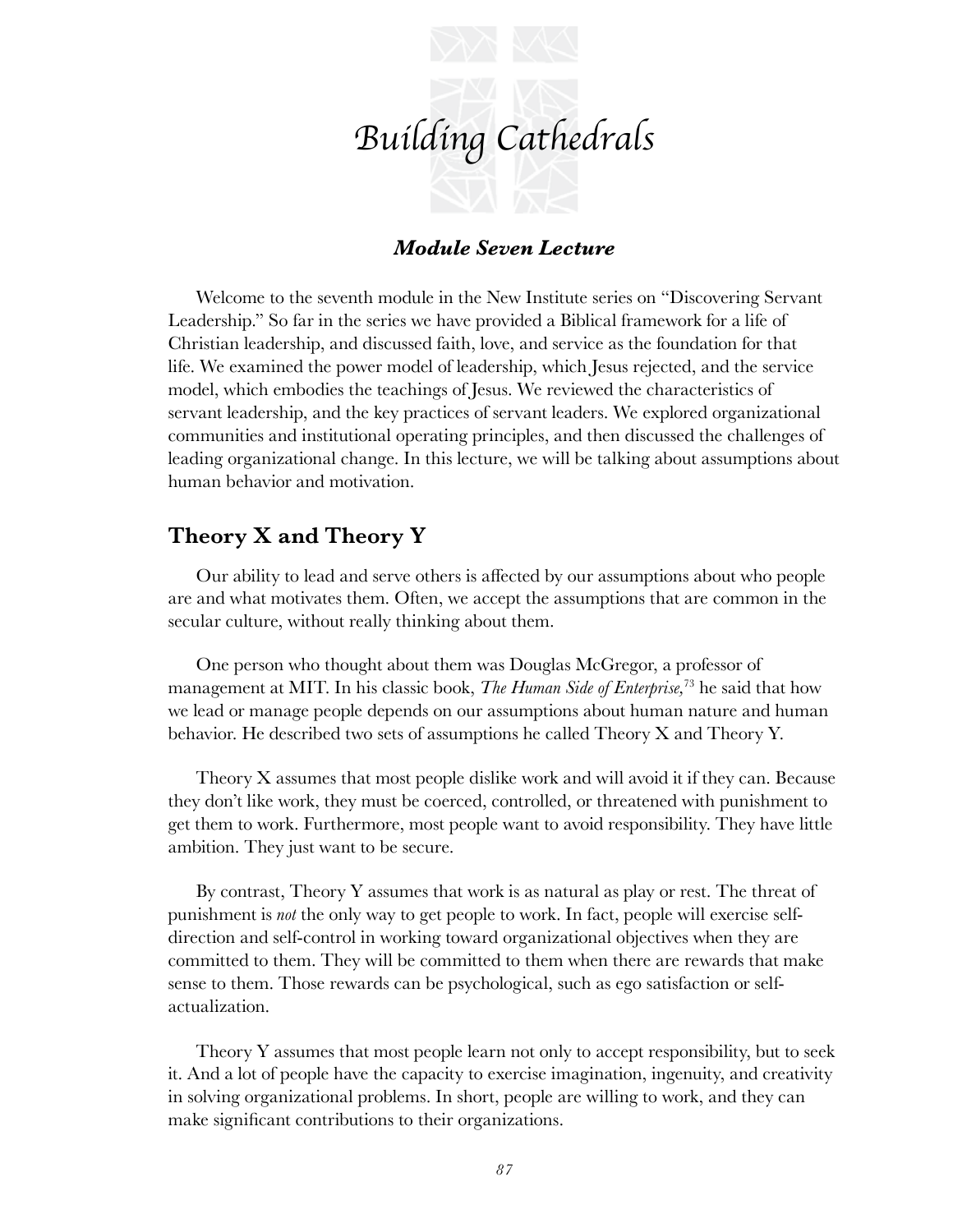# Building Cathedrals

### *Module Seven Lecture*

Welcome to the seventh module in the New Institute series on "Discovering Servant Leadership." So far in the series we have provided a Biblical framework for a life of Christian leadership, and discussed faith, love, and service as the foundation for that life. We examined the power model of leadership, which Jesus rejected, and the service model, which embodies the teachings of Jesus. We reviewed the characteristics of servant leadership, and the key practices of servant leaders. We explored organizational communities and institutional operating principles, and then discussed the challenges of leading organizational change. In this lecture, we will be talking about assumptions about human behavior and motivation.

## Theory X and Theory Y

Our ability to lead and serve others is affected by our assumptions about who people are and what motivates them. Often, we accept the assumptions that are common in the secular culture, without really thinking about them.

One person who thought about them was Douglas McGregor, a professor of management at MIT. In his classic book, *The Human Side of Enterprise,*[73] he said that how we lead or manage people depends on our assumptions about human nature and human behavior. He described two sets of assumptions he called Theory X and Theory Y.

Theory X assumes that most people dislike work and will avoid it if they can. Because they don't like work, they must be coerced, controlled, or threatened with punishment to get them to work. Furthermore, most people want to avoid responsibility. They have little ambition. They just want to be secure.

By contrast, Theory Y assumes that work is as natural as play or rest. The threat of punishment is *not* the only way to get people to work. In fact, people will exercise self-direction and self-control in working toward organizational objectives when they are committed to them. They will be committed to them when there are rewards that make sense to them. Those rewards can be psychological, such as ego satisfaction or self-actualization.

Theory Y assumes that most people learn not only to accept responsibility, but to seek it. And a lot of people have the capacity to exercise imagination, ingenuity, and creativity in solving organizational problems. In short, people are willing to work, and they can make significant contributions to their organizations.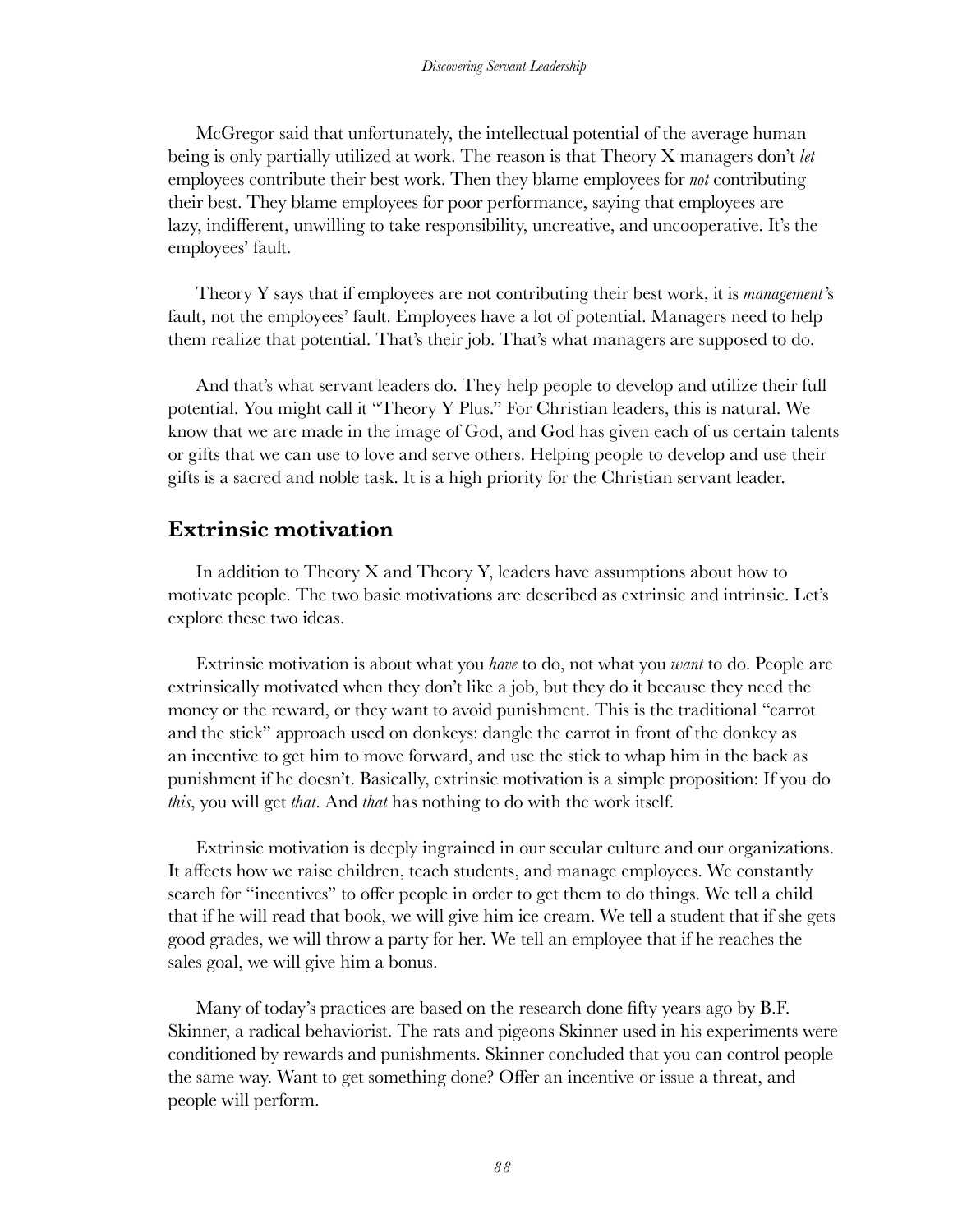McGregor said that unfortunately, the intellectual potential of the average human being is only partially utilized at work. The reason is that Theory X managers don't *let* employees contribute their best work. Then they blame employees for *not* contributing their best. They blame employees for poor performance, saying that employees are lazy, indifferent, unwilling to take responsibility, uncreative, and uncooperative. It's the employees' fault.

Theory Y says that if employees are not contributing their best work, it is *management*'s fault, not the employees' fault. Employees have a lot of potential. Managers need to help them realize that potential. That's their job. That's what managers are supposed to do.

And that's what servant leaders do. They help people to develop and utilize their full potential. You might call it "Theory Y Plus." For Christian leaders, this is natural. We know that we are made in the image of God, and God has given each of us certain talents or gifts that we can use to love and serve others. Helping people to develop and use their gifts is a sacred and noble task. It is a high priority for the Christian servant leader.

## Extrinsic motivation

In addition to Theory X and Theory Y, leaders have assumptions about how to motivate people. The two basic motivations are described as extrinsic and intrinsic. Let's explore these two ideas.

Extrinsic motivation is about what you *have* to do, not what you *want* to do. People are extrinsically motivated when they don't like a job, but they do it because they need the money or the reward, or they want to avoid punishment. This is the traditional "carrot and the stick" approach used on donkeys: dangle the carrot in front of the donkey as an incentive to get him to move forward, and use the stick to whap him in the back as punishment if he doesn't. Basically, extrinsic motivation is a simple proposition: If you do *this*, you will get *that*. And *that* has nothing to do with the work itself.

Extrinsic motivation is deeply ingrained in our secular culture and our organizations. It affects how we raise children, teach students, and manage employees. We constantly search for "incentives" to offer people in order to get them to do things. We tell a child that if he will read that book, we will give him ice cream. We tell a student that if she gets good grades, we will throw a party for her. We tell an employee that if he reaches the sales goal, we will give him a bonus.

Many of today's practices are based on the research done fifty years ago by B.F. Skinner, a radical behaviorist. The rats and pigeons Skinner used in his experiments were conditioned by rewards and punishments. Skinner concluded that you can control people the same way. Want to get something done? Offer an incentive or issue a threat, and people will perform.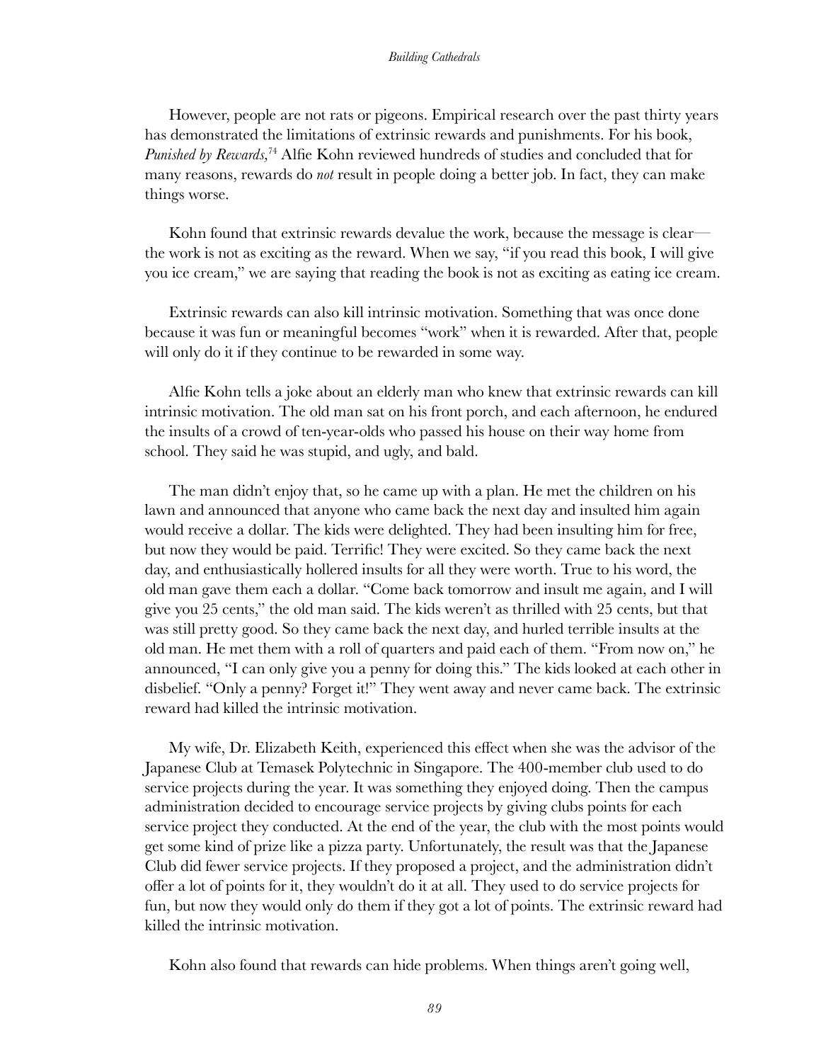However, people are not rats or pigeons. Empirical research over the past thirty years has demonstrated the limitations of extrinsic rewards and punishments. For his book, *Punished by Rewards*,[74] Alfie Kohn reviewed hundreds of studies and concluded that for many reasons, rewards do *not* result in people doing a better job. In fact, they can make things worse.

Kohn found that extrinsic rewards devalue the work, because the message is clear—the work is not as exciting as the reward. When we say, "if you read this book, I will give you ice cream," we are saying that reading the book is not as exciting as eating ice cream.

Extrinsic rewards can also kill intrinsic motivation. Something that was once done because it was fun or meaningful becomes "work" when it is rewarded. After that, people will only do it if they continue to be rewarded in some way.

Alfie Kohn tells a joke about an elderly man who knew that extrinsic rewards can kill intrinsic motivation. The old man sat on his front porch, and each afternoon, he endured the insults of a crowd of ten-year-olds who passed his house on their way home from school. They said he was stupid, and ugly, and bald.

The man didn't enjoy that, so he came up with a plan. He met the children on his lawn and announced that anyone who came back the next day and insulted him again would receive a dollar. The kids were delighted. They had been insulting him for free, but now they would be paid. Terrific! They were excited. So they came back the next day, and enthusiastically hollered insults for all they were worth. True to his word, the old man gave them each a dollar. "Come back tomorrow and insult me again, and I will give you 25 cents," the old man said. The kids weren't as thrilled with 25 cents, but that was still pretty good. So they came back the next day, and hurled terrible insults at the old man. He met them with a roll of quarters and paid each of them. "From now on," he announced, "I can only give you a penny for doing this." The kids looked at each other in disbelief. "Only a penny? Forget it!" They went away and never came back. The extrinsic reward had killed the intrinsic motivation.

My wife, Dr. Elizabeth Keith, experienced this effect when she was the advisor of the Japanese Club at Temasek Polytechnic in Singapore. The 400-member club used to do service projects during the year. It was something they enjoyed doing. Then the campus administration decided to encourage service projects by giving clubs points for each service project they conducted. At the end of the year, the club with the most points would get some kind of prize like a pizza party. Unfortunately, the result was that the Japanese Club did fewer service projects. If they proposed a project, and the administration didn't offer a lot of points for it, they wouldn't do it at all. They used to do service projects for fun, but now they would only do them if they got a lot of points. The extrinsic reward had killed the intrinsic motivation.

Kohn also found that rewards can hide problems. When things aren't going well,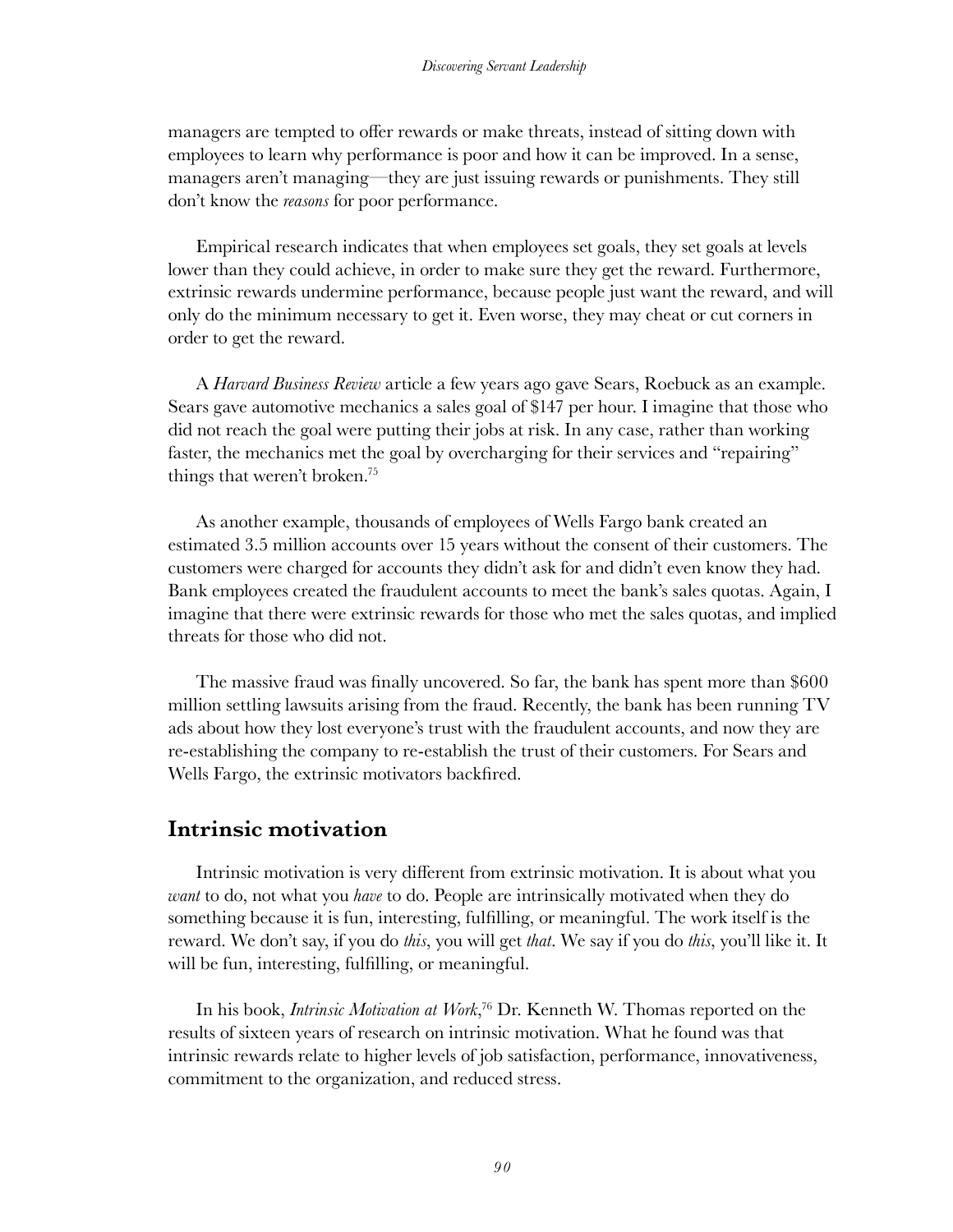managers are tempted to offer rewards or make threats, instead of sitting down with employees to learn why performance is poor and how it can be improved. In a sense, managers aren't managing—they are just issuing rewards or punishments. They still don't know the *reasons* for poor performance.

Empirical research indicates that when employees set goals, they set goals at levels lower than they could achieve, in order to make sure they get the reward. Furthermore, extrinsic rewards undermine performance, because people just want the reward, and will only do the minimum necessary to get it. Even worse, they may cheat or cut corners in order to get the reward.

A *Harvard Business Review* article a few years ago gave Sears, Roebuck as an example. Sears gave automotive mechanics a sales goal of $147 per hour. I imagine that those who did not reach the goal were putting their jobs at risk. In any case, rather than working faster, the mechanics met the goal by overcharging for their services and "repairing" things that weren't broken.[75]

As another example, thousands of employees of Wells Fargo bank created an estimated 3.5 million accounts over 15 years without the consent of their customers. The customers were charged for accounts they didn't ask for and didn't even know they had. Bank employees created the fraudulent accounts to meet the bank's sales quotas. Again, I imagine that there were extrinsic rewards for those who met the sales quotas, and implied threats for those who did not.

The massive fraud was finally uncovered. So far, the bank has spent more than $600 million settling lawsuits arising from the fraud. Recently, the bank has been running TV ads about how they lost everyone's trust with the fraudulent accounts, and now they are re-establishing the company to re-establish the trust of their customers. For Sears and Wells Fargo, the extrinsic motivators backfired.

## Intrinsic motivation

Intrinsic motivation is very different from extrinsic motivation. It is about what you *want* to do, not what you *have* to do. People are intrinsically motivated when they do something because it is fun, interesting, fulfilling, or meaningful. The work itself is the reward. We don't say, if you do *this*, you will get *that*. We say if you do *this*, you'll like it. It will be fun, interesting, fulfilling, or meaningful.

In his book, *Intrinsic Motivation at Work*,[76] Dr. Kenneth W. Thomas reported on the results of sixteen years of research on intrinsic motivation. What he found was that intrinsic rewards relate to higher levels of job satisfaction, performance, innovativeness, commitment to the organization, and reduced stress.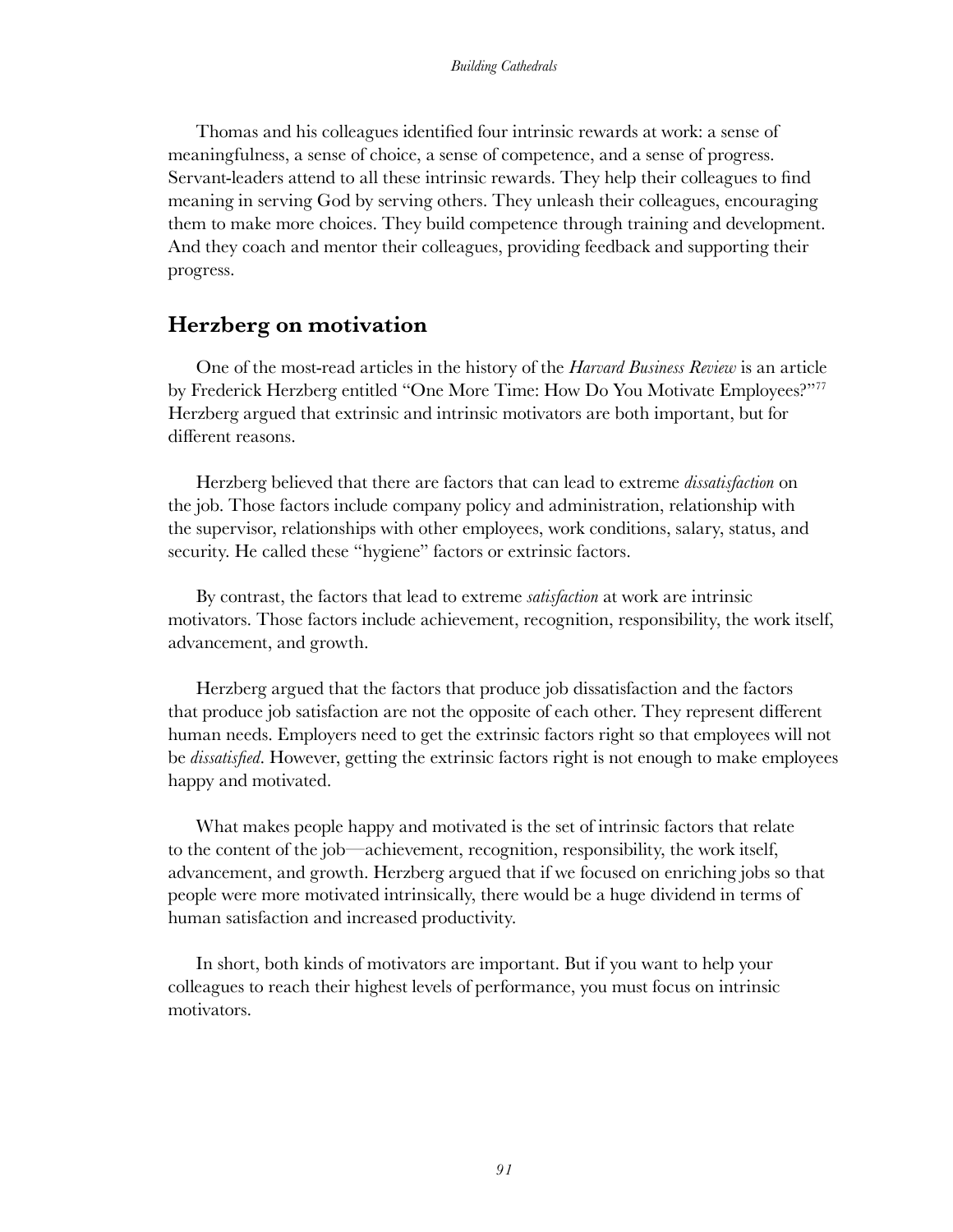Thomas and his colleagues identified four intrinsic rewards at work: a sense of meaningfulness, a sense of choice, a sense of competence, and a sense of progress. Servant-leaders attend to all these intrinsic rewards. They help their colleagues to find meaning in serving God by serving others. They unleash their colleagues, encouraging them to make more choices. They build competence through training and development. And they coach and mentor their colleagues, providing feedback and supporting their progress.

## Herzberg on motivation

One of the most-read articles in the history of the *Harvard Business Review* is an article by Frederick Herzberg entitled "One More Time: How Do You Motivate Employees?"[77] Herzberg argued that extrinsic and intrinsic motivators are both important, but for different reasons.

Herzberg believed that there are factors that can lead to extreme *dissatisfaction* on the job. Those factors include company policy and administration, relationship with the supervisor, relationships with other employees, work conditions, salary, status, and security. He called these "hygiene" factors or extrinsic factors.

By contrast, the factors that lead to extreme *satisfaction* at work are intrinsic motivators. Those factors include achievement, recognition, responsibility, the work itself, advancement, and growth.

Herzberg argued that the factors that produce job dissatisfaction and the factors that produce job satisfaction are not the opposite of each other. They represent different human needs. Employers need to get the extrinsic factors right so that employees will not be *dissatisfied*. However, getting the extrinsic factors right is not enough to make employees happy and motivated.

What makes people happy and motivated is the set of intrinsic factors that relate to the content of the job—achievement, recognition, responsibility, the work itself, advancement, and growth. Herzberg argued that if we focused on enriching jobs so that people were more motivated intrinsically, there would be a huge dividend in terms of human satisfaction and increased productivity.

In short, both kinds of motivators are important. But if you want to help your colleagues to reach their highest levels of performance, you must focus on intrinsic motivators.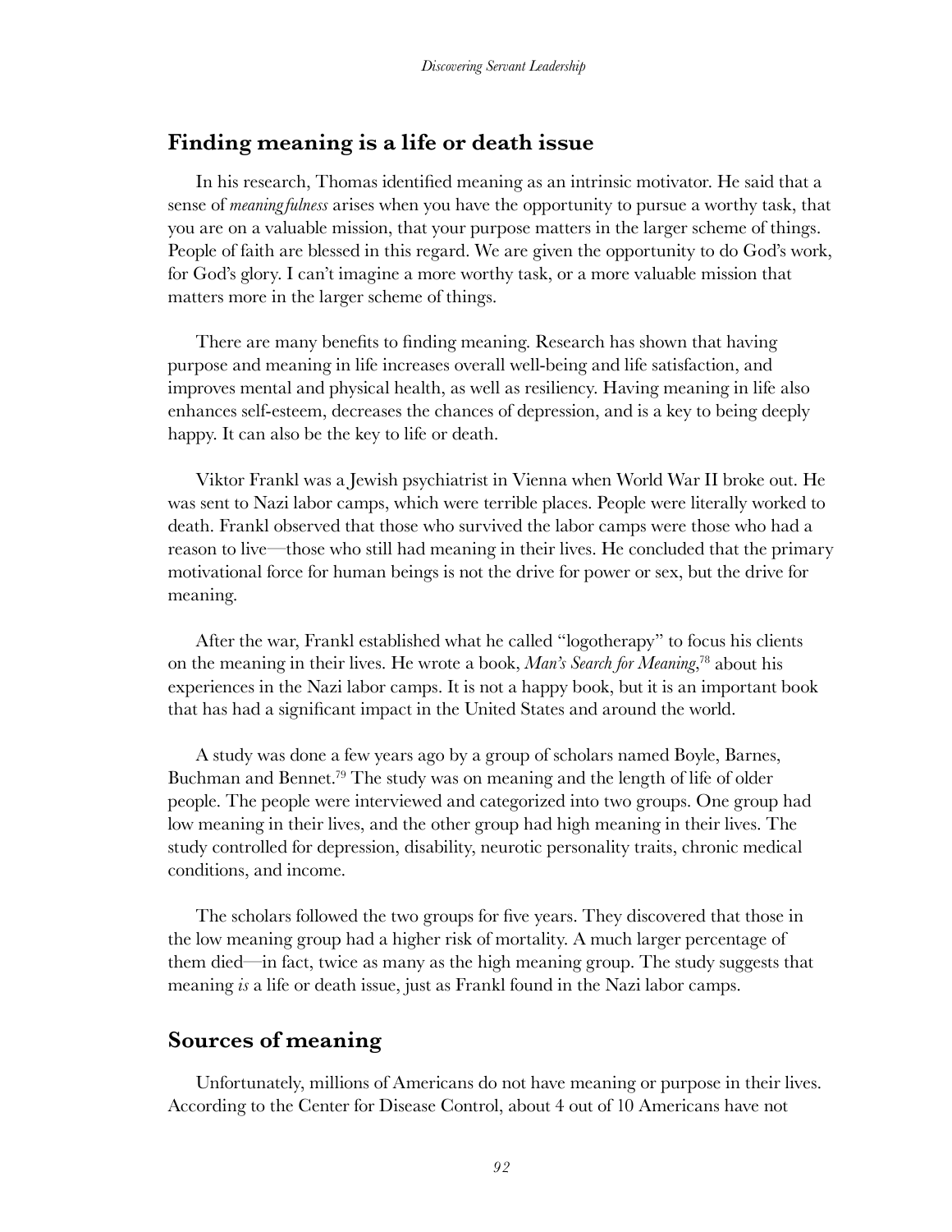## Finding meaning is a life or death issue

In his research, Thomas identified meaning as an intrinsic motivator. He said that a sense of *meaningfulness* arises when you have the opportunity to pursue a worthy task, that you are on a valuable mission, that your purpose matters in the larger scheme of things. People of faith are blessed in this regard. We are given the opportunity to do God's work, for God's glory. I can't imagine a more worthy task, or a more valuable mission that matters more in the larger scheme of things.

There are many benefits to finding meaning. Research has shown that having purpose and meaning in life increases overall well-being and life satisfaction, and improves mental and physical health, as well as resiliency. Having meaning in life also enhances self-esteem, decreases the chances of depression, and is a key to being deeply happy. It can also be the key to life or death.

Viktor Frankl was a Jewish psychiatrist in Vienna when World War II broke out. He was sent to Nazi labor camps, which were terrible places. People were literally worked to death. Frankl observed that those who survived the labor camps were those who had a reason to live—those who still had meaning in their lives. He concluded that the primary motivational force for human beings is not the drive for power or sex, but the drive for meaning.

After the war, Frankl established what he called "logotherapy" to focus his clients on the meaning in their lives. He wrote a book, *Man's Search for Meaning*,[78] about his experiences in the Nazi labor camps. It is not a happy book, but it is an important book that has had a significant impact in the United States and around the world.

A study was done a few years ago by a group of scholars named Boyle, Barnes, Buchman and Bennet.[79] The study was on meaning and the length of life of older people. The people were interviewed and categorized into two groups. One group had low meaning in their lives, and the other group had high meaning in their lives. The study controlled for depression, disability, neurotic personality traits, chronic medical conditions, and income.

The scholars followed the two groups for five years. They discovered that those in the low meaning group had a higher risk of mortality. A much larger percentage of them died—in fact, twice as many as the high meaning group. The study suggests that meaning *is* a life or death issue, just as Frankl found in the Nazi labor camps.

## Sources of meaning

Unfortunately, millions of Americans do not have meaning or purpose in their lives. According to the Center for Disease Control, about 4 out of 10 Americans have not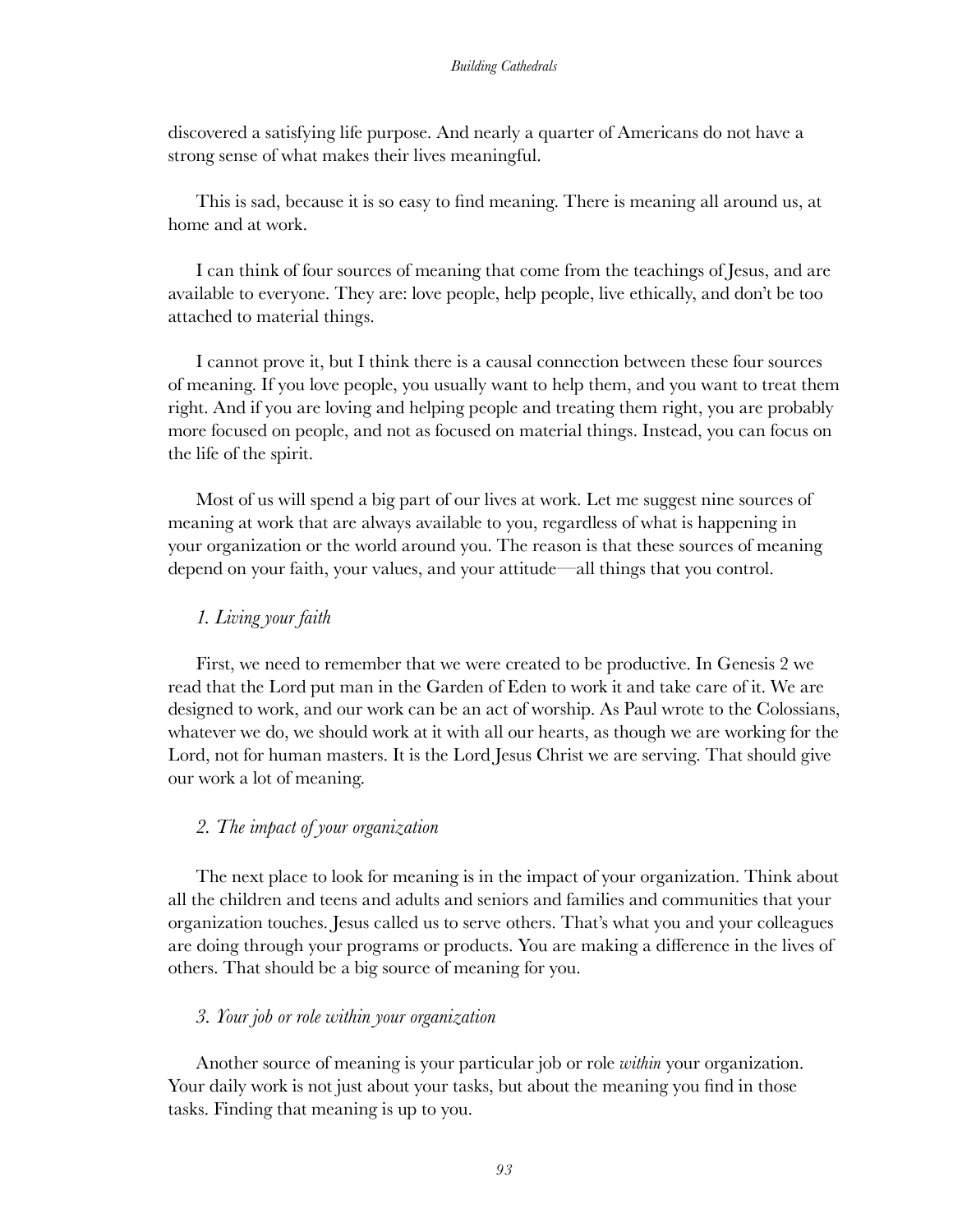discovered a satisfying life purpose. And nearly a quarter of Americans do not have a strong sense of what makes their lives meaningful.

This is sad, because it is so easy to find meaning. There is meaning all around us, at home and at work.

I can think of four sources of meaning that come from the teachings of Jesus, and are available to everyone. They are: love people, help people, live ethically, and don't be too attached to material things.

I cannot prove it, but I think there is a causal connection between these four sources of meaning. If you love people, you usually want to help them, and you want to treat them right. And if you are loving and helping people and treating them right, you are probably more focused on people, and not as focused on material things. Instead, you can focus on the life of the spirit.

Most of us will spend a big part of our lives at work. Let me suggest nine sources of meaning at work that are always available to you, regardless of what is happening in your organization or the world around you. The reason is that these sources of meaning depend on your faith, your values, and your attitude—all things that you control.

*1. Living your faith*

First, we need to remember that we were created to be productive. In Genesis 2 we read that the Lord put man in the Garden of Eden to work it and take care of it. We are designed to work, and our work can be an act of worship. As Paul wrote to the Colossians, whatever we do, we should work at it with all our hearts, as though we are working for the Lord, not for human masters. It is the Lord Jesus Christ we are serving. That should give our work a lot of meaning.

*2. The impact of your organization*

The next place to look for meaning is in the impact of your organization. Think about all the children and teens and adults and seniors and families and communities that your organization touches. Jesus called us to serve others. That's what you and your colleagues are doing through your programs or products. You are making a difference in the lives of others. That should be a big source of meaning for you.

*3. Your job or role within your organization*

Another source of meaning is your particular job or role *within* your organization. Your daily work is not just about your tasks, but about the meaning you find in those tasks. Finding that meaning is up to you.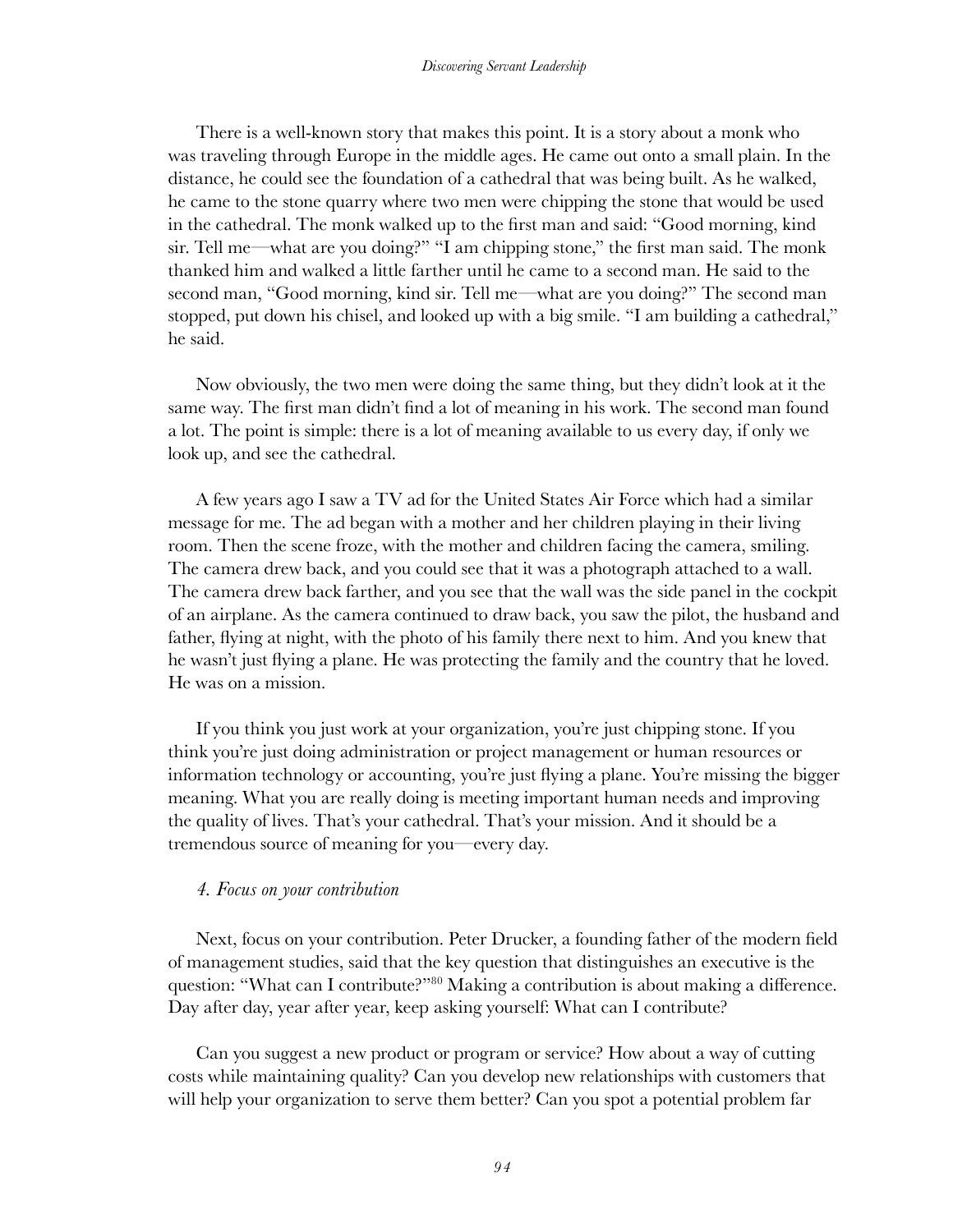There is a well-known story that makes this point. It is a story about a monk who was traveling through Europe in the middle ages. He came out onto a small plain. In the distance, he could see the foundation of a cathedral that was being built. As he walked, he came to the stone quarry where two men were chipping the stone that would be used in the cathedral. The monk walked up to the first man and said: "Good morning, kind sir. Tell me—what are you doing?" "I am chipping stone," the first man said. The monk thanked him and walked a little farther until he came to a second man. He said to the second man, "Good morning, kind sir. Tell me—what are you doing?" The second man stopped, put down his chisel, and looked up with a big smile. "I am building a cathedral," he said.

Now obviously, the two men were doing the same thing, but they didn't look at it the same way. The first man didn't find a lot of meaning in his work. The second man found a lot. The point is simple: there is a lot of meaning available to us every day, if only we look up, and see the cathedral.

A few years ago I saw a TV ad for the United States Air Force which had a similar message for me. The ad began with a mother and her children playing in their living room. Then the scene froze, with the mother and children facing the camera, smiling. The camera drew back, and you could see that it was a photograph attached to a wall. The camera drew back farther, and you see that the wall was the side panel in the cockpit of an airplane. As the camera continued to draw back, you saw the pilot, the husband and father, flying at night, with the photo of his family there next to him. And you knew that he wasn't just flying a plane. He was protecting the family and the country that he loved. He was on a mission.

If you think you just work at your organization, you're just chipping stone. If you think you're just doing administration or project management or human resources or information technology or accounting, you're just flying a plane. You're missing the bigger meaning. What you are really doing is meeting important human needs and improving the quality of lives. That's your cathedral. That's your mission. And it should be a tremendous source of meaning for you—every day.

*4. Focus on your contribution*

Next, focus on your contribution. Peter Drucker, a founding father of the modern field of management studies, said that the key question that distinguishes an executive is the question: "What can I contribute?"[80] Making a contribution is about making a difference. Day after day, year after year, keep asking yourself: What can I contribute?

Can you suggest a new product or program or service? How about a way of cutting costs while maintaining quality? Can you develop new relationships with customers that will help your organization to serve them better? Can you spot a potential problem far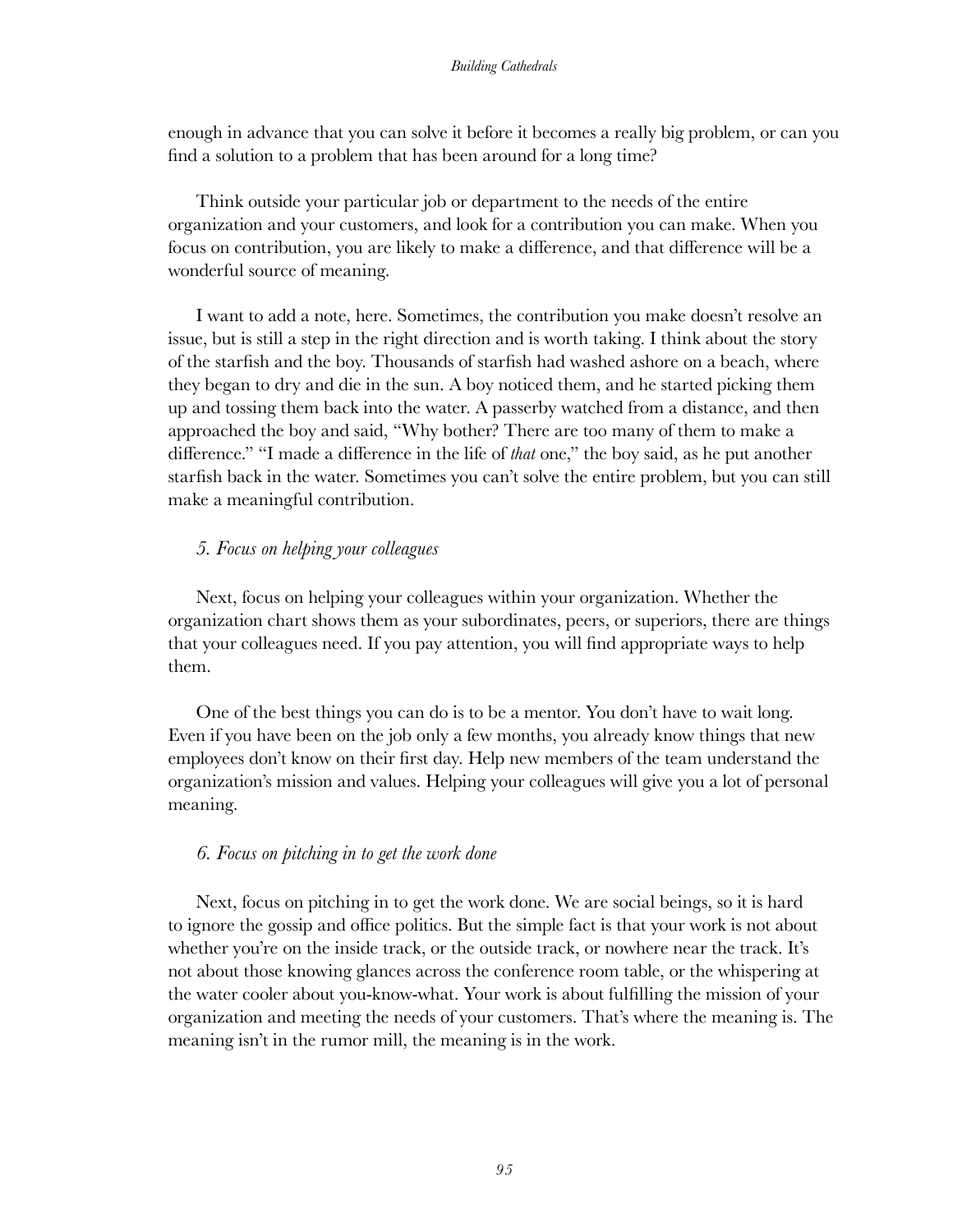enough in advance that you can solve it before it becomes a really big problem, or can you find a solution to a problem that has been around for a long time?

Think outside your particular job or department to the needs of the entire organization and your customers, and look for a contribution you can make. When you focus on contribution, you are likely to make a difference, and that difference will be a wonderful source of meaning.

I want to add a note, here. Sometimes, the contribution you make doesn't resolve an issue, but is still a step in the right direction and is worth taking. I think about the story of the starfish and the boy. Thousands of starfish had washed ashore on a beach, where they began to dry and die in the sun. A boy noticed them, and he started picking them up and tossing them back into the water. A passerby watched from a distance, and then approached the boy and said, "Why bother? There are too many of them to make a difference." "I made a difference in the life of *that* one," the boy said, as he put another starfish back in the water. Sometimes you can't solve the entire problem, but you can still make a meaningful contribution.

### *5. Focus on helping your colleagues*

Next, focus on helping your colleagues within your organization. Whether the organization chart shows them as your subordinates, peers, or superiors, there are things that your colleagues need. If you pay attention, you will find appropriate ways to help them.

One of the best things you can do is to be a mentor. You don't have to wait long. Even if you have been on the job only a few months, you already know things that new employees don't know on their first day. Help new members of the team understand the organization's mission and values. Helping your colleagues will give you a lot of personal meaning.

### *6. Focus on pitching in to get the work done*

Next, focus on pitching in to get the work done. We are social beings, so it is hard to ignore the gossip and office politics. But the simple fact is that your work is not about whether you're on the inside track, or the outside track, or nowhere near the track. It's not about those knowing glances across the conference room table, or the whispering at the water cooler about you-know-what. Your work is about fulfilling the mission of your organization and meeting the needs of your customers. That's where the meaning is. The meaning isn't in the rumor mill, the meaning is in the work.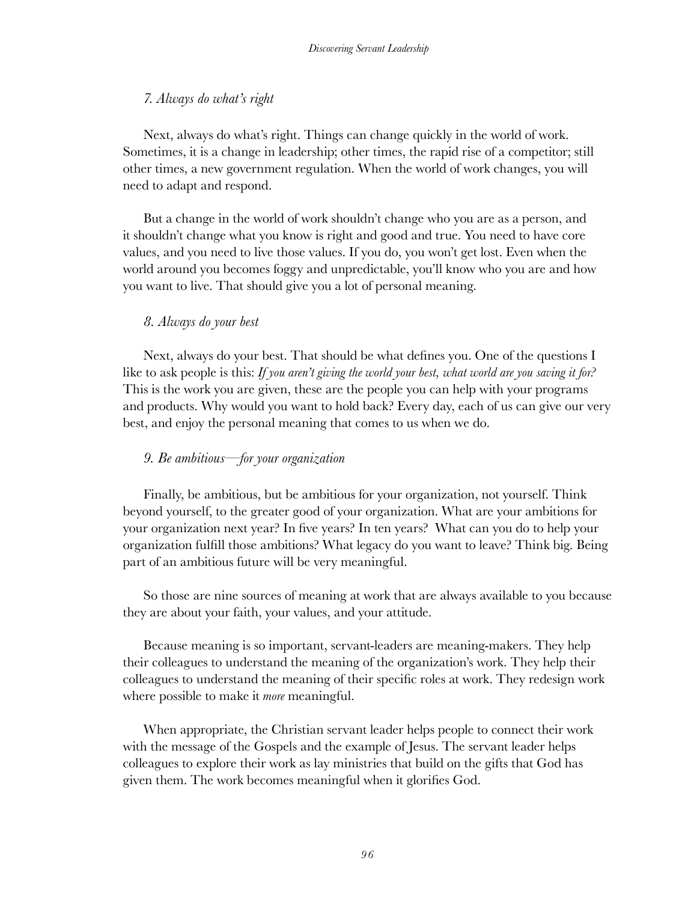*7. Always do what's right*

Next, always do what's right. Things can change quickly in the world of work. Sometimes, it is a change in leadership; other times, the rapid rise of a competitor; still other times, a new government regulation. When the world of work changes, you will need to adapt and respond.

But a change in the world of work shouldn't change who you are as a person, and it shouldn't change what you know is right and good and true. You need to have core values, and you need to live those values. If you do, you won't get lost. Even when the world around you becomes foggy and unpredictable, you'll know who you are and how you want to live. That should give you a lot of personal meaning.

*8. Always do your best*

Next, always do your best. That should be what defines you. One of the questions I like to ask people is this: *If you aren't giving the world your best, what world are you saving it for?* This is the work you are given, these are the people you can help with your programs and products. Why would you want to hold back? Every day, each of us can give our very best, and enjoy the personal meaning that comes to us when we do.

*9. Be ambitious—for your organization*

Finally, be ambitious, but be ambitious for your organization, not yourself. Think beyond yourself, to the greater good of your organization. What are your ambitions for your organization next year? In five years? In ten years? What can you do to help your organization fulfill those ambitions? What legacy do you want to leave? Think big. Being part of an ambitious future will be very meaningful.

So those are nine sources of meaning at work that are always available to you because they are about your faith, your values, and your attitude.

Because meaning is so important, servant-leaders are meaning-makers. They help their colleagues to understand the meaning of the organization's work. They help their colleagues to understand the meaning of their specific roles at work. They redesign work where possible to make it *more* meaningful.

When appropriate, the Christian servant leader helps people to connect their work with the message of the Gospels and the example of Jesus. The servant leader helps colleagues to explore their work as lay ministries that build on the gifts that God has given them. The work becomes meaningful when it glorifies God.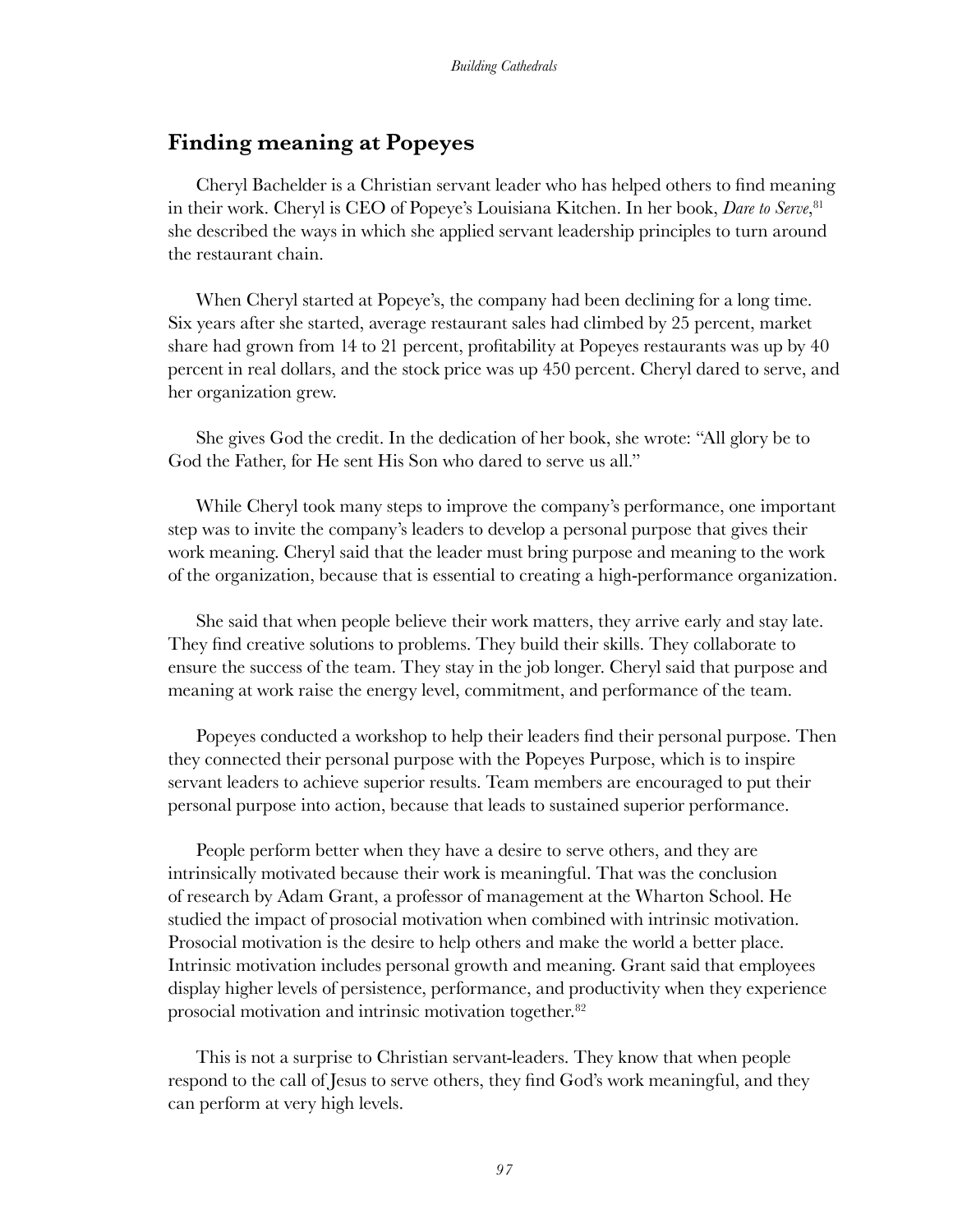## Finding meaning at Popeyes

Cheryl Bachelder is a Christian servant leader who has helped others to find meaning in their work. Cheryl is CEO of Popeye's Louisiana Kitchen. In her book, *Dare to Serve*,[81] she described the ways in which she applied servant leadership principles to turn around the restaurant chain.

When Cheryl started at Popeye's, the company had been declining for a long time. Six years after she started, average restaurant sales had climbed by 25 percent, market share had grown from 14 to 21 percent, profitability at Popeyes restaurants was up by 40 percent in real dollars, and the stock price was up 450 percent. Cheryl dared to serve, and her organization grew.

She gives God the credit. In the dedication of her book, she wrote: "All glory be to God the Father, for He sent His Son who dared to serve us all."

While Cheryl took many steps to improve the company's performance, one important step was to invite the company's leaders to develop a personal purpose that gives their work meaning. Cheryl said that the leader must bring purpose and meaning to the work of the organization, because that is essential to creating a high-performance organization.

She said that when people believe their work matters, they arrive early and stay late. They find creative solutions to problems. They build their skills. They collaborate to ensure the success of the team. They stay in the job longer. Cheryl said that purpose and meaning at work raise the energy level, commitment, and performance of the team.

Popeyes conducted a workshop to help their leaders find their personal purpose. Then they connected their personal purpose with the Popeyes Purpose, which is to inspire servant leaders to achieve superior results. Team members are encouraged to put their personal purpose into action, because that leads to sustained superior performance.

People perform better when they have a desire to serve others, and they are intrinsically motivated because their work is meaningful. That was the conclusion of research by Adam Grant, a professor of management at the Wharton School. He studied the impact of prosocial motivation when combined with intrinsic motivation. Prosocial motivation is the desire to help others and make the world a better place. Intrinsic motivation includes personal growth and meaning. Grant said that employees display higher levels of persistence, performance, and productivity when they experience prosocial motivation and intrinsic motivation together.[82]

This is not a surprise to Christian servant-leaders. They know that when people respond to the call of Jesus to serve others, they find God's work meaningful, and they can perform at very high levels.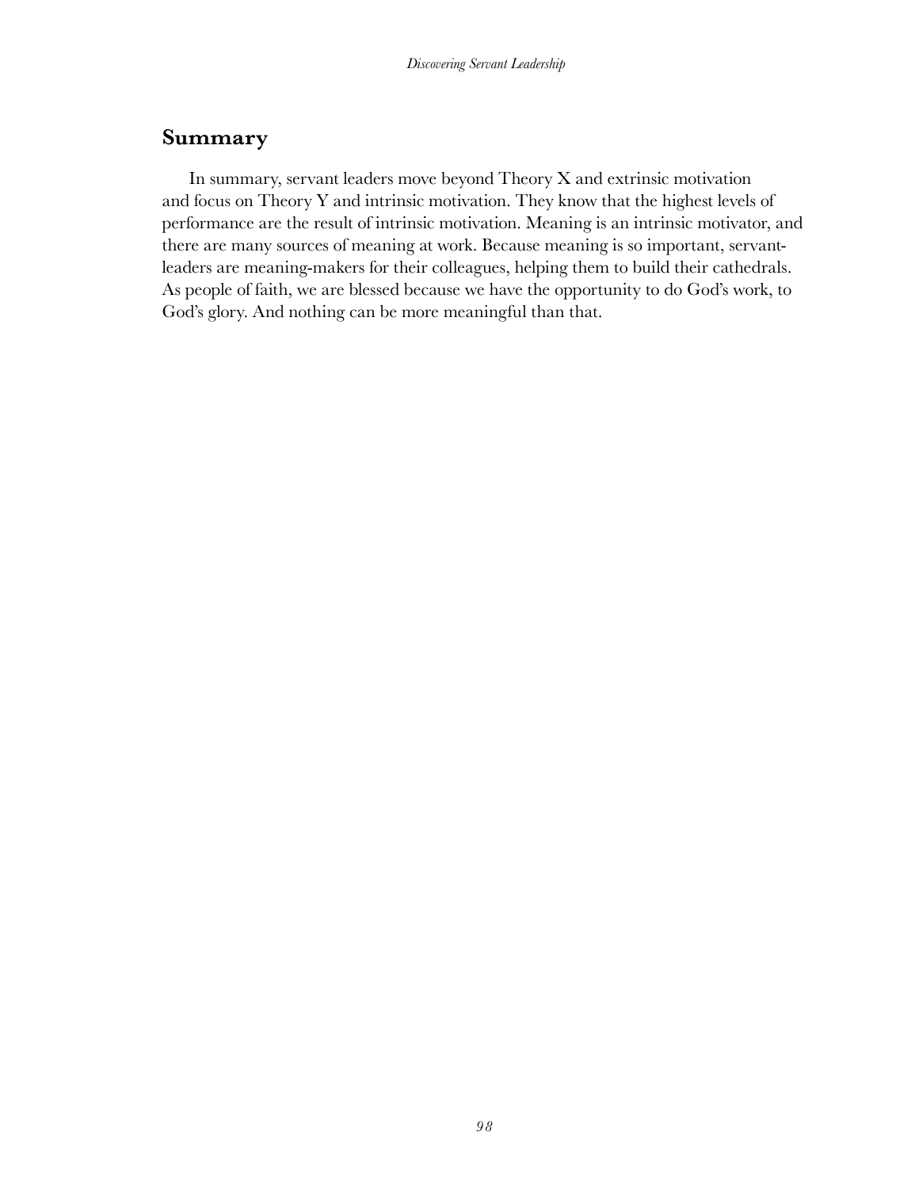## Summary

In summary, servant leaders move beyond Theory X and extrinsic motivation and focus on Theory Y and intrinsic motivation. They know that the highest levels of performance are the result of intrinsic motivation. Meaning is an intrinsic motivator, and there are many sources of meaning at work. Because meaning is so important, servant-leaders are meaning-makers for their colleagues, helping them to build their cathedrals. As people of faith, we are blessed because we have the opportunity to do God's work, to God's glory. And nothing can be more meaningful than that.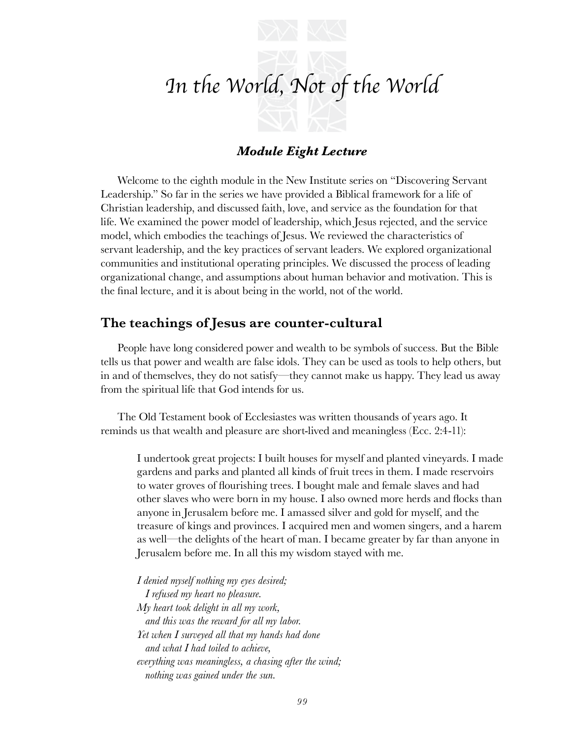# *In the World, Not of the World*

### *Module Eight Lecture*

Welcome to the eighth module in the New Institute series on "Discovering Servant Leadership." So far in the series we have provided a Biblical framework for a life of Christian leadership, and discussed faith, love, and service as the foundation for that life. We examined the power model of leadership, which Jesus rejected, and the service model, which embodies the teachings of Jesus. We reviewed the characteristics of servant leadership, and the key practices of servant leaders. We explored organizational communities and institutional operating principles. We discussed the process of leading organizational change, and assumptions about human behavior and motivation. This is the final lecture, and it is about being in the world, not of the world.

## The teachings of Jesus are counter-cultural

People have long considered power and wealth to be symbols of success. But the Bible tells us that power and wealth are false idols. They can be used as tools to help others, but in and of themselves, they do not satisfy—they cannot make us happy. They lead us away from the spiritual life that God intends for us.

The Old Testament book of Ecclesiastes was written thousands of years ago. It reminds us that wealth and pleasure are short-lived and meaningless (Ecc. 2:4-11):

> I undertook great projects: I built houses for myself and planted vineyards. I made gardens and parks and planted all kinds of fruit trees in them. I made reservoirs to water groves of flourishing trees. I bought male and female slaves and had other slaves who were born in my house. I also owned more herds and flocks than anyone in Jerusalem before me. I amassed silver and gold for myself, and the treasure of kings and provinces. I acquired men and women singers, and a harem as well—the delights of the heart of man. I became greater by far than anyone in Jerusalem before me. In all this my wisdom stayed with me.
>
> *I denied myself nothing my eyes desired;*
> *I refused my heart no pleasure.*
> *My heart took delight in all my work,*
> *and this was the reward for all my labor.*
> *Yet when I surveyed all that my hands had done*
> *and what I had toiled to achieve,*
> *everything was meaningless, a chasing after the wind;*
> *nothing was gained under the sun.*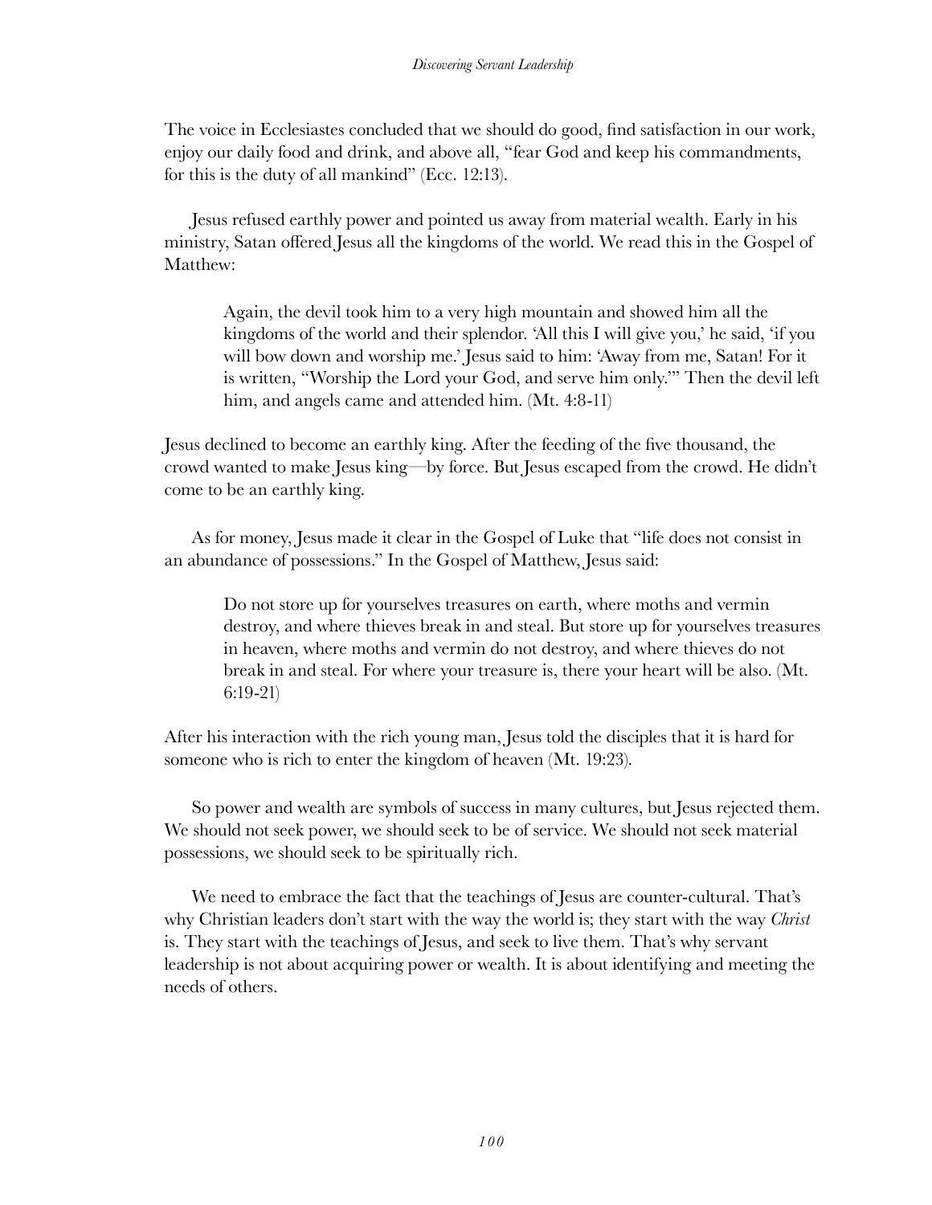The voice in Ecclesiastes concluded that we should do good, find satisfaction in our work, enjoy our daily food and drink, and above all, "fear God and keep his commandments, for this is the duty of all mankind" (Ecc. 12:13).

Jesus refused earthly power and pointed us away from material wealth. Early in his ministry, Satan offered Jesus all the kingdoms of the world. We read this in the Gospel of Matthew:

> Again, the devil took him to a very high mountain and showed him all the kingdoms of the world and their splendor. 'All this I will give you,' he said, 'if you will bow down and worship me.' Jesus said to him: 'Away from me, Satan! For it is written, "Worship the Lord your God, and serve him only."' Then the devil left him, and angels came and attended him. (Mt. 4:8-11)

Jesus declined to become an earthly king. After the feeding of the five thousand, the crowd wanted to make Jesus king—by force. But Jesus escaped from the crowd. He didn't come to be an earthly king.

As for money, Jesus made it clear in the Gospel of Luke that "life does not consist in an abundance of possessions." In the Gospel of Matthew, Jesus said:

> Do not store up for yourselves treasures on earth, where moths and vermin destroy, and where thieves break in and steal. But store up for yourselves treasures in heaven, where moths and vermin do not destroy, and where thieves do not break in and steal. For where your treasure is, there your heart will be also. (Mt. 6:19-21)

After his interaction with the rich young man, Jesus told the disciples that it is hard for someone who is rich to enter the kingdom of heaven (Mt. 19:23).

So power and wealth are symbols of success in many cultures, but Jesus rejected them. We should not seek power, we should seek to be of service. We should not seek material possessions, we should seek to be spiritually rich.

We need to embrace the fact that the teachings of Jesus are counter-cultural. That's why Christian leaders don't start with the way the world is; they start with the way *Christ* is. They start with the teachings of Jesus, and seek to live them. That's why servant leadership is not about acquiring power or wealth. It is about identifying and meeting the needs of others.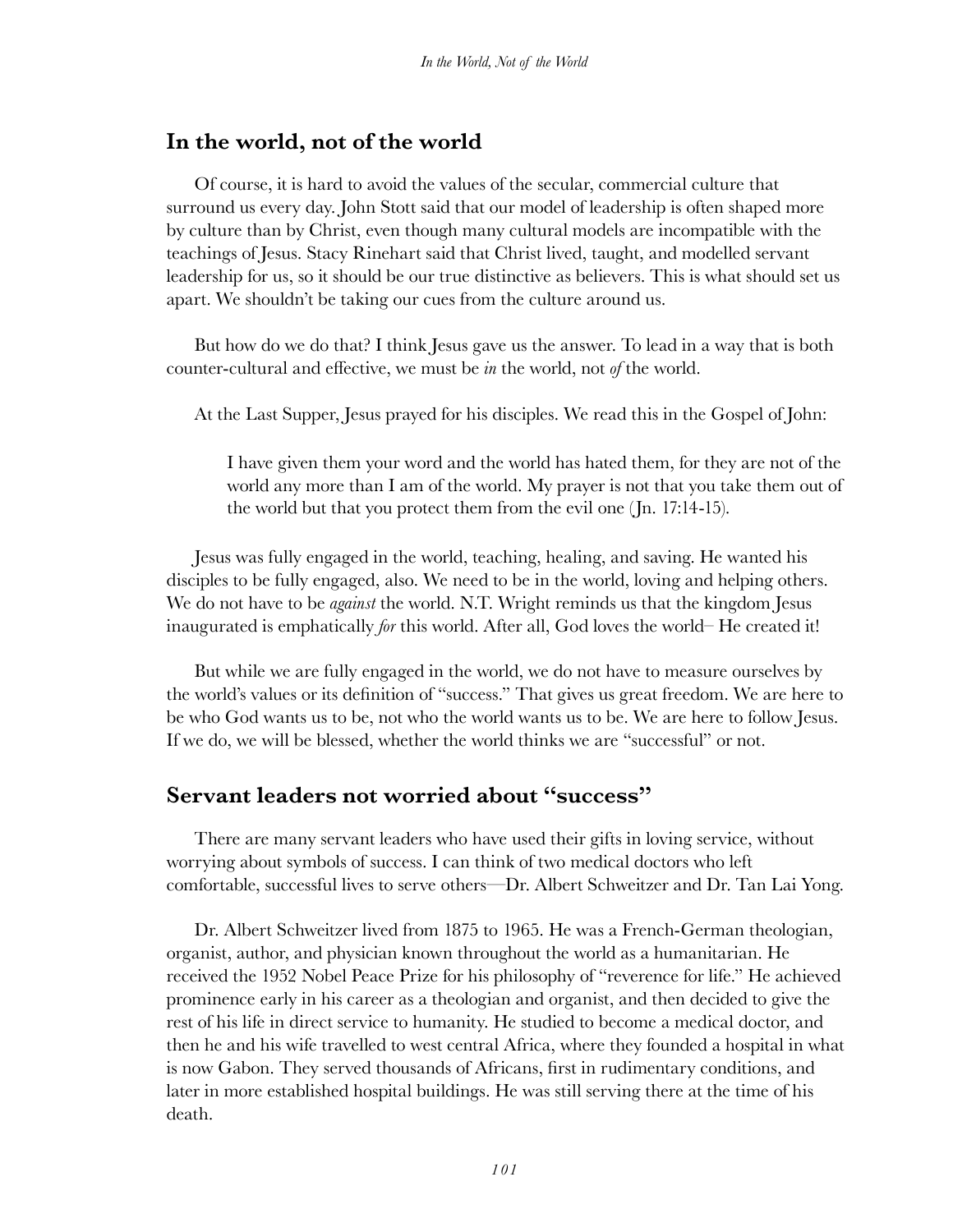## In the world, not of the world

Of course, it is hard to avoid the values of the secular, commercial culture that surround us every day. John Stott said that our model of leadership is often shaped more by culture than by Christ, even though many cultural models are incompatible with the teachings of Jesus. Stacy Rinehart said that Christ lived, taught, and modelled servant leadership for us, so it should be our true distinctive as believers. This is what should set us apart. We shouldn't be taking our cues from the culture around us.

But how do we do that? I think Jesus gave us the answer. To lead in a way that is both counter-cultural and effective, we must be *in* the world, not *of* the world.

At the Last Supper, Jesus prayed for his disciples. We read this in the Gospel of John:

> I have given them your word and the world has hated them, for they are not of the world any more than I am of the world. My prayer is not that you take them out of the world but that you protect them from the evil one (Jn. 17:14-15).

Jesus was fully engaged in the world, teaching, healing, and saving. He wanted his disciples to be fully engaged, also. We need to be in the world, loving and helping others. We do not have to be *against* the world. N.T. Wright reminds us that the kingdom Jesus inaugurated is emphatically *for* this world. After all, God loves the world– He created it!

But while we are fully engaged in the world, we do not have to measure ourselves by the world's values or its definition of "success." That gives us great freedom. We are here to be who God wants us to be, not who the world wants us to be. We are here to follow Jesus. If we do, we will be blessed, whether the world thinks we are "successful" or not.

## Servant leaders not worried about "success"

There are many servant leaders who have used their gifts in loving service, without worrying about symbols of success. I can think of two medical doctors who left comfortable, successful lives to serve others—Dr. Albert Schweitzer and Dr. Tan Lai Yong.

Dr. Albert Schweitzer lived from 1875 to 1965. He was a French-German theologian, organist, author, and physician known throughout the world as a humanitarian. He received the 1952 Nobel Peace Prize for his philosophy of "reverence for life." He achieved prominence early in his career as a theologian and organist, and then decided to give the rest of his life in direct service to humanity. He studied to become a medical doctor, and then he and his wife travelled to west central Africa, where they founded a hospital in what is now Gabon. They served thousands of Africans, first in rudimentary conditions, and later in more established hospital buildings. He was still serving there at the time of his death.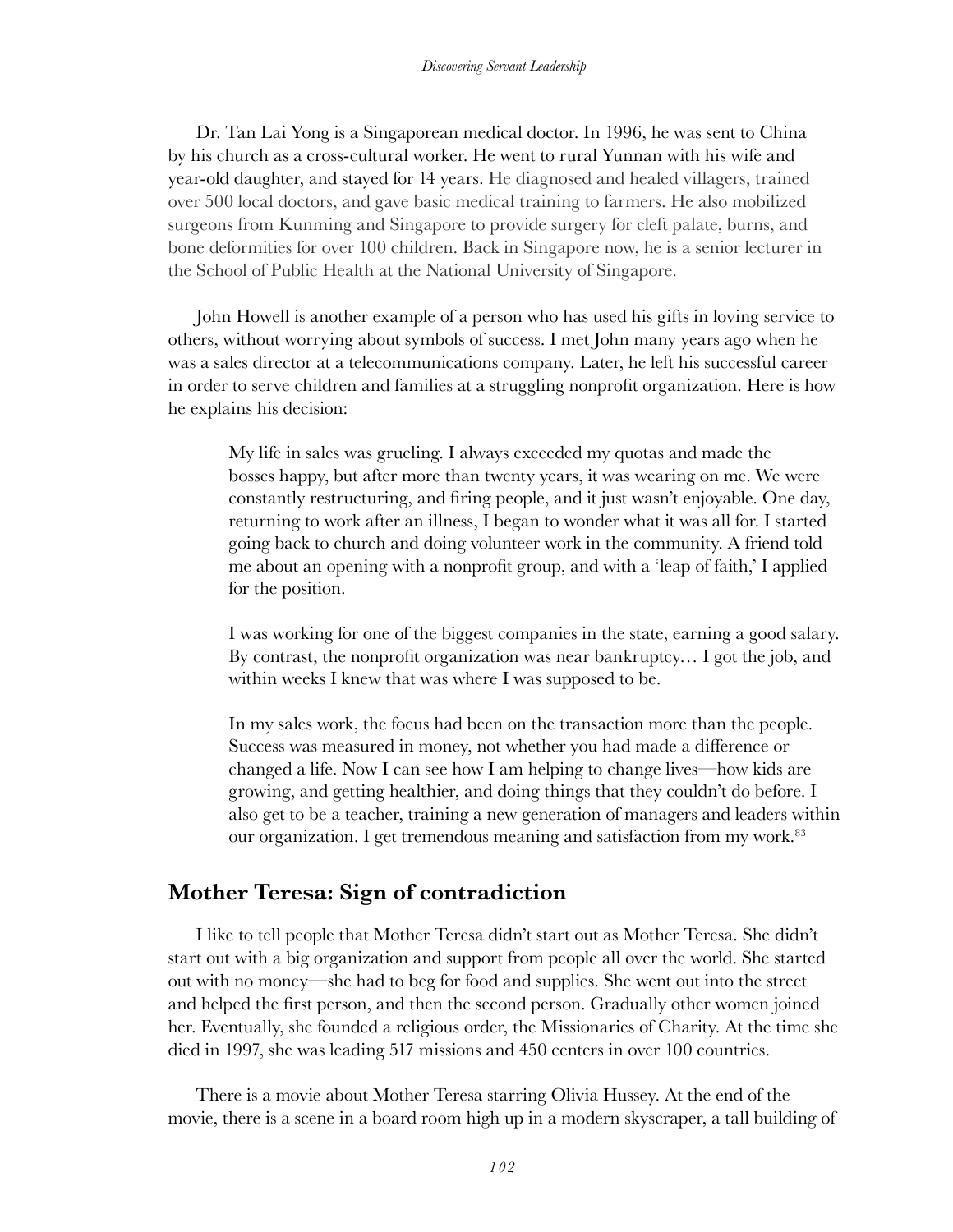Dr. Tan Lai Yong is a Singaporean medical doctor. In 1996, he was sent to China by his church as a cross-cultural worker. He went to rural Yunnan with his wife and year-old daughter, and stayed for 14 years. He diagnosed and healed villagers, trained over 500 local doctors, and gave basic medical training to farmers. He also mobilized surgeons from Kunming and Singapore to provide surgery for cleft palate, burns, and bone deformities for over 100 children. Back in Singapore now, he is a senior lecturer in the School of Public Health at the National University of Singapore.

John Howell is another example of a person who has used his gifts in loving service to others, without worrying about symbols of success. I met John many years ago when he was a sales director at a telecommunications company. Later, he left his successful career in order to serve children and families at a struggling nonprofit organization. Here is how he explains his decision:

> My life in sales was grueling. I always exceeded my quotas and made the bosses happy, but after more than twenty years, it was wearing on me. We were constantly restructuring, and firing people, and it just wasn't enjoyable. One day, returning to work after an illness, I began to wonder what it was all for. I started going back to church and doing volunteer work in the community. A friend told me about an opening with a nonprofit group, and with a 'leap of faith,' I applied for the position.
>
> I was working for one of the biggest companies in the state, earning a good salary. By contrast, the nonprofit organization was near bankruptcy… I got the job, and within weeks I knew that was where I was supposed to be.
>
> In my sales work, the focus had been on the transaction more than the people. Success was measured in money, not whether you had made a difference or changed a life. Now I can see how I am helping to change lives—how kids are growing, and getting healthier, and doing things that they couldn't do before. I also get to be a teacher, training a new generation of managers and leaders within our organization. I get tremendous meaning and satisfaction from my work.[83]

## Mother Teresa: Sign of contradiction

I like to tell people that Mother Teresa didn't start out as Mother Teresa. She didn't start out with a big organization and support from people all over the world. She started out with no money—she had to beg for food and supplies. She went out into the street and helped the first person, and then the second person. Gradually other women joined her. Eventually, she founded a religious order, the Missionaries of Charity. At the time she died in 1997, she was leading 517 missions and 450 centers in over 100 countries.

There is a movie about Mother Teresa starring Olivia Hussey. At the end of the movie, there is a scene in a board room high up in a modern skyscraper, a tall building of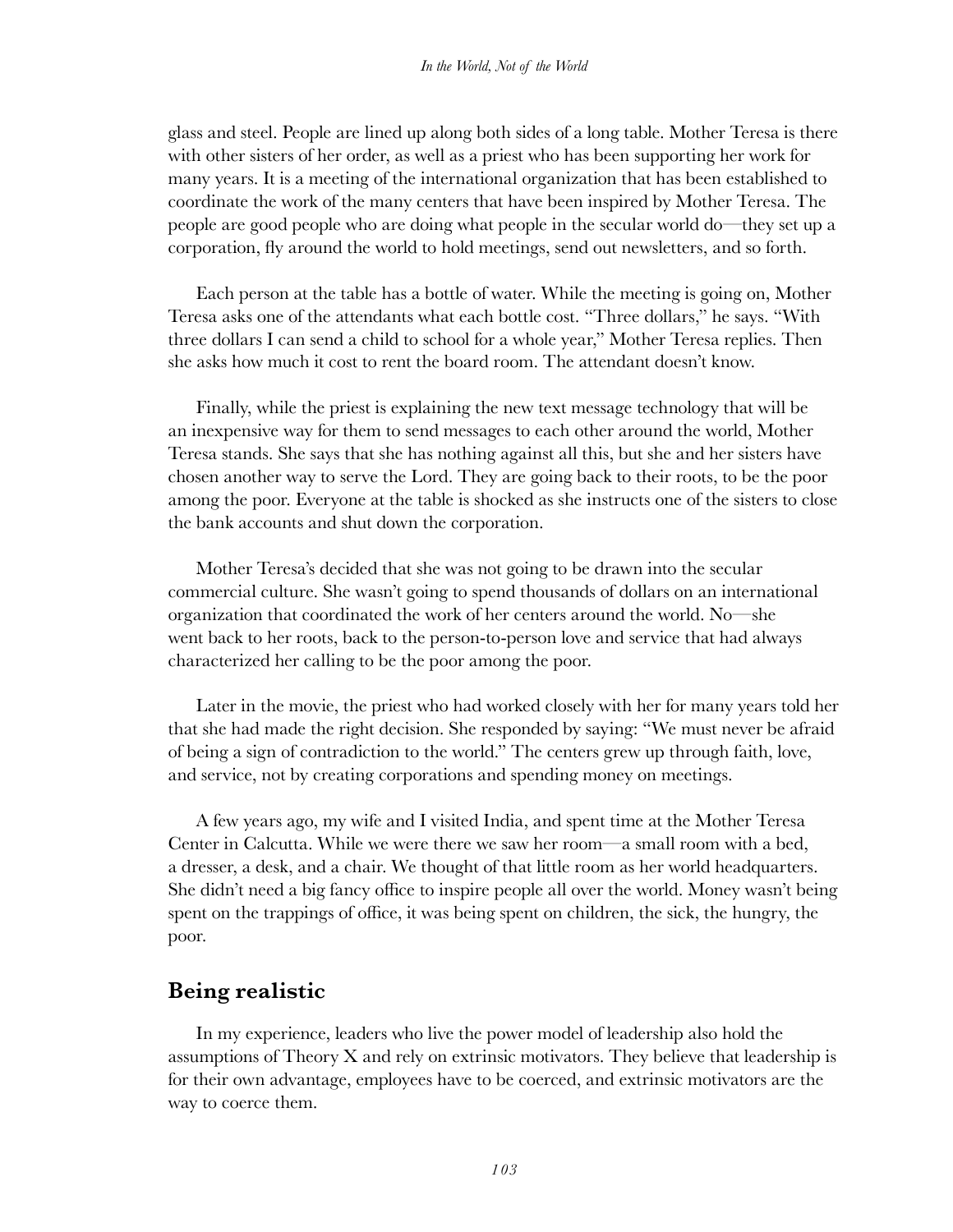glass and steel. People are lined up along both sides of a long table. Mother Teresa is there with other sisters of her order, as well as a priest who has been supporting her work for many years. It is a meeting of the international organization that has been established to coordinate the work of the many centers that have been inspired by Mother Teresa. The people are good people who are doing what people in the secular world do—they set up a corporation, fly around the world to hold meetings, send out newsletters, and so forth.

Each person at the table has a bottle of water. While the meeting is going on, Mother Teresa asks one of the attendants what each bottle cost. "Three dollars," he says. "With three dollars I can send a child to school for a whole year," Mother Teresa replies. Then she asks how much it cost to rent the board room. The attendant doesn't know.

Finally, while the priest is explaining the new text message technology that will be an inexpensive way for them to send messages to each other around the world, Mother Teresa stands. She says that she has nothing against all this, but she and her sisters have chosen another way to serve the Lord. They are going back to their roots, to be the poor among the poor. Everyone at the table is shocked as she instructs one of the sisters to close the bank accounts and shut down the corporation.

Mother Teresa's decided that she was not going to be drawn into the secular commercial culture. She wasn't going to spend thousands of dollars on an international organization that coordinated the work of her centers around the world. No—she went back to her roots, back to the person-to-person love and service that had always characterized her calling to be the poor among the poor.

Later in the movie, the priest who had worked closely with her for many years told her that she had made the right decision. She responded by saying: "We must never be afraid of being a sign of contradiction to the world." The centers grew up through faith, love, and service, not by creating corporations and spending money on meetings.

A few years ago, my wife and I visited India, and spent time at the Mother Teresa Center in Calcutta. While we were there we saw her room—a small room with a bed, a dresser, a desk, and a chair. We thought of that little room as her world headquarters. She didn't need a big fancy office to inspire people all over the world. Money wasn't being spent on the trappings of office, it was being spent on children, the sick, the hungry, the poor.

## Being realistic

In my experience, leaders who live the power model of leadership also hold the assumptions of Theory X and rely on extrinsic motivators. They believe that leadership is for their own advantage, employees have to be coerced, and extrinsic motivators are the way to coerce them.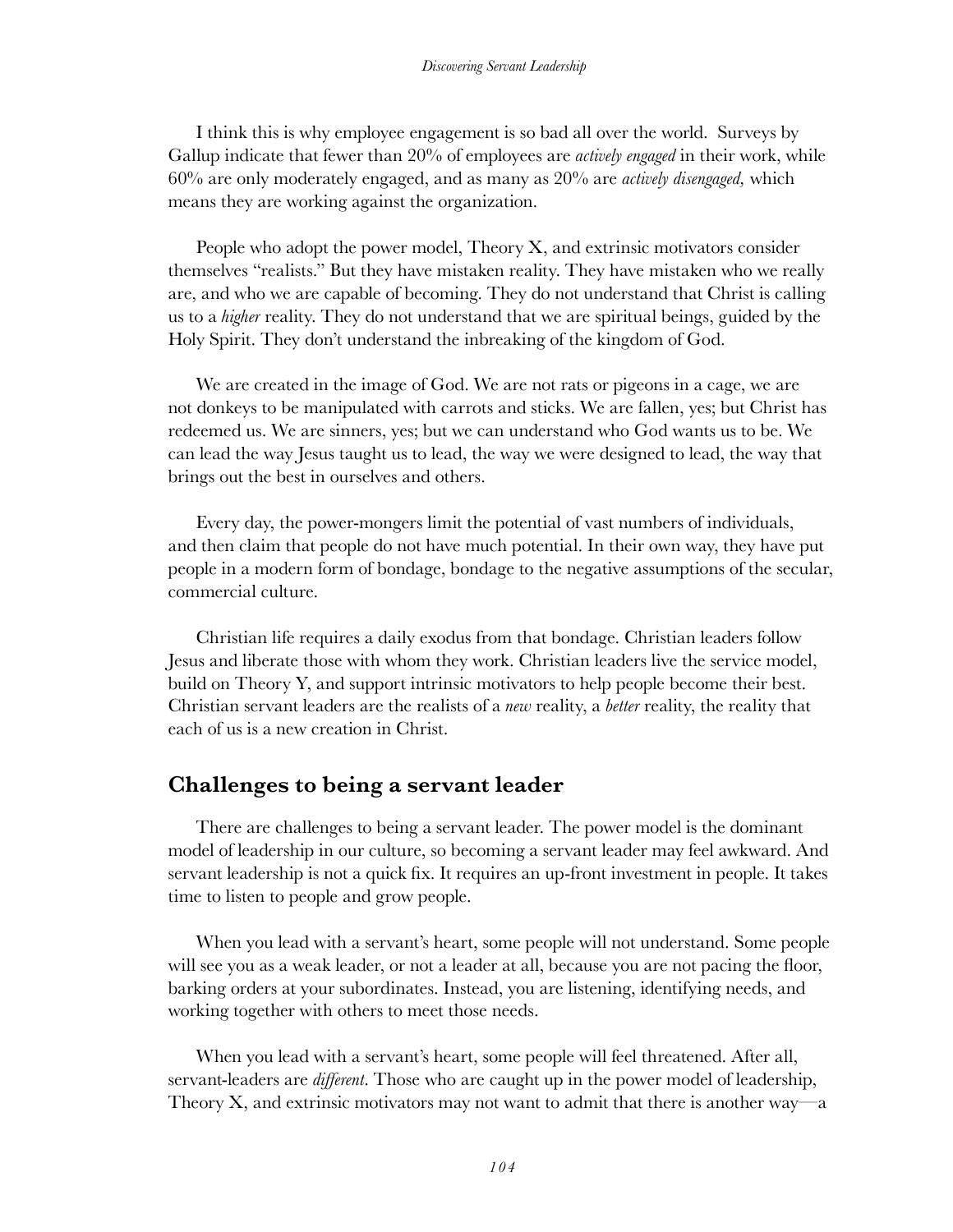I think this is why employee engagement is so bad all over the world. Surveys by Gallup indicate that fewer than 20% of employees are *actively engaged* in their work, while 60% are only moderately engaged, and as many as 20% are *actively disengaged,* which means they are working against the organization.

People who adopt the power model, Theory X, and extrinsic motivators consider themselves "realists." But they have mistaken reality. They have mistaken who we really are, and who we are capable of becoming. They do not understand that Christ is calling us to a *higher* reality. They do not understand that we are spiritual beings, guided by the Holy Spirit. They don't understand the inbreaking of the kingdom of God.

We are created in the image of God. We are not rats or pigeons in a cage, we are not donkeys to be manipulated with carrots and sticks. We are fallen, yes; but Christ has redeemed us. We are sinners, yes; but we can understand who God wants us to be. We can lead the way Jesus taught us to lead, the way we were designed to lead, the way that brings out the best in ourselves and others.

Every day, the power-mongers limit the potential of vast numbers of individuals, and then claim that people do not have much potential. In their own way, they have put people in a modern form of bondage, bondage to the negative assumptions of the secular, commercial culture.

Christian life requires a daily exodus from that bondage. Christian leaders follow Jesus and liberate those with whom they work. Christian leaders live the service model, build on Theory Y, and support intrinsic motivators to help people become their best. Christian servant leaders are the realists of a *new* reality, a *better* reality, the reality that each of us is a new creation in Christ.

## Challenges to being a servant leader

There are challenges to being a servant leader. The power model is the dominant model of leadership in our culture, so becoming a servant leader may feel awkward. And servant leadership is not a quick fix. It requires an up-front investment in people. It takes time to listen to people and grow people.

When you lead with a servant's heart, some people will not understand. Some people will see you as a weak leader, or not a leader at all, because you are not pacing the floor, barking orders at your subordinates. Instead, you are listening, identifying needs, and working together with others to meet those needs.

When you lead with a servant's heart, some people will feel threatened. After all, servant-leaders are *different*. Those who are caught up in the power model of leadership, Theory X, and extrinsic motivators may not want to admit that there is another way—a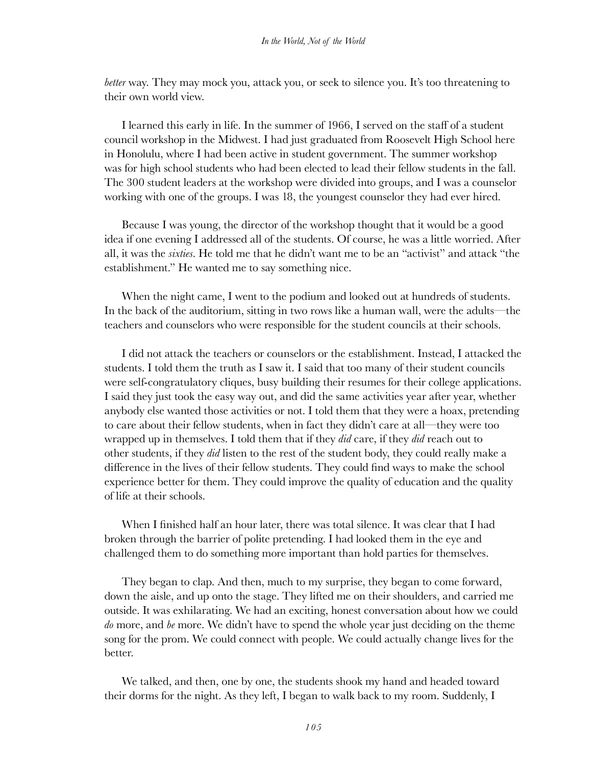*better* way. They may mock you, attack you, or seek to silence you. It's too threatening to their own world view.

I learned this early in life. In the summer of 1966, I served on the staff of a student council workshop in the Midwest. I had just graduated from Roosevelt High School here in Honolulu, where I had been active in student government. The summer workshop was for high school students who had been elected to lead their fellow students in the fall. The 300 student leaders at the workshop were divided into groups, and I was a counselor working with one of the groups. I was 18, the youngest counselor they had ever hired.

Because I was young, the director of the workshop thought that it would be a good idea if one evening I addressed all of the students. Of course, he was a little worried. After all, it was the *sixties*. He told me that he didn't want me to be an "activist" and attack "the establishment." He wanted me to say something nice.

When the night came, I went to the podium and looked out at hundreds of students. In the back of the auditorium, sitting in two rows like a human wall, were the adults—the teachers and counselors who were responsible for the student councils at their schools.

I did not attack the teachers or counselors or the establishment. Instead, I attacked the students. I told them the truth as I saw it. I said that too many of their student councils were self-congratulatory cliques, busy building their resumes for their college applications. I said they just took the easy way out, and did the same activities year after year, whether anybody else wanted those activities or not. I told them that they were a hoax, pretending to care about their fellow students, when in fact they didn't care at all—they were too wrapped up in themselves. I told them that if they *did* care, if they *did* reach out to other students, if they *did* listen to the rest of the student body, they could really make a difference in the lives of their fellow students. They could find ways to make the school experience better for them. They could improve the quality of education and the quality of life at their schools.

When I finished half an hour later, there was total silence. It was clear that I had broken through the barrier of polite pretending. I had looked them in the eye and challenged them to do something more important than hold parties for themselves.

They began to clap. And then, much to my surprise, they began to come forward, down the aisle, and up onto the stage. They lifted me on their shoulders, and carried me outside. It was exhilarating. We had an exciting, honest conversation about how we could *do* more, and *be* more. We didn't have to spend the whole year just deciding on the theme song for the prom. We could connect with people. We could actually change lives for the better.

We talked, and then, one by one, the students shook my hand and headed toward their dorms for the night. As they left, I began to walk back to my room. Suddenly, I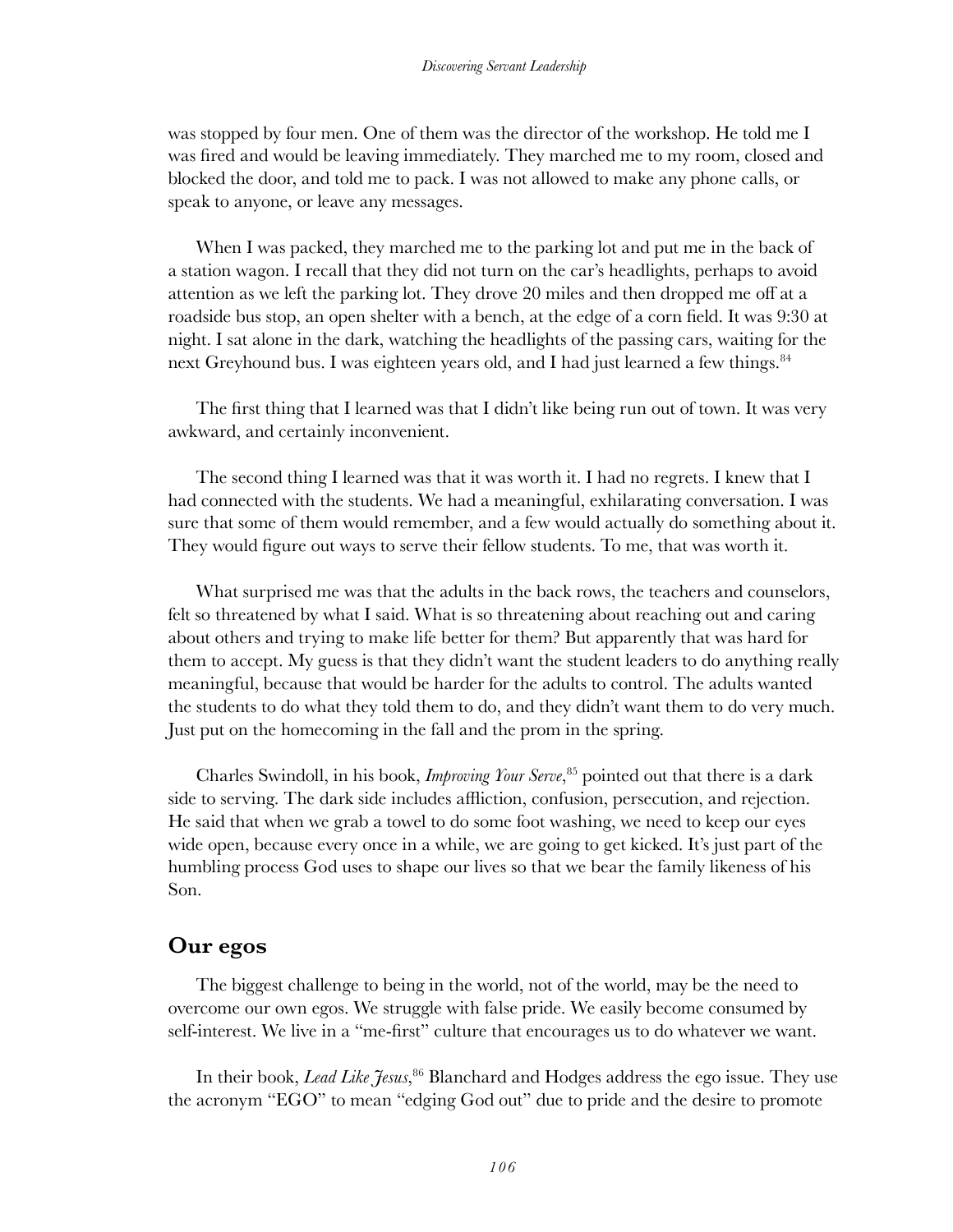was stopped by four men. One of them was the director of the workshop. He told me I was fired and would be leaving immediately. They marched me to my room, closed and blocked the door, and told me to pack. I was not allowed to make any phone calls, or speak to anyone, or leave any messages.

When I was packed, they marched me to the parking lot and put me in the back of a station wagon. I recall that they did not turn on the car's headlights, perhaps to avoid attention as we left the parking lot. They drove 20 miles and then dropped me off at a roadside bus stop, an open shelter with a bench, at the edge of a corn field. It was 9:30 at night. I sat alone in the dark, watching the headlights of the passing cars, waiting for the next Greyhound bus. I was eighteen years old, and I had just learned a few things.[84]

The first thing that I learned was that I didn't like being run out of town. It was very awkward, and certainly inconvenient.

The second thing I learned was that it was worth it. I had no regrets. I knew that I had connected with the students. We had a meaningful, exhilarating conversation. I was sure that some of them would remember, and a few would actually do something about it. They would figure out ways to serve their fellow students. To me, that was worth it.

What surprised me was that the adults in the back rows, the teachers and counselors, felt so threatened by what I said. What is so threatening about reaching out and caring about others and trying to make life better for them? But apparently that was hard for them to accept. My guess is that they didn't want the student leaders to do anything really meaningful, because that would be harder for the adults to control. The adults wanted the students to do what they told them to do, and they didn't want them to do very much. Just put on the homecoming in the fall and the prom in the spring.

Charles Swindoll, in his book, *Improving Your Serve*,[85] pointed out that there is a dark side to serving. The dark side includes affliction, confusion, persecution, and rejection. He said that when we grab a towel to do some foot washing, we need to keep our eyes wide open, because every once in a while, we are going to get kicked. It's just part of the humbling process God uses to shape our lives so that we bear the family likeness of his Son.

## Our egos

The biggest challenge to being in the world, not of the world, may be the need to overcome our own egos. We struggle with false pride. We easily become consumed by self-interest. We live in a "me-first" culture that encourages us to do whatever we want.

In their book, *Lead Like Jesus*,[86] Blanchard and Hodges address the ego issue. They use the acronym "EGO" to mean "edging God out" due to pride and the desire to promote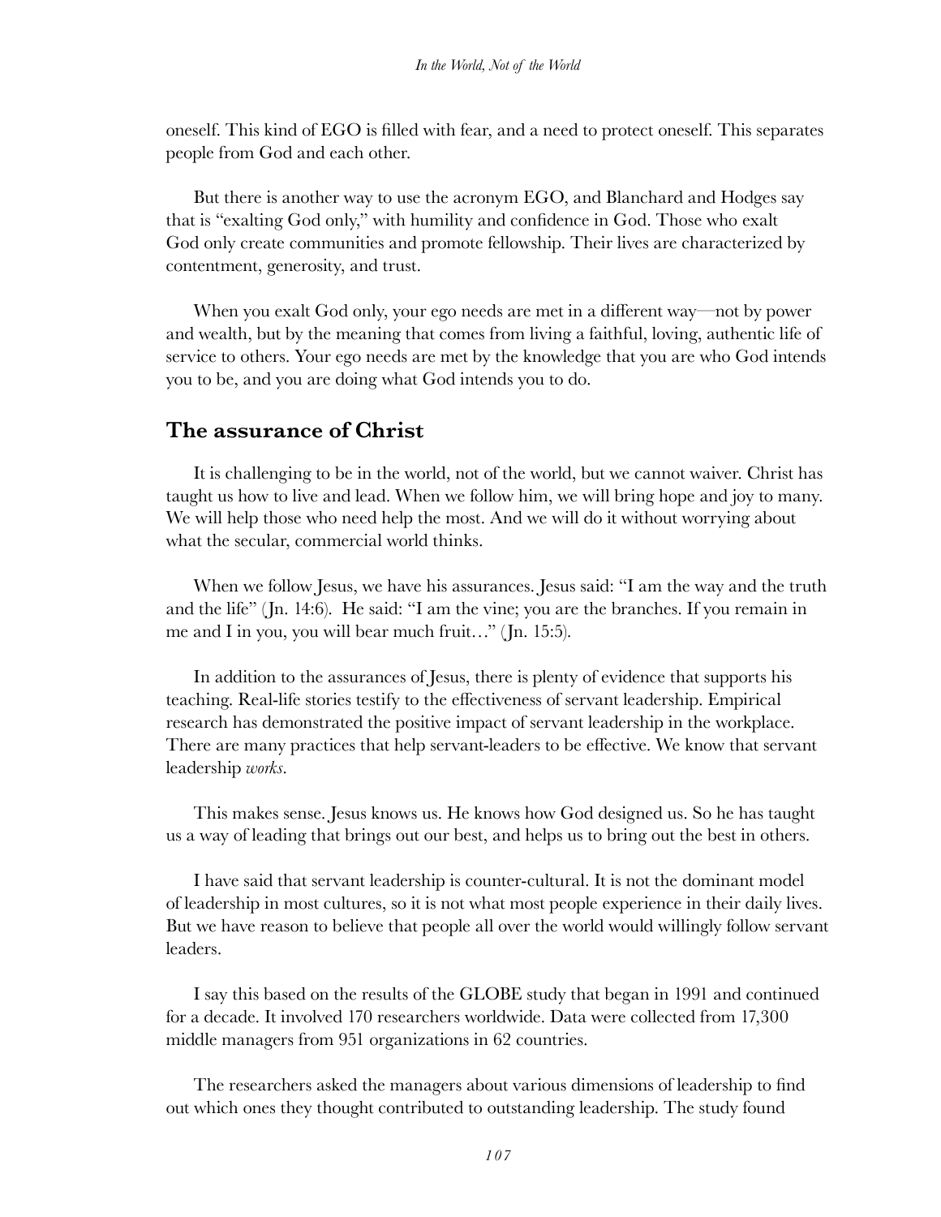oneself. This kind of EGO is filled with fear, and a need to protect oneself. This separates people from God and each other.

But there is another way to use the acronym EGO, and Blanchard and Hodges say that is "exalting God only," with humility and confidence in God. Those who exalt God only create communities and promote fellowship. Their lives are characterized by contentment, generosity, and trust.

When you exalt God only, your ego needs are met in a different way—not by power and wealth, but by the meaning that comes from living a faithful, loving, authentic life of service to others. Your ego needs are met by the knowledge that you are who God intends you to be, and you are doing what God intends you to do.

## The assurance of Christ

It is challenging to be in the world, not of the world, but we cannot waiver. Christ has taught us how to live and lead. When we follow him, we will bring hope and joy to many. We will help those who need help the most. And we will do it without worrying about what the secular, commercial world thinks.

When we follow Jesus, we have his assurances. Jesus said: "I am the way and the truth and the life" (Jn. 14:6). He said: "I am the vine; you are the branches. If you remain in me and I in you, you will bear much fruit…" (Jn. 15:5).

In addition to the assurances of Jesus, there is plenty of evidence that supports his teaching. Real-life stories testify to the effectiveness of servant leadership. Empirical research has demonstrated the positive impact of servant leadership in the workplace. There are many practices that help servant-leaders to be effective. We know that servant leadership *works*.

This makes sense. Jesus knows us. He knows how God designed us. So he has taught us a way of leading that brings out our best, and helps us to bring out the best in others.

I have said that servant leadership is counter-cultural. It is not the dominant model of leadership in most cultures, so it is not what most people experience in their daily lives. But we have reason to believe that people all over the world would willingly follow servant leaders.

I say this based on the results of the GLOBE study that began in 1991 and continued for a decade. It involved 170 researchers worldwide. Data were collected from 17,300 middle managers from 951 organizations in 62 countries.

The researchers asked the managers about various dimensions of leadership to find out which ones they thought contributed to outstanding leadership. The study found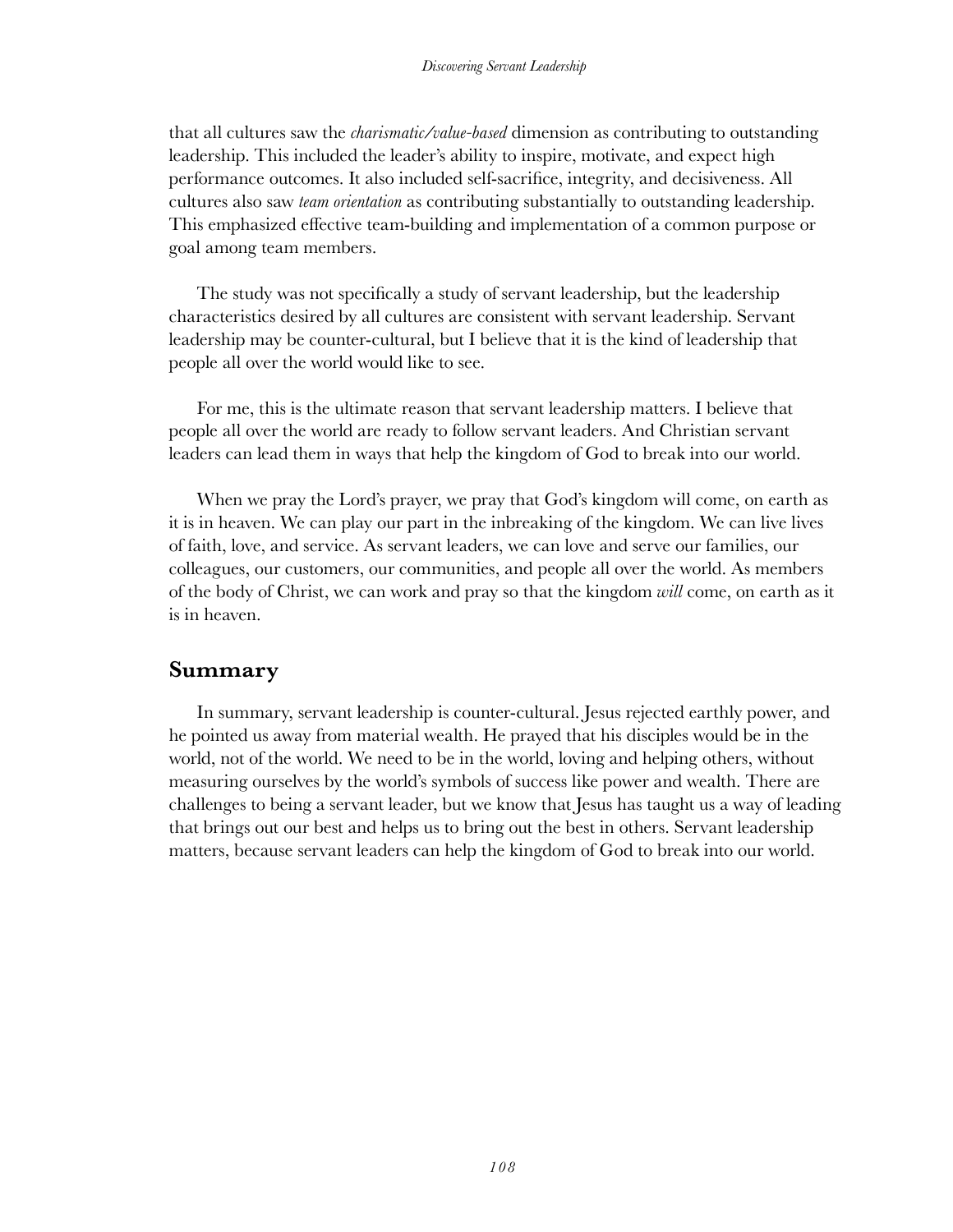that all cultures saw the *charismatic/value-based* dimension as contributing to outstanding leadership. This included the leader's ability to inspire, motivate, and expect high performance outcomes. It also included self-sacrifice, integrity, and decisiveness. All cultures also saw *team orientation* as contributing substantially to outstanding leadership. This emphasized effective team-building and implementation of a common purpose or goal among team members.

The study was not specifically a study of servant leadership, but the leadership characteristics desired by all cultures are consistent with servant leadership. Servant leadership may be counter-cultural, but I believe that it is the kind of leadership that people all over the world would like to see.

For me, this is the ultimate reason that servant leadership matters. I believe that people all over the world are ready to follow servant leaders. And Christian servant leaders can lead them in ways that help the kingdom of God to break into our world.

When we pray the Lord's prayer, we pray that God's kingdom will come, on earth as it is in heaven. We can play our part in the inbreaking of the kingdom. We can live lives of faith, love, and service. As servant leaders, we can love and serve our families, our colleagues, our customers, our communities, and people all over the world. As members of the body of Christ, we can work and pray so that the kingdom *will* come, on earth as it is in heaven.

## Summary

In summary, servant leadership is counter-cultural. Jesus rejected earthly power, and he pointed us away from material wealth. He prayed that his disciples would be in the world, not of the world. We need to be in the world, loving and helping others, without measuring ourselves by the world's symbols of success like power and wealth. There are challenges to being a servant leader, but we know that Jesus has taught us a way of leading that brings out our best and helps us to bring out the best in others. Servant leadership matters, because servant leaders can help the kingdom of God to break into our world.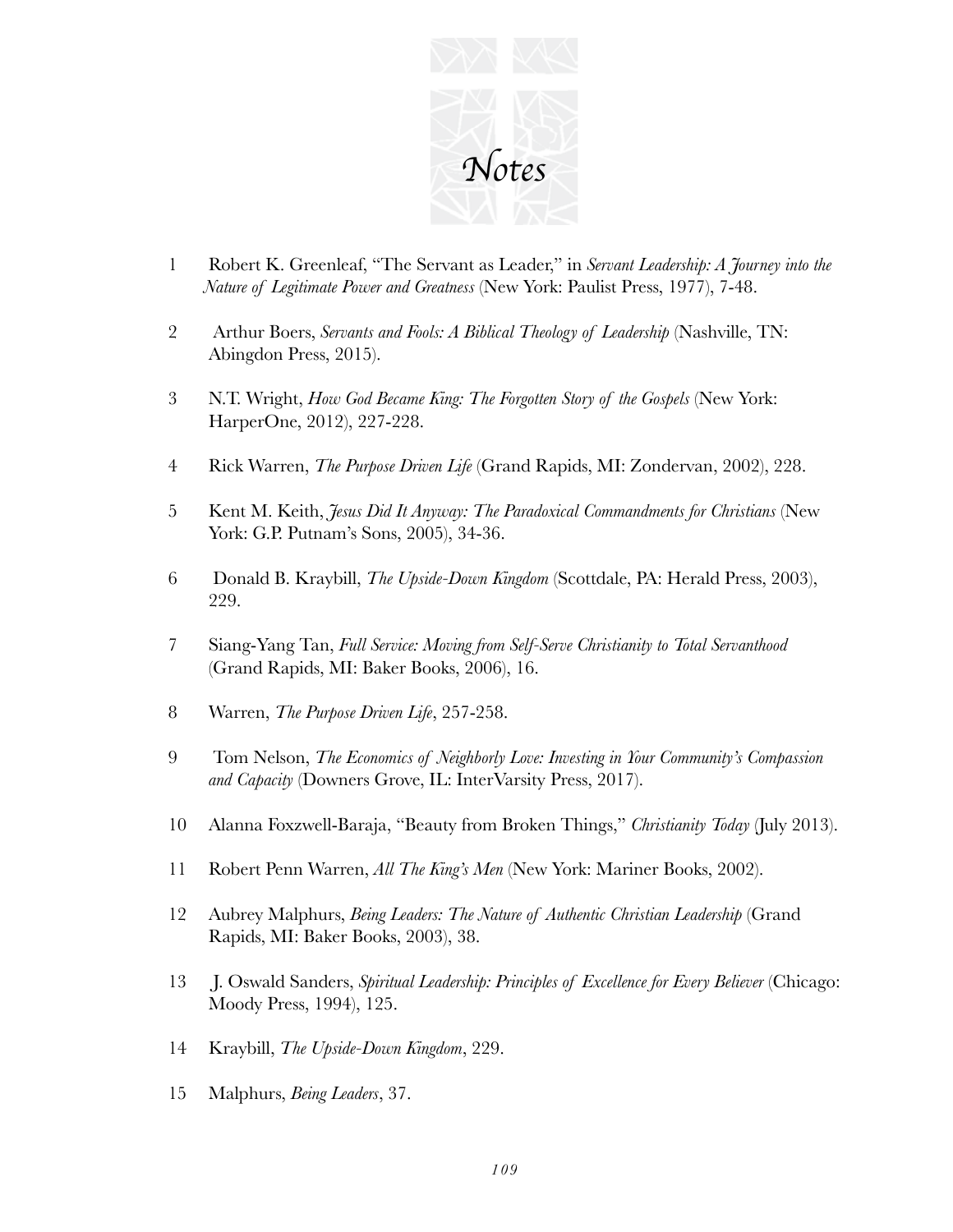# *Notes*

1. Robert K. Greenleaf, "The Servant as Leader," in *Servant Leadership: A Journey into the Nature of Legitimate Power and Greatness* (New York: Paulist Press, 1977), 7-48.

2. Arthur Boers, *Servants and Fools: A Biblical Theology of Leadership* (Nashville, TN: Abingdon Press, 2015).

3. N.T. Wright, *How God Became King: The Forgotten Story of the Gospels* (New York: HarperOne, 2012), 227-228.

4. Rick Warren, *The Purpose Driven Life* (Grand Rapids, MI: Zondervan, 2002), 228.

5. Kent M. Keith, *Jesus Did It Anyway: The Paradoxical Commandments for Christians* (New York: G.P. Putnam's Sons, 2005), 34-36.

6. Donald B. Kraybill, *The Upside-Down Kingdom* (Scottdale, PA: Herald Press, 2003), 229.

7. Siang-Yang Tan, *Full Service: Moving from Self-Serve Christianity to Total Servanthood* (Grand Rapids, MI: Baker Books, 2006), 16.

8. Warren, *The Purpose Driven Life*, 257-258.

9. Tom Nelson, *The Economics of Neighborly Love: Investing in Your Community's Compassion and Capacity* (Downers Grove, IL: InterVarsity Press, 2017).

10. Alanna Foxzwell-Baraja, "Beauty from Broken Things," *Christianity Today* (July 2013).

11. Robert Penn Warren, *All The King's Men* (New York: Mariner Books, 2002).

12. Aubrey Malphurs, *Being Leaders: The Nature of Authentic Christian Leadership* (Grand Rapids, MI: Baker Books, 2003), 38.

13. J. Oswald Sanders, *Spiritual Leadership: Principles of Excellence for Every Believer* (Chicago: Moody Press, 1994), 125.

14. Kraybill, *The Upside-Down Kingdom*, 229.

15. Malphurs, *Being Leaders*, 37.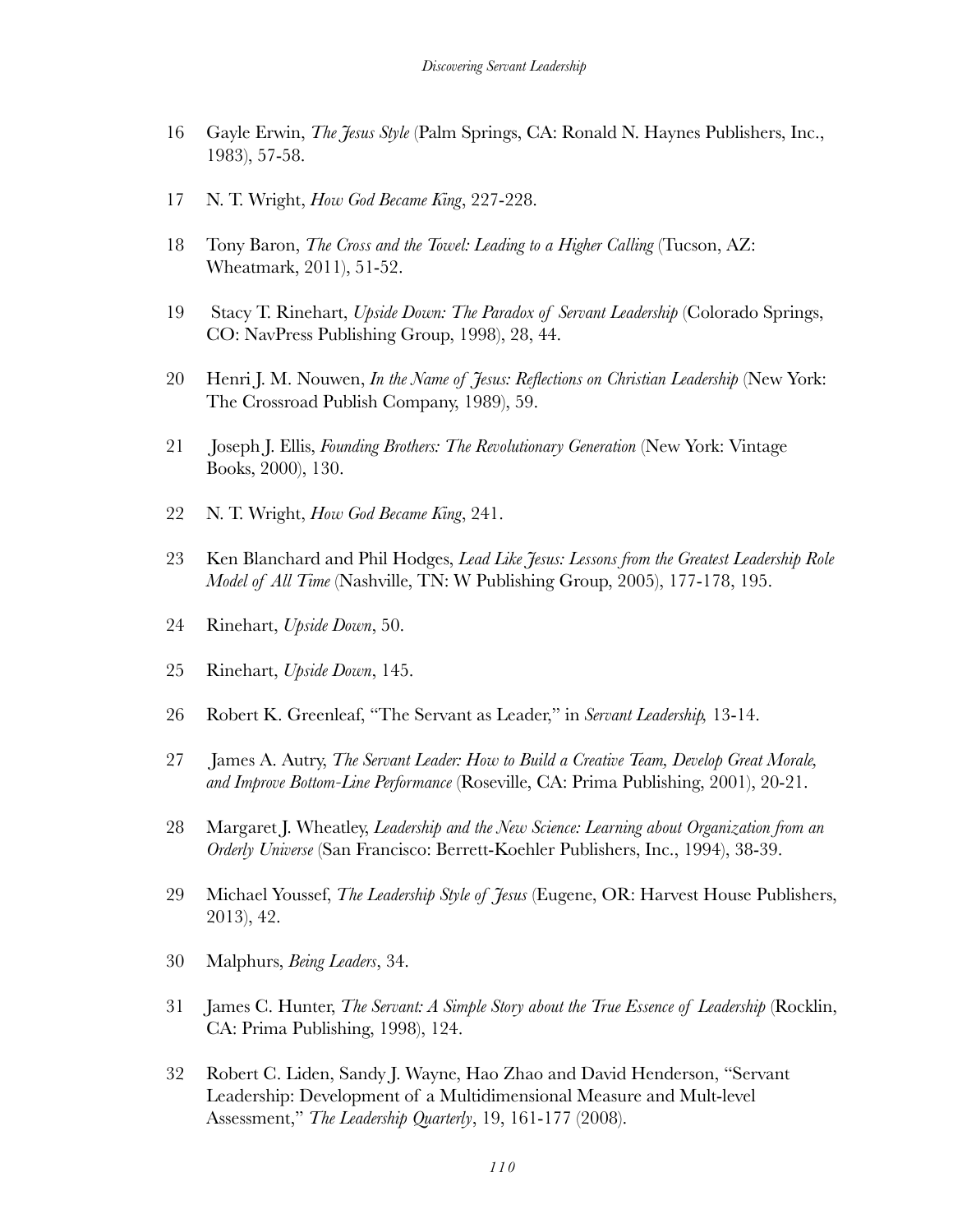16 Gayle Erwin, *The Jesus Style* (Palm Springs, CA: Ronald N. Haynes Publishers, Inc., 1983), 57-58.

17 N. T. Wright, *How God Became King*, 227-228.

18 Tony Baron, *The Cross and the Towel: Leading to a Higher Calling* (Tucson, AZ: Wheatmark, 2011), 51-52.

19 Stacy T. Rinehart, *Upside Down: The Paradox of Servant Leadership* (Colorado Springs, CO: NavPress Publishing Group, 1998), 28, 44.

20 Henri J. M. Nouwen, *In the Name of Jesus: Reflections on Christian Leadership* (New York: The Crossroad Publish Company, 1989), 59.

21 Joseph J. Ellis, *Founding Brothers: The Revolutionary Generation* (New York: Vintage Books, 2000), 130.

22 N. T. Wright, *How God Became King*, 241.

23 Ken Blanchard and Phil Hodges, *Lead Like Jesus: Lessons from the Greatest Leadership Role Model of All Time* (Nashville, TN: W Publishing Group, 2005), 177-178, 195.

24 Rinehart, *Upside Down*, 50.

25 Rinehart, *Upside Down*, 145.

26 Robert K. Greenleaf, "The Servant as Leader," in *Servant Leadership,* 13-14.

27 James A. Autry, *The Servant Leader: How to Build a Creative Team, Develop Great Morale, and Improve Bottom-Line Performance* (Roseville, CA: Prima Publishing, 2001), 20-21.

28 Margaret J. Wheatley, *Leadership and the New Science: Learning about Organization from an Orderly Universe* (San Francisco: Berrett-Koehler Publishers, Inc., 1994), 38-39.

29 Michael Youssef, *The Leadership Style of Jesus* (Eugene, OR: Harvest House Publishers, 2013), 42.

30 Malphurs, *Being Leaders*, 34.

31 James C. Hunter, *The Servant: A Simple Story about the True Essence of Leadership* (Rocklin, CA: Prima Publishing, 1998), 124.

32 Robert C. Liden, Sandy J. Wayne, Hao Zhao and David Henderson, "Servant Leadership: Development of a Multidimensional Measure and Mult-level Assessment," *The Leadership Quarterly*, 19, 161-177 (2008).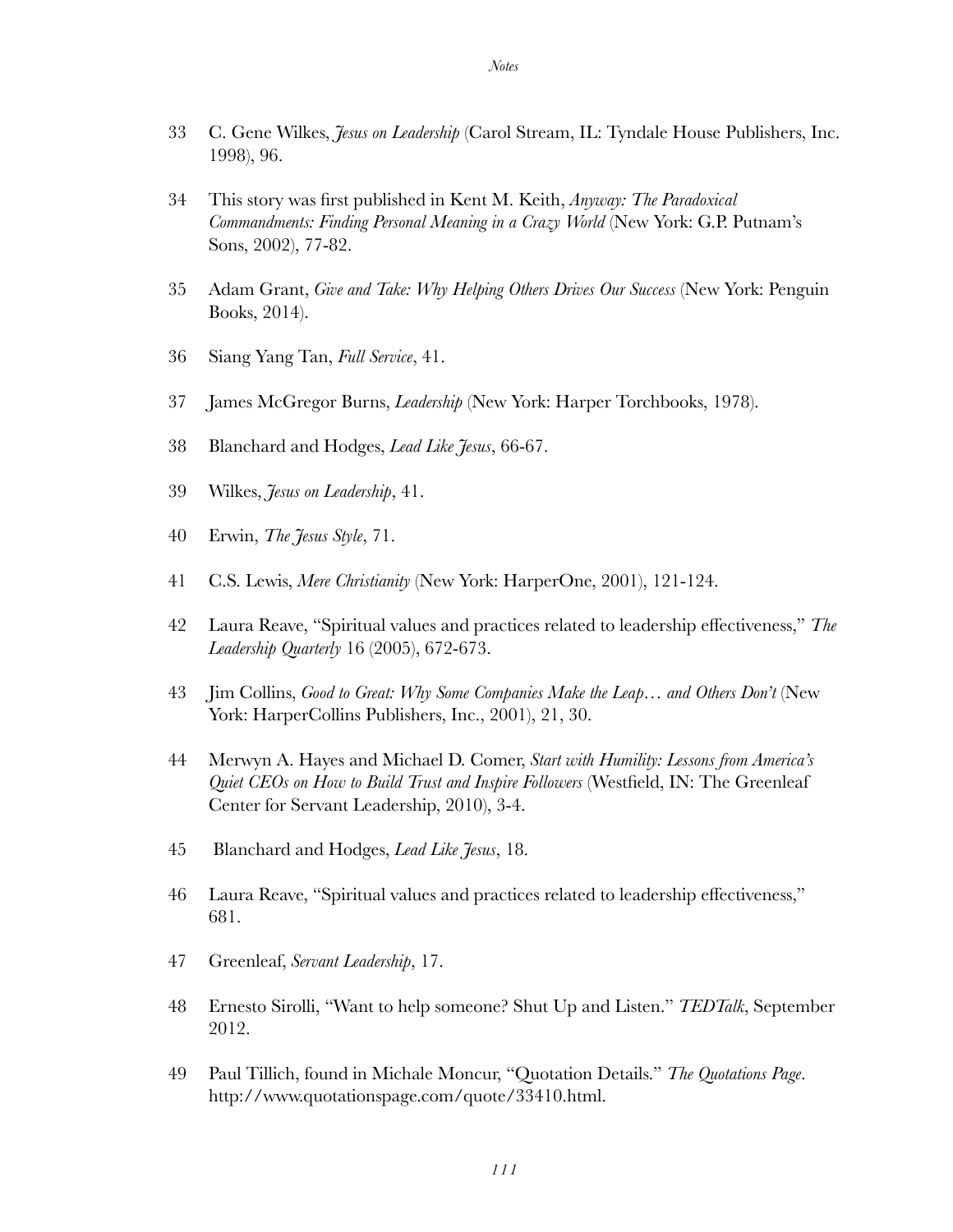33 C. Gene Wilkes, *Jesus on Leadership* (Carol Stream, IL: Tyndale House Publishers, Inc. 1998), 96.

34 This story was first published in Kent M. Keith, *Anyway: The Paradoxical Commandments: Finding Personal Meaning in a Crazy World* (New York: G.P. Putnam's Sons, 2002), 77-82.

35 Adam Grant, *Give and Take: Why Helping Others Drives Our Success* (New York: Penguin Books, 2014).

36 Siang Yang Tan, *Full Service*, 41.

37 James McGregor Burns, *Leadership* (New York: Harper Torchbooks, 1978).

38 Blanchard and Hodges, *Lead Like Jesus*, 66-67.

39 Wilkes, *Jesus on Leadership*, 41.

40 Erwin, *The Jesus Style*, 71.

41 C.S. Lewis, *Mere Christianity* (New York: HarperOne, 2001), 121-124.

42 Laura Reave, "Spiritual values and practices related to leadership effectiveness," *The Leadership Quarterly* 16 (2005), 672-673.

43 Jim Collins, *Good to Great: Why Some Companies Make the Leap… and Others Don't* (New York: HarperCollins Publishers, Inc., 2001), 21, 30.

44 Merwyn A. Hayes and Michael D. Comer, *Start with Humility: Lessons from America's Quiet CEOs on How to Build Trust and Inspire Followers* (Westfield, IN: The Greenleaf Center for Servant Leadership, 2010), 3-4.

45 Blanchard and Hodges, *Lead Like Jesus*, 18.

46 Laura Reave, "Spiritual values and practices related to leadership effectiveness," 681.

47 Greenleaf, *Servant Leadership*, 17.

48 Ernesto Sirolli, "Want to help someone? Shut Up and Listen." *TEDTalk*, September 2012.

49 Paul Tillich, found in Michale Moncur, "Quotation Details." *The Quotations Page*. http://www.quotationspage.com/quote/33410.html.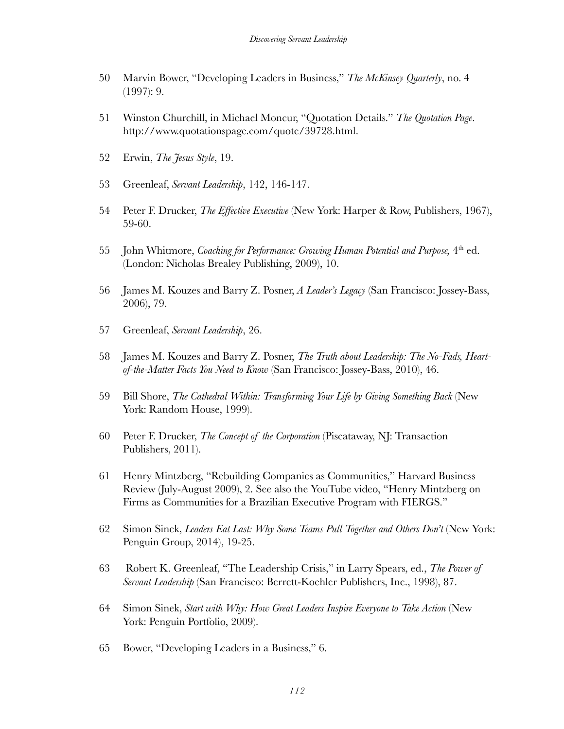50 Marvin Bower, "Developing Leaders in Business," *The McKinsey Quarterly*, no. 4 (1997): 9.

51 Winston Churchill, in Michael Moncur, "Quotation Details." *The Quotation Page*. http://www.quotationspage.com/quote/39728.html.

52 Erwin, *The Jesus Style*, 19.

53 Greenleaf, *Servant Leadership*, 142, 146-147.

54 Peter F. Drucker, *The Effective Executive* (New York: Harper & Row, Publishers, 1967), 59-60.

55 John Whitmore, *Coaching for Performance: Growing Human Potential and Purpose,* 4th ed. (London: Nicholas Brealey Publishing, 2009), 10.

56 James M. Kouzes and Barry Z. Posner, *A Leader's Legacy* (San Francisco: Jossey-Bass, 2006), 79.

57 Greenleaf, *Servant Leadership*, 26.

58 James M. Kouzes and Barry Z. Posner, *The Truth about Leadership: The No-Fads, Heart-of-the-Matter Facts You Need to Know* (San Francisco: Jossey-Bass, 2010), 46.

59 Bill Shore, *The Cathedral Within: Transforming Your Life by Giving Something Back* (New York: Random House, 1999).

60 Peter F. Drucker, *The Concept of the Corporation* (Piscataway, NJ: Transaction Publishers, 2011).

61 Henry Mintzberg, "Rebuilding Companies as Communities," Harvard Business Review (July-August 2009), 2. See also the YouTube video, "Henry Mintzberg on Firms as Communities for a Brazilian Executive Program with FIERGS."

62 Simon Sinek, *Leaders Eat Last: Why Some Teams Pull Together and Others Don't* (New York: Penguin Group, 2014), 19-25.

63 Robert K. Greenleaf, "The Leadership Crisis," in Larry Spears, ed., *The Power of Servant Leadership* (San Francisco: Berrett-Koehler Publishers, Inc., 1998), 87.

64 Simon Sinek, *Start with Why: How Great Leaders Inspire Everyone to Take Action* (New York: Penguin Portfolio, 2009).

65 Bower, "Developing Leaders in a Business," 6.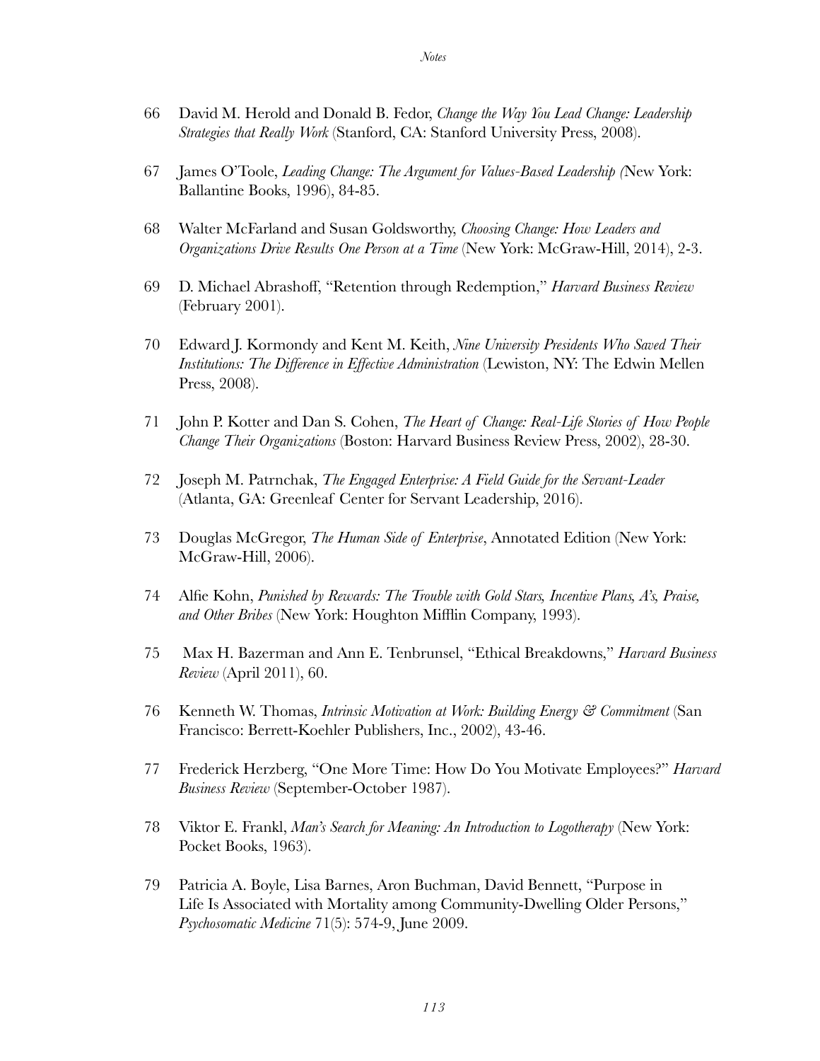66 David M. Herold and Donald B. Fedor, *Change the Way You Lead Change: Leadership Strategies that Really Work* (Stanford, CA: Stanford University Press, 2008).

67 James O'Toole, *Leading Change: The Argument for Values-Based Leadership (*New York: Ballantine Books, 1996), 84-85.

68 Walter McFarland and Susan Goldsworthy, *Choosing Change: How Leaders and Organizations Drive Results One Person at a Time* (New York: McGraw-Hill, 2014), 2-3.

69 D. Michael Abrashoff, "Retention through Redemption," *Harvard Business Review* (February 2001).

70 Edward J. Kormondy and Kent M. Keith, *Nine University Presidents Who Saved Their Institutions: The Difference in Effective Administration* (Lewiston, NY: The Edwin Mellen Press, 2008).

71 John P. Kotter and Dan S. Cohen, *The Heart of Change: Real-Life Stories of How People Change Their Organizations* (Boston: Harvard Business Review Press, 2002), 28-30.

72 Joseph M. Patrnchak, *The Engaged Enterprise: A Field Guide for the Servant-Leader* (Atlanta, GA: Greenleaf Center for Servant Leadership, 2016).

73 Douglas McGregor, *The Human Side of Enterprise*, Annotated Edition (New York: McGraw-Hill, 2006).

74 Alfie Kohn, *Punished by Rewards: The Trouble with Gold Stars, Incentive Plans, A's, Praise, and Other Bribes* (New York: Houghton Mifflin Company, 1993).

75 Max H. Bazerman and Ann E. Tenbrunsel, "Ethical Breakdowns," *Harvard Business Review* (April 2011), 60.

76 Kenneth W. Thomas, *Intrinsic Motivation at Work: Building Energy & Commitment* (San Francisco: Berrett-Koehler Publishers, Inc., 2002), 43-46.

77 Frederick Herzberg, "One More Time: How Do You Motivate Employees?" *Harvard Business Review* (September-October 1987).

78 Viktor E. Frankl, *Man's Search for Meaning: An Introduction to Logotherapy* (New York: Pocket Books, 1963).

79 Patricia A. Boyle, Lisa Barnes, Aron Buchman, David Bennett, "Purpose in Life Is Associated with Mortality among Community-Dwelling Older Persons," *Psychosomatic Medicine* 71(5): 574-9, June 2009.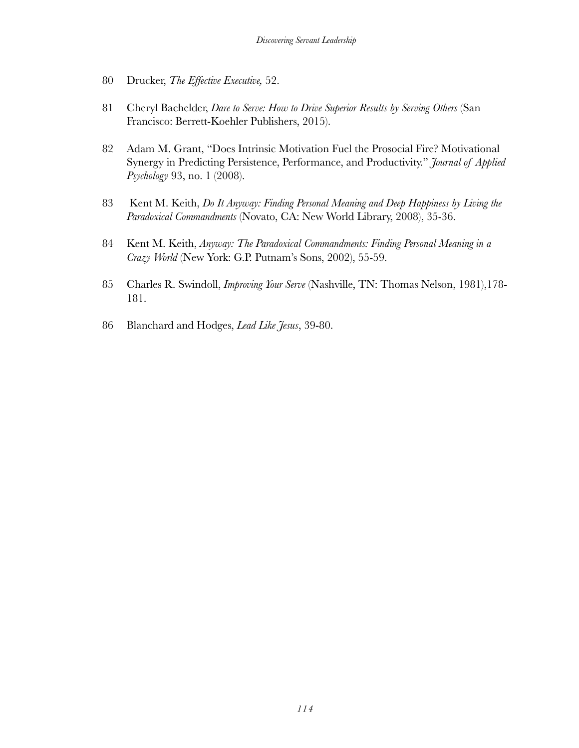80 Drucker, *The Effective Executive,* 52.

81 Cheryl Bachelder, *Dare to Serve: How to Drive Superior Results by Serving Others* (San Francisco: Berrett-Koehler Publishers, 2015).

82 Adam M. Grant, "Does Intrinsic Motivation Fuel the Prosocial Fire? Motivational Synergy in Predicting Persistence, Performance, and Productivity." *Journal of Applied Psychology* 93, no. 1 (2008).

83 Kent M. Keith, *Do It Anyway: Finding Personal Meaning and Deep Happiness by Living the Paradoxical Commandments* (Novato, CA: New World Library, 2008), 35-36.

84 Kent M. Keith, *Anyway: The Paradoxical Commandments: Finding Personal Meaning in a Crazy World* (New York: G.P. Putnam's Sons, 2002), 55-59.

85 Charles R. Swindoll, *Improving Your Serve* (Nashville, TN: Thomas Nelson, 1981),178-181.

86 Blanchard and Hodges, *Lead Like Jesus*, 39-80.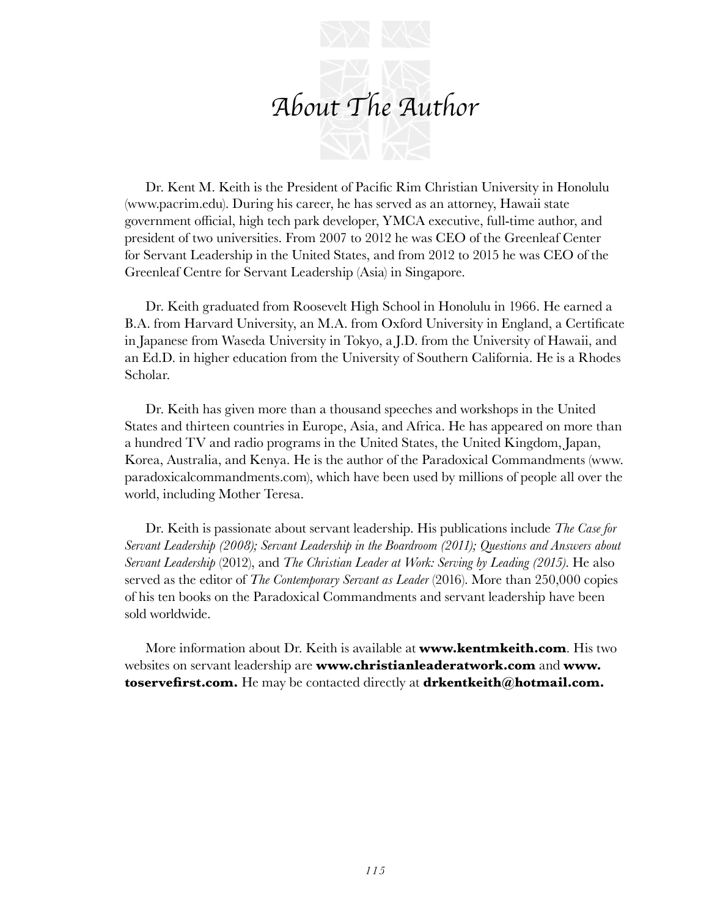# About The Author

Dr. Kent M. Keith is the President of Pacific Rim Christian University in Honolulu (www.pacrim.edu). During his career, he has served as an attorney, Hawaii state government official, high tech park developer, YMCA executive, full-time author, and president of two universities. From 2007 to 2012 he was CEO of the Greenleaf Center for Servant Leadership in the United States, and from 2012 to 2015 he was CEO of the Greenleaf Centre for Servant Leadership (Asia) in Singapore.

Dr. Keith graduated from Roosevelt High School in Honolulu in 1966. He earned a B.A. from Harvard University, an M.A. from Oxford University in England, a Certificate in Japanese from Waseda University in Tokyo, a J.D. from the University of Hawaii, and an Ed.D. in higher education from the University of Southern California. He is a Rhodes Scholar.

Dr. Keith has given more than a thousand speeches and workshops in the United States and thirteen countries in Europe, Asia, and Africa. He has appeared on more than a hundred TV and radio programs in the United States, the United Kingdom, Japan, Korea, Australia, and Kenya. He is the author of the Paradoxical Commandments (www.paradoxicalcommandments.com), which have been used by millions of people all over the world, including Mother Teresa.

Dr. Keith is passionate about servant leadership. His publications include *The Case for Servant Leadership (2008); Servant Leadership in the Boardroom (2011); Questions and Answers about Servant Leadership* (2012), and *The Christian Leader at Work: Serving by Leading (2015)*. He also served as the editor of *The Contemporary Servant as Leader* (2016). More than 250,000 copies of his ten books on the Paradoxical Commandments and servant leadership have been sold worldwide.

More information about Dr. Keith is available at **www.kentmkeith.com**. His two websites on servant leadership are **www.christianleaderatwork.com** and **www.toservefirst.com.** He may be contacted directly at **drkentkeith@hotmail.com.**